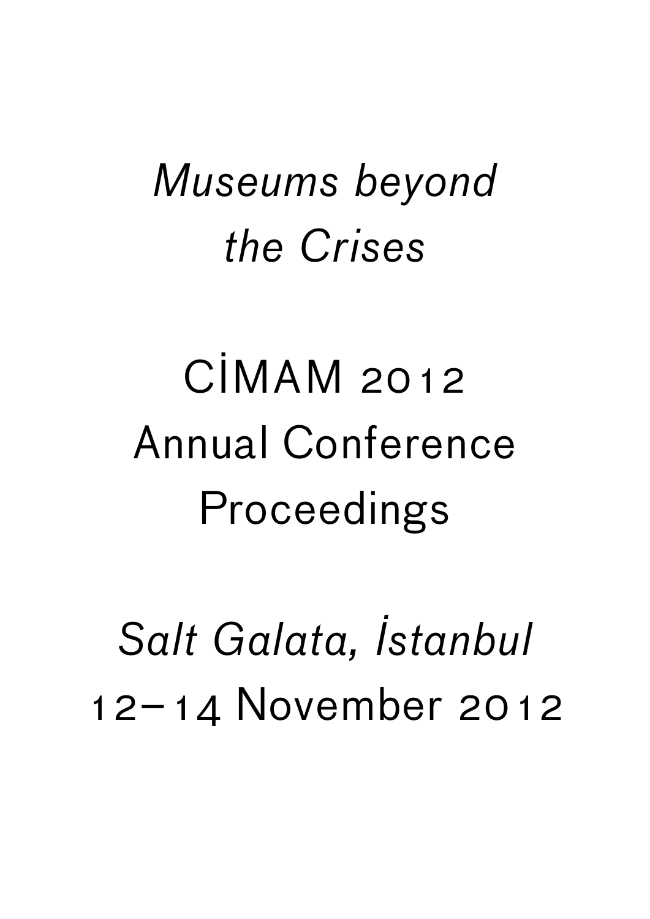# *Museums beyond the Crises*

# CİMAM 2012 Annual Conference Proceedings

*Salt Galata, İstanbul*

12–14 November 2012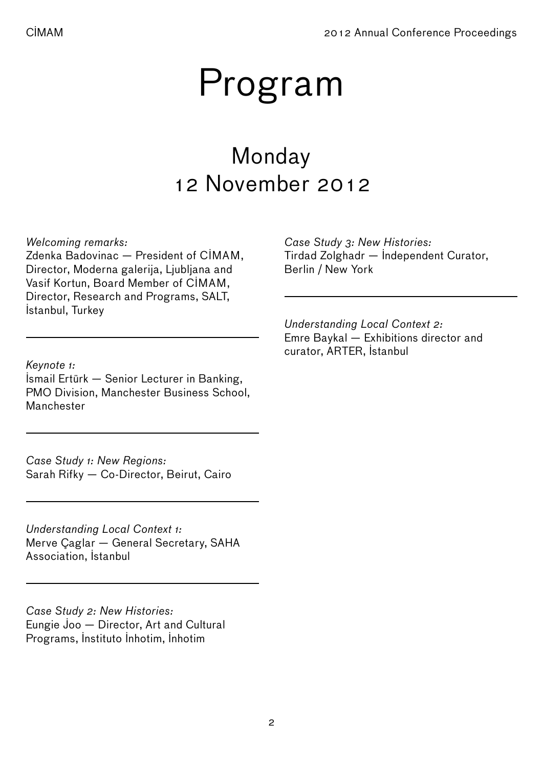# Program

## Monday
## 12 November 2012

*Welcoming remarks:*
Zdenka Badovinac — President of CİMAM, Director, Moderna galerija, Ljubljana and Vasif Kortun, Board Member of CİMAM, Director, Research and Programs, SALT, İstanbul, Turkey

---

*Keynote 1:*
İsmail Ertürk — Senior Lecturer in Banking, PMO Division, Manchester Business School, Manchester

---

*Case Study 1: New Regions:*
Sarah Rifky — Co-Director, Beirut, Cairo

---

*Understanding Local Context 1:*
Merve Çaglar — General Secretary, SAHA Association, İstanbul

---

*Case Study 2: New Histories:*
Eungie Joo — Director, Art and Cultural Programs, İnstituto İnhotim, İnhotim

*Case Study 3: New Histories:*
Tirdad Zolghadr — İndependent Curator, Berlin / New York

---

*Understanding Local Context 2:*
Emre Baykal — Exhibitions director and curator, ARTER, İstanbul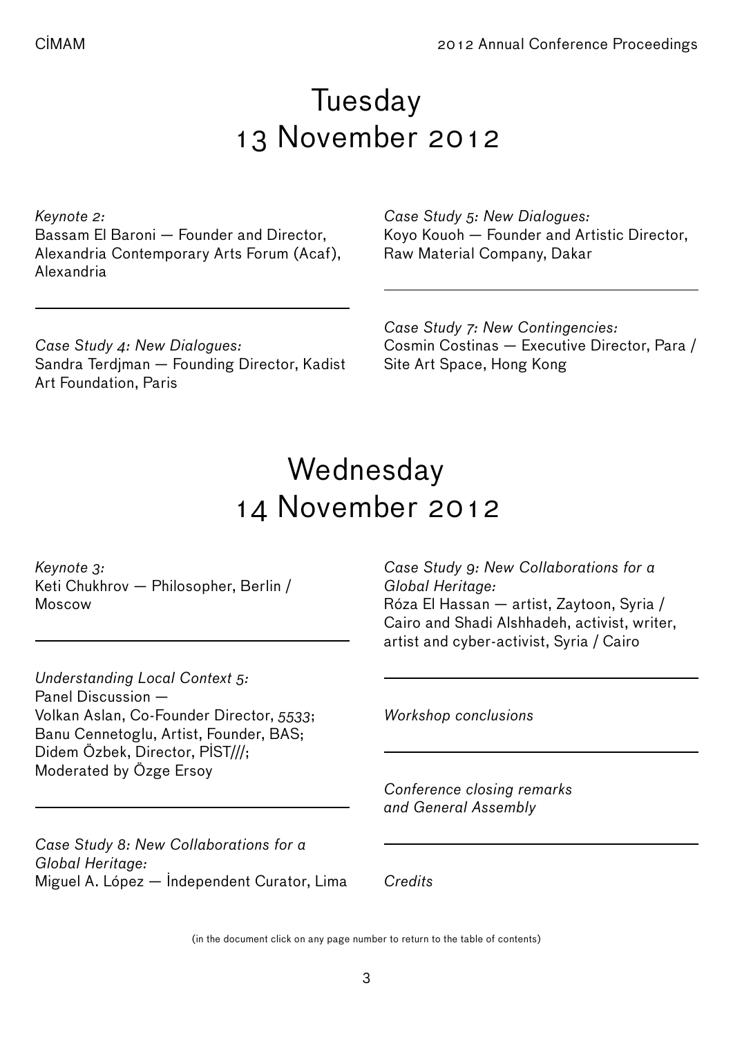# Tuesday 13 November 2012

*Keynote 2:*
Bassam El Baroni — Founder and Director, Alexandria Contemporary Arts Forum (Acaf), Alexandria

*Case Study 4: New Dialogues:*
Sandra Terdjman — Founding Director, Kadist Art Foundation, Paris

*Case Study 5: New Dialogues:*
Koyo Kouoh — Founder and Artistic Director, Raw Material Company, Dakar

*Case Study 7: New Contingencies:*
Cosmin Costinas — Executive Director, Para / Site Art Space, Hong Kong

# Wednesday 14 November 2012

*Keynote 3:*
Keti Chukhrov — Philosopher, Berlin / Moscow

*Understanding Local Context 5:*
Panel Discussion —
Volkan Aslan, Co-Founder Director, 5533;
Banu Cennetoglu, Artist, Founder, BAS;
Didem Özbek, Director, PİST///;
Moderated by Özge Ersoy

*Case Study 8: New Collaborations for a Global Heritage:*
Miguel A. López — İndependent Curator, Lima

*Case Study 9: New Collaborations for a Global Heritage:*
Róza El Hassan — artist, Zaytoon, Syria / Cairo and Shadi Alshhadeh, activist, writer, artist and cyber-activist, Syria / Cairo

*Workshop conclusions*

*Conference closing remarks and General Assembly*

*Credits*

(in the document click on any page number to return to the table of contents)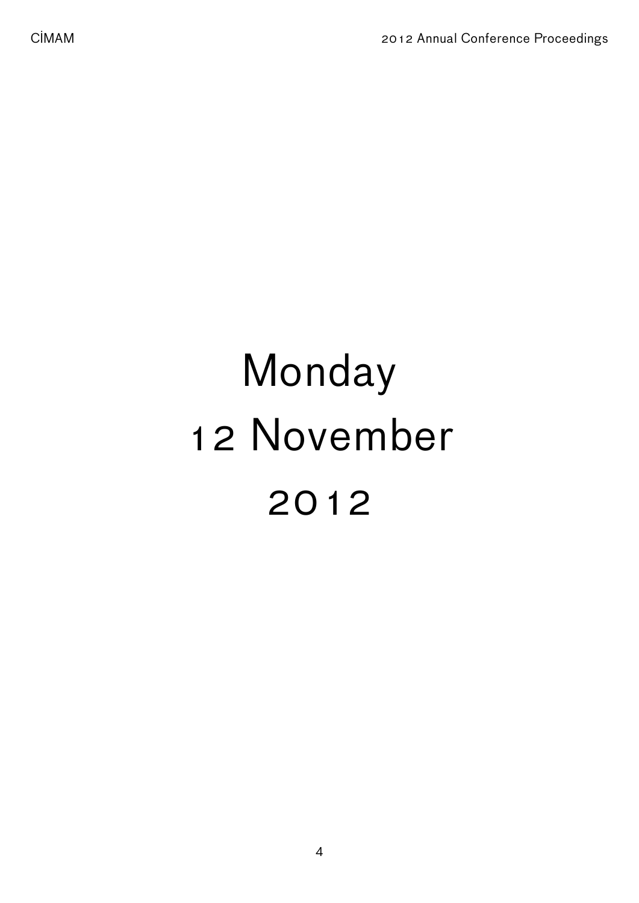# Monday
# 12 November
# 2012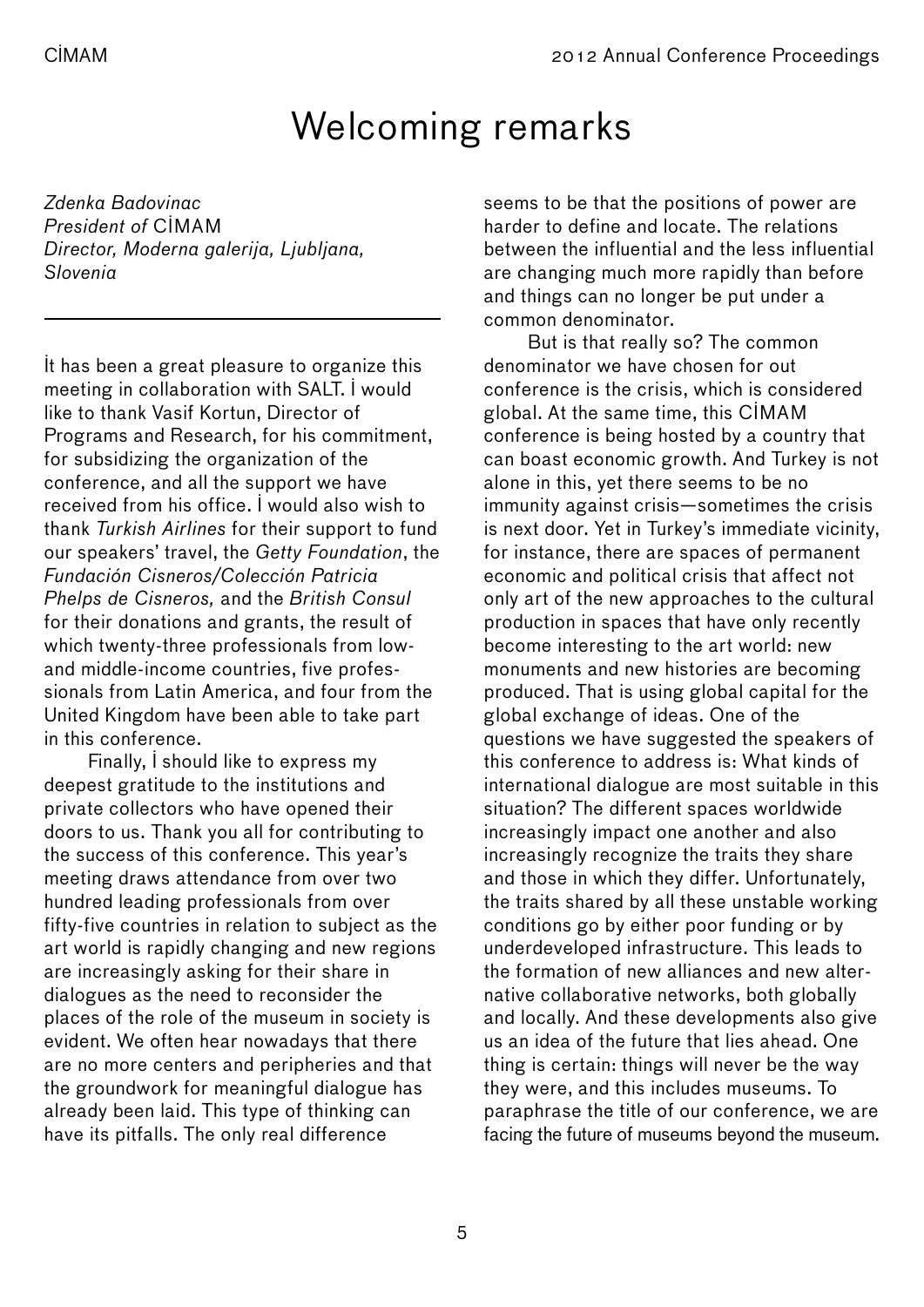# Welcoming remarks

*Zdenka Badovinac*
*President of* CİMAM
*Director, Moderna galerija, Ljubljana, Slovenia*

---

İt has been a great pleasure to organize this meeting in collaboration with SALT. İ would like to thank Vasif Kortun, Director of Programs and Research, for his commitment, for subsidizing the organization of the conference, and all the support we have received from his office. İ would also wish to thank *Turkish Airlines* for their support to fund our speakers' travel, the *Getty Foundation*, the *Fundación Cisneros/Colección Patricia Phelps de Cisneros,* and the *British Consul* for their donations and grants, the result of which twenty-three professionals from low- and middle-income countries, five professionals from Latin America, and four from the United Kingdom have been able to take part in this conference.

Finally, İ should like to express my deepest gratitude to the institutions and private collectors who have opened their doors to us. Thank you all for contributing to the success of this conference. This year's meeting draws attendance from over two hundred leading professionals from over fifty-five countries in relation to subject as the art world is rapidly changing and new regions are increasingly asking for their share in dialogues as the need to reconsider the places of the role of the museum in society is evident. We often hear nowadays that there are no more centers and peripheries and that the groundwork for meaningful dialogue has already been laid. This type of thinking can have its pitfalls. The only real difference seems to be that the positions of power are harder to define and locate. The relations between the influential and the less influential are changing much more rapidly than before and things can no longer be put under a common denominator.

But is that really so? The common denominator we have chosen for out conference is the crisis, which is considered global. At the same time, this CİMAM conference is being hosted by a country that can boast economic growth. And Turkey is not alone in this, yet there seems to be no immunity against crisis—sometimes the crisis is next door. Yet in Turkey's immediate vicinity, for instance, there are spaces of permanent economic and political crisis that affect not only art of the new approaches to the cultural production in spaces that have only recently become interesting to the art world: new monuments and new histories are becoming produced. That is using global capital for the global exchange of ideas. One of the questions we have suggested the speakers of this conference to address is: What kinds of international dialogue are most suitable in this situation? The different spaces worldwide increasingly impact one another and also increasingly recognize the traits they share and those in which they differ. Unfortunately, the traits shared by all these unstable working conditions go by either poor funding or by underdeveloped infrastructure. This leads to the formation of new alliances and new alternative collaborative networks, both globally and locally. And these developments also give us an idea of the future that lies ahead. One thing is certain: things will never be the way they were, and this includes museums. To paraphrase the title of our conference, we are facing the future of museums beyond the museum.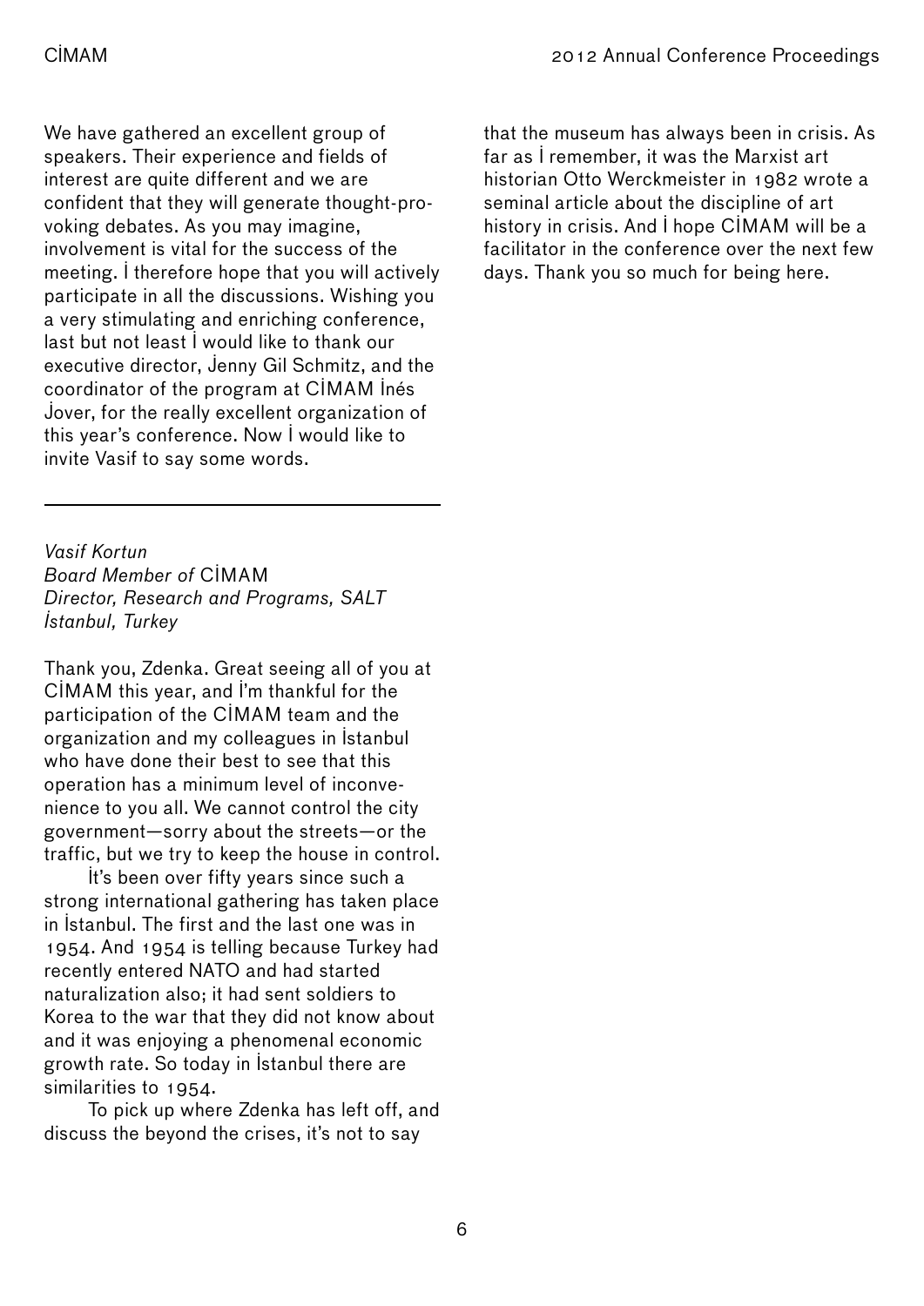We have gathered an excellent group of speakers. Their experience and fields of interest are quite different and we are confident that they will generate thought-provoking debates. As you may imagine, involvement is vital for the success of the meeting. I therefore hope that you will actively participate in all the discussions. Wishing you a very stimulating and enriching conference, last but not least I would like to thank our executive director, Jenny Gil Schmitz, and the coordinator of the program at CIMAM Inés Jover, for the really excellent organization of this year's conference. Now I would like to invite Vasif to say some words.

---

*Vasif Kortun*
*Board Member of* CIMAM
*Director, Research and Programs, SALT*
*Istanbul, Turkey*

Thank you, Zdenka. Great seeing all of you at CIMAM this year, and I'm thankful for the participation of the CIMAM team and the organization and my colleagues in Istanbul who have done their best to see that this operation has a minimum level of inconvenience to you all. We cannot control the city government—sorry about the streets—or the traffic, but we try to keep the house in control.

It's been over fifty years since such a strong international gathering has taken place in Istanbul. The first and the last one was in 1954. And 1954 is telling because Turkey had recently entered NATO and had started naturalization also; it had sent soldiers to Korea to the war that they did not know about and it was enjoying a phenomenal economic growth rate. So today in Istanbul there are similarities to 1954.

To pick up where Zdenka has left off, and discuss the beyond the crises, it's not to say that the museum has always been in crisis. As far as I remember, it was the Marxist art historian Otto Werckmeister in 1982 wrote a seminal article about the discipline of art history in crisis. And I hope CIMAM will be a facilitator in the conference over the next few days. Thank you so much for being here.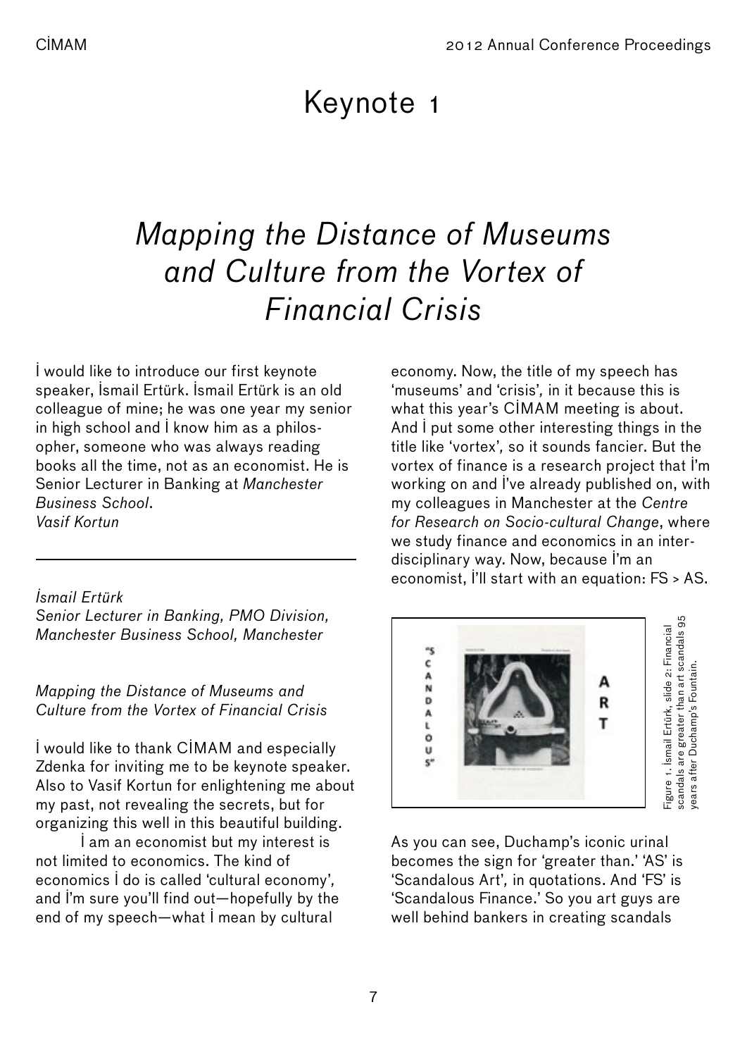# Keynote 1

## *Mapping the Distance of Museums and Culture from the Vortex of Financial Crisis*

İ would like to introduce our first keynote speaker, İsmail Ertürk. İsmail Ertürk is an old colleague of mine; he was one year my senior in high school and İ know him as a philosopher, someone who was always reading books all the time, not as an economist. He is Senior Lecturer in Banking at *Manchester Business School*.
*Vasif Kortun*

---

*İsmail Ertürk*
*Senior Lecturer in Banking, PMO Division, Manchester Business School, Manchester*

*Mapping the Distance of Museums and Culture from the Vortex of Financial Crisis*

İ would like to thank CİMAM and especially Zdenka for inviting me to be keynote speaker. Also to Vasif Kortun for enlightening me about my past, not revealing the secrets, but for organizing this well in this beautiful building.

İ am an economist but my interest is not limited to economics. The kind of economics İ do is called 'cultural economy', and İ'm sure you'll find out—hopefully by the end of my speech—what İ mean by cultural economy. Now, the title of my speech has 'museums' and 'crisis', in it because this is what this year's CİMAM meeting is about. And İ put some other interesting things in the title like 'vortex', so it sounds fancier. But the vortex of finance is a research project that İ'm working on and İ've already published on, with my colleagues in Manchester at the *Centre for Research on Socio-cultural Change*, where we study finance and economics in an interdisciplinary way. Now, because İ'm an economist, İ'll start with an equation: FS > AS.

Figure 1. İsmail Ertürk, slide 2: Financial scandals are greater than art scandals 95 years after Duchamp's Fountain.

As you can see, Duchamp's iconic urinal becomes the sign for 'greater than.' 'AS' is 'Scandalous Art', in quotations. And 'FS' is 'Scandalous Finance.' So you art guys are well behind bankers in creating scandals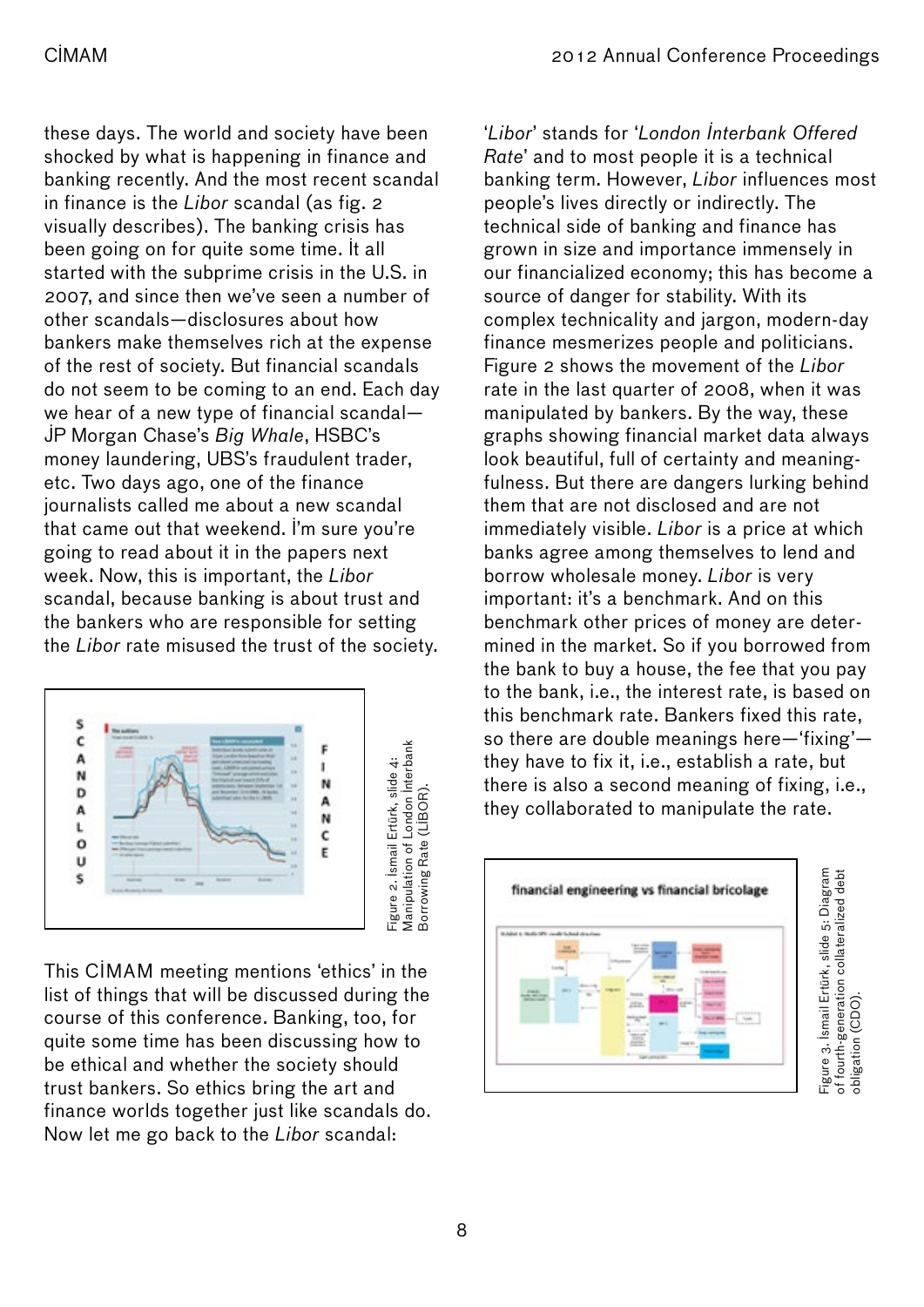these days. The world and society have been shocked by what is happening in finance and banking recently. And the most recent scandal in finance is the *Libor* scandal (as fig. 2 visually describes). The banking crisis has been going on for quite some time. İt all started with the subprime crisis in the U.S. in 2007, and since then we've seen a number of other scandals—disclosures about how bankers make themselves rich at the expense of the rest of society. But financial scandals do not seem to be coming to an end. Each day we hear of a new type of financial scandal—JP Morgan Chase's *Big Whale*, HSBC's money laundering, UBS's fraudulent trader, etc. Two days ago, one of the finance journalists called me about a new scandal that came out that weekend. İ'm sure you're going to read about it in the papers next week. Now, this is important, the *Libor* scandal, because banking is about trust and the bankers who are responsible for setting the *Libor* rate misused the trust of the society.

Figure 2. İsmail Ertürk, slide 4: Manipulation of London İnterbank Borrowing Rate (LİBOR).

This CİMAM meeting mentions 'ethics' in the list of things that will be discussed during the course of this conference. Banking, too, for quite some time has been discussing how to be ethical and whether the society should trust bankers. So ethics bring the art and finance worlds together just like scandals do. Now let me go back to the *Libor* scandal:

'*Libor*' stands for '*London İnterbank Offered Rate*' and to most people it is a technical banking term. However, *Libor* influences most people's lives directly or indirectly. The technical side of banking and finance has grown in size and importance immensely in our financialized economy; this has become a source of danger for stability. With its complex technicality and jargon, modern-day finance mesmerizes people and politicians. Figure 2 shows the movement of the *Libor* rate in the last quarter of 2008, when it was manipulated by bankers. By the way, these graphs showing financial market data always look beautiful, full of certainty and meaningfulness. But there are dangers lurking behind them that are not disclosed and are not immediately visible. *Libor* is a price at which banks agree among themselves to lend and borrow wholesale money. *Libor* is very important: it's a benchmark. And on this benchmark other prices of money are determined in the market. So if you borrowed from the bank to buy a house, the fee that you pay to the bank, i.e., the interest rate, is based on this benchmark rate. Bankers fixed this rate, so there are double meanings here—'fixing'—they have to fix it, i.e., establish a rate, but there is also a second meaning of fixing, i.e., they collaborated to manipulate the rate.

Figure 3. İsmail Ertürk, slide 5: Diagram of fourth-generation collateralized debt obligation (CDO).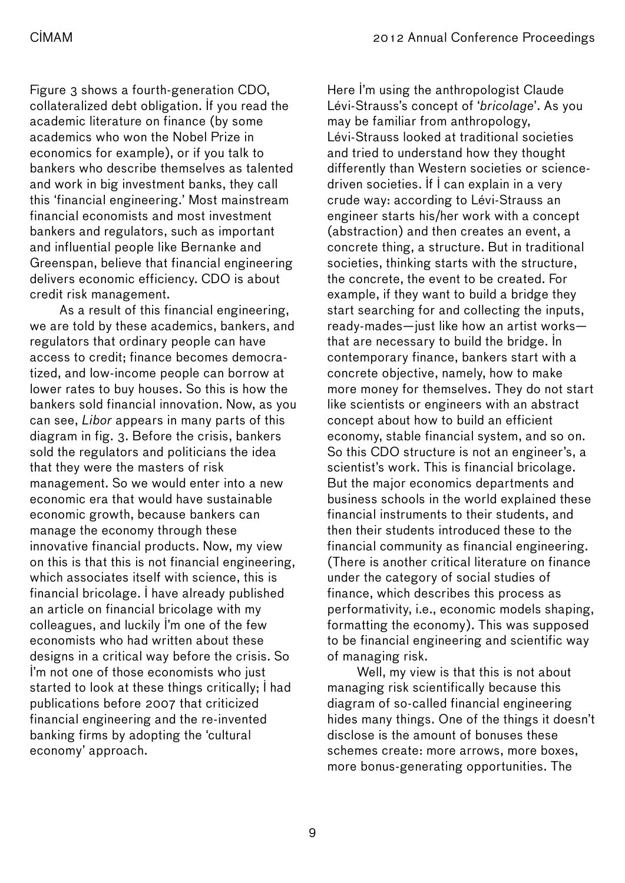Figure 3 shows a fourth-generation CDO, collateralized debt obligation. If you read the academic literature on finance (by some academics who won the Nobel Prize in economics for example), or if you talk to bankers who describe themselves as talented and work in big investment banks, they call this 'financial engineering.' Most mainstream financial economists and most investment bankers and regulators, such as important and influential people like Bernanke and Greenspan, believe that financial engineering delivers economic efficiency. CDO is about credit risk management.

As a result of this financial engineering, we are told by these academics, bankers, and regulators that ordinary people can have access to credit; finance becomes democratized, and low-income people can borrow at lower rates to buy houses. So this is how the bankers sold financial innovation. Now, as you can see, *Libor* appears in many parts of this diagram in fig. 3. Before the crisis, bankers sold the regulators and politicians the idea that they were the masters of risk management. So we would enter into a new economic era that would have sustainable economic growth, because bankers can manage the economy through these innovative financial products. Now, my view on this is that this is not financial engineering, which associates itself with science, this is financial bricolage. I have already published an article on financial bricolage with my colleagues, and luckily I'm one of the few economists who had written about these designs in a critical way before the crisis. So I'm not one of those economists who just started to look at these things critically; I had publications before 2007 that criticized financial engineering and the re-invented banking firms by adopting the 'cultural economy' approach.

Here I'm using the anthropologist Claude Lévi-Strauss's concept of '*bricolage*'. As you may be familiar from anthropology, Lévi-Strauss looked at traditional societies and tried to understand how they thought differently than Western societies or science-driven societies. If I can explain in a very crude way: according to Lévi-Strauss an engineer starts his/her work with a concept (abstraction) and then creates an event, a concrete thing, a structure. But in traditional societies, thinking starts with the structure, the concrete, the event to be created. For example, if they want to build a bridge they start searching for and collecting the inputs, ready-mades—just like how an artist works—that are necessary to build the bridge. In contemporary finance, bankers start with a concrete objective, namely, how to make more money for themselves. They do not start like scientists or engineers with an abstract concept about how to build an efficient economy, stable financial system, and so on. So this CDO structure is not an engineer's, a scientist's work. This is financial bricolage. But the major economics departments and business schools in the world explained these financial instruments to their students, and then their students introduced these to the financial community as financial engineering. (There is another critical literature on finance under the category of social studies of finance, which describes this process as performativity, i.e., economic models shaping, formatting the economy). This was supposed to be financial engineering and scientific way of managing risk.

Well, my view is that this is not about managing risk scientifically because this diagram of so-called financial engineering hides many things. One of the things it doesn't disclose is the amount of bonuses these schemes create: more arrows, more boxes, more bonus-generating opportunities. The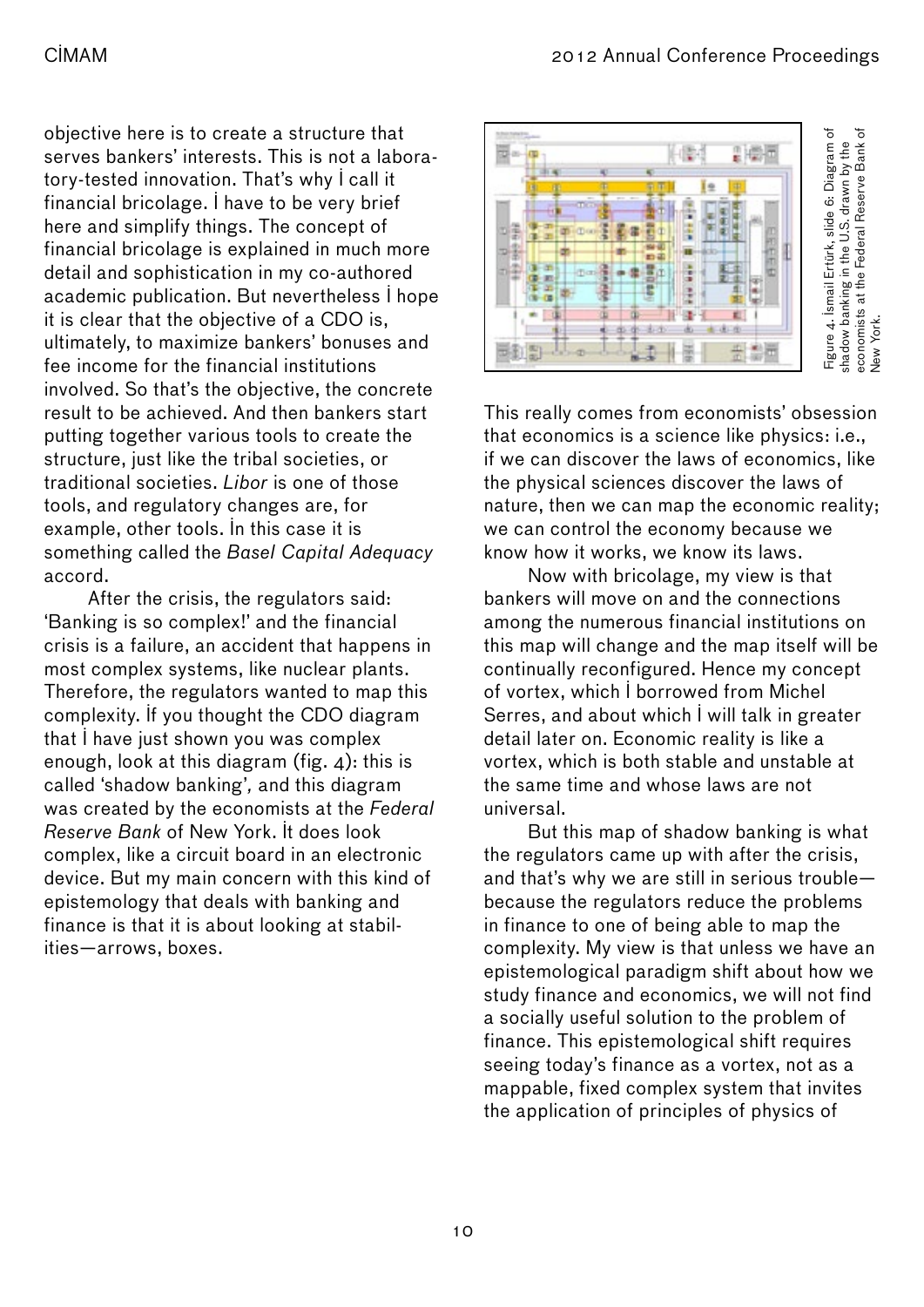objective here is to create a structure that serves bankers' interests. This is not a laboratory-tested innovation. That's why I call it financial bricolage. I have to be very brief here and simplify things. The concept of financial bricolage is explained in much more detail and sophistication in my co-authored academic publication. But nevertheless I hope it is clear that the objective of a CDO is, ultimately, to maximize bankers' bonuses and fee income for the financial institutions involved. So that's the objective, the concrete result to be achieved. And then bankers start putting together various tools to create the structure, just like the tribal societies, or traditional societies. *Libor* is one of those tools, and regulatory changes are, for example, other tools. In this case it is something called the *Basel Capital Adequacy* accord.

After the crisis, the regulators said: 'Banking is so complex!' and the financial crisis is a failure, an accident that happens in most complex systems, like nuclear plants. Therefore, the regulators wanted to map this complexity. If you thought the CDO diagram that I have just shown you was complex enough, look at this diagram (fig. 4): this is called 'shadow banking', and this diagram was created by the economists at the *Federal Reserve Bank* of New York. It does look complex, like a circuit board in an electronic device. But my main concern with this kind of epistemology that deals with banking and finance is that it is about looking at stabilities—arrows, boxes.

Figure 4. İsmail Ertürk, slide 6: Diagram of shadow banking in the U.S. drawn by the economists at the Federal Reserve Bank of New York.

This really comes from economists' obsession that economics is a science like physics: i.e., if we can discover the laws of economics, like the physical sciences discover the laws of nature, then we can map the economic reality; we can control the economy because we know how it works, we know its laws.

Now with bricolage, my view is that bankers will move on and the connections among the numerous financial institutions on this map will change and the map itself will be continually reconfigured. Hence my concept of vortex, which I borrowed from Michel Serres, and about which I will talk in greater detail later on. Economic reality is like a vortex, which is both stable and unstable at the same time and whose laws are not universal.

But this map of shadow banking is what the regulators came up with after the crisis, and that's why we are still in serious trouble—because the regulators reduce the problems in finance to one of being able to map the complexity. My view is that unless we have an epistemological paradigm shift about how we study finance and economics, we will not find a socially useful solution to the problem of finance. This epistemological shift requires seeing today's finance as a vortex, not as a mappable, fixed complex system that invites the application of principles of physics of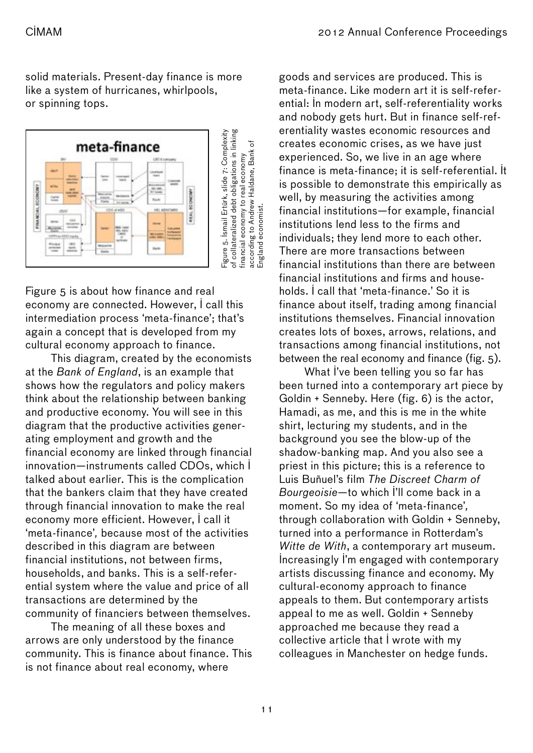solid materials. Present-day finance is more like a system of hurricanes, whirlpools, or spinning tops.

Figure 5. İsmail Ertürk, slide 7: Complexity of collateralized debt obligations in linking financial economy to real economy according to Andrew Haldane, Bank of England economist.

Figure 5 is about how finance and real economy are connected. However, İ call this intermediation process 'meta-finance'; that's again a concept that is developed from my cultural economy approach to finance.

This diagram, created by the economists at the *Bank of England*, is an example that shows how the regulators and policy makers think about the relationship between banking and productive economy. You will see in this diagram that the productive activities generating employment and growth and the financial economy are linked through financial innovation—instruments called CDOs, which İ talked about earlier. This is the complication that the bankers claim that they have created through financial innovation to make the real economy more efficient. However, İ call it 'meta-finance', because most of the activities described in this diagram are between financial institutions, not between firms, households, and banks. This is a self-referential system where the value and price of all transactions are determined by the community of financiers between themselves.

The meaning of all these boxes and arrows are only understood by the finance community. This is finance about finance. This is not finance about real economy, where goods and services are produced. This is meta-finance. Like modern art it is self-referential: İn modern art, self-referentiality works and nobody gets hurt. But in finance self-referentiality wastes economic resources and creates economic crises, as we have just experienced. So, we live in an age where finance is meta-finance; it is self-referential. İt is possible to demonstrate this empirically as well, by measuring the activities among financial institutions—for example, financial institutions lend less to the firms and individuals; they lend more to each other. There are more transactions between financial institutions than there are between financial institutions and firms and households. İ call that 'meta-finance.' So it is finance about itself, trading among financial institutions themselves. Financial innovation creates lots of boxes, arrows, relations, and transactions among financial institutions, not between the real economy and finance (fig. 5).

What İ've been telling you so far has been turned into a contemporary art piece by Goldin + Senneby. Here (fig. 6) is the actor, Hamadi, as me, and this is me in the white shirt, lecturing my students, and in the background you see the blow-up of the shadow-banking map. And you also see a priest in this picture; this is a reference to Luis Buñuel's film *The Discreet Charm of Bourgeoisie*—to which İ'll come back in a moment. So my idea of 'meta-finance', through collaboration with Goldin + Senneby, turned into a performance in Rotterdam's *Witte de With*, a contemporary art museum. İncreasingly İ'm engaged with contemporary artists discussing finance and economy. My cultural-economy approach to finance appeals to them. But contemporary artists appeal to me as well. Goldin + Senneby approached me because they read a collective article that İ wrote with my colleagues in Manchester on hedge funds.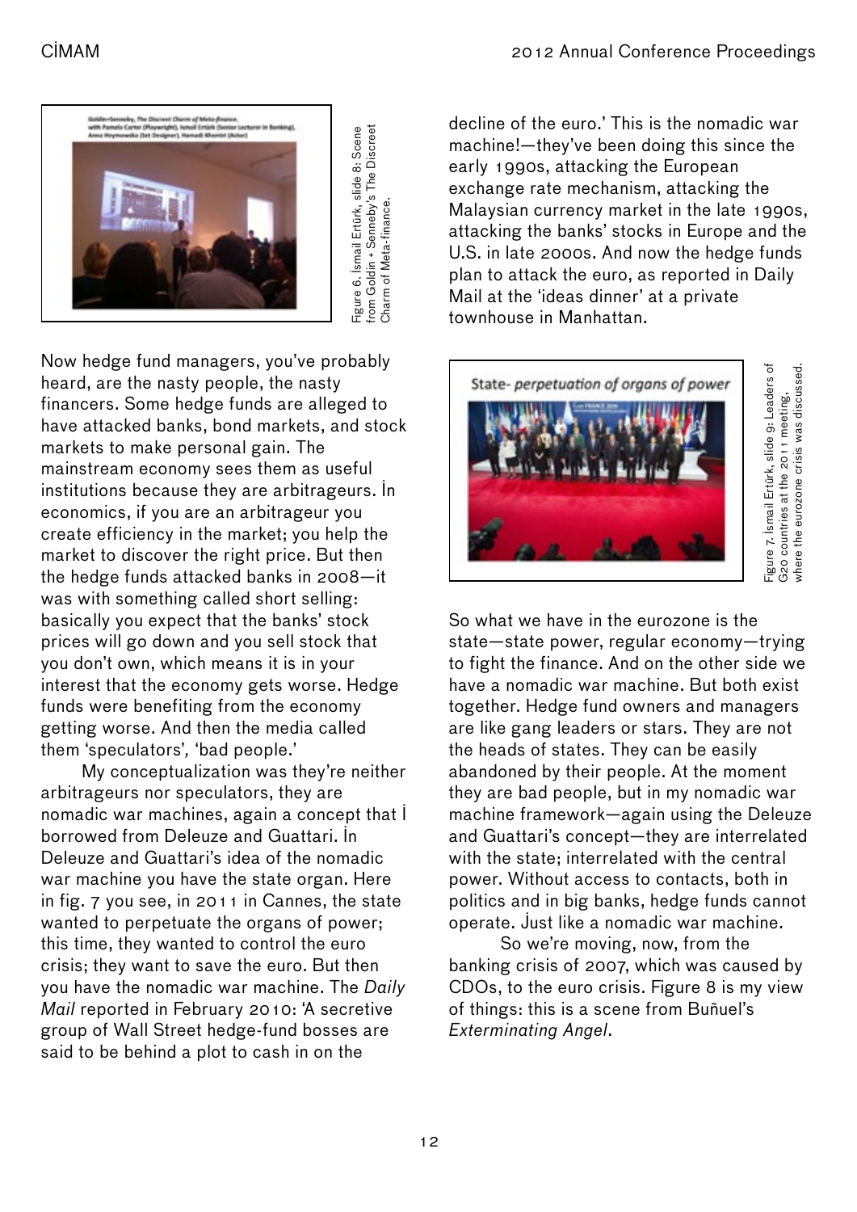Figure 6. İsmail Ertürk, slide 8: Scene from Goldin + Senneby's The Discreet Charm of Meta-finance.

Now hedge fund managers, you've probably heard, are the nasty people, the nasty financers. Some hedge funds are alleged to have attacked banks, bond markets, and stock markets to make personal gain. The mainstream economy sees them as useful institutions because they are arbitrageurs. In economics, if you are an arbitrageur you create efficiency in the market; you help the market to discover the right price. But then the hedge funds attacked banks in 2008—it was with something called short selling: basically you expect that the banks' stock prices will go down and you sell stock that you don't own, which means it is in your interest that the economy gets worse. Hedge funds were benefiting from the economy getting worse. And then the media called them 'speculators', 'bad people.'

My conceptualization was they're neither arbitrageurs nor speculators, they are nomadic war machines, again a concept that I borrowed from Deleuze and Guattari. In Deleuze and Guattari's idea of the nomadic war machine you have the state organ. Here in fig. 7 you see, in 2011 in Cannes, the state wanted to perpetuate the organs of power; this time, they wanted to control the euro crisis; they want to save the euro. But then you have the nomadic war machine. The *Daily Mail* reported in February 2010: 'A secretive group of Wall Street hedge-fund bosses are said to be behind a plot to cash in on the decline of the euro.' This is the nomadic war machine!—they've been doing this since the early 1990s, attacking the European exchange rate mechanism, attacking the Malaysian currency market in the late 1990s, attacking the banks' stocks in Europe and the U.S. in late 2000s. And now the hedge funds plan to attack the euro, as reported in Daily Mail at the 'ideas dinner' at a private townhouse in Manhattan.

Figure 7. İsmail Ertürk, slide 9: Leaders of G20 countries at the 2011 meeting, where the eurozone crisis was discussed.

So what we have in the eurozone is the state—state power, regular economy—trying to fight the finance. And on the other side we have a nomadic war machine. But both exist together. Hedge fund owners and managers are like gang leaders or stars. They are not the heads of states. They can be easily abandoned by their people. At the moment they are bad people, but in my nomadic war machine framework—again using the Deleuze and Guattari's concept—they are interrelated with the state; interrelated with the central power. Without access to contacts, both in politics and in big banks, hedge funds cannot operate. Just like a nomadic war machine.

So we're moving, now, from the banking crisis of 2007, which was caused by CDOs, to the euro crisis. Figure 8 is my view of things: this is a scene from Buñuel's *Exterminating Angel*.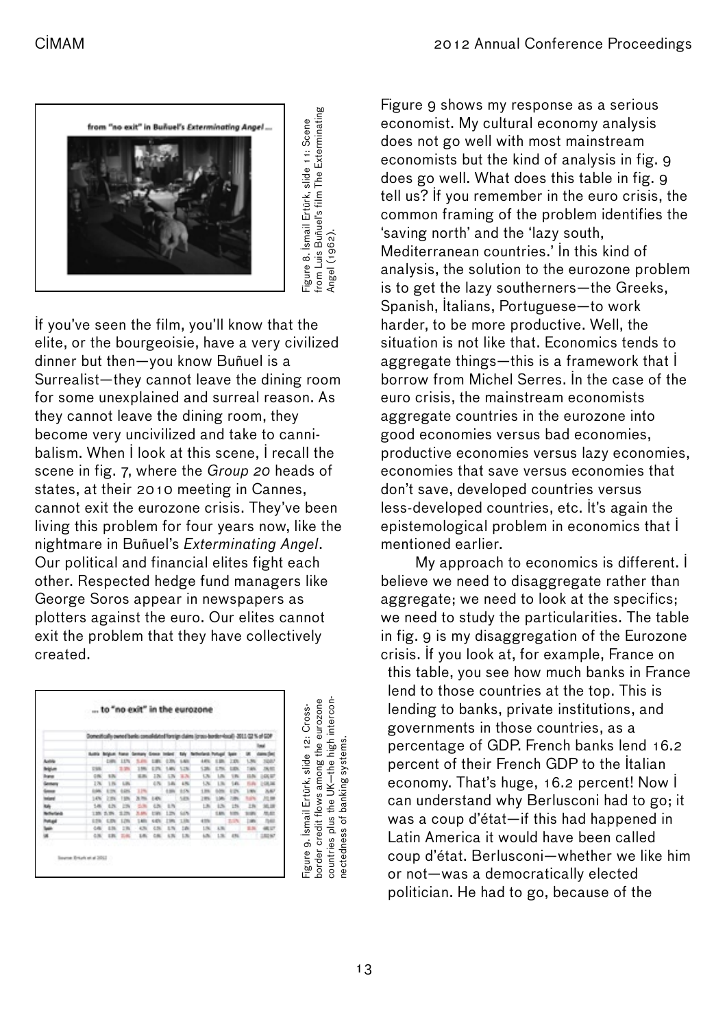Figure 8. İsmail Ertürk, slide 11: Scene from Luis Buñuel's film The Exterminating Angel (1962).

İf you've seen the film, you'll know that the elite, or the bourgeoisie, have a very civilized dinner but then—you know Buñuel is a Surrealist—they cannot leave the dining room for some unexplained and surreal reason. As they cannot leave the dining room, they become very uncivilized and take to cannibalism. When İ look at this scene, İ recall the scene in fig. 7, where the *Group 20* heads of states, at their 2010 meeting in Cannes, cannot exit the eurozone crisis. They've been living this problem for four years now, like the nightmare in Buñuel's *Exterminating Angel*. Our political and financial elites fight each other. Respected hedge fund managers like George Soros appear in newspapers as plotters against the euro. Our elites cannot exit the problem that they have collectively created.

Figure 9. İsmail Ertürk, slide 12: Cross-border credit flows among the eurozone countries plus the UK—the high interconnectedness of banking systems.

Figure 9 shows my response as a serious economist. My cultural economy analysis does not go well with most mainstream economists but the kind of analysis in fig. 9 does go well. What does this table in fig. 9 tell us? İf you remember in the euro crisis, the common framing of the problem identifies the 'saving north' and the 'lazy south, Mediterranean countries.' İn this kind of analysis, the solution to the eurozone problem is to get the lazy southerners—the Greeks, Spanish, İtalians, Portuguese—to work harder, to be more productive. Well, the situation is not like that. Economics tends to aggregate things—this is a framework that İ borrow from Michel Serres. İn the case of the euro crisis, the mainstream economists aggregate countries in the eurozone into good economies versus bad economies, productive economies versus lazy economies, economies that save versus economies that don't save, developed countries versus less-developed countries, etc. İt's again the epistemological problem in economics that İ mentioned earlier.

My approach to economics is different. İ believe we need to disaggregate rather than aggregate; we need to look at the specifics; we need to study the particularities. The table in fig. 9 is my disaggregation of the Eurozone crisis. İf you look at, for example, France on this table, you see how much banks in France lend to those countries at the top. This is lending to banks, private institutions, and governments in those countries, as a percentage of GDP. French banks lend 16.2 percent of their French GDP to the İtalian economy. That's huge, 16.2 percent! Now İ can understand why Berlusconi had to go; it was a coup d'état—if this had happened in Latin America it would have been called coup d'état. Berlusconi—whether we like him or not—was a democratically elected politician. He had to go, because of the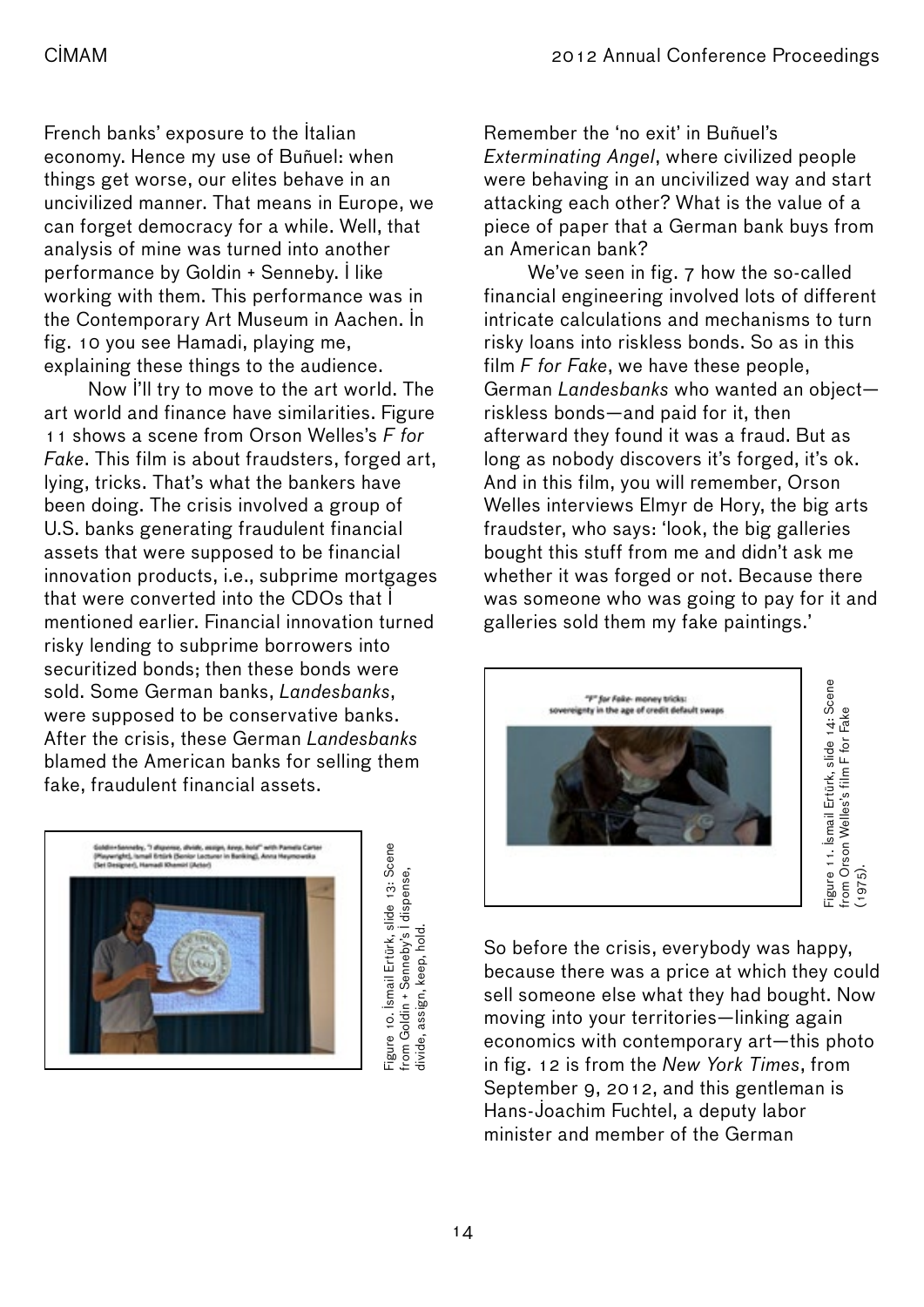French banks' exposure to the İtalian economy. Hence my use of Buñuel: when things get worse, our elites behave in an uncivilized manner. That means in Europe, we can forget democracy for a while. Well, that analysis of mine was turned into another performance by Goldin + Senneby. İ like working with them. This performance was in the Contemporary Art Museum in Aachen. İn fig. 10 you see Hamadi, playing me, explaining these things to the audience.

Now İ'll try to move to the art world. The art world and finance have similarities. Figure 11 shows a scene from Orson Welles's *F for Fake*. This film is about fraudsters, forged art, lying, tricks. That's what the bankers have been doing. The crisis involved a group of U.S. banks generating fraudulent financial assets that were supposed to be financial innovation products, i.e., subprime mortgages that were converted into the CDOs that İ mentioned earlier. Financial innovation turned risky lending to subprime borrowers into securitized bonds; then these bonds were sold. Some German banks, *Landesbanks*, were supposed to be conservative banks. After the crisis, these German *Landesbanks* blamed the American banks for selling them fake, fraudulent financial assets.

Figure 10. İsmail Ertürk, slide 13: Scene from Goldin + Senneby's I dispense, divide, assign, keep, hold.

Remember the 'no exit' in Buñuel's *Exterminating Angel*, where civilized people were behaving in an uncivilized way and start attacking each other? What is the value of a piece of paper that a German bank buys from an American bank?

We've seen in fig. 7 how the so-called financial engineering involved lots of different intricate calculations and mechanisms to turn risky loans into riskless bonds. So as in this film *F for Fake*, we have these people, German *Landesbanks* who wanted an object—riskless bonds—and paid for it, then afterward they found it was a fraud. But as long as nobody discovers it's forged, it's ok. And in this film, you will remember, Orson Welles interviews Elmyr de Hory, the big arts fraudster, who says: 'look, the big galleries bought this stuff from me and didn't ask me whether it was forged or not. Because there was someone who was going to pay for it and galleries sold them my fake paintings.'

Figure 11. İsmail Ertürk, slide 14: Scene from Orson Welles's film F for Fake (1975).

So before the crisis, everybody was happy, because there was a price at which they could sell someone else what they had bought. Now moving into your territories—linking again economics with contemporary art—this photo in fig. 12 is from the *New York Times*, from September 9, 2012, and this gentleman is Hans-Joachim Fuchtel, a deputy labor minister and member of the German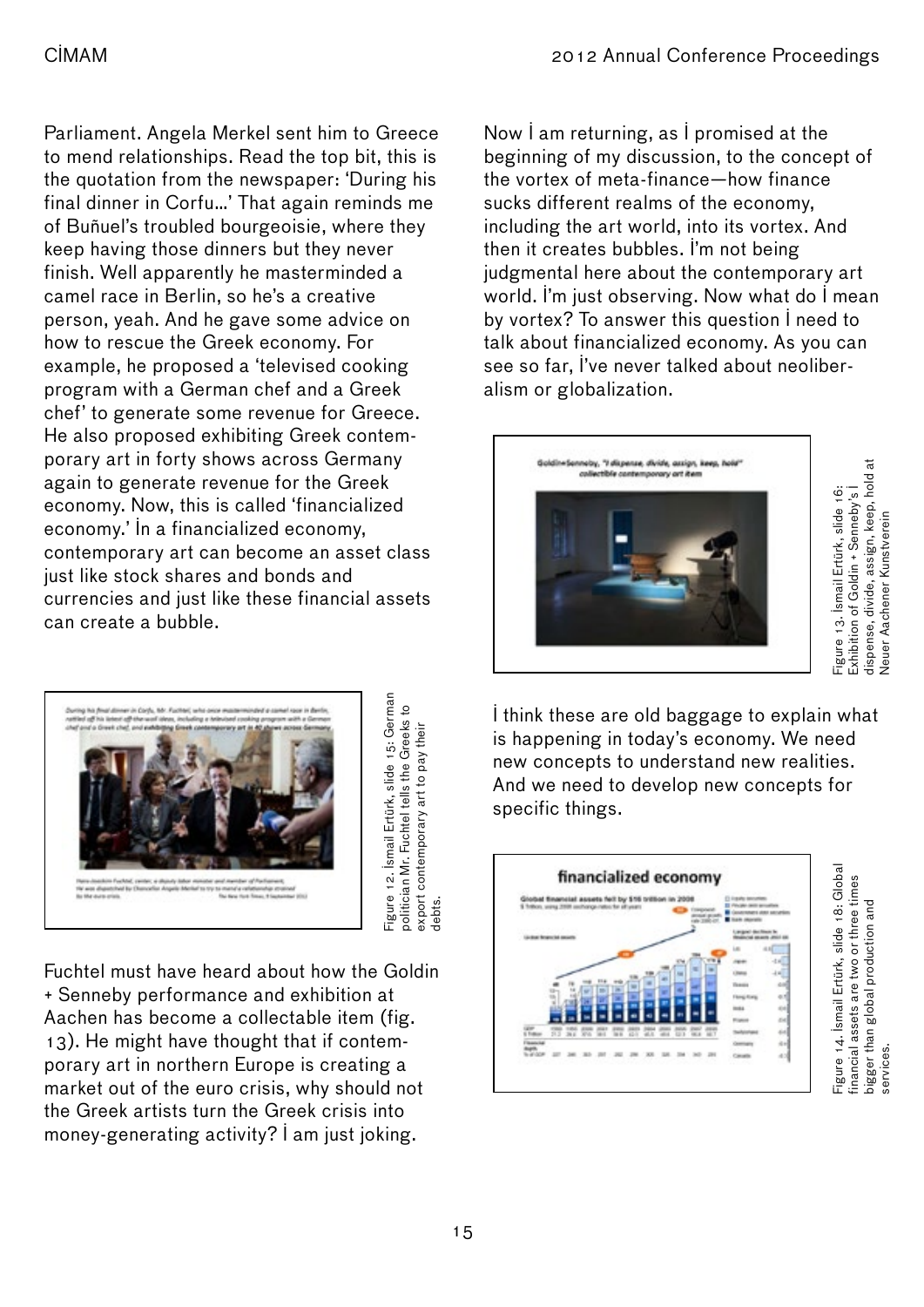Parliament. Angela Merkel sent him to Greece to mend relationships. Read the top bit, this is the quotation from the newspaper: 'During his final dinner in Corfu…' That again reminds me of Buñuel's troubled bourgeoisie, where they keep having those dinners but they never finish. Well apparently he masterminded a camel race in Berlin, so he's a creative person, yeah. And he gave some advice on how to rescue the Greek economy. For example, he proposed a 'televised cooking program with a German chef and a Greek chef' to generate some revenue for Greece. He also proposed exhibiting Greek contemporary art in forty shows across Germany again to generate revenue for the Greek economy. Now, this is called 'financialized economy.' In a financialized economy, contemporary art can become an asset class just like stock shares and bonds and currencies and just like these financial assets can create a bubble.

Figure 12. İsmail Ertürk, slide 15: German politician Mr. Fuchtel tells the Greeks to export contemporary art to pay their debts.

Fuchtel must have heard about how the Goldin + Senneby performance and exhibition at Aachen has become a collectable item (fig. 13). He might have thought that if contemporary art in northern Europe is creating a market out of the euro crisis, why should not the Greek artists turn the Greek crisis into money-generating activity? I am just joking.

Now I am returning, as I promised at the beginning of my discussion, to the concept of the vortex of meta-finance—how finance sucks different realms of the economy, including the art world, into its vortex. And then it creates bubbles. I'm not being judgmental here about the contemporary art world. I'm just observing. Now what do I mean by vortex? To answer this question I need to talk about financialized economy. As you can see so far, I've never talked about neoliberalism or globalization.

Figure 13. İsmail Ertürk, slide 16: Exhibition of Goldin + Senneby's *I dispense, divide, assign, keep, hold* at Neuer Aachener Kunstverein

I think these are old baggage to explain what is happening in today's economy. We need new concepts to understand new realities. And we need to develop new concepts for specific things.

Figure 14. İsmail Ertürk, slide 18: Global financial assets are two or three times bigger than global production and services.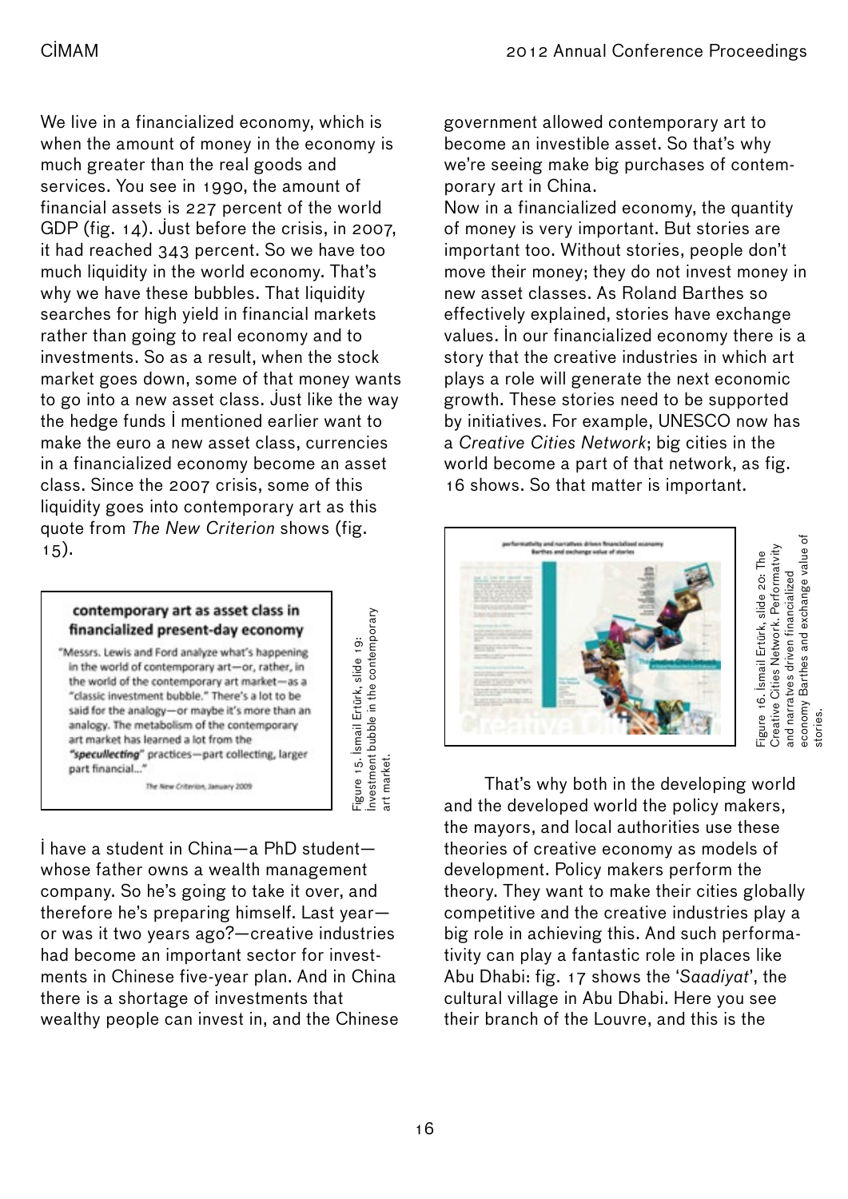We live in a financialized economy, which is when the amount of money in the economy is much greater than the real goods and services. You see in 1990, the amount of financial assets is 227 percent of the world GDP (fig. 14). Just before the crisis, in 2007, it had reached 343 percent. So we have too much liquidity in the world economy. That's why we have these bubbles. That liquidity searches for high yield in financial markets rather than going to real economy and to investments. So as a result, when the stock market goes down, some of that money wants to go into a new asset class. Just like the way the hedge funds I mentioned earlier want to make the euro a new asset class, currencies in a financialized economy become an asset class. Since the 2007 crisis, some of this liquidity goes into contemporary art as this quote from *The New Criterion* shows (fig. 15).

**contemporary art as asset class in financialized present-day economy**

"Messrs. Lewis and Ford analyze what's happening in the world of contemporary art—or, rather, in the world of the contemporary art market—as a "classic investment bubble." There's a lot to be said for the analogy—or maybe it's more than an analogy. The metabolism of the contemporary art market has learned a lot from the "*specullecting*" practices—part collecting, larger part financial..."

The New Criterion, January 2009

Figure 15. İsmail Ertürk, slide 19: Investment bubble in the contemporary art market.

I have a student in China—a PhD student—whose father owns a wealth management company. So he's going to take it over, and therefore he's preparing himself. Last year—or was it two years ago?—creative industries had become an important sector for investments in Chinese five-year plan. And in China there is a shortage of investments that wealthy people can invest in, and the Chinese government allowed contemporary art to become an investible asset. So that's why we're seeing make big purchases of contemporary art in China.

Now in a financialized economy, the quantity of money is very important. But stories are important too. Without stories, people don't move their money; they do not invest money in new asset classes. As Roland Barthes so effectively explained, stories have exchange values. In our financialized economy there is a story that the creative industries in which art plays a role will generate the next economic growth. These stories need to be supported by initiatives. For example, UNESCO now has a *Creative Cities Network*; big cities in the world become a part of that network, as fig. 16 shows. So that matter is important.

Figure 16. İsmail Ertürk, slide 20: The Creative Cities Network. Performatvity and narratives driven financialized economy Barthes and exchange value of stories.

That's why both in the developing world and the developed world the policy makers, the mayors, and local authorities use these theories of creative economy as models of development. Policy makers perform the theory. They want to make their cities globally competitive and the creative industries play a big role in achieving this. And such performativity can play a fantastic role in places like Abu Dhabi: fig. 17 shows the '*Saadiyat*', the cultural village in Abu Dhabi. Here you see their branch of the Louvre, and this is the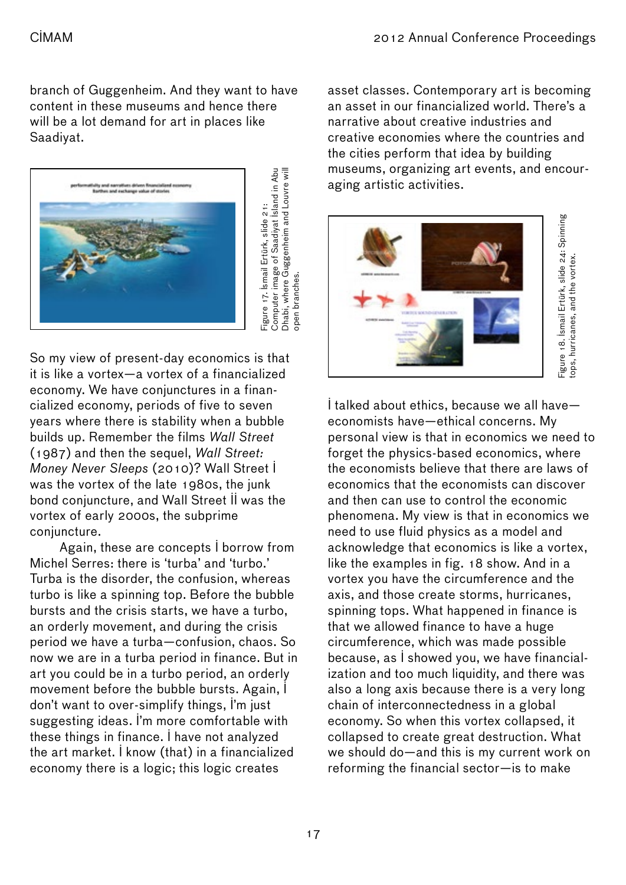branch of Guggenheim. And they want to have content in these museums and hence there will be a lot demand for art in places like Saadiyat.

Figure 17. İsmail Ertürk, slide 21: Computer image of Saadiyat Island in Abu Dhabi, where Guggenheim and Louvre will open branches.

So my view of present-day economics is that it is like a vortex—a vortex of a financialized economy. We have conjunctures in a financialized economy, periods of five to seven years where there is stability when a bubble builds up. Remember the films *Wall Street* (1987) and then the sequel, *Wall Street: Money Never Sleeps* (2010)? Wall Street I was the vortex of the late 1980s, the junk bond conjuncture, and Wall Street II was the vortex of early 2000s, the subprime conjuncture.

Again, these are concepts I borrow from Michel Serres: there is 'turba' and 'turbo.' Turba is the disorder, the confusion, whereas turbo is like a spinning top. Before the bubble bursts and the crisis starts, we have a turbo, an orderly movement, and during the crisis period we have a turba—confusion, chaos. So now we are in a turba period in finance. But in art you could be in a turbo period, an orderly movement before the bubble bursts. Again, I don't want to over-simplify things, I'm just suggesting ideas. I'm more comfortable with these things in finance. I have not analyzed the art market. I know (that) in a financialized economy there is a logic; this logic creates asset classes. Contemporary art is becoming an asset in our financialized world. There's a narrative about creative industries and creative economies where the countries and the cities perform that idea by building museums, organizing art events, and encouraging artistic activities.

Figure 18. İsmail Ertürk, slide 24: Spinning tops, hurricanes, and the vortex.

I talked about ethics, because we all have—economists have—ethical concerns. My personal view is that in economics we need to forget the physics-based economics, where the economists believe that there are laws of economics that the economists can discover and then can use to control the economic phenomena. My view is that in economics we need to use fluid physics as a model and acknowledge that economics is like a vortex, like the examples in fig. 18 show. And in a vortex you have the circumference and the axis, and those create storms, hurricanes, spinning tops. What happened in finance is that we allowed finance to have a huge circumference, which was made possible because, as I showed you, we have financialization and too much liquidity, and there was also a long axis because there is a very long chain of interconnectedness in a global economy. So when this vortex collapsed, it collapsed to create great destruction. What we should do—and this is my current work on reforming the financial sector—is to make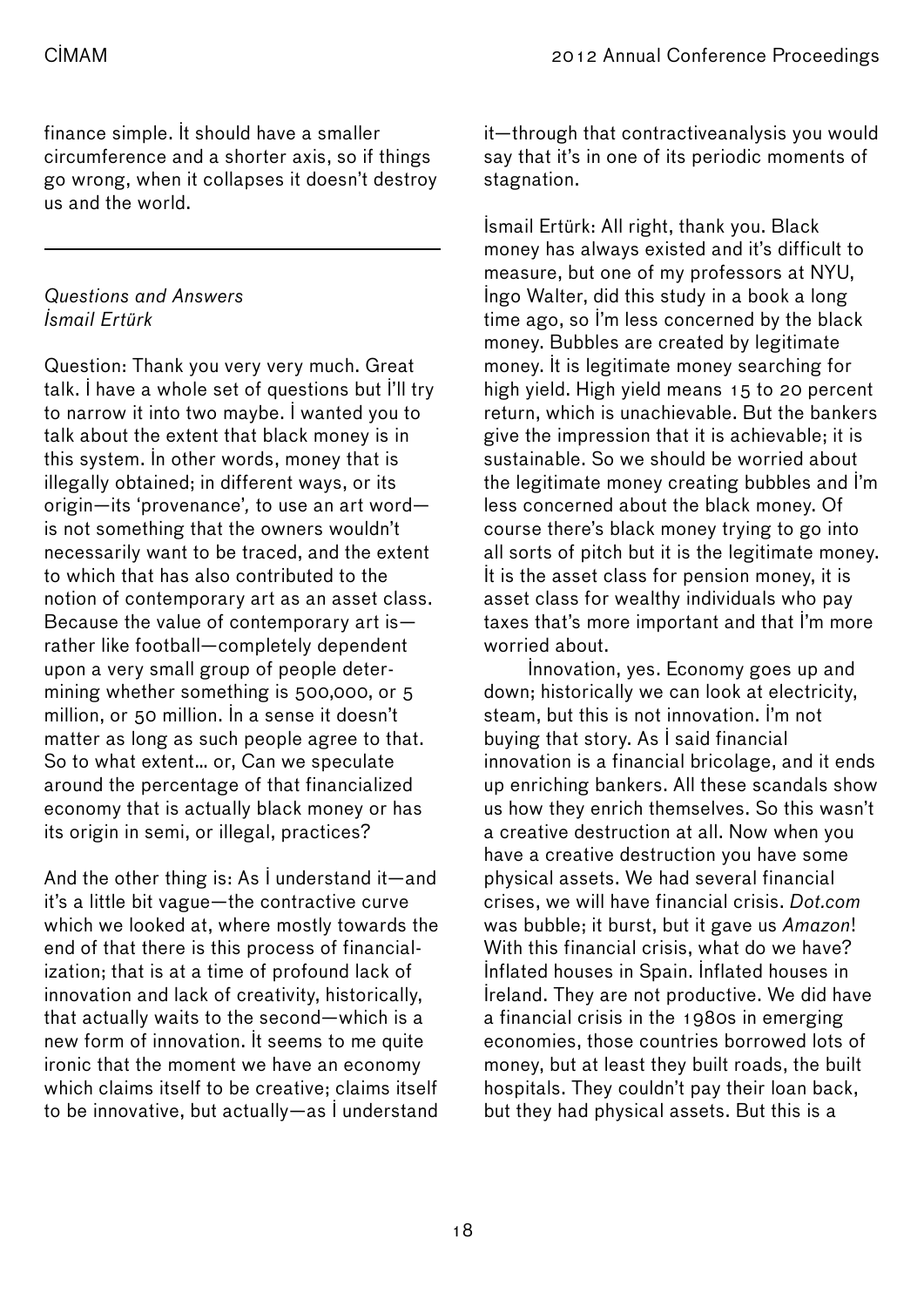finance simple. It should have a smaller circumference and a shorter axis, so if things go wrong, when it collapses it doesn't destroy us and the world.

---

*Questions and Answers*
*İsmail Ertürk*

Question: Thank you very very much. Great talk. I have a whole set of questions but I'll try to narrow it into two maybe. I wanted you to talk about the extent that black money is in this system. In other words, money that is illegally obtained; in different ways, or its origin—its 'provenance', to use an art word—is not something that the owners wouldn't necessarily want to be traced, and the extent to which that has also contributed to the notion of contemporary art as an asset class. Because the value of contemporary art is—rather like football—completely dependent upon a very small group of people determining whether something is 500,000, or 5 million, or 50 million. In a sense it doesn't matter as long as such people agree to that. So to what extent… or, Can we speculate around the percentage of that financialized economy that is actually black money or has its origin in semi, or illegal, practices?

And the other thing is: As I understand it—and it's a little bit vague—the contractive curve which we looked at, where mostly towards the end of that there is this process of financialization; that is at a time of profound lack of innovation and lack of creativity, historically, that actually waits to the second—which is a new form of innovation. It seems to me quite ironic that the moment we have an economy which claims itself to be creative; claims itself to be innovative, but actually—as I understand it—through that contractiveanalysis you would say that it's in one of its periodic moments of stagnation.

İsmail Ertürk: All right, thank you. Black money has always existed and it's difficult to measure, but one of my professors at NYU, Ingo Walter, did this study in a book a long time ago, so I'm less concerned by the black money. Bubbles are created by legitimate money. It is legitimate money searching for high yield. High yield means 15 to 20 percent return, which is unachievable. But the bankers give the impression that it is achievable; it is sustainable. So we should be worried about the legitimate money creating bubbles and I'm less concerned about the black money. Of course there's black money trying to go into all sorts of pitch but it is the legitimate money. It is the asset class for pension money, it is asset class for wealthy individuals who pay taxes that's more important and that I'm more worried about.

Innovation, yes. Economy goes up and down; historically we can look at electricity, steam, but this is not innovation. I'm not buying that story. As I said financial innovation is a financial bricolage, and it ends up enriching bankers. All these scandals show us how they enrich themselves. So this wasn't a creative destruction at all. Now when you have a creative destruction you have some physical assets. We had several financial crises, we will have financial crisis. *Dot.com* was bubble; it burst, but it gave us *Amazon*! With this financial crisis, what do we have? Inflated houses in Spain. Inflated houses in Ireland. They are not productive. We did have a financial crisis in the 1980s in emerging economies, those countries borrowed lots of money, but at least they built roads, the built hospitals. They couldn't pay their loan back, but they had physical assets. But this is a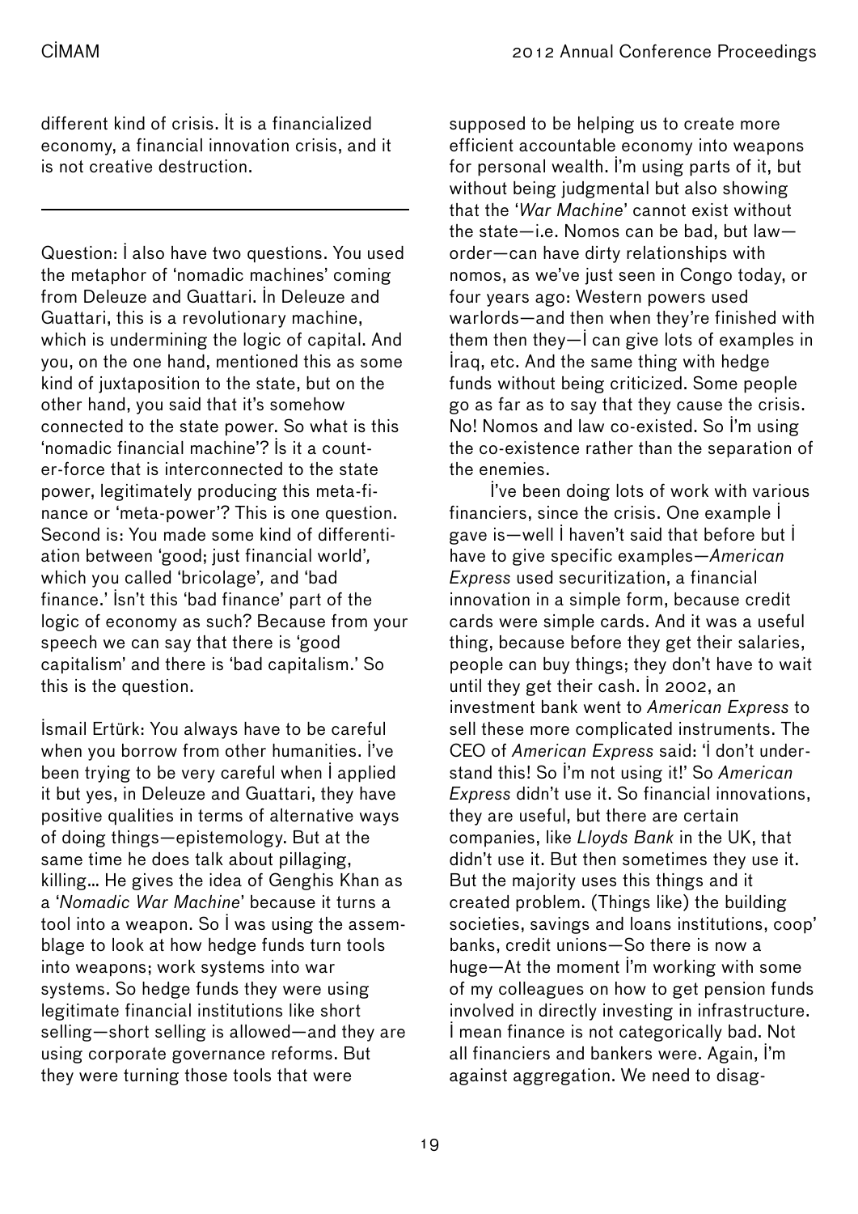different kind of crisis. It is a financialized economy, a financial innovation crisis, and it is not creative destruction.

---

Question: I also have two questions. You used the metaphor of 'nomadic machines' coming from Deleuze and Guattari. In Deleuze and Guattari, this is a revolutionary machine, which is undermining the logic of capital. And you, on the one hand, mentioned this as some kind of juxtaposition to the state, but on the other hand, you said that it's somehow connected to the state power. So what is this 'nomadic financial machine'? Is it a counter-force that is interconnected to the state power, legitimately producing this meta-finance or 'meta-power'? This is one question. Second is: You made some kind of differentiation between 'good; just financial world', which you called 'bricolage', and 'bad finance.' Isn't this 'bad finance' part of the logic of economy as such? Because from your speech we can say that there is 'good capitalism' and there is 'bad capitalism.' So this is the question.

İsmail Ertürk: You always have to be careful when you borrow from other humanities. I've been trying to be very careful when I applied it but yes, in Deleuze and Guattari, they have positive qualities in terms of alternative ways of doing things—epistemology. But at the same time he does talk about pillaging, killing… He gives the idea of Genghis Khan as a '*Nomadic War Machine*' because it turns a tool into a weapon. So I was using the assemblage to look at how hedge funds turn tools into weapons; work systems into war systems. So hedge funds they were using legitimate financial institutions like short selling—short selling is allowed—and they are using corporate governance reforms. But they were turning those tools that were supposed to be helping us to create more efficient accountable economy into weapons for personal wealth. I'm using parts of it, but without being judgmental but also showing that the '*War Machine*' cannot exist without the state—i.e. Nomos can be bad, but law—order—can have dirty relationships with nomos, as we've just seen in Congo today, or four years ago: Western powers used warlords—and then when they're finished with them then they—I can give lots of examples in Iraq, etc. And the same thing with hedge funds without being criticized. Some people go as far as to say that they cause the crisis. No! Nomos and law co-existed. So I'm using the co-existence rather than the separation of the enemies.

I've been doing lots of work with various financiers, since the crisis. One example I gave is—well I haven't said that before but I have to give specific examples—*American Express* used securitization, a financial innovation in a simple form, because credit cards were simple cards. And it was a useful thing, because before they get their salaries, people can buy things; they don't have to wait until they get their cash. In 2002, an investment bank went to *American Express* to sell these more complicated instruments. The CEO of *American Express* said: 'I don't understand this! So I'm not using it!' So *American Express* didn't use it. So financial innovations, they are useful, but there are certain companies, like *Lloyds Bank* in the UK, that didn't use it. But then sometimes they use it. But the majority uses this things and it created problem. (Things like) the building societies, savings and loans institutions, coop' banks, credit unions—So there is now a huge—At the moment I'm working with some of my colleagues on how to get pension funds involved in directly investing in infrastructure. I mean finance is not categorically bad. Not all financiers and bankers were. Again, I'm against aggregation. We need to disag-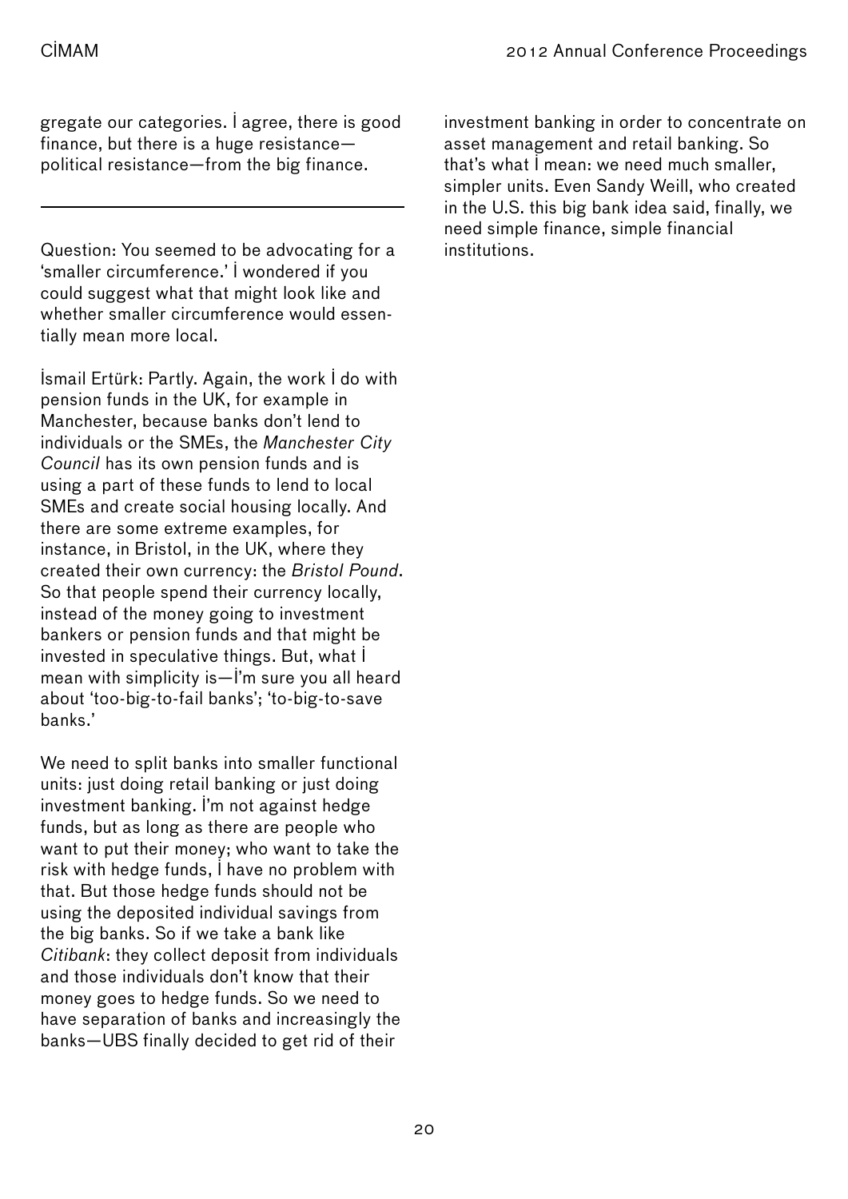gregate our categories. I agree, there is good finance, but there is a huge resistance—political resistance—from the big finance.

---

Question: You seemed to be advocating for a 'smaller circumference.' I wondered if you could suggest what that might look like and whether smaller circumference would essentially mean more local.

İsmail Ertürk: Partly. Again, the work I do with pension funds in the UK, for example in Manchester, because banks don't lend to individuals or the SMEs, the *Manchester City Council* has its own pension funds and is using a part of these funds to lend to local SMEs and create social housing locally. And there are some extreme examples, for instance, in Bristol, in the UK, where they created their own currency: the *Bristol Pound*. So that people spend their currency locally, instead of the money going to investment bankers or pension funds and that might be invested in speculative things. But, what I mean with simplicity is—I'm sure you all heard about 'too-big-to-fail banks'; 'to-big-to-save banks.'

We need to split banks into smaller functional units: just doing retail banking or just doing investment banking. I'm not against hedge funds, but as long as there are people who want to put their money; who want to take the risk with hedge funds, I have no problem with that. But those hedge funds should not be using the deposited individual savings from the big banks. So if we take a bank like *Citibank*: they collect deposit from individuals and those individuals don't know that their money goes to hedge funds. So we need to have separation of banks and increasingly the banks—UBS finally decided to get rid of their investment banking in order to concentrate on asset management and retail banking. So that's what I mean: we need much smaller, simpler units. Even Sandy Weill, who created in the U.S. this big bank idea said, finally, we need simple finance, simple financial institutions.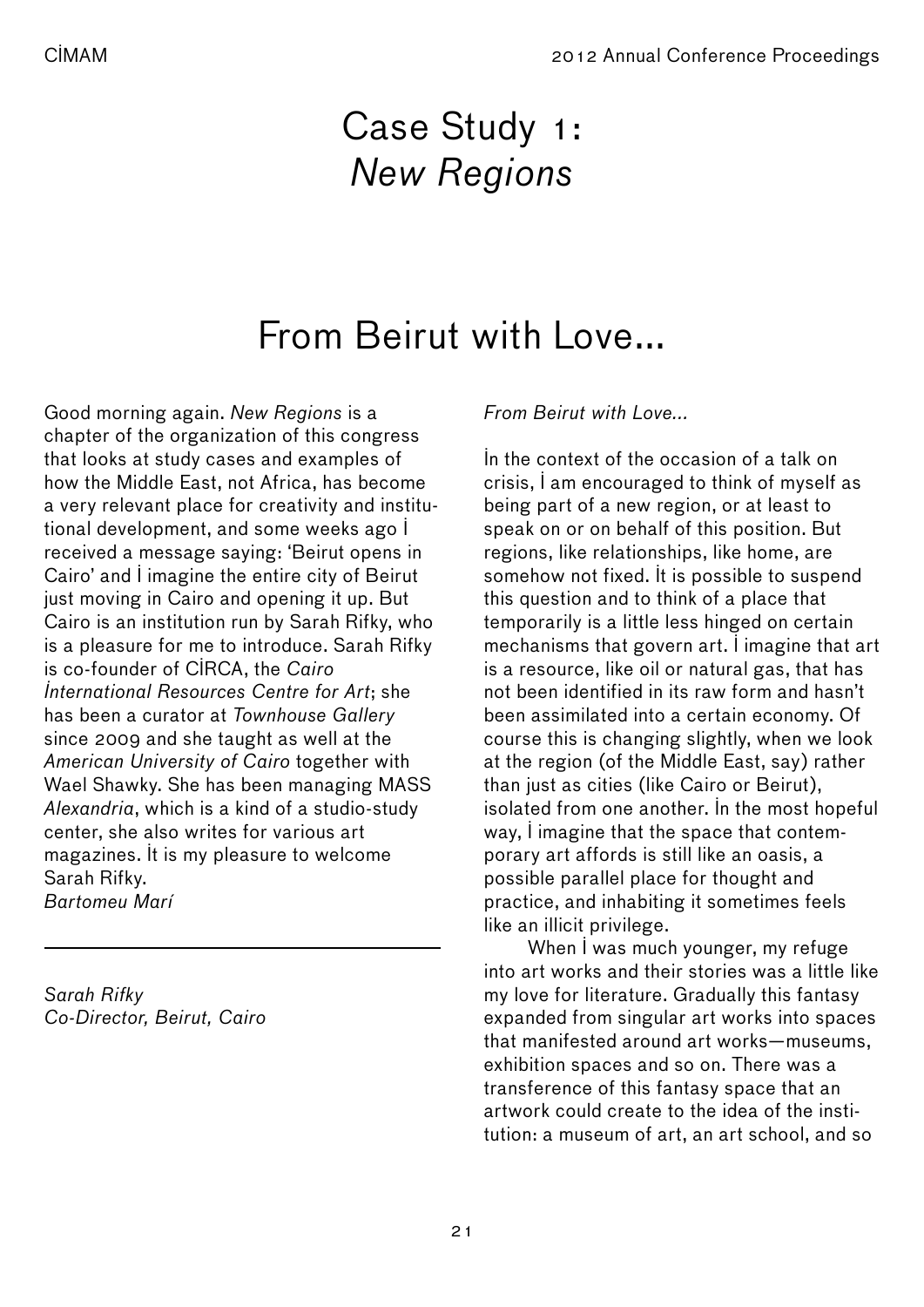// Page headers omitted (running header: CIMAM, 2012 Annual Conference Proceedings)

# Case Study 1: *New Regions*

## From Beirut with Love...

Good morning again. *New Regions* is a chapter of the organization of this congress that looks at study cases and examples of how the Middle East, not Africa, has become a very relevant place for creativity and institutional development, and some weeks ago I received a message saying: 'Beirut opens in Cairo' and I imagine the entire city of Beirut just moving in Cairo and opening it up. But Cairo is an institution run by Sarah Rifky, who is a pleasure for me to introduce. Sarah Rifky is co-founder of CIRCA, the *Cairo International Resources Centre for Art*; she has been a curator at *Townhouse Gallery* since 2009 and she taught as well at the *American University of Cairo* together with Wael Shawky. She has been managing MASS *Alexandria*, which is a kind of a studio-study center, she also writes for various art magazines. It is my pleasure to welcome Sarah Rifky.
*Bartomeu Marí*

---

*Sarah Rifky*
*Co-Director, Beirut, Cairo*

*From Beirut with Love...*

In the context of the occasion of a talk on crisis, I am encouraged to think of myself as being part of a new region, or at least to speak on or on behalf of this position. But regions, like relationships, like home, are somehow not fixed. It is possible to suspend this question and to think of a place that temporarily is a little less hinged on certain mechanisms that govern art. I imagine that art is a resource, like oil or natural gas, that has not been identified in its raw form and hasn't been assimilated into a certain economy. Of course this is changing slightly, when we look at the region (of the Middle East, say) rather than just as cities (like Cairo or Beirut), isolated from one another. In the most hopeful way, I imagine that the space that contemporary art affords is still like an oasis, a possible parallel place for thought and practice, and inhabiting it sometimes feels like an illicit privilege.

When I was much younger, my refuge into art works and their stories was a little like my love for literature. Gradually this fantasy expanded from singular art works into spaces that manifested around art works—museums, exhibition spaces and so on. There was a transference of this fantasy space that an artwork could create to the idea of the institution: a museum of art, an art school, and so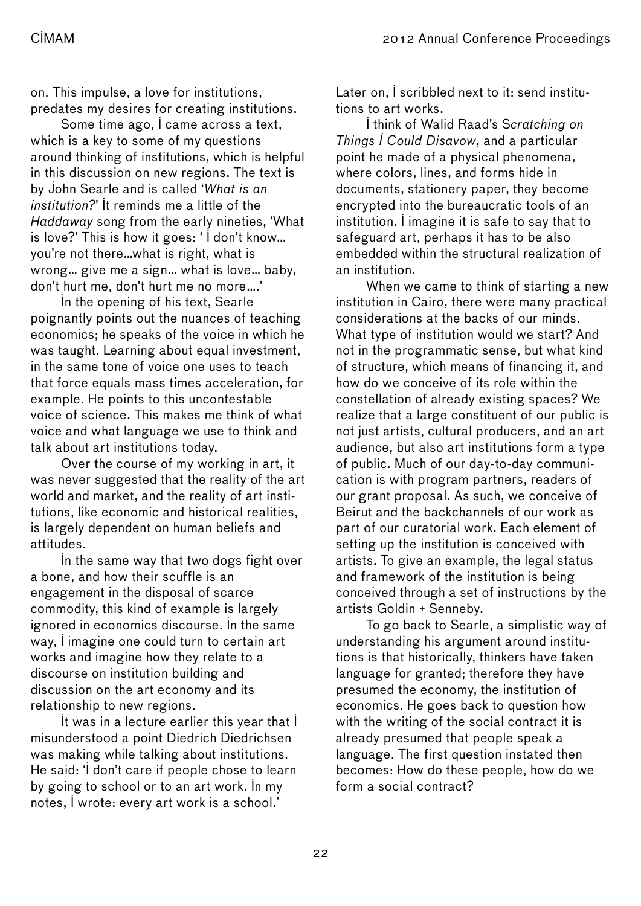on. This impulse, a love for institutions, predates my desires for creating institutions.

Some time ago, I came across a text, which is a key to some of my questions around thinking of institutions, which is helpful in this discussion on new regions. The text is by John Searle and is called '*What is an institution?*' It reminds me a little of the *Haddaway* song from the early nineties, 'What is love?' This is how it goes: ' I don't know... you're not there...what is right, what is wrong... give me a sign... what is love... baby, don't hurt me, don't hurt me no more....'

In the opening of his text, Searle poignantly points out the nuances of teaching economics; he speaks of the voice in which he was taught. Learning about equal investment, in the same tone of voice one uses to teach that force equals mass times acceleration, for example. He points to this uncontestable voice of science. This makes me think of what voice and what language we use to think and talk about art institutions today.

Over the course of my working in art, it was never suggested that the reality of the art world and market, and the reality of art institutions, like economic and historical realities, is largely dependent on human beliefs and attitudes.

In the same way that two dogs fight over a bone, and how their scuffle is an engagement in the disposal of scarce commodity, this kind of example is largely ignored in economics discourse. In the same way, I imagine one could turn to certain art works and imagine how they relate to a discourse on institution building and discussion on the art economy and its relationship to new regions.

It was in a lecture earlier this year that I misunderstood a point Diedrich Diedrichsen was making while talking about institutions. He said: 'I don't care if people chose to learn by going to school or to an art work. In my notes, I wrote: every art work is a school.' Later on, I scribbled next to it: send institutions to art works.

I think of Walid Raad's S*cratching on Things I Could Disavow*, and a particular point he made of a physical phenomena, where colors, lines, and forms hide in documents, stationery paper, they become encrypted into the bureaucratic tools of an institution. I imagine it is safe to say that to safeguard art, perhaps it has to be also embedded within the structural realization of an institution.

When we came to think of starting a new institution in Cairo, there were many practical considerations at the backs of our minds. What type of institution would we start? And not in the programmatic sense, but what kind of structure, which means of financing it, and how do we conceive of its role within the constellation of already existing spaces? We realize that a large constituent of our public is not just artists, cultural producers, and an art audience, but also art institutions form a type of public. Much of our day-to-day communication is with program partners, readers of our grant proposal. As such, we conceive of Beirut and the backchannels of our work as part of our curatorial work. Each element of setting up the institution is conceived with artists. To give an example, the legal status and framework of the institution is being conceived through a set of instructions by the artists Goldin + Senneby.

To go back to Searle, a simplistic way of understanding his argument around institutions is that historically, thinkers have taken language for granted; therefore they have presumed the economy, the institution of economics. He goes back to question how with the writing of the social contract it is already presumed that people speak a language. The first question instated then becomes: How do these people, how do we form a social contract?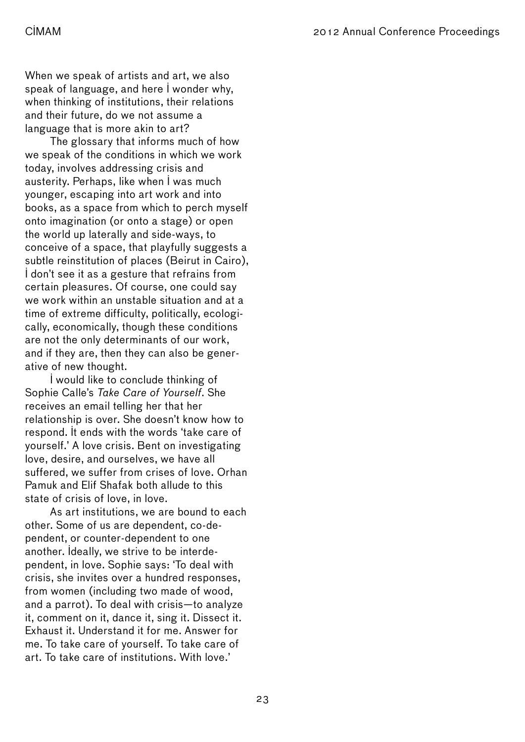When we speak of artists and art, we also speak of language, and here I wonder why, when thinking of institutions, their relations and their future, do we not assume a language that is more akin to art?

The glossary that informs much of how we speak of the conditions in which we work today, involves addressing crisis and austerity. Perhaps, like when I was much younger, escaping into art work and into books, as a space from which to perch myself onto imagination (or onto a stage) or open the world up laterally and side-ways, to conceive of a space, that playfully suggests a subtle reinstitution of places (Beirut in Cairo), I don't see it as a gesture that refrains from certain pleasures. Of course, one could say we work within an unstable situation and at a time of extreme difficulty, politically, ecologically, economically, though these conditions are not the only determinants of our work, and if they are, then they can also be generative of new thought.

I would like to conclude thinking of Sophie Calle's *Take Care of Yourself*. She receives an email telling her that her relationship is over. She doesn't know how to respond. It ends with the words 'take care of yourself.' A love crisis. Bent on investigating love, desire, and ourselves, we have all suffered, we suffer from crises of love. Orhan Pamuk and Elif Shafak both allude to this state of crisis of love, in love.

As art institutions, we are bound to each other. Some of us are dependent, co-dependent, or counter-dependent to one another. Ideally, we strive to be interdependent, in love. Sophie says: 'To deal with crisis, she invites over a hundred responses, from women (including two made of wood, and a parrot). To deal with crisis—to analyze it, comment on it, dance it, sing it. Dissect it. Exhaust it. Understand it for me. Answer for me. To take care of yourself. To take care of art. To take care of institutions. With love.'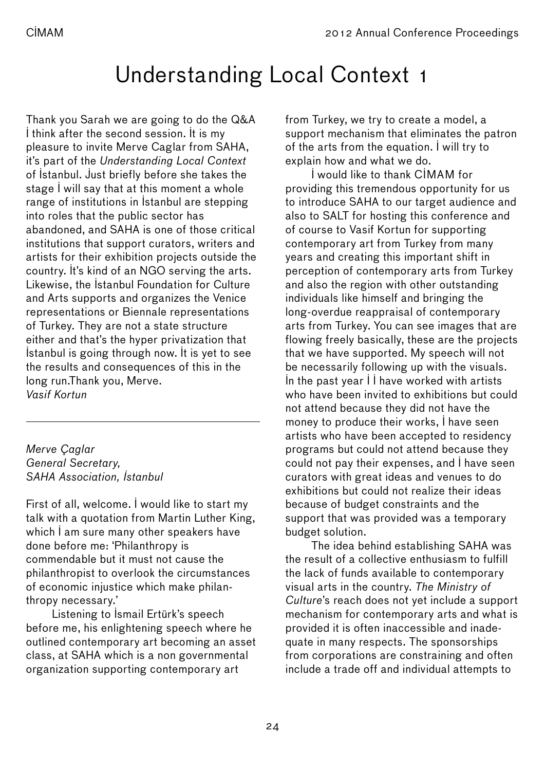# Understanding Local Context 1

Thank you Sarah we are going to do the Q&A I think after the second session. It is my pleasure to invite Merve Caglar from SAHA, it's part of the *Understanding Local Context* of İstanbul. Just briefly before she takes the stage I will say that at this moment a whole range of institutions in İstanbul are stepping into roles that the public sector has abandoned, and SAHA is one of those critical institutions that support curators, writers and artists for their exhibition projects outside the country. It's kind of an NGO serving the arts. Likewise, the İstanbul Foundation for Culture and Arts supports and organizes the Venice representations or Biennale representations of Turkey. They are not a state structure either and that's the hyper privatization that İstanbul is going through now. It is yet to see the results and consequences of this in the long run.Thank you, Merve.
*Vasif Kortun*

---

*Merve Çaglar*
*General Secretary,*
*SAHA Association, İstanbul*

First of all, welcome. I would like to start my talk with a quotation from Martin Luther King, which I am sure many other speakers have done before me: 'Philanthropy is commendable but it must not cause the philanthropist to overlook the circumstances of economic injustice which make philanthropy necessary.'

Listening to İsmail Ertürk's speech before me, his enlightening speech where he outlined contemporary art becoming an asset class, at SAHA which is a non governmental organization supporting contemporary art from Turkey, we try to create a model, a support mechanism that eliminates the patron of the arts from the equation. I will try to explain how and what we do.

I would like to thank CİMAM for providing this tremendous opportunity for us to introduce SAHA to our target audience and also to SALT for hosting this conference and of course to Vasif Kortun for supporting contemporary art from Turkey from many years and creating this important shift in perception of contemporary arts from Turkey and also the region with other outstanding individuals like himself and bringing the long-overdue reappraisal of contemporary arts from Turkey. You can see images that are flowing freely basically, these are the projects that we have supported. My speech will not be necessarily following up with the visuals. In the past year I I have worked with artists who have been invited to exhibitions but could not attend because they did not have the money to produce their works, I have seen artists who have been accepted to residency programs but could not attend because they could not pay their expenses, and I have seen curators with great ideas and venues to do exhibitions but could not realize their ideas because of budget constraints and the support that was provided was a temporary budget solution.

The idea behind establishing SAHA was the result of a collective enthusiasm to fulfill the lack of funds available to contemporary visual arts in the country. *The Ministry of Culture*'s reach does not yet include a support mechanism for contemporary arts and what is provided it is often inaccessible and inadequate in many respects. The sponsorships from corporations are constraining and often include a trade off and individual attempts to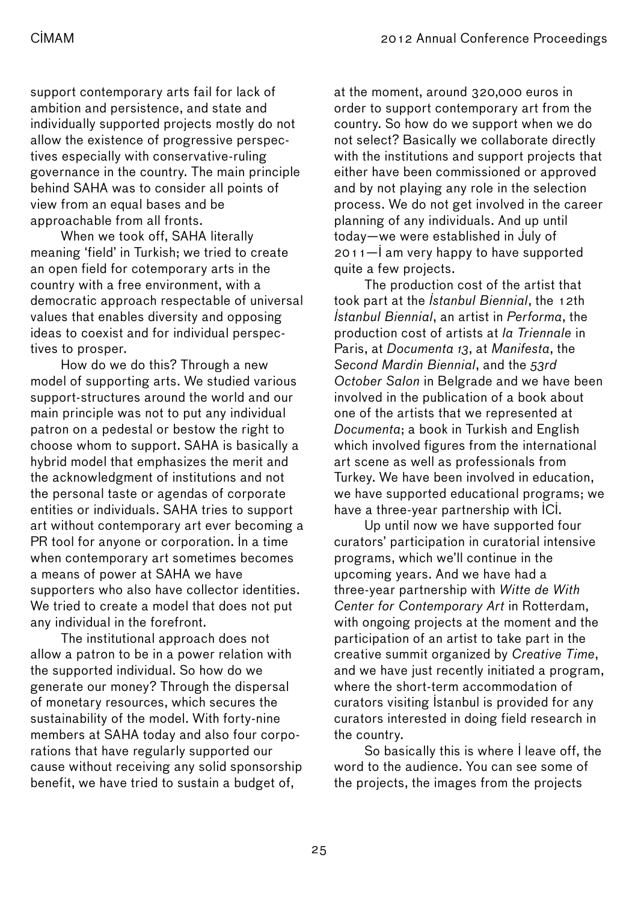support contemporary arts fail for lack of ambition and persistence, and state and individually supported projects mostly do not allow the existence of progressive perspectives especially with conservative-ruling governance in the country. The main principle behind SAHA was to consider all points of view from an equal bases and be approachable from all fronts.

When we took off, SAHA literally meaning 'field' in Turkish; we tried to create an open field for cotemporary arts in the country with a free environment, with a democratic approach respectable of universal values that enables diversity and opposing ideas to coexist and for individual perspectives to prosper.

How do we do this? Through a new model of supporting arts. We studied various support-structures around the world and our main principle was not to put any individual patron on a pedestal or bestow the right to choose whom to support. SAHA is basically a hybrid model that emphasizes the merit and the acknowledgment of institutions and not the personal taste or agendas of corporate entities or individuals. SAHA tries to support art without contemporary art ever becoming a PR tool for anyone or corporation. In a time when contemporary art sometimes becomes a means of power at SAHA we have supporters who also have collector identities. We tried to create a model that does not put any individual in the forefront.

The institutional approach does not allow a patron to be in a power relation with the supported individual. So how do we generate our money? Through the dispersal of monetary resources, which secures the sustainability of the model. With forty-nine members at SAHA today and also four corporations that have regularly supported our cause without receiving any solid sponsorship benefit, we have tried to sustain a budget of, at the moment, around 320,000 euros in order to support contemporary art from the country. So how do we support when we do not select? Basically we collaborate directly with the institutions and support projects that either have been commissioned or approved and by not playing any role in the selection process. We do not get involved in the career planning of any individuals. And up until today—we were established in July of 2011—I am very happy to have supported quite a few projects.

The production cost of the artist that took part at the *İstanbul Biennial*, the 12th *İstanbul Biennial*, an artist in *Performa*, the production cost of artists at *la Triennale* in Paris, at *Documenta 13*, at *Manifesta*, the *Second Mardin Biennial*, and the *53rd October Salon* in Belgrade and we have been involved in the publication of a book about one of the artists that we represented at *Documenta*; a book in Turkish and English which involved figures from the international art scene as well as professionals from Turkey. We have been involved in education, we have supported educational programs; we have a three-year partnership with ICI.

Up until now we have supported four curators' participation in curatorial intensive programs, which we'll continue in the upcoming years. And we have had a three-year partnership with *Witte de With Center for Contemporary Art* in Rotterdam, with ongoing projects at the moment and the participation of an artist to take part in the creative summit organized by *Creative Time*, and we have just recently initiated a program, where the short-term accommodation of curators visiting İstanbul is provided for any curators interested in doing field research in the country.

So basically this is where I leave off, the word to the audience. You can see some of the projects, the images from the projects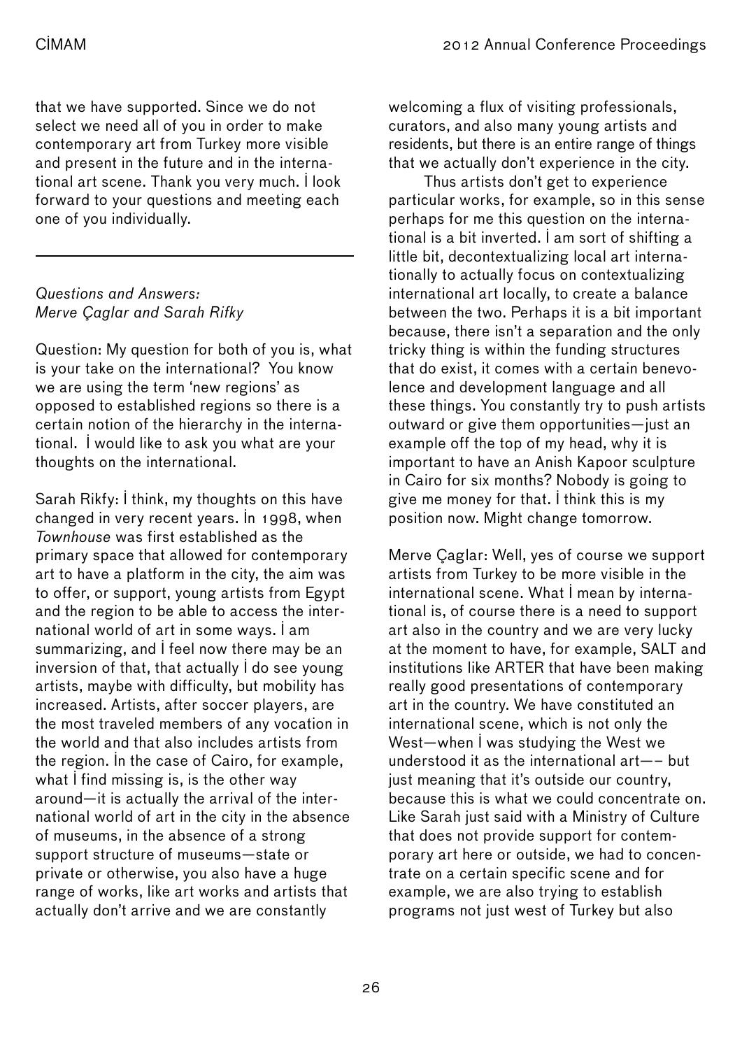that we have supported. Since we do not select we need all of you in order to make contemporary art from Turkey more visible and present in the future and in the international art scene. Thank you very much. I look forward to your questions and meeting each one of you individually.

---

*Questions and Answers: Merve Çaglar and Sarah Rifky*

Question: My question for both of you is, what is your take on the international? You know we are using the term 'new regions' as opposed to established regions so there is a certain notion of the hierarchy in the international. I would like to ask you what are your thoughts on the international.

Sarah Rikfy: I think, my thoughts on this have changed in very recent years. In 1998, when *Townhouse* was first established as the primary space that allowed for contemporary art to have a platform in the city, the aim was to offer, or support, young artists from Egypt and the region to be able to access the international world of art in some ways. I am summarizing, and I feel now there may be an inversion of that, that actually I do see young artists, maybe with difficulty, but mobility has increased. Artists, after soccer players, are the most traveled members of any vocation in the world and that also includes artists from the region. In the case of Cairo, for example, what I find missing is, is the other way around—it is actually the arrival of the international world of art in the city in the absence of museums, in the absence of a strong support structure of museums—state or private or otherwise, you also have a huge range of works, like art works and artists that actually don't arrive and we are constantly welcoming a flux of visiting professionals, curators, and also many young artists and residents, but there is an entire range of things that we actually don't experience in the city.

Thus artists don't get to experience particular works, for example, so in this sense perhaps for me this question on the international is a bit inverted. I am sort of shifting a little bit, decontextualizing local art internationally to actually focus on contextualizing international art locally, to create a balance between the two. Perhaps it is a bit important because, there isn't a separation and the only tricky thing is within the funding structures that do exist, it comes with a certain benevolence and development language and all these things. You constantly try to push artists outward or give them opportunities—just an example off the top of my head, why it is important to have an Anish Kapoor sculpture in Cairo for six months? Nobody is going to give me money for that. I think this is my position now. Might change tomorrow.

Merve Çaglar: Well, yes of course we support artists from Turkey to be more visible in the international scene. What I mean by international is, of course there is a need to support art also in the country and we are very lucky at the moment to have, for example, SALT and institutions like ARTER that have been making really good presentations of contemporary art in the country. We have constituted an international scene, which is not only the West—when I was studying the West we understood it as the international art—– but just meaning that it's outside our country, because this is what we could concentrate on. Like Sarah just said with a Ministry of Culture that does not provide support for contemporary art here or outside, we had to concentrate on a certain specific scene and for example, we are also trying to establish programs not just west of Turkey but also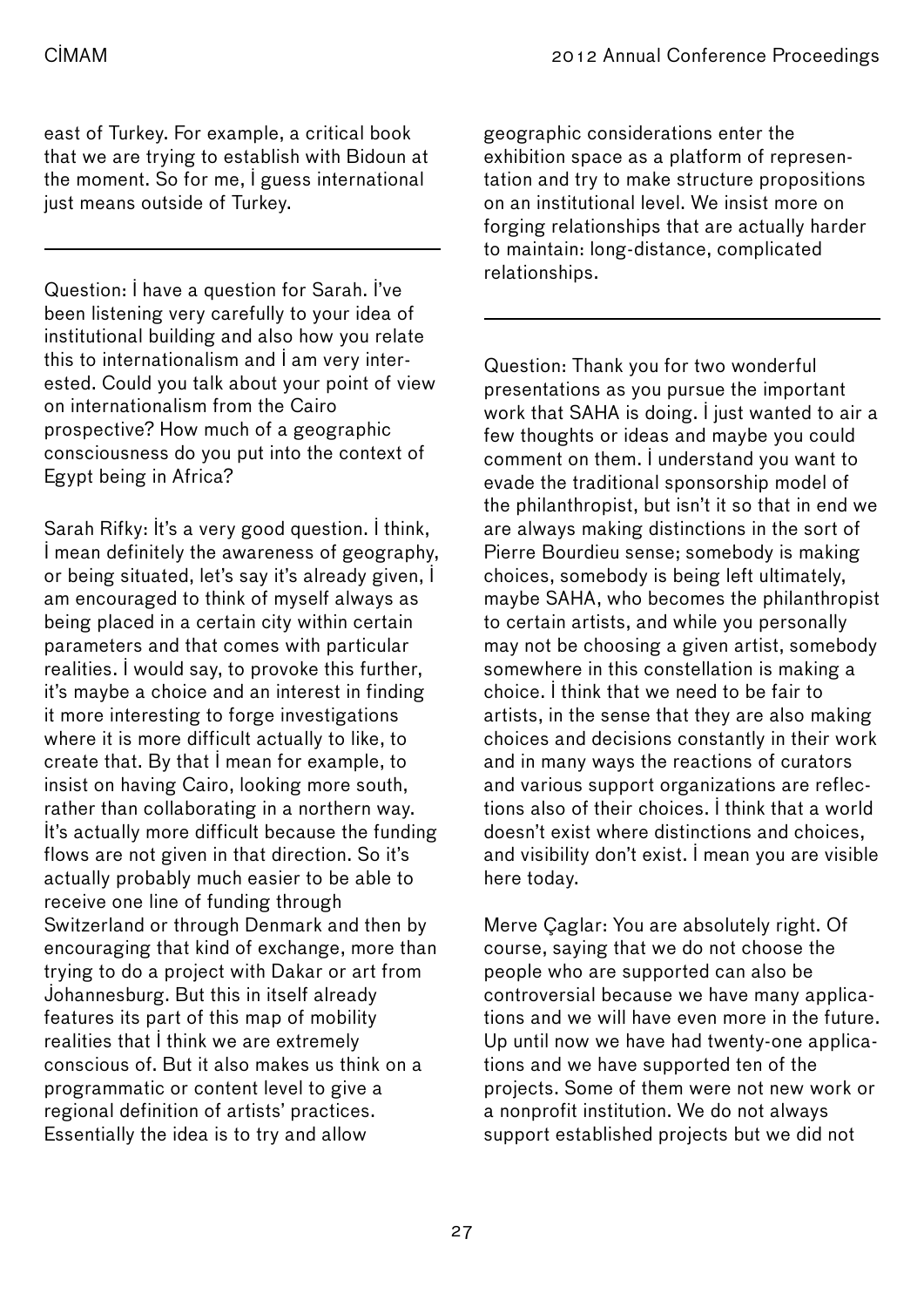east of Turkey. For example, a critical book that we are trying to establish with Bidoun at the moment. So for me, I guess international just means outside of Turkey.

---

Question: I have a question for Sarah. I've been listening very carefully to your idea of institutional building and also how you relate this to internationalism and I am very interested. Could you talk about your point of view on internationalism from the Cairo prospective? How much of a geographic consciousness do you put into the context of Egypt being in Africa?

Sarah Rifky: It's a very good question. I think, I mean definitely the awareness of geography, or being situated, let's say it's already given, I am encouraged to think of myself always as being placed in a certain city within certain parameters and that comes with particular realities. I would say, to provoke this further, it's maybe a choice and an interest in finding it more interesting to forge investigations where it is more difficult actually to like, to create that. By that I mean for example, to insist on having Cairo, looking more south, rather than collaborating in a northern way. It's actually more difficult because the funding flows are not given in that direction. So it's actually probably much easier to be able to receive one line of funding through Switzerland or through Denmark and then by encouraging that kind of exchange, more than trying to do a project with Dakar or art from Johannesburg. But this in itself already features its part of this map of mobility realities that I think we are extremely conscious of. But it also makes us think on a programmatic or content level to give a regional definition of artists' practices. Essentially the idea is to try and allow geographic considerations enter the exhibition space as a platform of representation and try to make structure propositions on an institutional level. We insist more on forging relationships that are actually harder to maintain: long-distance, complicated relationships.

---

Question: Thank you for two wonderful presentations as you pursue the important work that SAHA is doing. I just wanted to air a few thoughts or ideas and maybe you could comment on them. I understand you want to evade the traditional sponsorship model of the philanthropist, but isn't it so that in end we are always making distinctions in the sort of Pierre Bourdieu sense; somebody is making choices, somebody is being left ultimately, maybe SAHA, who becomes the philanthropist to certain artists, and while you personally may not be choosing a given artist, somebody somewhere in this constellation is making a choice. I think that we need to be fair to artists, in the sense that they are also making choices and decisions constantly in their work and in many ways the reactions of curators and various support organizations are reflections also of their choices. I think that a world doesn't exist where distinctions and choices, and visibility don't exist. I mean you are visible here today.

Merve Çaglar: You are absolutely right. Of course, saying that we do not choose the people who are supported can also be controversial because we have many applications and we will have even more in the future. Up until now we have had twenty-one applications and we have supported ten of the projects. Some of them were not new work or a nonprofit institution. We do not always support established projects but we did not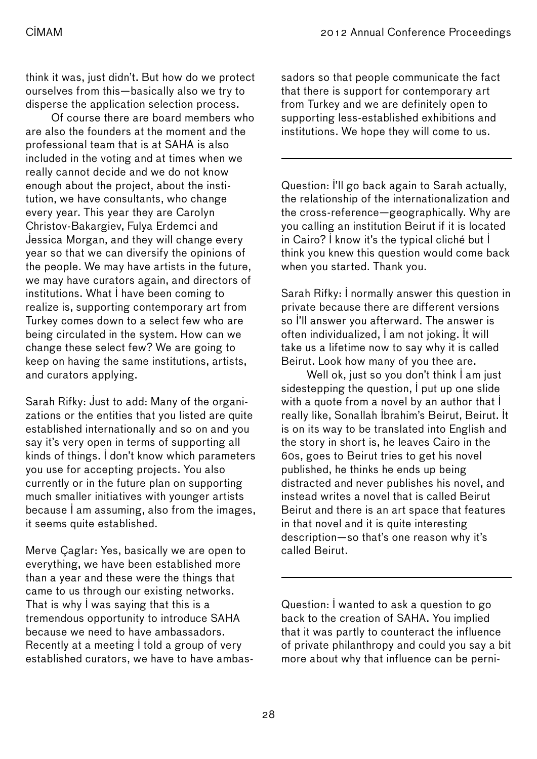think it was, just didn't. But how do we protect ourselves from this—basically also we try to disperse the application selection process.

Of course there are board members who are also the founders at the moment and the professional team that is at SAHA is also included in the voting and at times when we really cannot decide and we do not know enough about the project, about the institution, we have consultants, who change every year. This year they are Carolyn Christov-Bakargiev, Fulya Erdemci and Jessica Morgan, and they will change every year so that we can diversify the opinions of the people. We may have artists in the future, we may have curators again, and directors of institutions. What I have been coming to realize is, supporting contemporary art from Turkey comes down to a select few who are being circulated in the system. How can we change these select few? We are going to keep on having the same institutions, artists, and curators applying.

Sarah Rifky: Just to add: Many of the organizations or the entities that you listed are quite established internationally and so on and you say it's very open in terms of supporting all kinds of things. I don't know which parameters you use for accepting projects. You also currently or in the future plan on supporting much smaller initiatives with younger artists because I am assuming, also from the images, it seems quite established.

Merve Çaglar: Yes, basically we are open to everything, we have been established more than a year and these were the things that came to us through our existing networks. That is why I was saying that this is a tremendous opportunity to introduce SAHA because we need to have ambassadors. Recently at a meeting I told a group of very established curators, we have to have ambassadors so that people communicate the fact that there is support for contemporary art from Turkey and we are definitely open to supporting less-established exhibitions and institutions. We hope they will come to us.

---

Question: I'll go back again to Sarah actually, the relationship of the internationalization and the cross-reference—geographically. Why are you calling an institution Beirut if it is located in Cairo? I know it's the typical cliché but I think you knew this question would come back when you started. Thank you.

Sarah Rifky: I normally answer this question in private because there are different versions so I'll answer you afterward. The answer is often individualized, I am not joking. It will take us a lifetime now to say why it is called Beirut. Look how many of you thee are.

Well ok, just so you don't think I am just sidestepping the question, I put up one slide with a quote from a novel by an author that I really like, Sonallah Ibrahim's Beirut, Beirut. It is on its way to be translated into English and the story in short is, he leaves Cairo in the 60s, goes to Beirut tries to get his novel published, he thinks he ends up being distracted and never publishes his novel, and instead writes a novel that is called Beirut Beirut and there is an art space that features in that novel and it is quite interesting description—so that's one reason why it's called Beirut.

---

Question: I wanted to ask a question to go back to the creation of SAHA. You implied that it was partly to counteract the influence of private philanthropy and could you say a bit more about why that influence can be perni-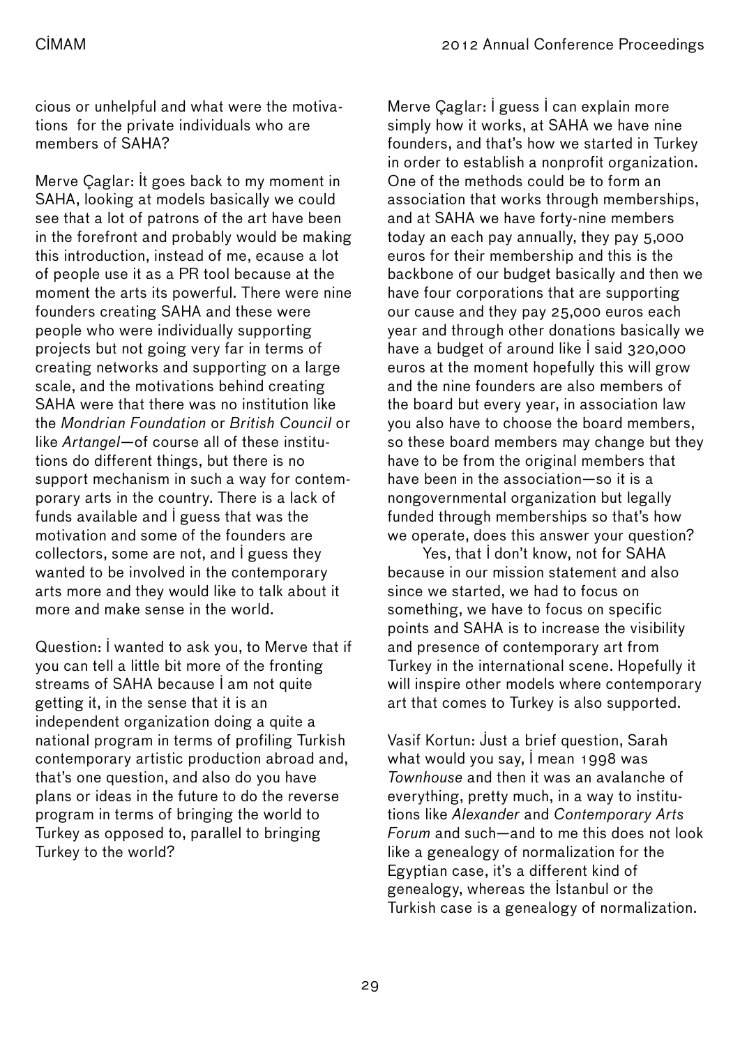cious or unhelpful and what were the motivations  for the private individuals who are members of SAHA?

Merve Çaglar: İt goes back to my moment in SAHA, looking at models basically we could see that a lot of patrons of the art have been in the forefront and probably would be making this introduction, instead of me, ecause a lot of people use it as a PR tool because at the moment the arts its powerful. There were nine founders creating SAHA and these were people who were individually supporting projects but not going very far in terms of creating networks and supporting on a large scale, and the motivations behind creating SAHA were that there was no institution like the *Mondrian Foundation* or *British Council* or like *Artangel*—of course all of these institutions do different things, but there is no support mechanism in such a way for contemporary arts in the country. There is a lack of funds available and İ guess that was the motivation and some of the founders are collectors, some are not, and İ guess they wanted to be involved in the contemporary arts more and they would like to talk about it more and make sense in the world.

Question: İ wanted to ask you, to Merve that if you can tell a little bit more of the fronting streams of SAHA because İ am not quite getting it, in the sense that it is an independent organization doing a quite a national program in terms of profiling Turkish contemporary artistic production abroad and, that's one question, and also do you have plans or ideas in the future to do the reverse program in terms of bringing the world to Turkey as opposed to, parallel to bringing Turkey to the world?

Merve Çaglar: İ guess İ can explain more simply how it works, at SAHA we have nine founders, and that's how we started in Turkey in order to establish a nonprofit organization. One of the methods could be to form an association that works through memberships, and at SAHA we have forty-nine members today an each pay annually, they pay 5,000 euros for their membership and this is the backbone of our budget basically and then we have four corporations that are supporting our cause and they pay 25,000 euros each year and through other donations basically we have a budget of around like İ said 320,000 euros at the moment hopefully this will grow and the nine founders are also members of the board but every year, in association law you also have to choose the board members, so these board members may change but they have to be from the original members that have been in the association—so it is a nongovernmental organization but legally funded through memberships so that's how we operate, does this answer your question?

Yes, that İ don't know, not for SAHA because in our mission statement and also since we started, we had to focus on something, we have to focus on specific points and SAHA is to increase the visibility and presence of contemporary art from Turkey in the international scene. Hopefully it will inspire other models where contemporary art that comes to Turkey is also supported.

Vasif Kortun: Just a brief question, Sarah what would you say, İ mean 1998 was *Townhouse* and then it was an avalanche of everything, pretty much, in a way to institutions like *Alexander* and *Contemporary Arts Forum* and such—and to me this does not look like a genealogy of normalization for the Egyptian case, it's a different kind of genealogy, whereas the İstanbul or the Turkish case is a genealogy of normalization.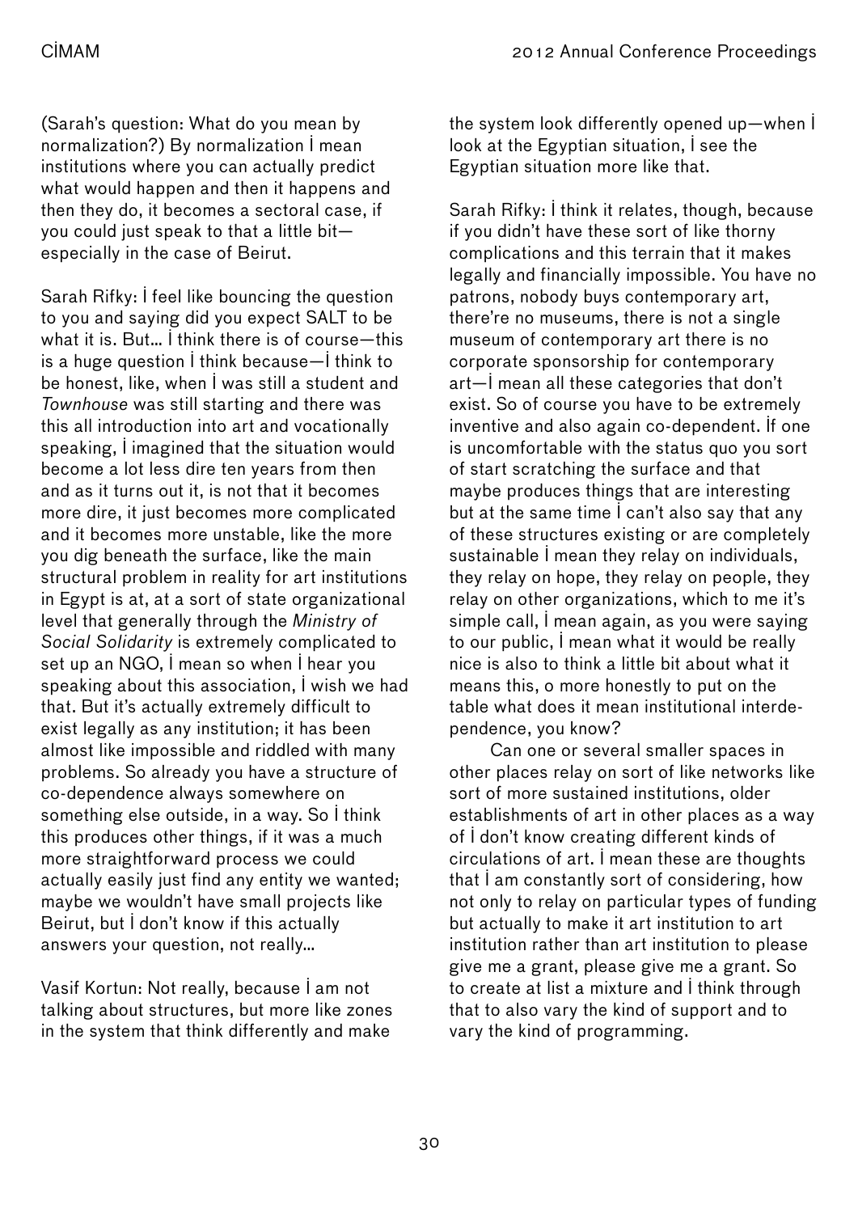(Sarah's question: What do you mean by normalization?) By normalization I mean institutions where you can actually predict what would happen and then it happens and then they do, it becomes a sectoral case, if you could just speak to that a little bit—especially in the case of Beirut.

Sarah Rifky: I feel like bouncing the question to you and saying did you expect SALT to be what it is. But… I think there is of course—this is a huge question I think because—I think to be honest, like, when I was still a student and *Townhouse* was still starting and there was this all introduction into art and vocationally speaking, I imagined that the situation would become a lot less dire ten years from then and as it turns out it, is not that it becomes more dire, it just becomes more complicated and it becomes more unstable, like the more you dig beneath the surface, like the main structural problem in reality for art institutions in Egypt is at, at a sort of state organizational level that generally through the *Ministry of Social Solidarity* is extremely complicated to set up an NGO, I mean so when I hear you speaking about this association, I wish we had that. But it's actually extremely difficult to exist legally as any institution; it has been almost like impossible and riddled with many problems. So already you have a structure of co-dependence always somewhere on something else outside, in a way. So I think this produces other things, if it was a much more straightforward process we could actually easily just find any entity we wanted; maybe we wouldn't have small projects like Beirut, but I don't know if this actually answers your question, not really…

Vasif Kortun: Not really, because I am not talking about structures, but more like zones in the system that think differently and make the system look differently opened up—when I look at the Egyptian situation, I see the Egyptian situation more like that.

Sarah Rifky: I think it relates, though, because if you didn't have these sort of like thorny complications and this terrain that it makes legally and financially impossible. You have no patrons, nobody buys contemporary art, there're no museums, there is not a single museum of contemporary art there is no corporate sponsorship for contemporary art—I mean all these categories that don't exist. So of course you have to be extremely inventive and also again co-dependent. If one is uncomfortable with the status quo you sort of start scratching the surface and that maybe produces things that are interesting but at the same time I can't also say that any of these structures existing or are completely sustainable I mean they relay on individuals, they relay on hope, they relay on people, they relay on other organizations, which to me it's simple call, I mean again, as you were saying to our public, I mean what it would be really nice is also to think a little bit about what it means this, o more honestly to put on the table what does it mean institutional interdependence, you know?

Can one or several smaller spaces in other places relay on sort of like networks like sort of more sustained institutions, older establishments of art in other places as a way of I don't know creating different kinds of circulations of art. I mean these are thoughts that I am constantly sort of considering, how not only to relay on particular types of funding but actually to make it art institution to art institution rather than art institution to please give me a grant, please give me a grant. So to create at list a mixture and I think through that to also vary the kind of support and to vary the kind of programming.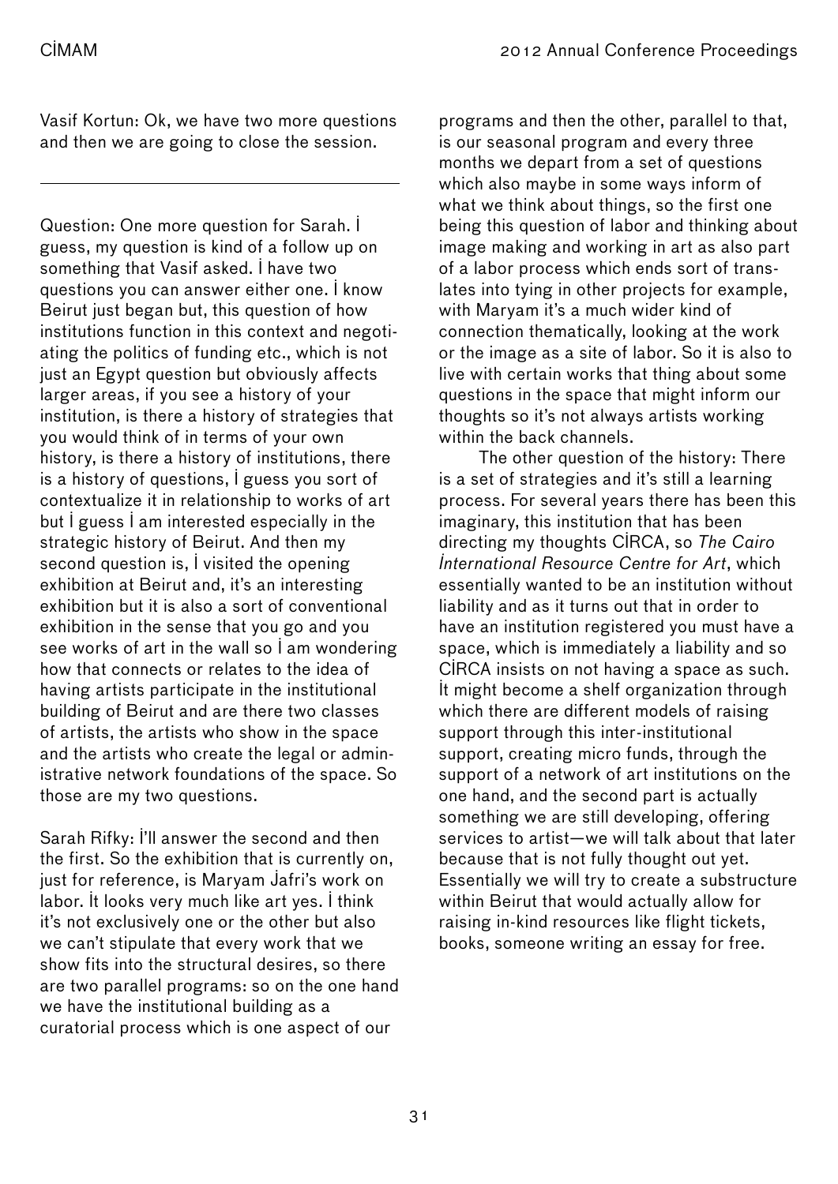Vasif Kortun: Ok, we have two more questions and then we are going to close the session.

---

Question: One more question for Sarah. I guess, my question is kind of a follow up on something that Vasif asked. I have two questions you can answer either one. I know Beirut just began but, this question of how institutions function in this context and negotiating the politics of funding etc., which is not just an Egypt question but obviously affects larger areas, if you see a history of your institution, is there a history of strategies that you would think of in terms of your own history, is there a history of institutions, there is a history of questions, I guess you sort of contextualize it in relationship to works of art but I guess I am interested especially in the strategic history of Beirut. And then my second question is, I visited the opening exhibition at Beirut and, it's an interesting exhibition but it is also a sort of conventional exhibition in the sense that you go and you see works of art in the wall so I am wondering how that connects or relates to the idea of having artists participate in the institutional building of Beirut and are there two classes of artists, the artists who show in the space and the artists who create the legal or administrative network foundations of the space. So those are my two questions.

Sarah Rifky: I'll answer the second and then the first. So the exhibition that is currently on, just for reference, is Maryam Jafri's work on labor. It looks very much like art yes. I think it's not exclusively one or the other but also we can't stipulate that every work that we show fits into the structural desires, so there are two parallel programs: so on the one hand we have the institutional building as a curatorial process which is one aspect of our programs and then the other, parallel to that, is our seasonal program and every three months we depart from a set of questions which also maybe in some ways inform of what we think about things, so the first one being this question of labor and thinking about image making and working in art as also part of a labor process which ends sort of translates into tying in other projects for example, with Maryam it's a much wider kind of connection thematically, looking at the work or the image as a site of labor. So it is also to live with certain works that thing about some questions in the space that might inform our thoughts so it's not always artists working within the back channels.

The other question of the history: There is a set of strategies and it's still a learning process. For several years there has been this imaginary, this institution that has been directing my thoughts CIRCA, so *The Cairo International Resource Centre for Art*, which essentially wanted to be an institution without liability and as it turns out that in order to have an institution registered you must have a space, which is immediately a liability and so CIRCA insists on not having a space as such. It might become a shelf organization through which there are different models of raising support through this inter-institutional support, creating micro funds, through the support of a network of art institutions on the one hand, and the second part is actually something we are still developing, offering services to artist—we will talk about that later because that is not fully thought out yet. Essentially we will try to create a substructure within Beirut that would actually allow for raising in-kind resources like flight tickets, books, someone writing an essay for free.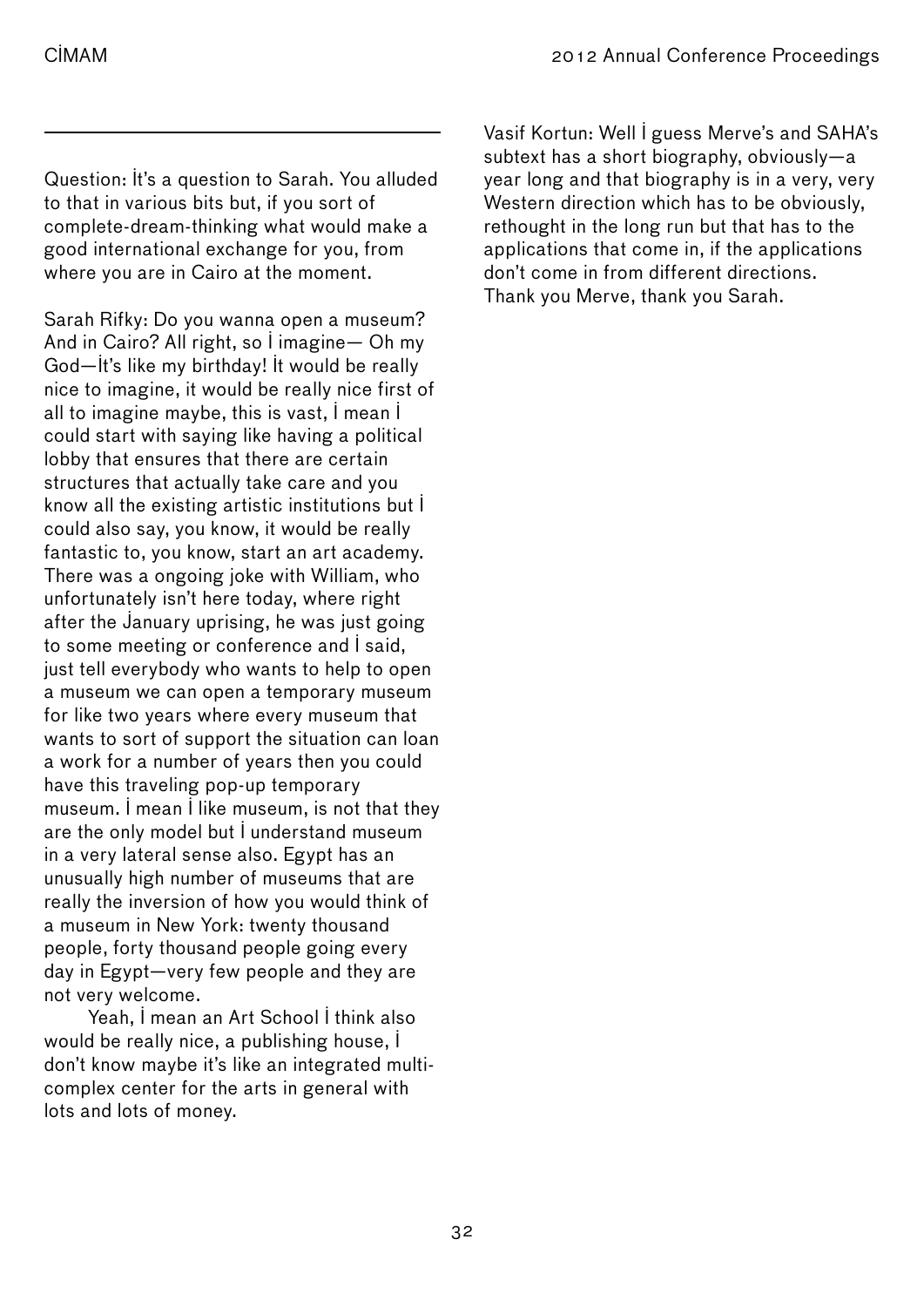---

Question: It's a question to Sarah. You alluded to that in various bits but, if you sort of complete-dream-thinking what would make a good international exchange for you, from where you are in Cairo at the moment.

Sarah Rifky: Do you wanna open a museum? And in Cairo? All right, so I imagine— Oh my God—It's like my birthday! It would be really nice to imagine, it would be really nice first of all to imagine maybe, this is vast, I mean I could start with saying like having a political lobby that ensures that there are certain structures that actually take care and you know all the existing artistic institutions but I could also say, you know, it would be really fantastic to, you know, start an art academy. There was a ongoing joke with William, who unfortunately isn't here today, where right after the January uprising, he was just going to some meeting or conference and I said, just tell everybody who wants to help to open a museum we can open a temporary museum for like two years where every museum that wants to sort of support the situation can loan a work for a number of years then you could have this traveling pop-up temporary museum. I mean I like museum, is not that they are the only model but I understand museum in a very lateral sense also. Egypt has an unusually high number of museums that are really the inversion of how you would think of a museum in New York: twenty thousand people, forty thousand people going every day in Egypt—very few people and they are not very welcome.

Yeah, I mean an Art School I think also would be really nice, a publishing house, I don't know maybe it's like an integrated multi-complex center for the arts in general with lots and lots of money.

Vasif Kortun: Well I guess Merve's and SAHA's subtext has a short biography, obviously—a year long and that biography is in a very, very Western direction which has to be obviously, rethought in the long run but that has to the applications that come in, if the applications don't come in from different directions. Thank you Merve, thank you Sarah.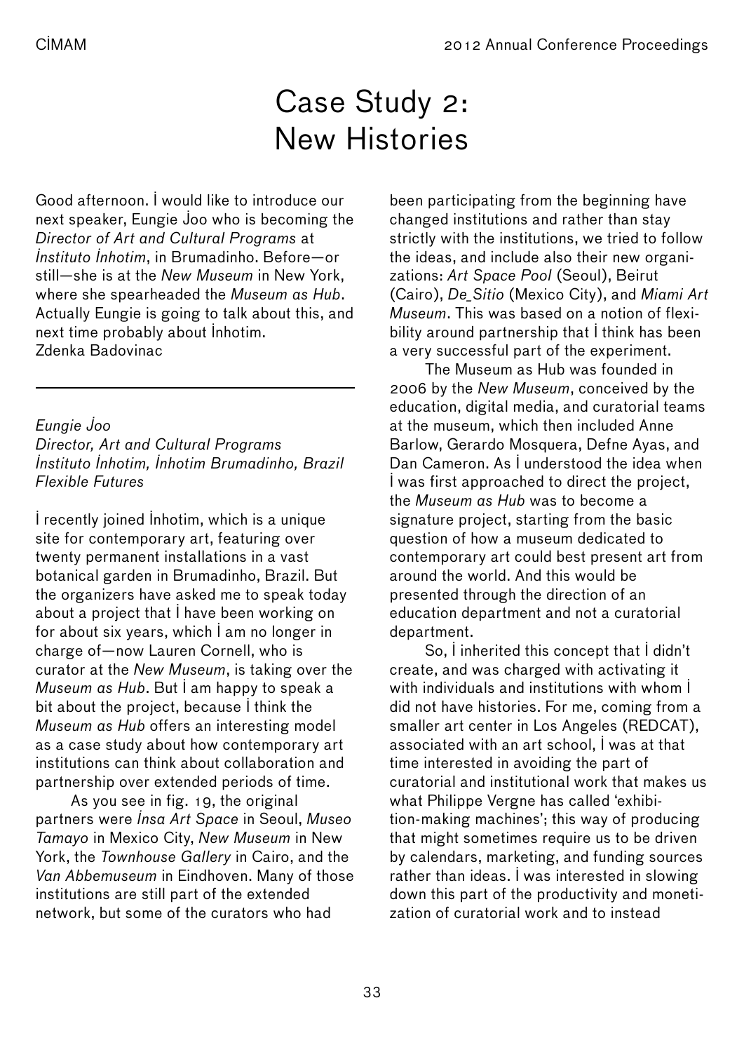# Case Study 2: New Histories

Good afternoon. I would like to introduce our next speaker, Eungie Joo who is becoming the *Director of Art and Cultural Programs* at *Instituto Inhotim*, in Brumadinho. Before—or still—she is at the *New Museum* in New York, where she spearheaded the *Museum as Hub*. Actually Eungie is going to talk about this, and next time probably about Inhotim.
Zdenka Badovinac

---

*Eungie Joo*
*Director, Art and Cultural Programs*
*Instituto Inhotim, Inhotim Brumadinho, Brazil*
*Flexible Futures*

I recently joined Inhotim, which is a unique site for contemporary art, featuring over twenty permanent installations in a vast botanical garden in Brumadinho, Brazil. But the organizers have asked me to speak today about a project that I have been working on for about six years, which I am no longer in charge of—now Lauren Cornell, who is curator at the *New Museum*, is taking over the *Museum as Hub*. But I am happy to speak a bit about the project, because I think the *Museum as Hub* offers an interesting model as a case study about how contemporary art institutions can think about collaboration and partnership over extended periods of time.

As you see in fig. 19, the original partners were *Insa Art Space* in Seoul, *Museo Tamayo* in Mexico City, *New Museum* in New York, the *Townhouse Gallery* in Cairo, and the *Van Abbemuseum* in Eindhoven. Many of those institutions are still part of the extended network, but some of the curators who had been participating from the beginning have changed institutions and rather than stay strictly with the institutions, we tried to follow the ideas, and include also their new organizations: *Art Space Pool* (Seoul), Beirut (Cairo), *De_Sitio* (Mexico City), and *Miami Art Museum*. This was based on a notion of flexibility around partnership that I think has been a very successful part of the experiment.

The Museum as Hub was founded in 2006 by the *New Museum*, conceived by the education, digital media, and curatorial teams at the museum, which then included Anne Barlow, Gerardo Mosquera, Defne Ayas, and Dan Cameron. As I understood the idea when I was first approached to direct the project, the *Museum as Hub* was to become a signature project, starting from the basic question of how a museum dedicated to contemporary art could best present art from around the world. And this would be presented through the direction of an education department and not a curatorial department.

So, I inherited this concept that I didn't create, and was charged with activating it with individuals and institutions with whom I did not have histories. For me, coming from a smaller art center in Los Angeles (REDCAT), associated with an art school, I was at that time interested in avoiding the part of curatorial and institutional work that makes us what Philippe Vergne has called 'exhibition-making machines'; this way of producing that might sometimes require us to be driven by calendars, marketing, and funding sources rather than ideas. I was interested in slowing down this part of the productivity and monetization of curatorial work and to instead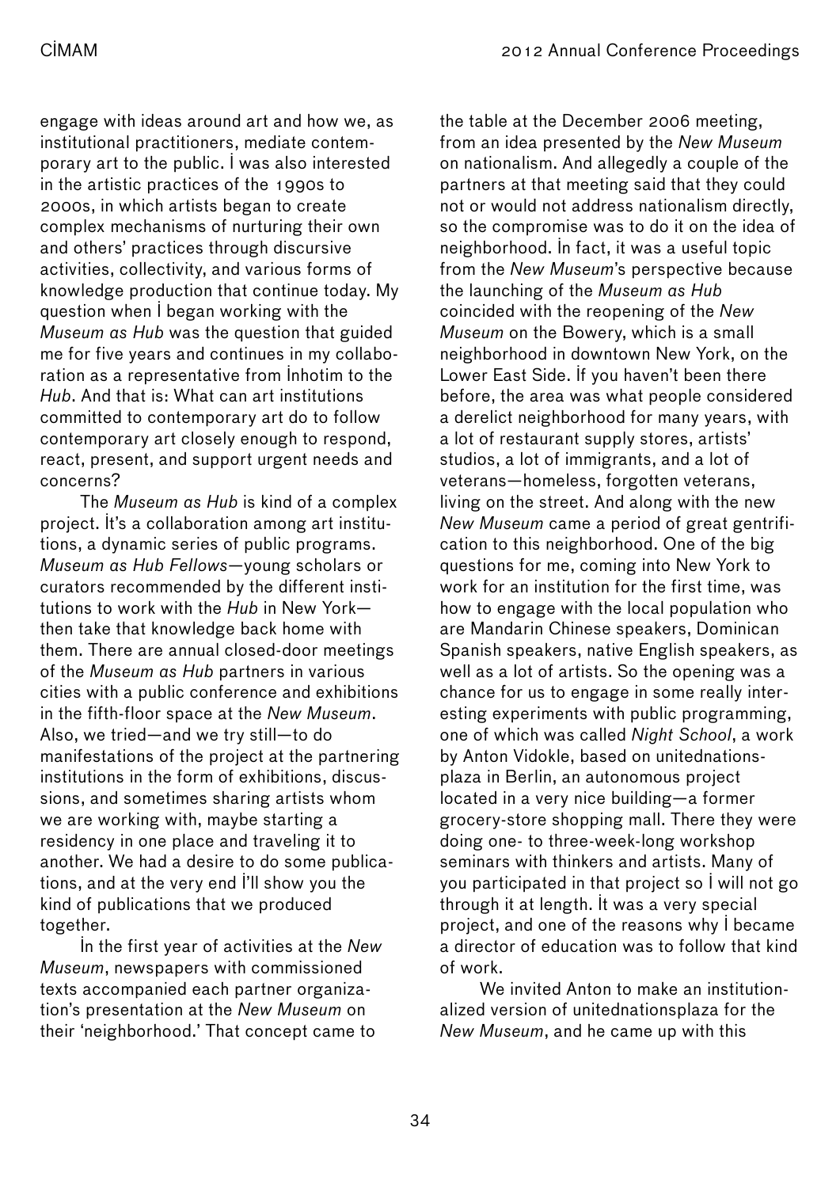engage with ideas around art and how we, as institutional practitioners, mediate contemporary art to the public. I was also interested in the artistic practices of the 1990s to 2000s, in which artists began to create complex mechanisms of nurturing their own and others' practices through discursive activities, collectivity, and various forms of knowledge production that continue today. My question when I began working with the *Museum as Hub* was the question that guided me for five years and continues in my collaboration as a representative from Inhotim to the *Hub*. And that is: What can art institutions committed to contemporary art do to follow contemporary art closely enough to respond, react, present, and support urgent needs and concerns?

The *Museum as Hub* is kind of a complex project. It's a collaboration among art institutions, a dynamic series of public programs. *Museum as Hub Fellows*—young scholars or curators recommended by the different institutions to work with the *Hub* in New York—then take that knowledge back home with them. There are annual closed-door meetings of the *Museum as Hub* partners in various cities with a public conference and exhibitions in the fifth-floor space at the *New Museum*. Also, we tried—and we try still—to do manifestations of the project at the partnering institutions in the form of exhibitions, discussions, and sometimes sharing artists whom we are working with, maybe starting a residency in one place and traveling it to another. We had a desire to do some publications, and at the very end I'll show you the kind of publications that we produced together.

In the first year of activities at the *New Museum*, newspapers with commissioned texts accompanied each partner organization's presentation at the *New Museum* on their 'neighborhood.' That concept came to the table at the December 2006 meeting, from an idea presented by the *New Museum* on nationalism. And allegedly a couple of the partners at that meeting said that they could not or would not address nationalism directly, so the compromise was to do it on the idea of neighborhood. In fact, it was a useful topic from the *New Museum*'s perspective because the launching of the *Museum as Hub* coincided with the reopening of the *New Museum* on the Bowery, which is a small neighborhood in downtown New York, on the Lower East Side. If you haven't been there before, the area was what people considered a derelict neighborhood for many years, with a lot of restaurant supply stores, artists' studios, a lot of immigrants, and a lot of veterans—homeless, forgotten veterans, living on the street. And along with the new *New Museum* came a period of great gentrification to this neighborhood. One of the big questions for me, coming into New York to work for an institution for the first time, was how to engage with the local population who are Mandarin Chinese speakers, Dominican Spanish speakers, native English speakers, as well as a lot of artists. So the opening was a chance for us to engage in some really interesting experiments with public programming, one of which was called *Night School*, a work by Anton Vidokle, based on unitednationsplaza in Berlin, an autonomous project located in a very nice building—a former grocery-store shopping mall. There they were doing one- to three-week-long workshop seminars with thinkers and artists. Many of you participated in that project so I will not go through it at length. It was a very special project, and one of the reasons why I became a director of education was to follow that kind of work.

We invited Anton to make an institutionalized version of unitednationsplaza for the *New Museum*, and he came up with this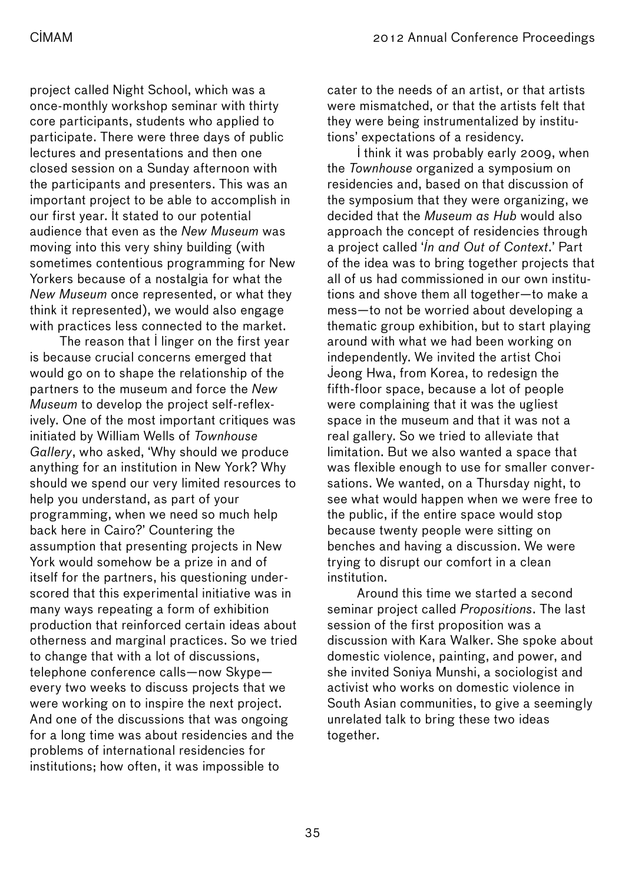project called Night School, which was a once-monthly workshop seminar with thirty core participants, students who applied to participate. There were three days of public lectures and presentations and then one closed session on a Sunday afternoon with the participants and presenters. This was an important project to be able to accomplish in our first year. It stated to our potential audience that even as the *New Museum* was moving into this very shiny building (with sometimes contentious programming for New Yorkers because of a nostalgia for what the *New Museum* once represented, or what they think it represented), we would also engage with practices less connected to the market.

The reason that I linger on the first year is because crucial concerns emerged that would go on to shape the relationship of the partners to the museum and force the *New Museum* to develop the project self-reflexively. One of the most important critiques was initiated by William Wells of *Townhouse Gallery*, who asked, 'Why should we produce anything for an institution in New York? Why should we spend our very limited resources to help you understand, as part of your programming, when we need so much help back here in Cairo?' Countering the assumption that presenting projects in New York would somehow be a prize in and of itself for the partners, his questioning underscored that this experimental initiative was in many ways repeating a form of exhibition production that reinforced certain ideas about otherness and marginal practices. So we tried to change that with a lot of discussions, telephone conference calls—now Skype—every two weeks to discuss projects that we were working on to inspire the next project. And one of the discussions that was ongoing for a long time was about residencies and the problems of international residencies for institutions; how often, it was impossible to cater to the needs of an artist, or that artists were mismatched, or that the artists felt that they were being instrumentalized by institutions' expectations of a residency.

I think it was probably early 2009, when the *Townhouse* organized a symposium on residencies and, based on that discussion of the symposium that they were organizing, we decided that the *Museum as Hub* would also approach the concept of residencies through a project called '*In and Out of Context*.' Part of the idea was to bring together projects that all of us had commissioned in our own institutions and shove them all together—to make a mess—to not be worried about developing a thematic group exhibition, but to start playing around with what we had been working on independently. We invited the artist Choi Jeong Hwa, from Korea, to redesign the fifth-floor space, because a lot of people were complaining that it was the ugliest space in the museum and that it was not a real gallery. So we tried to alleviate that limitation. But we also wanted a space that was flexible enough to use for smaller conversations. We wanted, on a Thursday night, to see what would happen when we were free to the public, if the entire space would stop because twenty people were sitting on benches and having a discussion. We were trying to disrupt our comfort in a clean institution.

Around this time we started a second seminar project called *Propositions*. The last session of the first proposition was a discussion with Kara Walker. She spoke about domestic violence, painting, and power, and she invited Soniya Munshi, a sociologist and activist who works on domestic violence in South Asian communities, to give a seemingly unrelated talk to bring these two ideas together.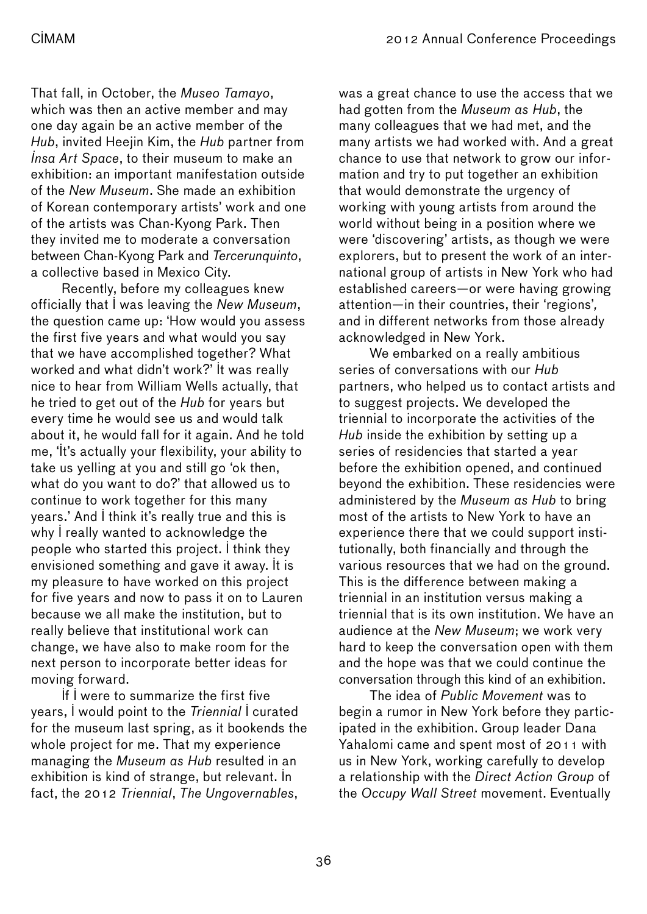That fall, in October, the *Museo Tamayo*, which was then an active member and may one day again be an active member of the *Hub*, invited Heejin Kim, the *Hub* partner from *Insa Art Space*, to their museum to make an exhibition: an important manifestation outside of the *New Museum*. She made an exhibition of Korean contemporary artists' work and one of the artists was Chan-Kyong Park. Then they invited me to moderate a conversation between Chan-Kyong Park and *Tercerunquinto*, a collective based in Mexico City.

Recently, before my colleagues knew officially that I was leaving the *New Museum*, the question came up: 'How would you assess the first five years and what would you say that we have accomplished together? What worked and what didn't work?' It was really nice to hear from William Wells actually, that he tried to get out of the *Hub* for years but every time he would see us and would talk about it, he would fall for it again. And he told me, 'It's actually your flexibility, your ability to take us yelling at you and still go 'ok then, what do you want to do?' that allowed us to continue to work together for this many years.' And I think it's really true and this is why I really wanted to acknowledge the people who started this project. I think they envisioned something and gave it away. It is my pleasure to have worked on this project for five years and now to pass it on to Lauren because we all make the institution, but to really believe that institutional work can change, we have also to make room for the next person to incorporate better ideas for moving forward.

If I were to summarize the first five years, I would point to the *Triennial* I curated for the museum last spring, as it bookends the whole project for me. That my experience managing the *Museum as Hub* resulted in an exhibition is kind of strange, but relevant. In fact, the 2012 *Triennial*, *The Ungovernables*, was a great chance to use the access that we had gotten from the *Museum as Hub*, the many colleagues that we had met, and the many artists we had worked with. And a great chance to use that network to grow our information and try to put together an exhibition that would demonstrate the urgency of working with young artists from around the world without being in a position where we were 'discovering' artists, as though we were explorers, but to present the work of an international group of artists in New York who had established careers—or were having growing attention—in their countries, their 'regions', and in different networks from those already acknowledged in New York.

We embarked on a really ambitious series of conversations with our *Hub* partners, who helped us to contact artists and to suggest projects. We developed the triennial to incorporate the activities of the *Hub* inside the exhibition by setting up a series of residencies that started a year before the exhibition opened, and continued beyond the exhibition. These residencies were administered by the *Museum as Hub* to bring most of the artists to New York to have an experience there that we could support institutionally, both financially and through the various resources that we had on the ground. This is the difference between making a triennial in an institution versus making a triennial that is its own institution. We have an audience at the *New Museum*; we work very hard to keep the conversation open with them and the hope was that we could continue the conversation through this kind of an exhibition.

The idea of *Public Movement* was to begin a rumor in New York before they participated in the exhibition. Group leader Dana Yahalomi came and spent most of 2011 with us in New York, working carefully to develop a relationship with the *Direct Action Group* of the *Occupy Wall Street* movement. Eventually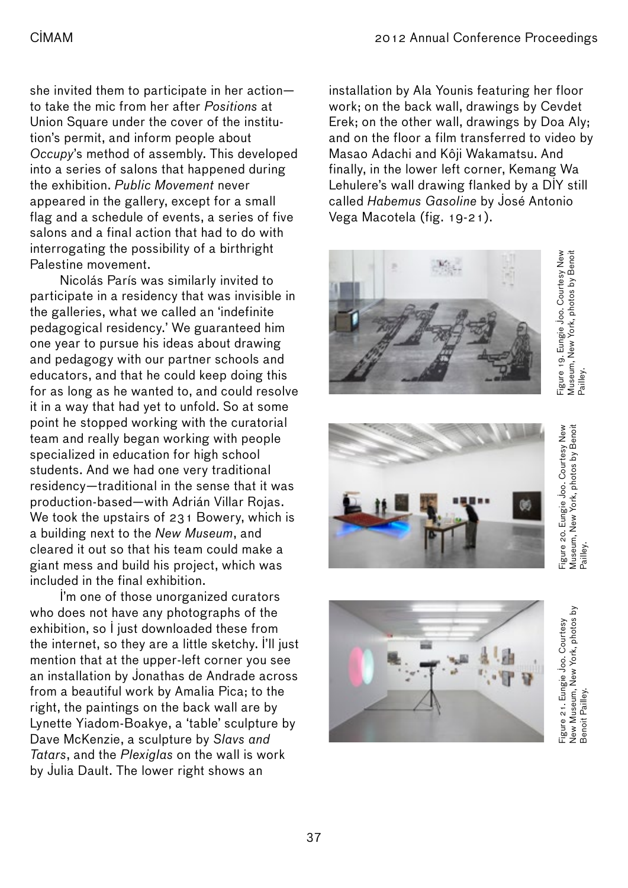she invited them to participate in her action—to take the mic from her after *Positions* at Union Square under the cover of the institution's permit, and inform people about *Occupy*'s method of assembly. This developed into a series of salons that happened during the exhibition. *Public Movement* never appeared in the gallery, except for a small flag and a schedule of events, a series of five salons and a final action that had to do with interrogating the possibility of a birthright Palestine movement.

Nicolás París was similarly invited to participate in a residency that was invisible in the galleries, what we called an 'indefinite pedagogical residency.' We guaranteed him one year to pursue his ideas about drawing and pedagogy with our partner schools and educators, and that he could keep doing this for as long as he wanted to, and could resolve it in a way that had yet to unfold. So at some point he stopped working with the curatorial team and really began working with people specialized in education for high school students. And we had one very traditional residency—traditional in the sense that it was production-based—with Adrián Villar Rojas. We took the upstairs of 231 Bowery, which is a building next to the *New Museum*, and cleared it out so that his team could make a giant mess and build his project, which was included in the final exhibition.

I'm one of those unorganized curators who does not have any photographs of the exhibition, so I just downloaded these from the internet, so they are a little sketchy. I'll just mention that at the upper-left corner you see an installation by Jonathas de Andrade across from a beautiful work by Amalia Pica; to the right, the paintings on the back wall are by Lynette Yiadom-Boakye, a 'table' sculpture by Dave McKenzie, a sculpture by *Slavs and Tatars*, and the *Plexiglas* on the wall is work by Julia Dault. The lower right shows an installation by Ala Younis featuring her floor work; on the back wall, drawings by Cevdet Erek; on the other wall, drawings by Doa Aly; and on the floor a film transferred to video by Masao Adachi and Kôji Wakamatsu. And finally, in the lower left corner, Kemang Wa Lehulere's wall drawing flanked by a DIY still called *Habemus Gasoline* by José Antonio Vega Macotela (fig. 19-21).

Figure 19. Eungie Joo. Courtesy New Museum, New York, photos by Benoit Pailley.

Figure 20. Eungie Joo. Courtesy New Museum, New York, photos by Benoit Pailley.

Figure 21. Eungie Joo. Courtesy New Museum, New York, photos by Benoit Pailley.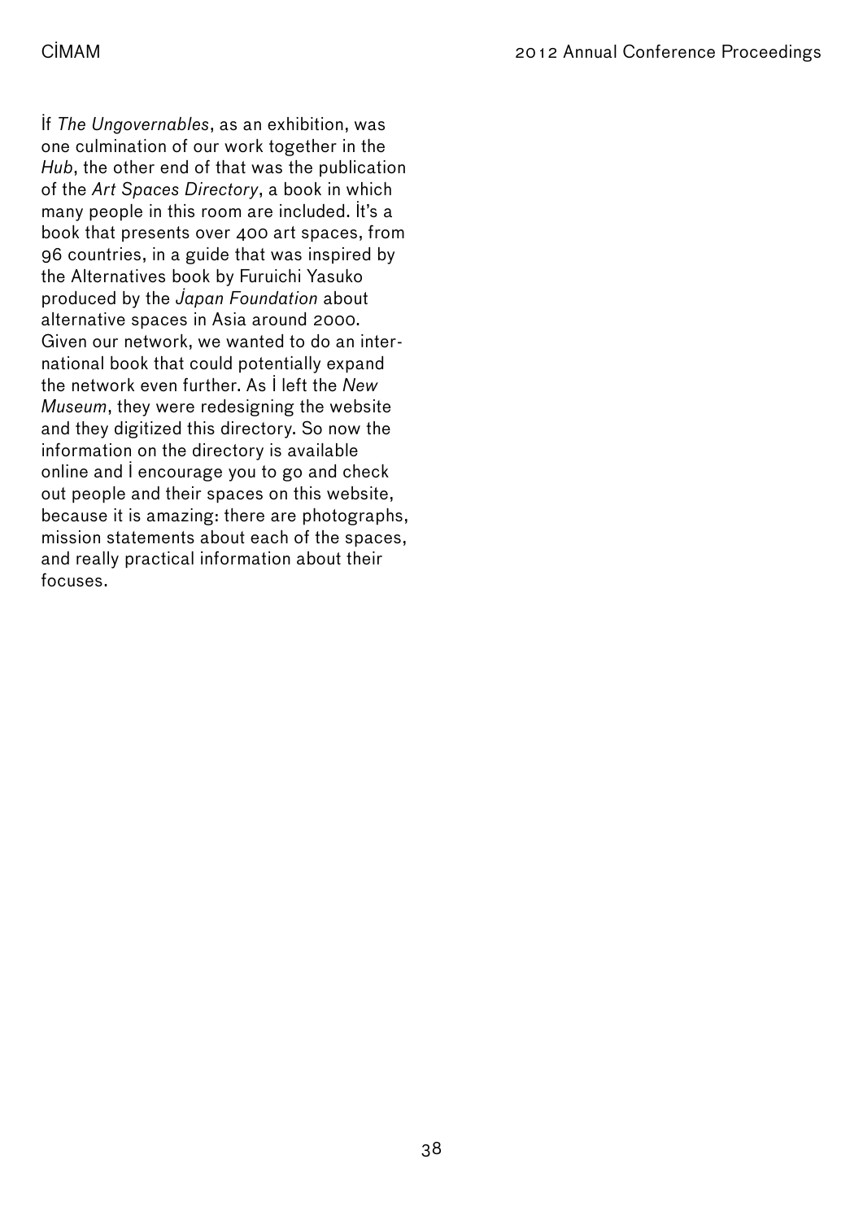If *The Ungovernables*, as an exhibition, was one culmination of our work together in the *Hub*, the other end of that was the publication of the *Art Spaces Directory*, a book in which many people in this room are included. It's a book that presents over 400 art spaces, from 96 countries, in a guide that was inspired by the Alternatives book by Furuichi Yasuko produced by the *Japan Foundation* about alternative spaces in Asia around 2000. Given our network, we wanted to do an international book that could potentially expand the network even further. As I left the *New Museum*, they were redesigning the website and they digitized this directory. So now the information on the directory is available online and I encourage you to go and check out people and their spaces on this website, because it is amazing: there are photographs, mission statements about each of the spaces, and really practical information about their focuses.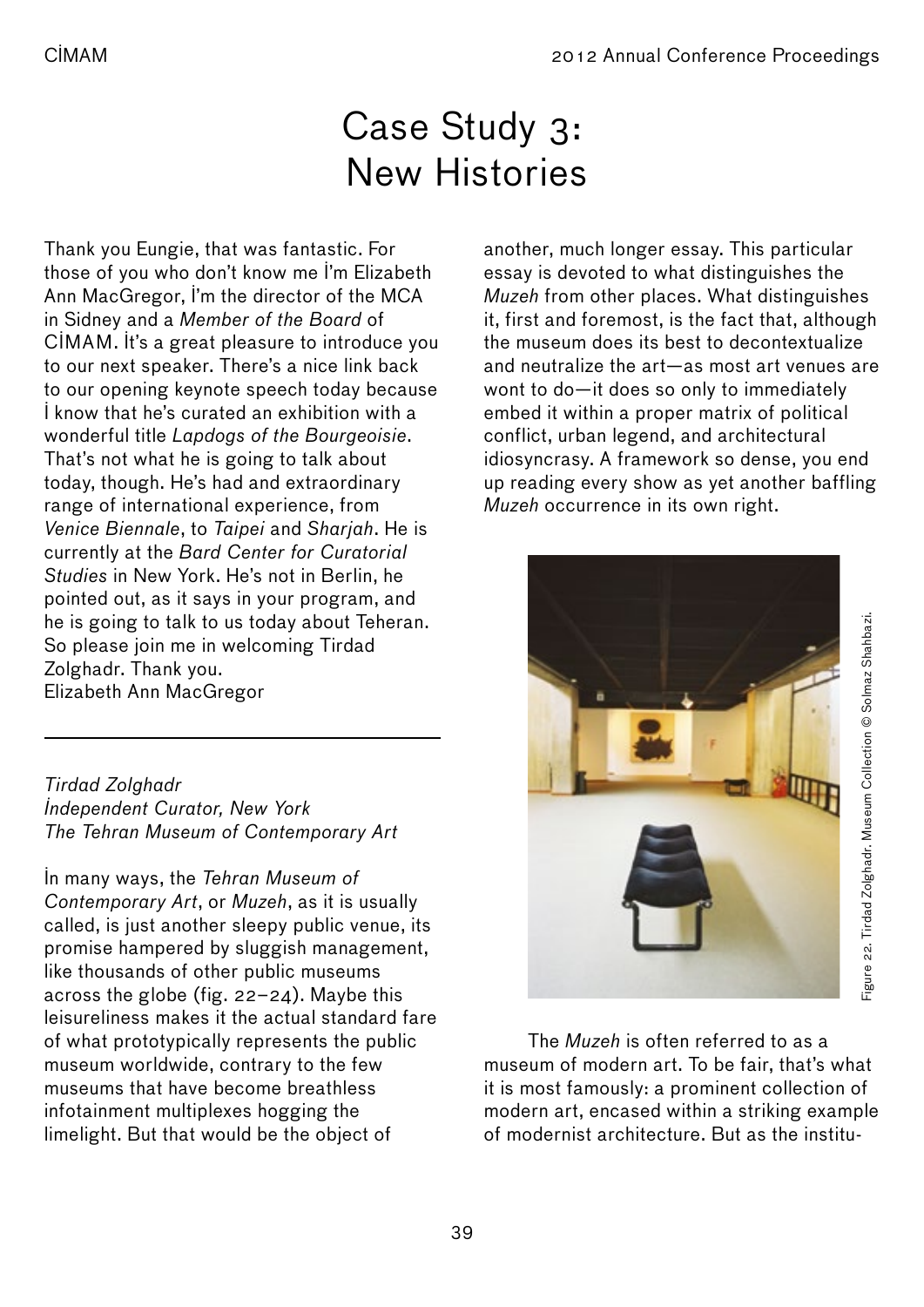# Case Study 3: New Histories

Thank you Eungie, that was fantastic. For those of you who don't know me İ'm Elizabeth Ann MacGregor, İ'm the director of the MCA in Sidney and a *Member of the Board* of CİMAM. İt's a great pleasure to introduce you to our next speaker. There's a nice link back to our opening keynote speech today because İ know that he's curated an exhibition with a wonderful title *Lapdogs of the Bourgeoisie*. That's not what he is going to talk about today, though. He's had and extraordinary range of international experience, from *Venice Biennale*, to *Taipei* and *Sharjah*. He is currently at the *Bard Center for Curatorial Studies* in New York. He's not in Berlin, he pointed out, as it says in your program, and he is going to talk to us today about Teheran. So please join me in welcoming Tirdad Zolghadr. Thank you.
Elizabeth Ann MacGregor

---

*Tirdad Zolghadr*
*İndependent Curator, New York*
*The Tehran Museum of Contemporary Art*

İn many ways, the *Tehran Museum of Contemporary Art*, or *Muzeh*, as it is usually called, is just another sleepy public venue, its promise hampered by sluggish management, like thousands of other public museums across the globe (fig. 22–24). Maybe this leisureliness makes it the actual standard fare of what prototypically represents the public museum worldwide, contrary to the few museums that have become breathless infotainment multiplexes hogging the limelight. But that would be the object of another, much longer essay. This particular essay is devoted to what distinguishes the *Muzeh* from other places. What distinguishes it, first and foremost, is the fact that, although the museum does its best to decontextualize and neutralize the art—as most art venues are wont to do—it does so only to immediately embed it within a proper matrix of political conflict, urban legend, and architectural idiosyncrasy. A framework so dense, you end up reading every show as yet another baffling *Muzeh* occurrence in its own right.

Figure 22. Tirdad Zolghadr. Museum Collection © Solmaz Shahbazi.

The *Muzeh* is often referred to as a museum of modern art. To be fair, that's what it is most famously: a prominent collection of modern art, encased within a striking example of modernist architecture. But as the institu-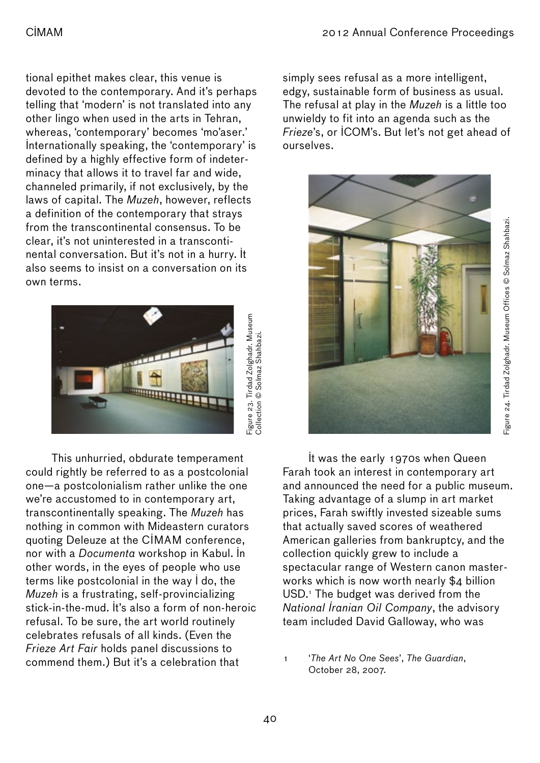tional epithet makes clear, this venue is devoted to the contemporary. And it's perhaps telling that 'modern' is not translated into any other lingo when used in the arts in Tehran, whereas, 'contemporary' becomes 'mo'aser.' Internationally speaking, the 'contemporary' is defined by a highly effective form of indeterminacy that allows it to travel far and wide, channeled primarily, if not exclusively, by the laws of capital. The *Muzeh*, however, reflects a definition of the contemporary that strays from the transcontinental consensus. To be clear, it's not uninterested in a transcontinental conversation. But it's not in a hurry. It also seems to insist on a conversation on its own terms.

Figure 23. Tirdad Zolghadr. Museum Collection © Solmaz Shahbazi.

This unhurried, obdurate temperament could rightly be referred to as a postcolonial one—a postcolonialism rather unlike the one we're accustomed to in contemporary art, transcontinentally speaking. The *Muzeh* has nothing in common with Mideastern curators quoting Deleuze at the CIMAM conference, nor with a *Documenta* workshop in Kabul. In other words, in the eyes of people who use terms like postcolonial in the way I do, the *Muzeh* is a frustrating, self-provincializing stick-in-the-mud. It's also a form of non-heroic refusal. To be sure, the art world routinely celebrates refusals of all kinds. (Even the *Frieze Art Fair* holds panel discussions to commend them.) But it's a celebration that simply sees refusal as a more intelligent, edgy, sustainable form of business as usual. The refusal at play in the *Muzeh* is a little too unwieldy to fit into an agenda such as the *Frieze*'s, or ICOM's. But let's not get ahead of ourselves.

Figure 24. Tirdad Zolghadr. Museum Offices © Solmaz Shahbazi.

It was the early 1970s when Queen Farah took an interest in contemporary art and announced the need for a public museum. Taking advantage of a slump in art market prices, Farah swiftly invested sizeable sums that actually saved scores of weathered American galleries from bankruptcy, and the collection quickly grew to include a spectacular range of Western canon masterworks which is now worth nearly $4 billion USD.[1] The budget was derived from the *National Iranian Oil Company*, the advisory team included David Galloway, who was

1 '*The Art No One Sees*', *The Guardian*, October 28, 2007.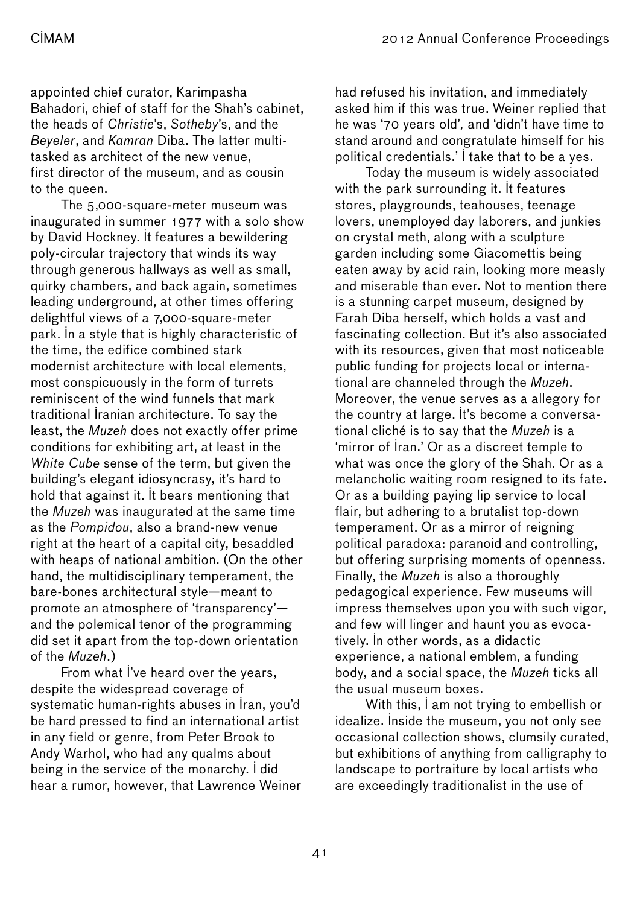appointed chief curator, Karimpasha Bahadori, chief of staff for the Shah's cabinet, the heads of *Christie*'s, *Sotheby*'s, and the *Beyeler*, and *Kamran* Diba. The latter multi-tasked as architect of the new venue, first director of the museum, and as cousin to the queen.

The 5,000-square-meter museum was inaugurated in summer 1977 with a solo show by David Hockney. It features a bewildering poly-circular trajectory that winds its way through generous hallways as well as small, quirky chambers, and back again, sometimes leading underground, at other times offering delightful views of a 7,000-square-meter park. In a style that is highly characteristic of the time, the edifice combined stark modernist architecture with local elements, most conspicuously in the form of turrets reminiscent of the wind funnels that mark traditional Iranian architecture. To say the least, the *Muzeh* does not exactly offer prime conditions for exhibiting art, at least in the *White Cube* sense of the term, but given the building's elegant idiosyncrasy, it's hard to hold that against it. It bears mentioning that the *Muzeh* was inaugurated at the same time as the *Pompidou*, also a brand-new venue right at the heart of a capital city, besaddled with heaps of national ambition. (On the other hand, the multidisciplinary temperament, the bare-bones architectural style—meant to promote an atmosphere of 'transparency'—and the polemical tenor of the programming did set it apart from the top-down orientation of the *Muzeh*.)

From what I've heard over the years, despite the widespread coverage of systematic human-rights abuses in Iran, you'd be hard pressed to find an international artist in any field or genre, from Peter Brook to Andy Warhol, who had any qualms about being in the service of the monarchy. I did hear a rumor, however, that Lawrence Weiner had refused his invitation, and immediately asked him if this was true. Weiner replied that he was '70 years old', and 'didn't have time to stand around and congratulate himself for his political credentials.' I take that to be a yes.

Today the museum is widely associated with the park surrounding it. It features stores, playgrounds, teahouses, teenage lovers, unemployed day laborers, and junkies on crystal meth, along with a sculpture garden including some Giacomettis being eaten away by acid rain, looking more measly and miserable than ever. Not to mention there is a stunning carpet museum, designed by Farah Diba herself, which holds a vast and fascinating collection. But it's also associated with its resources, given that most noticeable public funding for projects local or international are channeled through the *Muzeh*. Moreover, the venue serves as a allegory for the country at large. It's become a conversational cliché is to say that the *Muzeh* is a 'mirror of Iran.' Or as a discreet temple to what was once the glory of the Shah. Or as a melancholic waiting room resigned to its fate. Or as a building paying lip service to local flair, but adhering to a brutalist top-down temperament. Or as a mirror of reigning political paradoxa: paranoid and controlling, but offering surprising moments of openness. Finally, the *Muzeh* is also a thoroughly pedagogical experience. Few museums will impress themselves upon you with such vigor, and few will linger and haunt you as evocatively. In other words, as a didactic experience, a national emblem, a funding body, and a social space, the *Muzeh* ticks all the usual museum boxes.

With this, I am not trying to embellish or idealize. Inside the museum, you not only see occasional collection shows, clumsily curated, but exhibitions of anything from calligraphy to landscape to portraiture by local artists who are exceedingly traditionalist in the use of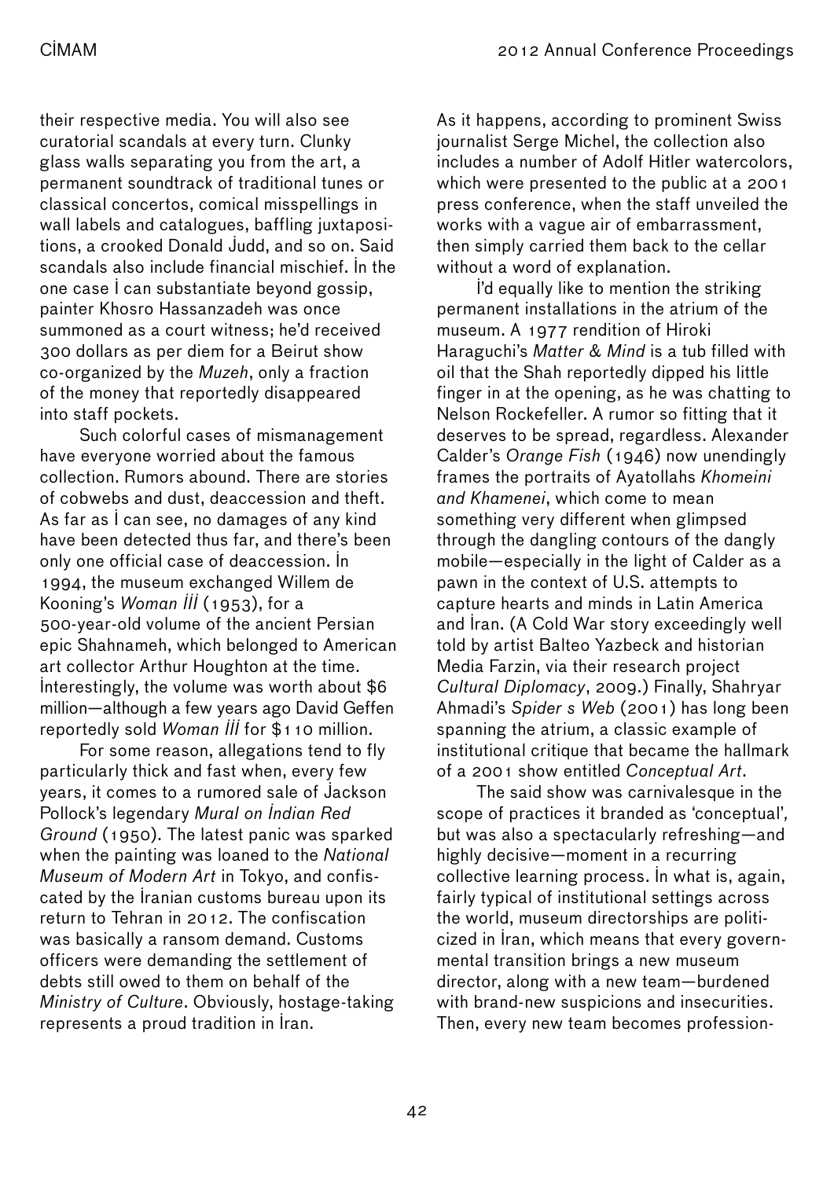their respective media. You will also see curatorial scandals at every turn. Clunky glass walls separating you from the art, a permanent soundtrack of traditional tunes or classical concertos, comical misspellings in wall labels and catalogues, baffling juxtapositions, a crooked Donald Judd, and so on. Said scandals also include financial mischief. In the one case I can substantiate beyond gossip, painter Khosro Hassanzadeh was once summoned as a court witness; he'd received 300 dollars as per diem for a Beirut show co-organized by the *Muzeh*, only a fraction of the money that reportedly disappeared into staff pockets.

Such colorful cases of mismanagement have everyone worried about the famous collection. Rumors abound. There are stories of cobwebs and dust, deaccession and theft. As far as I can see, no damages of any kind have been detected thus far, and there's been only one official case of deaccession. In 1994, the museum exchanged Willem de Kooning's *Woman III* (1953), for a 500-year-old volume of the ancient Persian epic Shahnameh, which belonged to American art collector Arthur Houghton at the time. Interestingly, the volume was worth about $6 million—although a few years ago David Geffen reportedly sold *Woman III* for $110 million.

For some reason, allegations tend to fly particularly thick and fast when, every few years, it comes to a rumored sale of Jackson Pollock's legendary *Mural on Indian Red Ground* (1950). The latest panic was sparked when the painting was loaned to the *National Museum of Modern Art* in Tokyo, and confiscated by the Iranian customs bureau upon its return to Tehran in 2012. The confiscation was basically a ransom demand. Customs officers were demanding the settlement of debts still owed to them on behalf of the *Ministry of Culture*. Obviously, hostage-taking represents a proud tradition in Iran.

As it happens, according to prominent Swiss journalist Serge Michel, the collection also includes a number of Adolf Hitler watercolors, which were presented to the public at a 2001 press conference, when the staff unveiled the works with a vague air of embarrassment, then simply carried them back to the cellar without a word of explanation.

I'd equally like to mention the striking permanent installations in the atrium of the museum. A 1977 rendition of Hiroki Haraguchi's *Matter & Mind* is a tub filled with oil that the Shah reportedly dipped his little finger in at the opening, as he was chatting to Nelson Rockefeller. A rumor so fitting that it deserves to be spread, regardless. Alexander Calder's *Orange Fish* (1946) now unendingly frames the portraits of Ayatollahs *Khomeini and Khamenei*, which come to mean something very different when glimpsed through the dangling contours of the dangly mobile—especially in the light of Calder as a pawn in the context of U.S. attempts to capture hearts and minds in Latin America and Iran. (A Cold War story exceedingly well told by artist Balteo Yazbeck and historian Media Farzin, via their research project *Cultural Diplomacy*, 2009.) Finally, Shahryar Ahmadi's *Spider s Web* (2001) has long been spanning the atrium, a classic example of institutional critique that became the hallmark of a 2001 show entitled *Conceptual Art*.

The said show was carnivalesque in the scope of practices it branded as 'conceptual', but was also a spectacularly refreshing—and highly decisive—moment in a recurring collective learning process. In what is, again, fairly typical of institutional settings across the world, museum directorships are politicized in Iran, which means that every governmental transition brings a new museum director, along with a new team—burdened with brand-new suspicions and insecurities. Then, every new team becomes profession-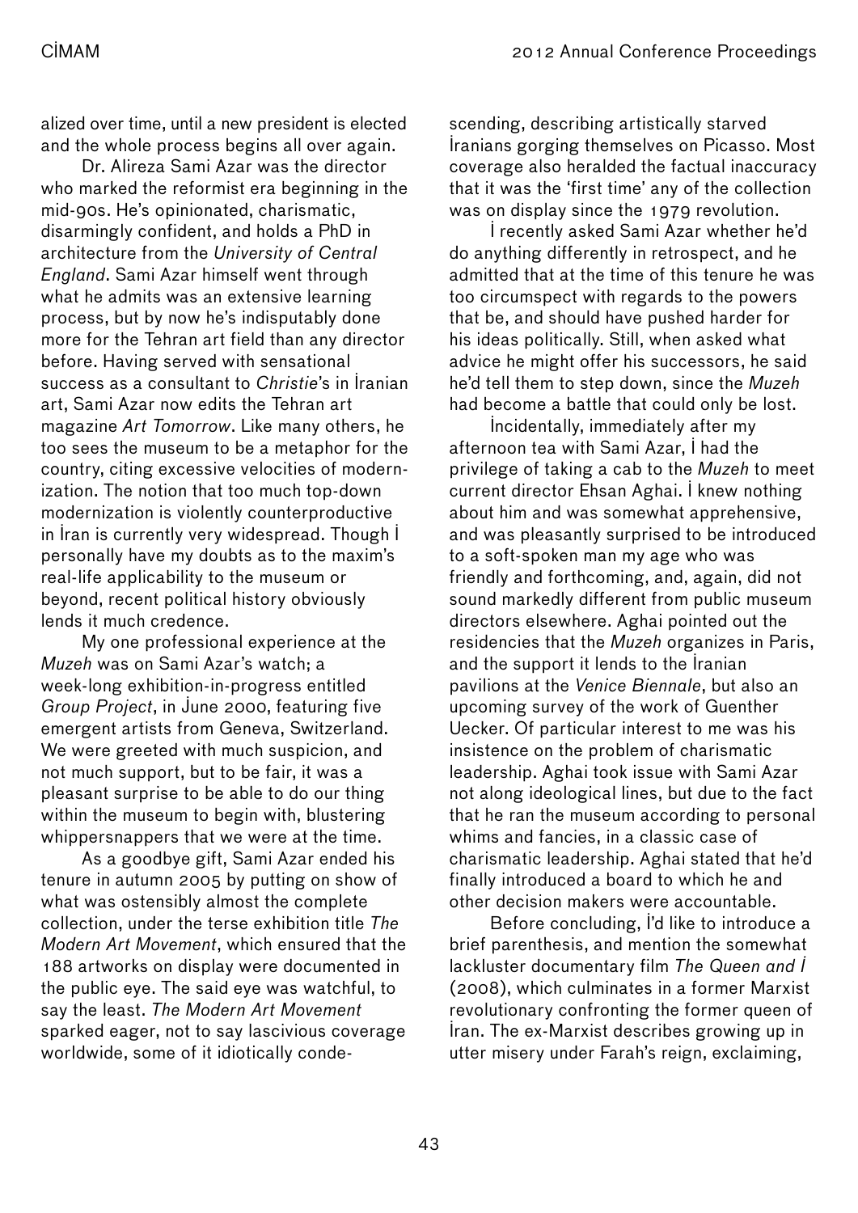alized over time, until a new president is elected and the whole process begins all over again.

Dr. Alireza Sami Azar was the director who marked the reformist era beginning in the mid-90s. He's opinionated, charismatic, disarmingly confident, and holds a PhD in architecture from the *University of Central England*. Sami Azar himself went through what he admits was an extensive learning process, but by now he's indisputably done more for the Tehran art field than any director before. Having served with sensational success as a consultant to *Christie*'s in İranian art, Sami Azar now edits the Tehran art magazine *Art Tomorrow*. Like many others, he too sees the museum to be a metaphor for the country, citing excessive velocities of modernization. The notion that too much top-down modernization is violently counterproductive in İran is currently very widespread. Though İ personally have my doubts as to the maxim's real-life applicability to the museum or beyond, recent political history obviously lends it much credence.

My one professional experience at the *Muzeh* was on Sami Azar's watch; a week-long exhibition-in-progress entitled *Group Project*, in June 2000, featuring five emergent artists from Geneva, Switzerland. We were greeted with much suspicion, and not much support, but to be fair, it was a pleasant surprise to be able to do our thing within the museum to begin with, blustering whippersnappers that we were at the time.

As a goodbye gift, Sami Azar ended his tenure in autumn 2005 by putting on show of what was ostensibly almost the complete collection, under the terse exhibition title *The Modern Art Movement*, which ensured that the 188 artworks on display were documented in the public eye. The said eye was watchful, to say the least. *The Modern Art Movement* sparked eager, not to say lascivious coverage worldwide, some of it idiotically condescending, describing artistically starved İranians gorging themselves on Picasso. Most coverage also heralded the factual inaccuracy that it was the 'first time' any of the collection was on display since the 1979 revolution.

İ recently asked Sami Azar whether he'd do anything differently in retrospect, and he admitted that at the time of this tenure he was too circumspect with regards to the powers that be, and should have pushed harder for his ideas politically. Still, when asked what advice he might offer his successors, he said he'd tell them to step down, since the *Muzeh* had become a battle that could only be lost.

İncidentally, immediately after my afternoon tea with Sami Azar, İ had the privilege of taking a cab to the *Muzeh* to meet current director Ehsan Aghai. İ knew nothing about him and was somewhat apprehensive, and was pleasantly surprised to be introduced to a soft-spoken man my age who was friendly and forthcoming, and, again, did not sound markedly different from public museum directors elsewhere. Aghai pointed out the residencies that the *Muzeh* organizes in Paris, and the support it lends to the İranian pavilions at the *Venice Biennale*, but also an upcoming survey of the work of Guenther Uecker. Of particular interest to me was his insistence on the problem of charismatic leadership. Aghai took issue with Sami Azar not along ideological lines, but due to the fact that he ran the museum according to personal whims and fancies, in a classic case of charismatic leadership. Aghai stated that he'd finally introduced a board to which he and other decision makers were accountable.

Before concluding, İ'd like to introduce a brief parenthesis, and mention the somewhat lackluster documentary film *The Queen and İ* (2008), which culminates in a former Marxist revolutionary confronting the former queen of İran. The ex-Marxist describes growing up in utter misery under Farah's reign, exclaiming,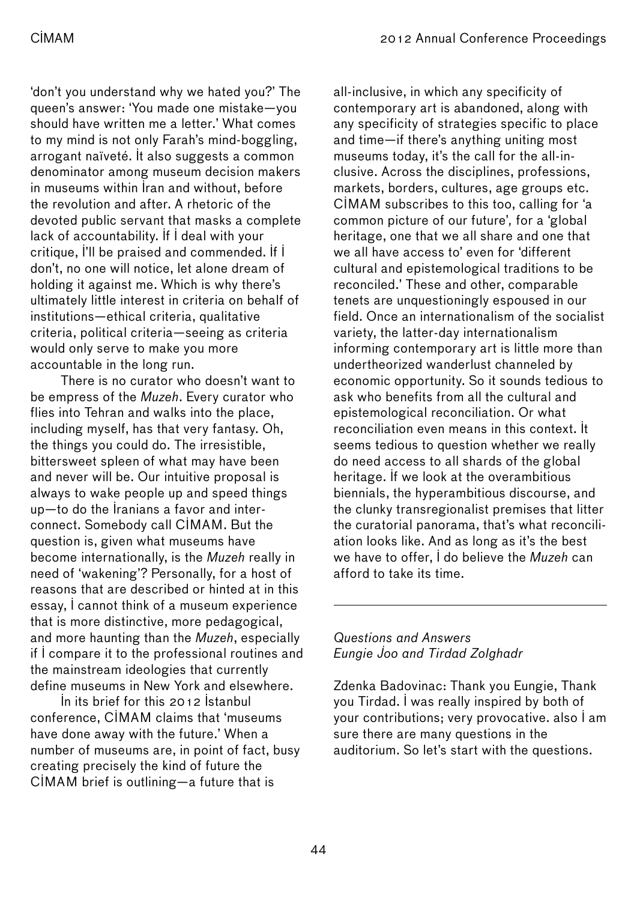'don't you understand why we hated you?' The queen's answer: 'You made one mistake—you should have written me a letter.' What comes to my mind is not only Farah's mind-boggling, arrogant naïveté. It also suggests a common denominator among museum decision makers in museums within Iran and without, before the revolution and after. A rhetoric of the devoted public servant that masks a complete lack of accountability. If I deal with your critique, I'll be praised and commended. If I don't, no one will notice, let alone dream of holding it against me. Which is why there's ultimately little interest in criteria on behalf of institutions—ethical criteria, qualitative criteria, political criteria—seeing as criteria would only serve to make you more accountable in the long run.

There is no curator who doesn't want to be empress of the *Muzeh*. Every curator who flies into Tehran and walks into the place, including myself, has that very fantasy. Oh, the things you could do. The irresistible, bittersweet spleen of what may have been and never will be. Our intuitive proposal is always to wake people up and speed things up—to do the Iranians a favor and interconnect. Somebody call CIMAM. But the question is, given what museums have become internationally, is the *Muzeh* really in need of 'wakening'? Personally, for a host of reasons that are described or hinted at in this essay, I cannot think of a museum experience that is more distinctive, more pedagogical, and more haunting than the *Muzeh*, especially if I compare it to the professional routines and the mainstream ideologies that currently define museums in New York and elsewhere.

In its brief for this 2012 Istanbul conference, CIMAM claims that 'museums have done away with the future.' When a number of museums are, in point of fact, busy creating precisely the kind of future the CIMAM brief is outlining—a future that is all-inclusive, in which any specificity of contemporary art is abandoned, along with any specificity of strategies specific to place and time—if there's anything uniting most museums today, it's the call for the all-inclusive. Across the disciplines, professions, markets, borders, cultures, age groups etc. CIMAM subscribes to this too, calling for 'a common picture of our future', for a 'global heritage, one that we all share and one that we all have access to' even for 'different cultural and epistemological traditions to be reconciled.' These and other, comparable tenets are unquestioningly espoused in our field. Once an internationalism of the socialist variety, the latter-day internationalism informing contemporary art is little more than undertheorized wanderlust channeled by economic opportunity. So it sounds tedious to ask who benefits from all the cultural and epistemological reconciliation. Or what reconciliation even means in this context. It seems tedious to question whether we really do need access to all shards of the global heritage. If we look at the overambitious biennials, the hyperambitious discourse, and the clunky transregionalist premises that litter the curatorial panorama, that's what reconciliation looks like. And as long as it's the best we have to offer, I do believe the *Muzeh* can afford to take its time.

---

*Questions and Answers*
*Eungie Joo and Tirdad Zolghadr*

Zdenka Badovinac: Thank you Eungie, Thank you Tirdad. I was really inspired by both of your contributions; very provocative. also I am sure there are many questions in the auditorium. So let's start with the questions.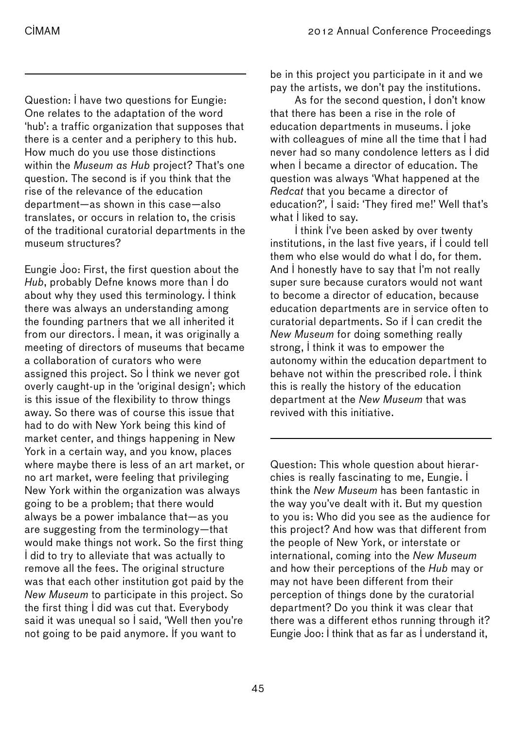Question: I have two questions for Eungie: One relates to the adaptation of the word 'hub': a traffic organization that supposes that there is a center and a periphery to this hub. How much do you use those distinctions within the *Museum as Hub* project? That's one question. The second is if you think that the rise of the relevance of the education department—as shown in this case—also translates, or occurs in relation to, the crisis of the traditional curatorial departments in the museum structures?

Eungie Joo: First, the first question about the *Hub*, probably Defne knows more than I do about why they used this terminology. I think there was always an understanding among the founding partners that we all inherited it from our directors. I mean, it was originally a meeting of directors of museums that became a collaboration of curators who were assigned this project. So I think we never got overly caught-up in the 'original design'; which is this issue of the flexibility to throw things away. So there was of course this issue that had to do with New York being this kind of market center, and things happening in New York in a certain way, and you know, places where maybe there is less of an art market, or no art market, were feeling that privileging New York within the organization was always going to be a problem; that there would always be a power imbalance that—as you are suggesting from the terminology—that would make things not work. So the first thing I did to try to alleviate that was actually to remove all the fees. The original structure was that each other institution got paid by the *New Museum* to participate in this project. So the first thing I did was cut that. Everybody said it was unequal so I said, 'Well then you're not going to be paid anymore. If you want to be in this project you participate in it and we pay the artists, we don't pay the institutions.

As for the second question, I don't know that there has been a rise in the role of education departments in museums. I joke with colleagues of mine all the time that I had never had so many condolence letters as I did when I became a director of education. The question was always 'What happened at the *Redcat* that you became a director of education?', I said: 'They fired me!' Well that's what I liked to say.

I think I've been asked by over twenty institutions, in the last five years, if I could tell them who else would do what I do, for them. And I honestly have to say that I'm not really super sure because curators would not want to become a director of education, because education departments are in service often to curatorial departments. So if I can credit the *New Museum* for doing something really strong, I think it was to empower the autonomy within the education department to behave not within the prescribed role. I think this is really the history of the education department at the *New Museum* that was revived with this initiative.

---

Question: This whole question about hierarchies is really fascinating to me, Eungie. I think the *New Museum* has been fantastic in the way you've dealt with it. But my question to you is: Who did you see as the audience for this project? And how was that different from the people of New York, or interstate or international, coming into the *New Museum* and how their perceptions of the *Hub* may or may not have been different from their perception of things done by the curatorial department? Do you think it was clear that there was a different ethos running through it?

Eungie Joo: I think that as far as I understand it,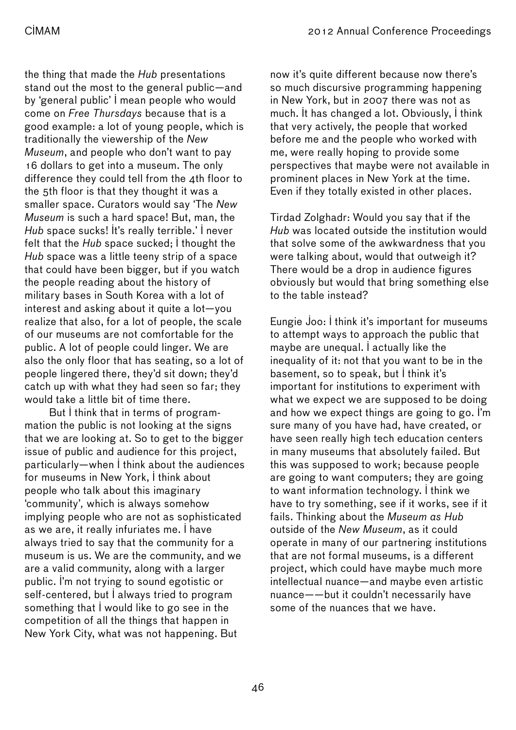the thing that made the *Hub* presentations stand out the most to the general public—and by 'general public' I mean people who would come on *Free Thursdays* because that is a good example: a lot of young people, which is traditionally the viewership of the *New Museum*, and people who don't want to pay 16 dollars to get into a museum. The only difference they could tell from the 4th floor to the 5th floor is that they thought it was a smaller space. Curators would say 'The *New Museum* is such a hard space! But, man, the *Hub* space sucks! It's really terrible.' I never felt that the *Hub* space sucked; I thought the *Hub* space was a little teeny strip of a space that could have been bigger, but if you watch the people reading about the history of military bases in South Korea with a lot of interest and asking about it quite a lot—you realize that also, for a lot of people, the scale of our museums are not comfortable for the public. A lot of people could linger. We are also the only floor that has seating, so a lot of people lingered there, they'd sit down; they'd catch up with what they had seen so far; they would take a little bit of time there.

But I think that in terms of programmation the public is not looking at the signs that we are looking at. So to get to the bigger issue of public and audience for this project, particularly—when I think about the audiences for museums in New York, I think about people who talk about this imaginary 'community', which is always somehow implying people who are not as sophisticated as we are, it really infuriates me. I have always tried to say that the community for a museum is us. We are the community, and we are a valid community, along with a larger public. I'm not trying to sound egotistic or self-centered, but I always tried to program something that I would like to go see in the competition of all the things that happen in New York City, what was not happening. But now it's quite different because now there's so much discursive programming happening in New York, but in 2007 there was not as much. It has changed a lot. Obviously, I think that very actively, the people that worked before me and the people who worked with me, were really hoping to provide some perspectives that maybe were not available in prominent places in New York at the time. Even if they totally existed in other places.

Tirdad Zolghadr: Would you say that if the *Hub* was located outside the institution would that solve some of the awkwardness that you were talking about, would that outweigh it? There would be a drop in audience figures obviously but would that bring something else to the table instead?

Eungie Joo: I think it's important for museums to attempt ways to approach the public that maybe are unequal. I actually like the inequality of it: not that you want to be in the basement, so to speak, but I think it's important for institutions to experiment with what we expect we are supposed to be doing and how we expect things are going to go. I'm sure many of you have had, have created, or have seen really high tech education centers in many museums that absolutely failed. But this was supposed to work; because people are going to want computers; they are going to want information technology. I think we have to try something, see if it works, see if it fails. Thinking about the *Museum as Hub* outside of the *New Museum*, as it could operate in many of our partnering institutions that are not formal museums, is a different project, which could have maybe much more intellectual nuance—and maybe even artistic nuance——but it couldn't necessarily have some of the nuances that we have.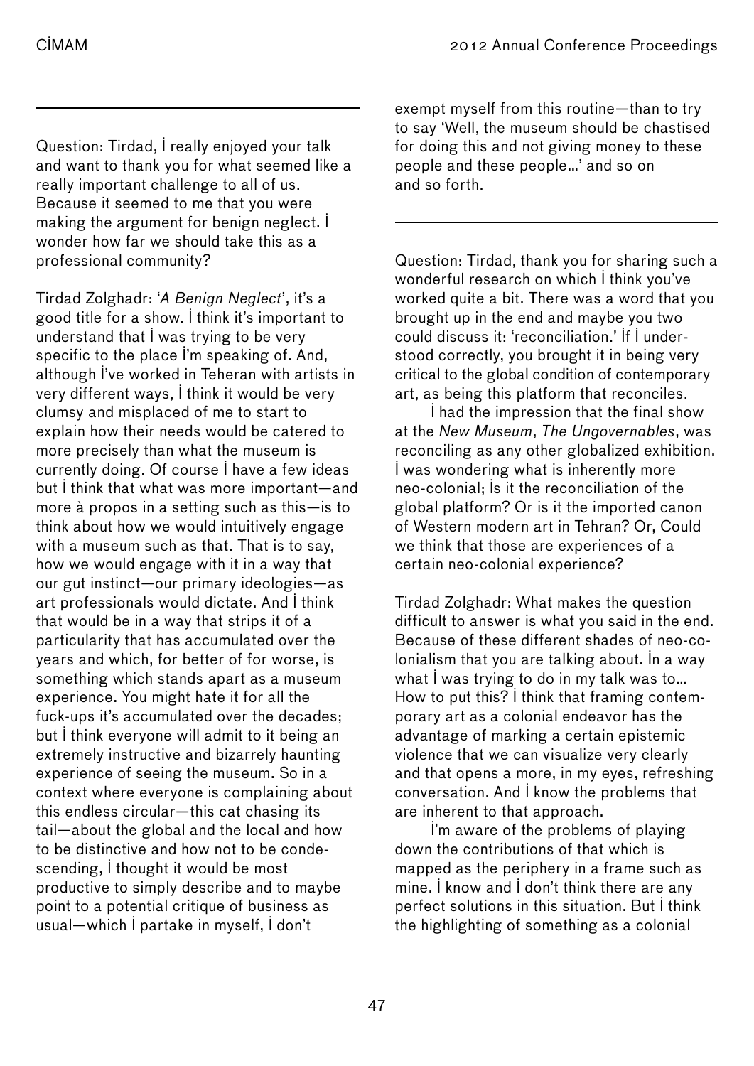Question: Tirdad, I really enjoyed your talk and want to thank you for what seemed like a really important challenge to all of us. Because it seemed to me that you were making the argument for benign neglect. I wonder how far we should take this as a professional community?

Tirdad Zolghadr: '*A Benign Neglect*', it's a good title for a show. I think it's important to understand that I was trying to be very specific to the place I'm speaking of. And, although I've worked in Teheran with artists in very different ways, I think it would be very clumsy and misplaced of me to start to explain how their needs would be catered to more precisely than what the museum is currently doing. Of course I have a few ideas but I think that what was more important—and more à propos in a setting such as this—is to think about how we would intuitively engage with a museum such as that. That is to say, how we would engage with it in a way that our gut instinct—our primary ideologies—as art professionals would dictate. And I think that would be in a way that strips it of a particularity that has accumulated over the years and which, for better of for worse, is something which stands apart as a museum experience. You might hate it for all the fuck-ups it's accumulated over the decades; but I think everyone will admit to it being an extremely instructive and bizarrely haunting experience of seeing the museum. So in a context where everyone is complaining about this endless circular—this cat chasing its tail—about the global and the local and how to be distinctive and how not to be condescending, I thought it would be most productive to simply describe and to maybe point to a potential critique of business as usual—which I partake in myself, I don't exempt myself from this routine—than to try to say 'Well, the museum should be chastised for doing this and not giving money to these people and these people...' and so on and so forth.

---

Question: Tirdad, thank you for sharing such a wonderful research on which I think you've worked quite a bit. There was a word that you brought up in the end and maybe you two could discuss it: 'reconciliation.' If I understood correctly, you brought it in being very critical to the global condition of contemporary art, as being this platform that reconciles.

I had the impression that the final show at the *New Museum*, *The Ungovernables*, was reconciling as any other globalized exhibition. I was wondering what is inherently more neo-colonial; Is it the reconciliation of the global platform? Or is it the imported canon of Western modern art in Tehran? Or, Could we think that those are experiences of a certain neo-colonial experience?

Tirdad Zolghadr: What makes the question difficult to answer is what you said in the end. Because of these different shades of neo-colonialism that you are talking about. In a way what I was trying to do in my talk was to... How to put this? I think that framing contemporary art as a colonial endeavor has the advantage of marking a certain epistemic violence that we can visualize very clearly and that opens a more, in my eyes, refreshing conversation. And I know the problems that are inherent to that approach.

I'm aware of the problems of playing down the contributions of that which is mapped as the periphery in a frame such as mine. I know and I don't think there are any perfect solutions in this situation. But I think the highlighting of something as a colonial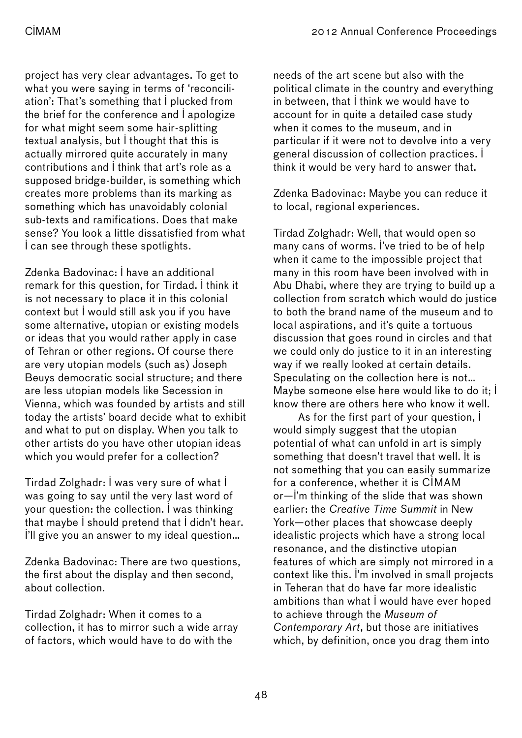project has very clear advantages. To get to what you were saying in terms of 'reconciliation': That's something that I plucked from the brief for the conference and I apologize for what might seem some hair-splitting textual analysis, but I thought that this is actually mirrored quite accurately in many contributions and I think that art's role as a supposed bridge-builder, is something which creates more problems than its marking as something which has unavoidably colonial sub-texts and ramifications. Does that make sense? You look a little dissatisfied from what I can see through these spotlights.

Zdenka Badovinac: I have an additional remark for this question, for Tirdad. I think it is not necessary to place it in this colonial context but I would still ask you if you have some alternative, utopian or existing models or ideas that you would rather apply in case of Tehran or other regions. Of course there are very utopian models (such as) Joseph Beuys democratic social structure; and there are less utopian models like Secession in Vienna, which was founded by artists and still today the artists' board decide what to exhibit and what to put on display. When you talk to other artists do you have other utopian ideas which you would prefer for a collection?

Tirdad Zolghadr: I was very sure of what I was going to say until the very last word of your question: the collection. I was thinking that maybe I should pretend that I didn't hear. I'll give you an answer to my ideal question…

Zdenka Badovinac: There are two questions, the first about the display and then second, about collection.

Tirdad Zolghadr: When it comes to a collection, it has to mirror such a wide array of factors, which would have to do with the needs of the art scene but also with the political climate in the country and everything in between, that I think we would have to account for in quite a detailed case study when it comes to the museum, and in particular if it were not to devolve into a very general discussion of collection practices. I think it would be very hard to answer that.

Zdenka Badovinac: Maybe you can reduce it to local, regional experiences.

Tirdad Zolghadr: Well, that would open so many cans of worms. I've tried to be of help when it came to the impossible project that many in this room have been involved with in Abu Dhabi, where they are trying to build up a collection from scratch which would do justice to both the brand name of the museum and to local aspirations, and it's quite a tortuous discussion that goes round in circles and that we could only do justice to it in an interesting way if we really looked at certain details. Speculating on the collection here is not… Maybe someone else here would like to do it; I know there are others here who know it well.

As for the first part of your question, I would simply suggest that the utopian potential of what can unfold in art is simply something that doesn't travel that well. It is not something that you can easily summarize for a conference, whether it is CIMAM or—I'm thinking of the slide that was shown earlier: the *Creative Time Summit* in New York—other places that showcase deeply idealistic projects which have a strong local resonance, and the distinctive utopian features of which are simply not mirrored in a context like this. I'm involved in small projects in Teheran that do have far more idealistic ambitions than what I would have ever hoped to achieve through the *Museum of Contemporary Art*, but those are initiatives which, by definition, once you drag them into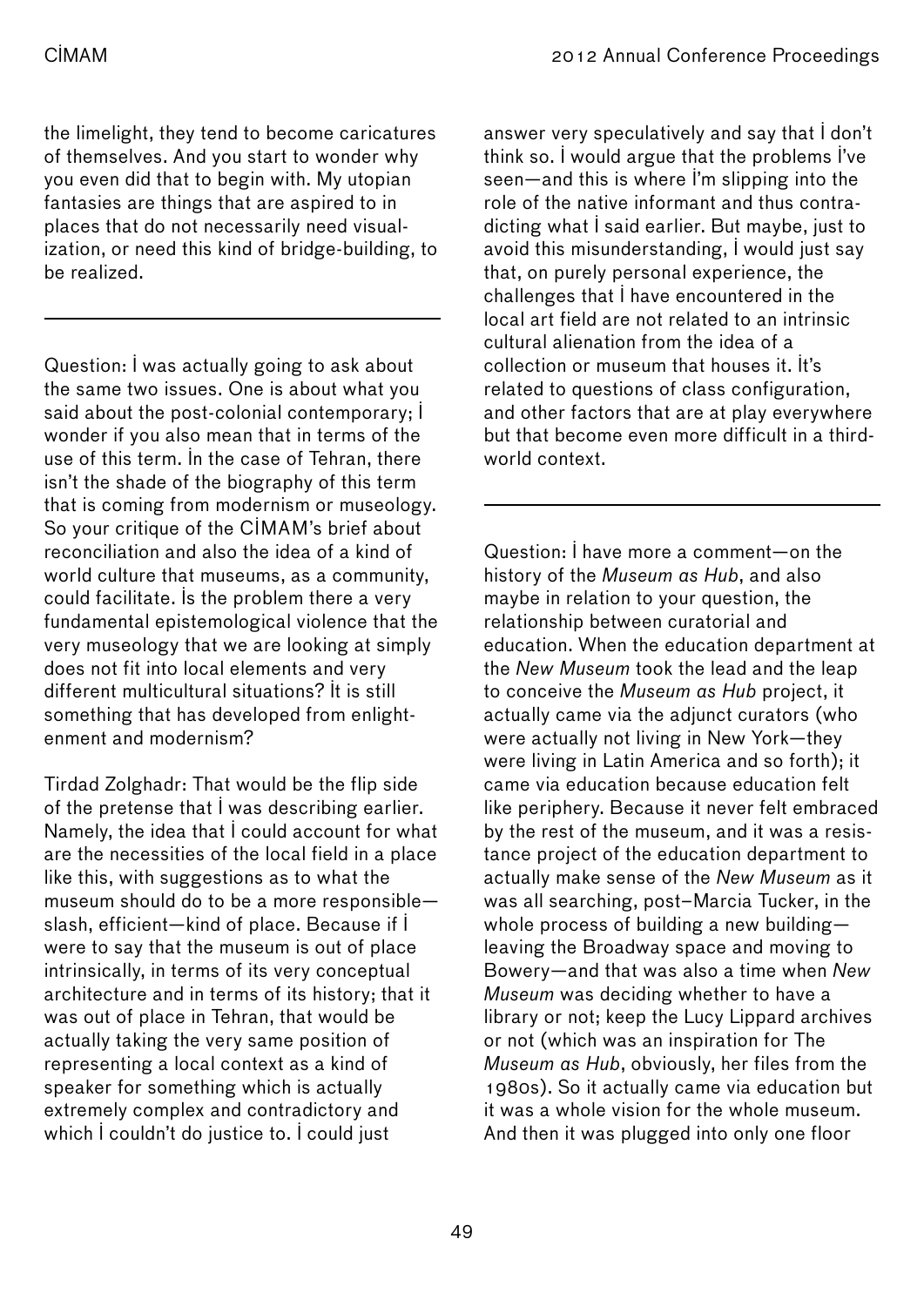the limelight, they tend to become caricatures of themselves. And you start to wonder why you even did that to begin with. My utopian fantasies are things that are aspired to in places that do not necessarily need visualization, or need this kind of bridge-building, to be realized.

---

Question: I was actually going to ask about the same two issues. One is about what you said about the post-colonial contemporary; I wonder if you also mean that in terms of the use of this term. In the case of Tehran, there isn't the shade of the biography of this term that is coming from modernism or museology. So your critique of the CIMAM's brief about reconciliation and also the idea of a kind of world culture that museums, as a community, could facilitate. Is the problem there a very fundamental epistemological violence that the very museology that we are looking at simply does not fit into local elements and very different multicultural situations? It is still something that has developed from enlightenment and modernism?

Tirdad Zolghadr: That would be the flip side of the pretense that I was describing earlier. Namely, the idea that I could account for what are the necessities of the local field in a place like this, with suggestions as to what the museum should do to be a more responsible—slash, efficient—kind of place. Because if I were to say that the museum is out of place intrinsically, in terms of its very conceptual architecture and in terms of its history; that it was out of place in Tehran, that would be actually taking the very same position of representing a local context as a kind of speaker for something which is actually extremely complex and contradictory and which I couldn't do justice to. I could just answer very speculatively and say that I don't think so. I would argue that the problems I've seen—and this is where I'm slipping into the role of the native informant and thus contradicting what I said earlier. But maybe, just to avoid this misunderstanding, I would just say that, on purely personal experience, the challenges that I have encountered in the local art field are not related to an intrinsic cultural alienation from the idea of a collection or museum that houses it. It's related to questions of class configuration, and other factors that are at play everywhere but that become even more difficult in a third-world context.

---

Question: I have more a comment—on the history of the *Museum as Hub*, and also maybe in relation to your question, the relationship between curatorial and education. When the education department at the *New Museum* took the lead and the leap to conceive the *Museum as Hub* project, it actually came via the adjunct curators (who were actually not living in New York—they were living in Latin America and so forth); it came via education because education felt like periphery. Because it never felt embraced by the rest of the museum, and it was a resistance project of the education department to actually make sense of the *New Museum* as it was all searching, post–Marcia Tucker, in the whole process of building a new building—leaving the Broadway space and moving to Bowery—and that was also a time when *New Museum* was deciding whether to have a library or not; keep the Lucy Lippard archives or not (which was an inspiration for The *Museum as Hub*, obviously, her files from the 1980s). So it actually came via education but it was a whole vision for the whole museum. And then it was plugged into only one floor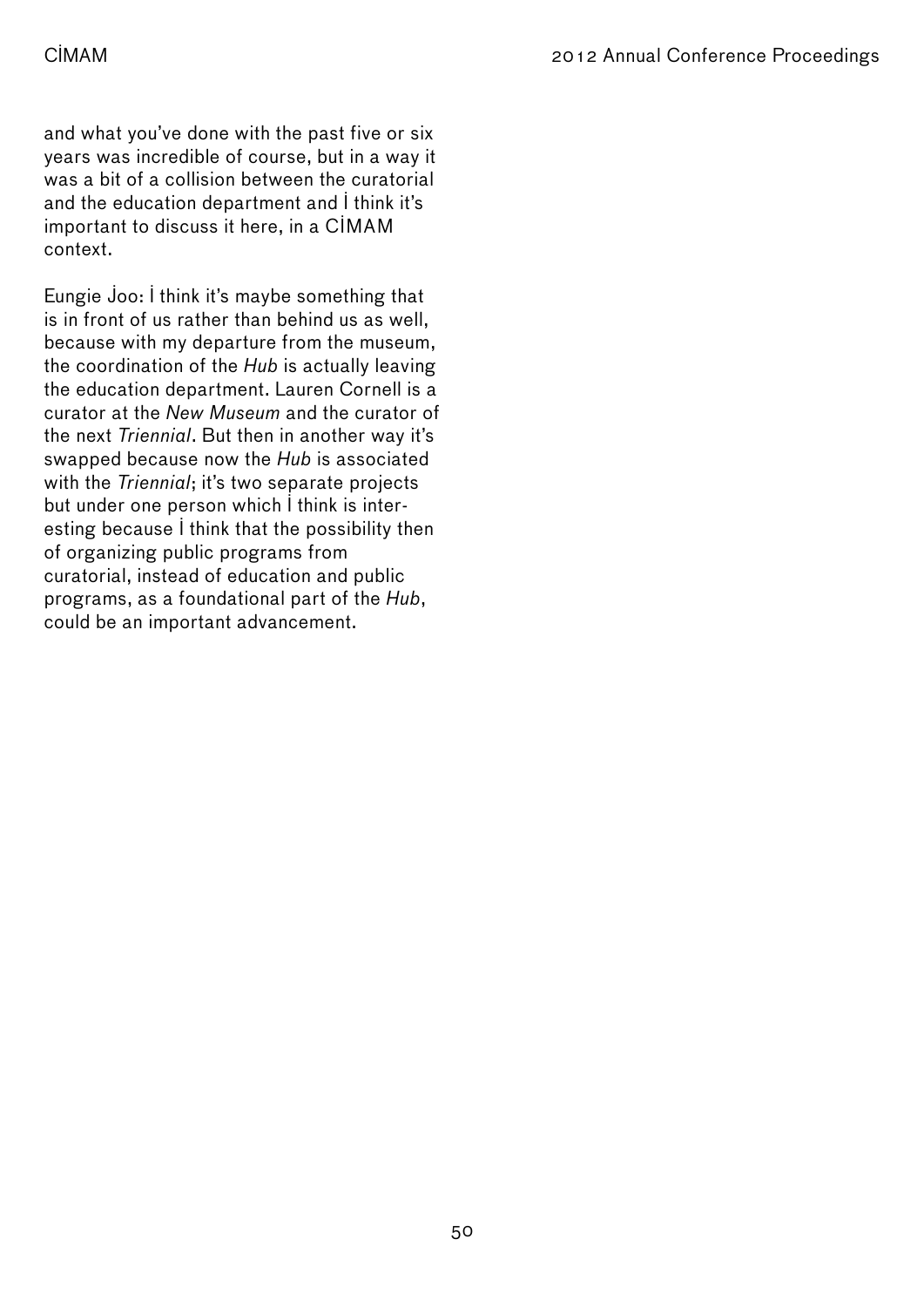and what you've done with the past five or six years was incredible of course, but in a way it was a bit of a collision between the curatorial and the education department and I think it's important to discuss it here, in a CIMAM context.

Eungie Joo: I think it's maybe something that is in front of us rather than behind us as well, because with my departure from the museum, the coordination of the *Hub* is actually leaving the education department. Lauren Cornell is a curator at the *New Museum* and the curator of the next *Triennial*. But then in another way it's swapped because now the *Hub* is associated with the *Triennial*; it's two separate projects but under one person which I think is interesting because I think that the possibility then of organizing public programs from curatorial, instead of education and public programs, as a foundational part of the *Hub*, could be an important advancement.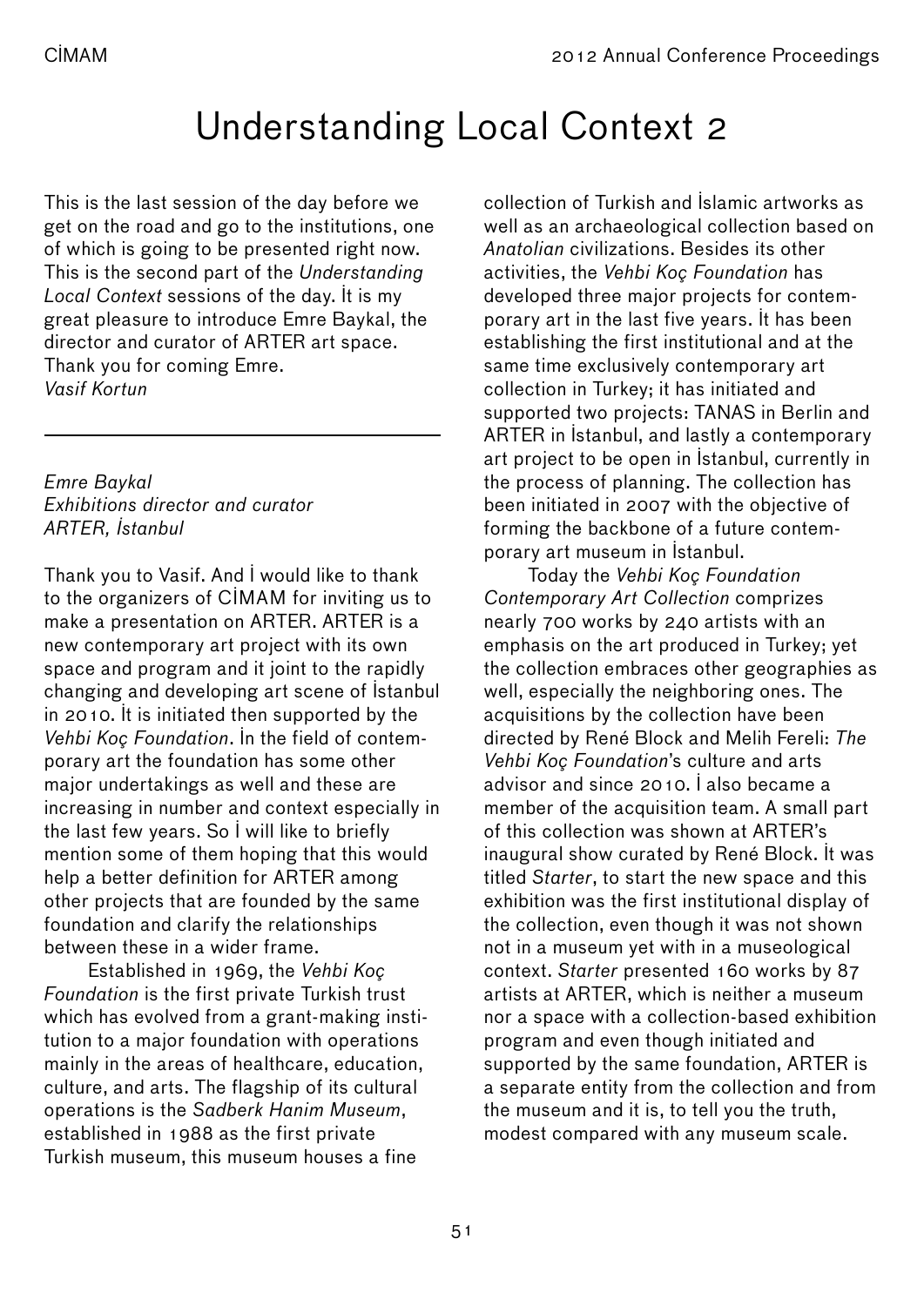# Understanding Local Context 2

This is the last session of the day before we get on the road and go to the institutions, one of which is going to be presented right now. This is the second part of the *Understanding Local Context* sessions of the day. İt is my great pleasure to introduce Emre Baykal, the director and curator of ARTER art space. Thank you for coming Emre.
*Vasif Kortun*

---

*Emre Baykal*
*Exhibitions director and curator*
*ARTER, İstanbul*

Thank you to Vasif. And İ would like to thank to the organizers of CİMAM for inviting us to make a presentation on ARTER. ARTER is a new contemporary art project with its own space and program and it joint to the rapidly changing and developing art scene of İstanbul in 2010. İt is initiated then supported by the *Vehbi Koç Foundation*. İn the field of contemporary art the foundation has some other major undertakings as well and these are increasing in number and context especially in the last few years. So İ will like to briefly mention some of them hoping that this would help a better definition for ARTER among other projects that are founded by the same foundation and clarify the relationships between these in a wider frame.

Established in 1969, the *Vehbi Koç Foundation* is the first private Turkish trust which has evolved from a grant-making institution to a major foundation with operations mainly in the areas of healthcare, education, culture, and arts. The flagship of its cultural operations is the *Sadberk Hanim Museum*, established in 1988 as the first private Turkish museum, this museum houses a fine collection of Turkish and İslamic artworks as well as an archaeological collection based on *Anatolian* civilizations. Besides its other activities, the *Vehbi Koç Foundation* has developed three major projects for contemporary art in the last five years. İt has been establishing the first institutional and at the same time exclusively contemporary art collection in Turkey; it has initiated and supported two projects: TANAS in Berlin and ARTER in İstanbul, and lastly a contemporary art project to be open in İstanbul, currently in the process of planning. The collection has been initiated in 2007 with the objective of forming the backbone of a future contemporary art museum in İstanbul.

Today the *Vehbi Koç Foundation Contemporary Art Collection* comprizes nearly 700 works by 240 artists with an emphasis on the art produced in Turkey; yet the collection embraces other geographies as well, especially the neighboring ones. The acquisitions by the collection have been directed by René Block and Melih Fereli: *The Vehbi Koç Foundation*'s culture and arts advisor and since 2010. İ also became a member of the acquisition team. A small part of this collection was shown at ARTER's inaugural show curated by René Block. It was titled *Starter*, to start the new space and this exhibition was the first institutional display of the collection, even though it was not shown not in a museum yet with in a museological context. *Starter* presented 160 works by 87 artists at ARTER, which is neither a museum nor a space with a collection-based exhibition program and even though initiated and supported by the same foundation, ARTER is a separate entity from the collection and from the museum and it is, to tell you the truth, modest compared with any museum scale.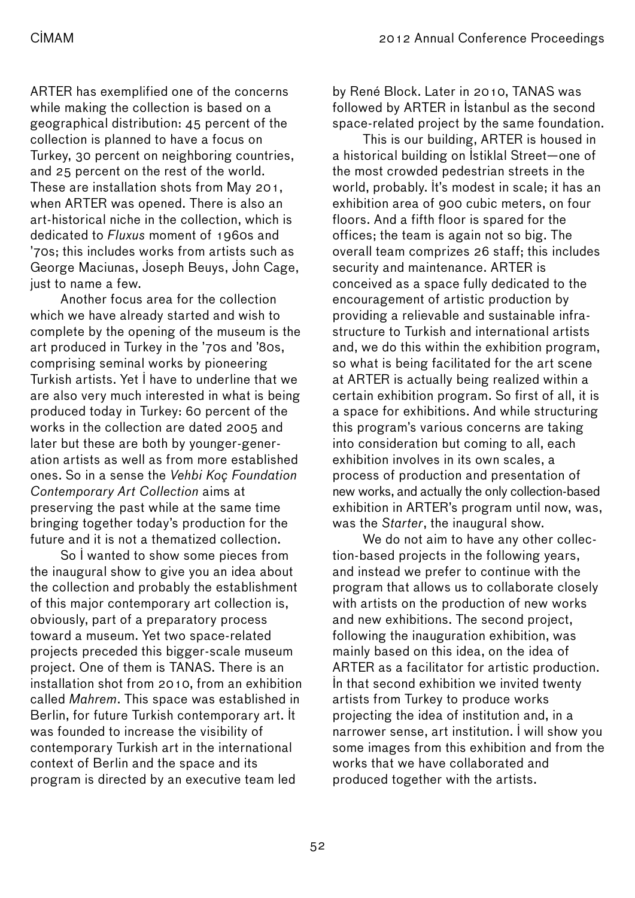ARTER has exemplified one of the concerns while making the collection is based on a geographical distribution: 45 percent of the collection is planned to have a focus on Turkey, 30 percent on neighboring countries, and 25 percent on the rest of the world. These are installation shots from May 201, when ARTER was opened. There is also an art-historical niche in the collection, which is dedicated to *Fluxus* moment of 1960s and '70s; this includes works from artists such as George Maciunas, Joseph Beuys, John Cage, just to name a few.

Another focus area for the collection which we have already started and wish to complete by the opening of the museum is the art produced in Turkey in the '70s and '80s, comprising seminal works by pioneering Turkish artists. Yet I have to underline that we are also very much interested in what is being produced today in Turkey: 60 percent of the works in the collection are dated 2005 and later but these are both by younger-generation artists as well as from more established ones. So in a sense the *Vehbi Koç Foundation Contemporary Art Collection* aims at preserving the past while at the same time bringing together today's production for the future and it is not a thematized collection.

So I wanted to show some pieces from the inaugural show to give you an idea about the collection and probably the establishment of this major contemporary art collection is, obviously, part of a preparatory process toward a museum. Yet two space-related projects preceded this bigger-scale museum project. One of them is TANAS. There is an installation shot from 2010, from an exhibition called *Mahrem*. This space was established in Berlin, for future Turkish contemporary art. It was founded to increase the visibility of contemporary Turkish art in the international context of Berlin and the space and its program is directed by an executive team led by René Block. Later in 2010, TANAS was followed by ARTER in İstanbul as the second space-related project by the same foundation.

This is our building, ARTER is housed in a historical building on İstiklal Street—one of the most crowded pedestrian streets in the world, probably. It's modest in scale; it has an exhibition area of 900 cubic meters, on four floors. And a fifth floor is spared for the offices; the team is again not so big. The overall team comprizes 26 staff; this includes security and maintenance. ARTER is conceived as a space fully dedicated to the encouragement of artistic production by providing a relievable and sustainable infrastructure to Turkish and international artists and, we do this within the exhibition program, so what is being facilitated for the art scene at ARTER is actually being realized within a certain exhibition program. So first of all, it is a space for exhibitions. And while structuring this program's various concerns are taking into consideration but coming to all, each exhibition involves in its own scales, a process of production and presentation of new works, and actually the only collection-based exhibition in ARTER's program until now, was, was the *Starter*, the inaugural show.

We do not aim to have any other collection-based projects in the following years, and instead we prefer to continue with the program that allows us to collaborate closely with artists on the production of new works and new exhibitions. The second project, following the inauguration exhibition, was mainly based on this idea, on the idea of ARTER as a facilitator for artistic production. In that second exhibition we invited twenty artists from Turkey to produce works projecting the idea of institution and, in a narrower sense, art institution. I will show you some images from this exhibition and from the works that we have collaborated and produced together with the artists.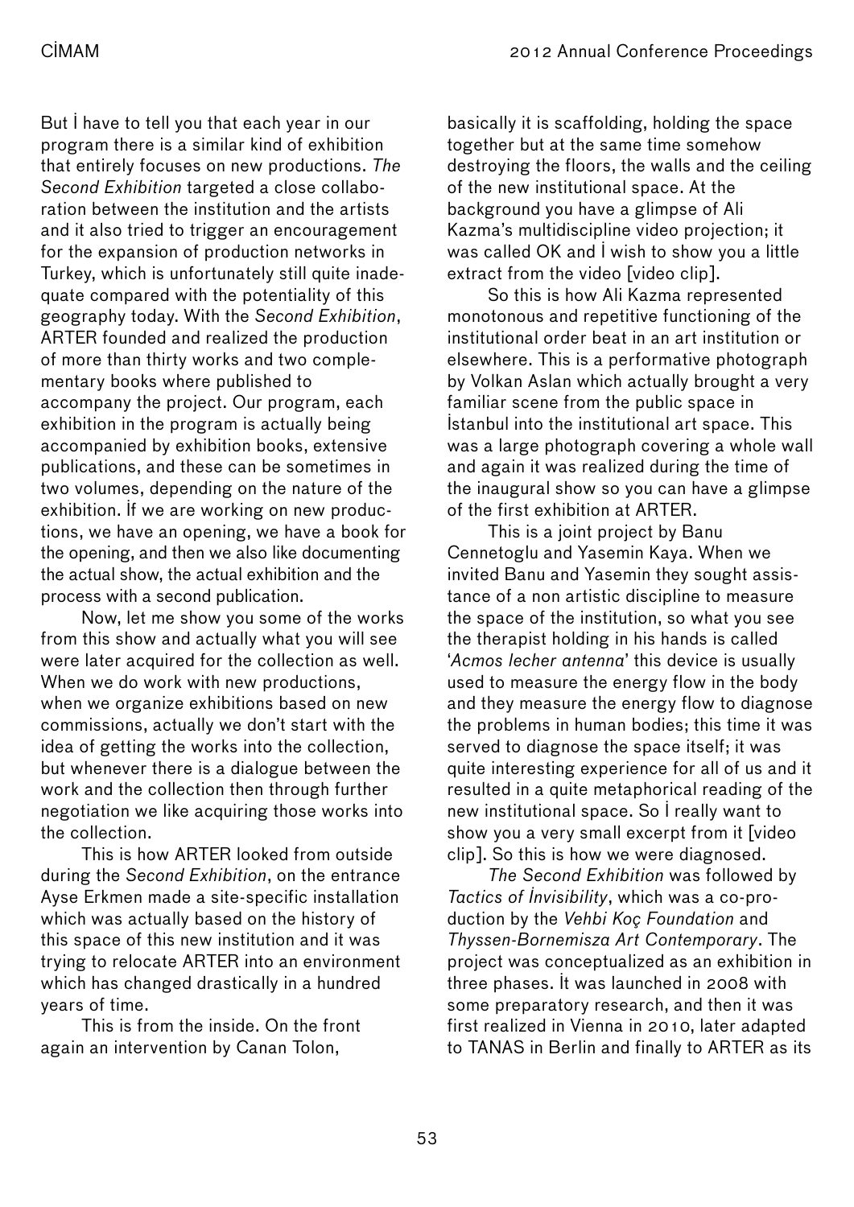But I have to tell you that each year in our program there is a similar kind of exhibition that entirely focuses on new productions. *The Second Exhibition* targeted a close collaboration between the institution and the artists and it also tried to trigger an encouragement for the expansion of production networks in Turkey, which is unfortunately still quite inadequate compared with the potentiality of this geography today. With the *Second Exhibition*, ARTER founded and realized the production of more than thirty works and two complementary books where published to accompany the project. Our program, each exhibition in the program is actually being accompanied by exhibition books, extensive publications, and these can be sometimes in two volumes, depending on the nature of the exhibition. If we are working on new productions, we have an opening, we have a book for the opening, and then we also like documenting the actual show, the actual exhibition and the process with a second publication.

Now, let me show you some of the works from this show and actually what you will see were later acquired for the collection as well. When we do work with new productions, when we organize exhibitions based on new commissions, actually we don't start with the idea of getting the works into the collection, but whenever there is a dialogue between the work and the collection then through further negotiation we like acquiring those works into the collection.

This is how ARTER looked from outside during the *Second Exhibition*, on the entrance Ayse Erkmen made a site-specific installation which was actually based on the history of this space of this new institution and it was trying to relocate ARTER into an environment which has changed drastically in a hundred years of time.

This is from the inside. On the front again an intervention by Canan Tolon, basically it is scaffolding, holding the space together but at the same time somehow destroying the floors, the walls and the ceiling of the new institutional space. At the background you have a glimpse of Ali Kazma's multidiscipline video projection; it was called OK and I wish to show you a little extract from the video [video clip].

So this is how Ali Kazma represented monotonous and repetitive functioning of the institutional order beat in an art institution or elsewhere. This is a performative photograph by Volkan Aslan which actually brought a very familiar scene from the public space in İstanbul into the institutional art space. This was a large photograph covering a whole wall and again it was realized during the time of the inaugural show so you can have a glimpse of the first exhibition at ARTER.

This is a joint project by Banu Cennetoglu and Yasemin Kaya. When we invited Banu and Yasemin they sought assistance of a non artistic discipline to measure the space of the institution, so what you see the therapist holding in his hands is called '*Acmos lecher antenna*' this device is usually used to measure the energy flow in the body and they measure the energy flow to diagnose the problems in human bodies; this time it was served to diagnose the space itself; it was quite interesting experience for all of us and it resulted in a quite metaphorical reading of the new institutional space. So I really want to show you a very small excerpt from it [video clip]. So this is how we were diagnosed.

*The Second Exhibition* was followed by *Tactics of İnvisibility*, which was a co-production by the *Vehbi Koç Foundation* and *Thyssen-Bornemisza Art Contemporary*. The project was conceptualized as an exhibition in three phases. It was launched in 2008 with some preparatory research, and then it was first realized in Vienna in 2010, later adapted to TANAS in Berlin and finally to ARTER as its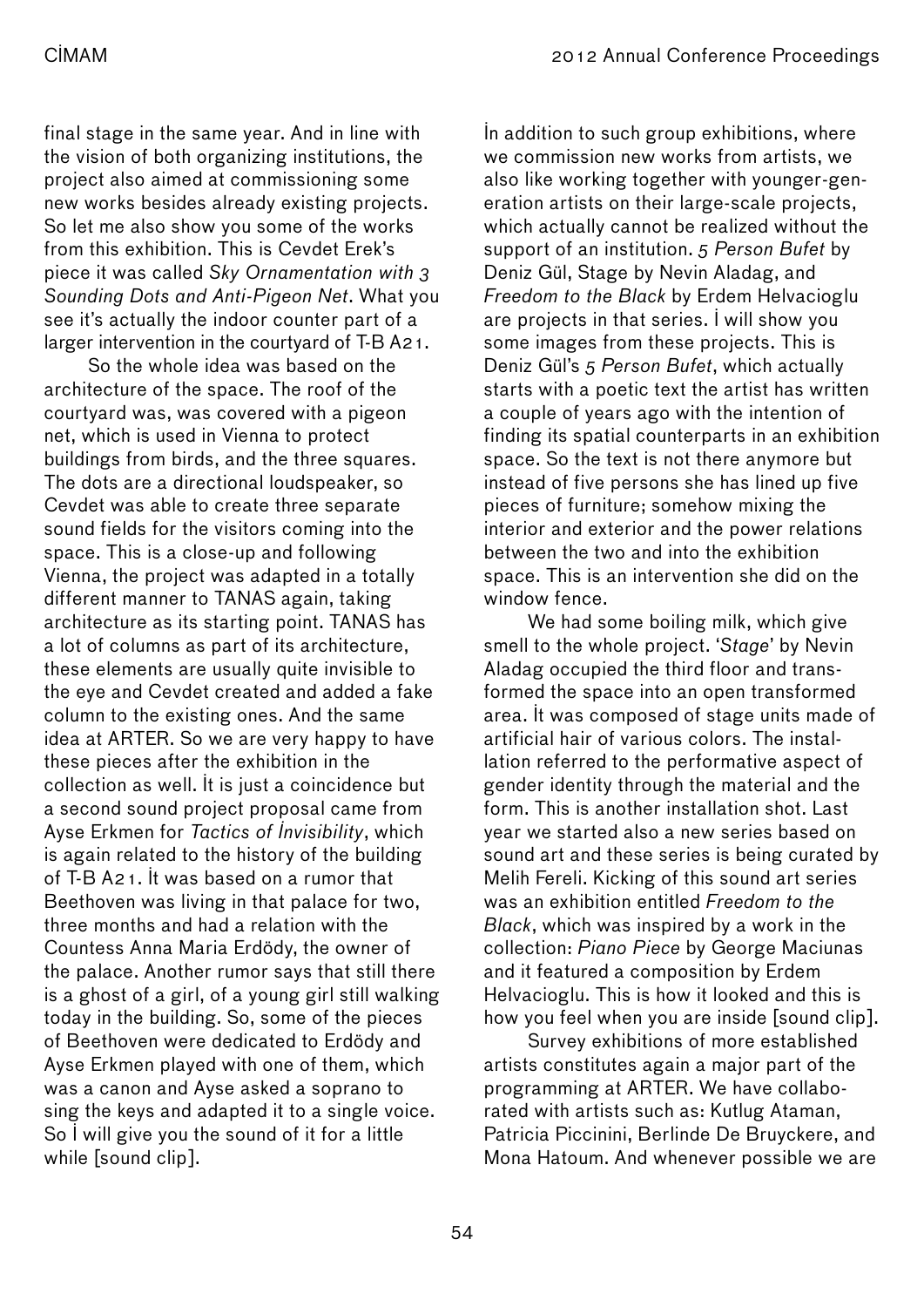final stage in the same year. And in line with the vision of both organizing institutions, the project also aimed at commissioning some new works besides already existing projects. So let me also show you some of the works from this exhibition. This is Cevdet Erek's piece it was called *Sky Ornamentation with 3 Sounding Dots and Anti-Pigeon Net*. What you see it's actually the indoor counter part of a larger intervention in the courtyard of T-B A21.

So the whole idea was based on the architecture of the space. The roof of the courtyard was, was covered with a pigeon net, which is used in Vienna to protect buildings from birds, and the three squares. The dots are a directional loudspeaker, so Cevdet was able to create three separate sound fields for the visitors coming into the space. This is a close-up and following Vienna, the project was adapted in a totally different manner to TANAS again, taking architecture as its starting point. TANAS has a lot of columns as part of its architecture, these elements are usually quite invisible to the eye and Cevdet created and added a fake column to the existing ones. And the same idea at ARTER. So we are very happy to have these pieces after the exhibition in the collection as well. It is just a coincidence but a second sound project proposal came from Ayse Erkmen for *Tactics of Invisibility*, which is again related to the history of the building of T-B A21. It was based on a rumor that Beethoven was living in that palace for two, three months and had a relation with the Countess Anna Maria Erdödy, the owner of the palace. Another rumor says that still there is a ghost of a girl, of a young girl still walking today in the building. So, some of the pieces of Beethoven were dedicated to Erdödy and Ayse Erkmen played with one of them, which was a canon and Ayse asked a soprano to sing the keys and adapted it to a single voice. So I will give you the sound of it for a little while [sound clip].

In addition to such group exhibitions, where we commission new works from artists, we also like working together with younger-generation artists on their large-scale projects, which actually cannot be realized without the support of an institution. *5 Person Bufet* by Deniz Gül, Stage by Nevin Aladag, and *Freedom to the Black* by Erdem Helvacioglu are projects in that series. I will show you some images from these projects. This is Deniz Gül's *5 Person Bufet*, which actually starts with a poetic text the artist has written a couple of years ago with the intention of finding its spatial counterparts in an exhibition space. So the text is not there anymore but instead of five persons she has lined up five pieces of furniture; somehow mixing the interior and exterior and the power relations between the two and into the exhibition space. This is an intervention she did on the window fence.

We had some boiling milk, which give smell to the whole project. '*Stage*' by Nevin Aladag occupied the third floor and transformed the space into an open transformed area. It was composed of stage units made of artificial hair of various colors. The installation referred to the performative aspect of gender identity through the material and the form. This is another installation shot. Last year we started also a new series based on sound art and these series is being curated by Melih Fereli. Kicking of this sound art series was an exhibition entitled *Freedom to the Black*, which was inspired by a work in the collection: *Piano Piece* by George Maciunas and it featured a composition by Erdem Helvacioglu. This is how it looked and this is how you feel when you are inside [sound clip].

Survey exhibitions of more established artists constitutes again a major part of the programming at ARTER. We have collaborated with artists such as: Kutlug Ataman, Patricia Piccinini, Berlinde De Bruyckere, and Mona Hatoum. And whenever possible we are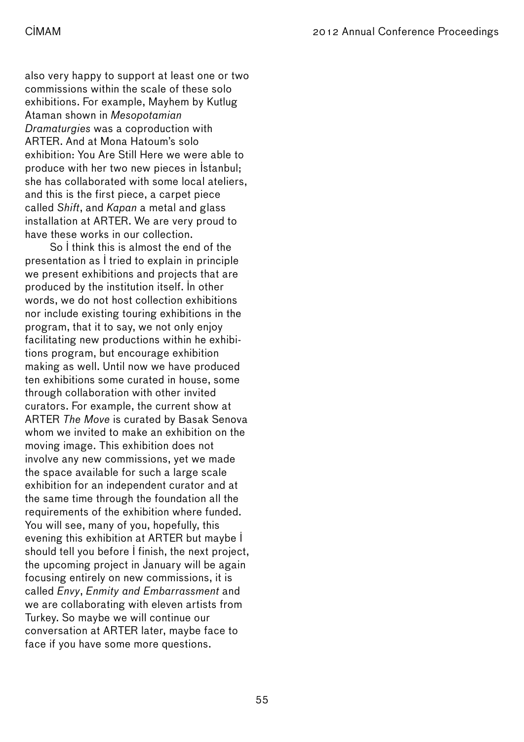also very happy to support at least one or two commissions within the scale of these solo exhibitions. For example, Mayhem by Kutlug Ataman shown in *Mesopotamian Dramaturgies* was a coproduction with ARTER. And at Mona Hatoum's solo exhibition: You Are Still Here we were able to produce with her two new pieces in İstanbul; she has collaborated with some local ateliers, and this is the first piece, a carpet piece called *Shift*, and *Kapan* a metal and glass installation at ARTER. We are very proud to have these works in our collection.

So İ think this is almost the end of the presentation as İ tried to explain in principle we present exhibitions and projects that are produced by the institution itself. İn other words, we do not host collection exhibitions nor include existing touring exhibitions in the program, that it to say, we not only enjoy facilitating new productions within he exhibitions program, but encourage exhibition making as well. Until now we have produced ten exhibitions some curated in house, some through collaboration with other invited curators. For example, the current show at ARTER *The Move* is curated by Basak Senova whom we invited to make an exhibition on the moving image. This exhibition does not involve any new commissions, yet we made the space available for such a large scale exhibition for an independent curator and at the same time through the foundation all the requirements of the exhibition where funded. You will see, many of you, hopefully, this evening this exhibition at ARTER but maybe İ should tell you before İ finish, the next project, the upcoming project in January will be again focusing entirely on new commissions, it is called *Envy*, *Enmity and Embarrassment* and we are collaborating with eleven artists from Turkey. So maybe we will continue our conversation at ARTER later, maybe face to face if you have some more questions.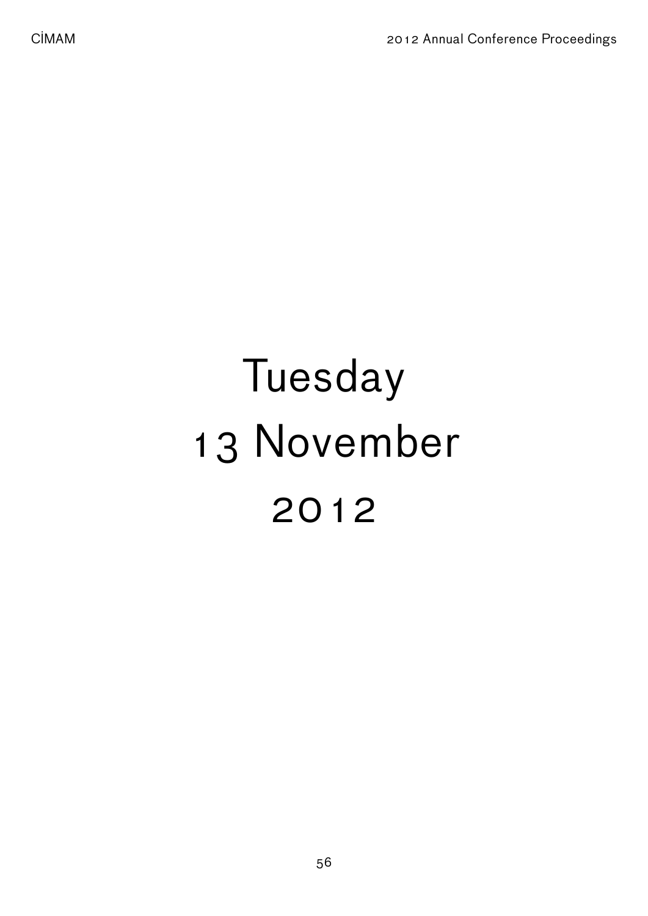# Tuesday 13 November 2012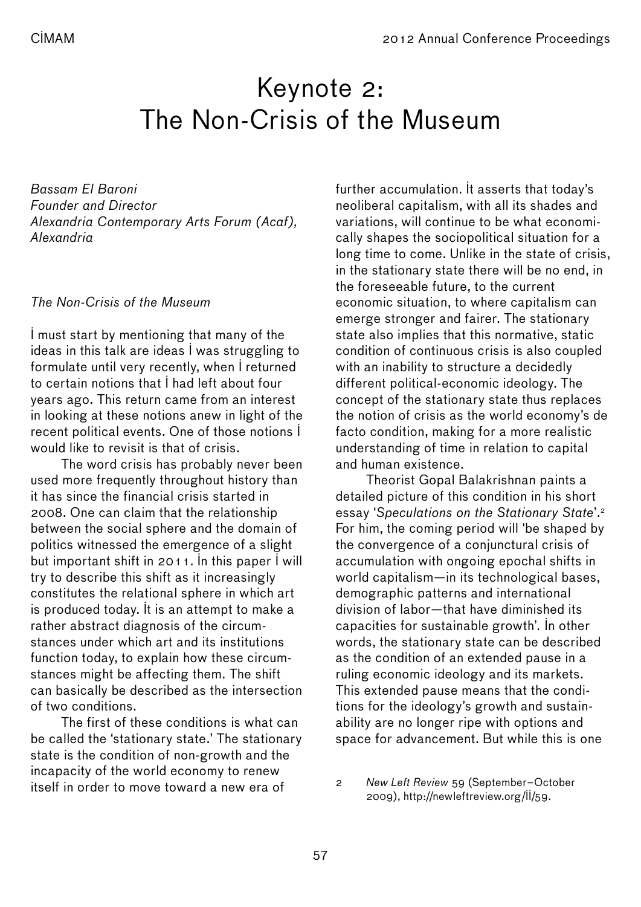# Keynote 2: The Non-Crisis of the Museum

*Bassam El Baroni*
*Founder and Director*
*Alexandria Contemporary Arts Forum (Acaf), Alexandria*

*The Non-Crisis of the Museum*

I must start by mentioning that many of the ideas in this talk are ideas I was struggling to formulate until very recently, when I returned to certain notions that I had left about four years ago. This return came from an interest in looking at these notions anew in light of the recent political events. One of those notions I would like to revisit is that of crisis.

The word crisis has probably never been used more frequently throughout history than it has since the financial crisis started in 2008. One can claim that the relationship between the social sphere and the domain of politics witnessed the emergence of a slight but important shift in 2011. In this paper I will try to describe this shift as it increasingly constitutes the relational sphere in which art is produced today. It is an attempt to make a rather abstract diagnosis of the circumstances under which art and its institutions function today, to explain how these circumstances might be affecting them. The shift can basically be described as the intersection of two conditions.

The first of these conditions is what can be called the 'stationary state.' The stationary state is the condition of non-growth and the incapacity of the world economy to renew itself in order to move toward a new era of further accumulation. It asserts that today's neoliberal capitalism, with all its shades and variations, will continue to be what economically shapes the sociopolitical situation for a long time to come. Unlike in the state of crisis, in the stationary state there will be no end, in the foreseeable future, to the current economic situation, to where capitalism can emerge stronger and fairer. The stationary state also implies that this normative, static condition of continuous crisis is also coupled with an inability to structure a decidedly different political-economic ideology. The concept of the stationary state thus replaces the notion of crisis as the world economy's de facto condition, making for a more realistic understanding of time in relation to capital and human existence.

Theorist Gopal Balakrishnan paints a detailed picture of this condition in his short essay '*Speculations on the Stationary State*'.[2] For him, the coming period will 'be shaped by the convergence of a conjunctural crisis of accumulation with ongoing epochal shifts in world capitalism—in its technological bases, demographic patterns and international division of labor—that have diminished its capacities for sustainable growth'. In other words, the stationary state can be described as the condition of an extended pause in a ruling economic ideology and its markets. This extended pause means that the conditions for the ideology's growth and sustainability are no longer ripe with options and space for advancement. But while this is one

2 *New Left Review* 59 (September–October 2009), http://newleftreview.org/II/59.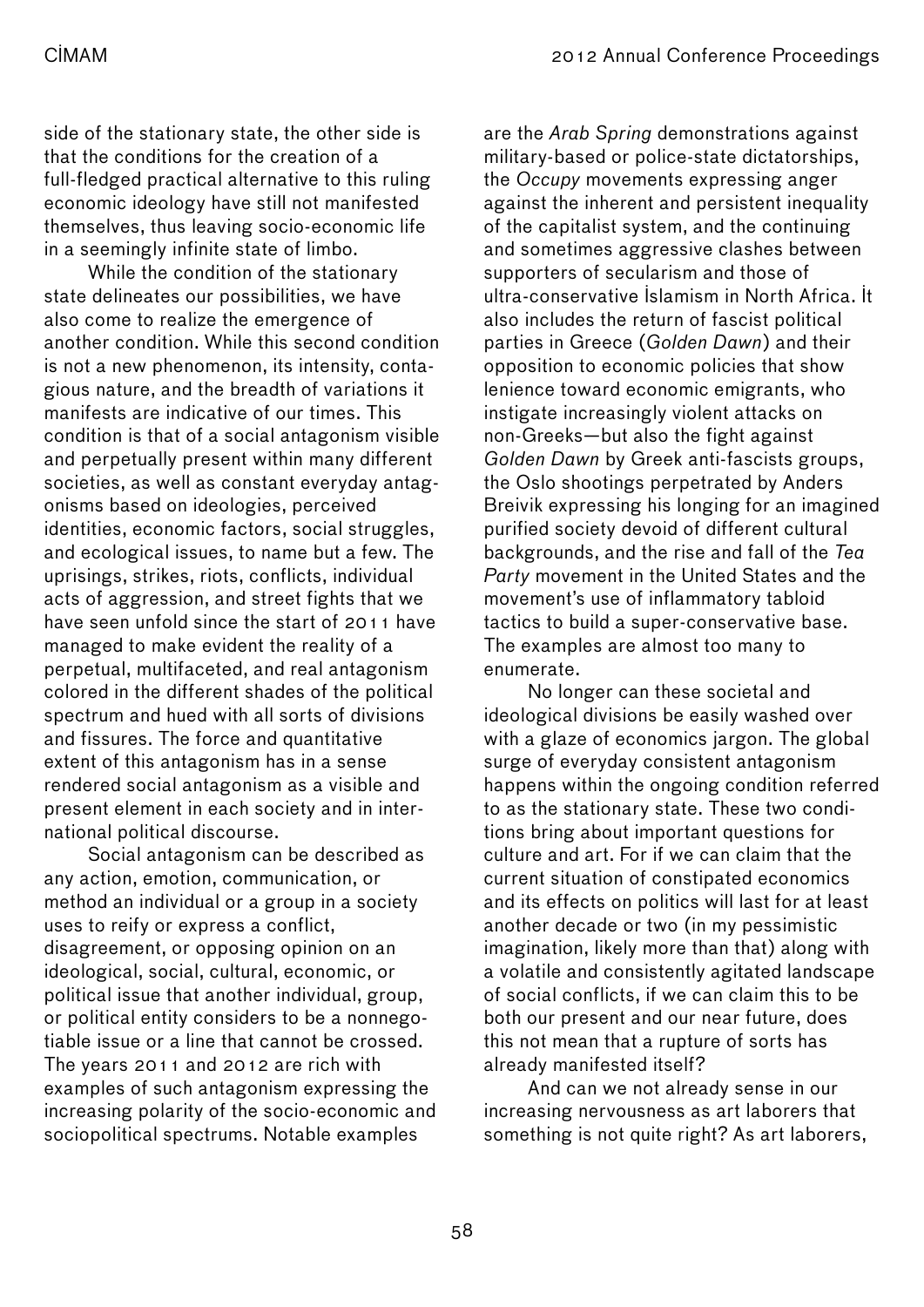side of the stationary state, the other side is that the conditions for the creation of a full-fledged practical alternative to this ruling economic ideology have still not manifested themselves, thus leaving socio-economic life in a seemingly infinite state of limbo.

While the condition of the stationary state delineates our possibilities, we have also come to realize the emergence of another condition. While this second condition is not a new phenomenon, its intensity, contagious nature, and the breadth of variations it manifests are indicative of our times. This condition is that of a social antagonism visible and perpetually present within many different societies, as well as constant everyday antagonisms based on ideologies, perceived identities, economic factors, social struggles, and ecological issues, to name but a few. The uprisings, strikes, riots, conflicts, individual acts of aggression, and street fights that we have seen unfold since the start of 2011 have managed to make evident the reality of a perpetual, multifaceted, and real antagonism colored in the different shades of the political spectrum and hued with all sorts of divisions and fissures. The force and quantitative extent of this antagonism has in a sense rendered social antagonism as a visible and present element in each society and in international political discourse.

Social antagonism can be described as any action, emotion, communication, or method an individual or a group in a society uses to reify or express a conflict, disagreement, or opposing opinion on an ideological, social, cultural, economic, or political issue that another individual, group, or political entity considers to be a nonnegotiable issue or a line that cannot be crossed. The years 2011 and 2012 are rich with examples of such antagonism expressing the increasing polarity of the socio-economic and sociopolitical spectrums. Notable examples are the *Arab Spring* demonstrations against military-based or police-state dictatorships, the *Occupy* movements expressing anger against the inherent and persistent inequality of the capitalist system, and the continuing and sometimes aggressive clashes between supporters of secularism and those of ultra-conservative İslamism in North Africa. İt also includes the return of fascist political parties in Greece (*Golden Dawn*) and their opposition to economic policies that show lenience toward economic emigrants, who instigate increasingly violent attacks on non-Greeks—but also the fight against *Golden Dawn* by Greek anti-fascists groups, the Oslo shootings perpetrated by Anders Breivik expressing his longing for an imagined purified society devoid of different cultural backgrounds, and the rise and fall of the *Tea Party* movement in the United States and the movement's use of inflammatory tabloid tactics to build a super-conservative base. The examples are almost too many to enumerate.

No longer can these societal and ideological divisions be easily washed over with a glaze of economics jargon. The global surge of everyday consistent antagonism happens within the ongoing condition referred to as the stationary state. These two conditions bring about important questions for culture and art. For if we can claim that the current situation of constipated economics and its effects on politics will last for at least another decade or two (in my pessimistic imagination, likely more than that) along with a volatile and consistently agitated landscape of social conflicts, if we can claim this to be both our present and our near future, does this not mean that a rupture of sorts has already manifested itself?

And can we not already sense in our increasing nervousness as art laborers that something is not quite right? As art laborers,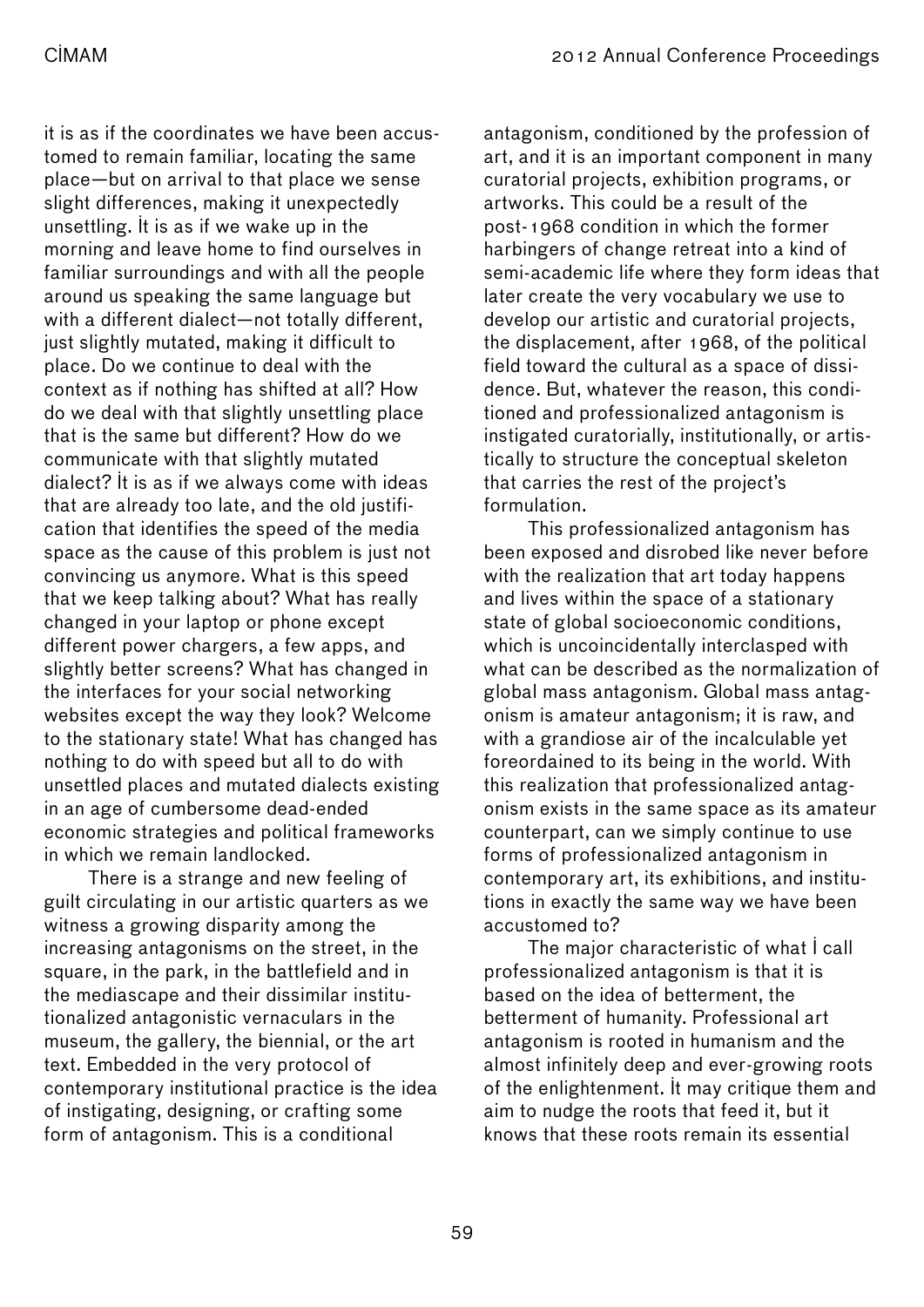it is as if the coordinates we have been accustomed to remain familiar, locating the same place—but on arrival to that place we sense slight differences, making it unexpectedly unsettling. It is as if we wake up in the morning and leave home to find ourselves in familiar surroundings and with all the people around us speaking the same language but with a different dialect—not totally different, just slightly mutated, making it difficult to place. Do we continue to deal with the context as if nothing has shifted at all? How do we deal with that slightly unsettling place that is the same but different? How do we communicate with that slightly mutated dialect? It is as if we always come with ideas that are already too late, and the old justification that identifies the speed of the media space as the cause of this problem is just not convincing us anymore. What is this speed that we keep talking about? What has really changed in your laptop or phone except different power chargers, a few apps, and slightly better screens? What has changed in the interfaces for your social networking websites except the way they look? Welcome to the stationary state! What has changed has nothing to do with speed but all to do with unsettled places and mutated dialects existing in an age of cumbersome dead-ended economic strategies and political frameworks in which we remain landlocked.

There is a strange and new feeling of guilt circulating in our artistic quarters as we witness a growing disparity among the increasing antagonisms on the street, in the square, in the park, in the battlefield and in the mediascape and their dissimilar institutionalized antagonistic vernaculars in the museum, the gallery, the biennial, or the art text. Embedded in the very protocol of contemporary institutional practice is the idea of instigating, designing, or crafting some form of antagonism. This is a conditional antagonism, conditioned by the profession of art, and it is an important component in many curatorial projects, exhibition programs, or artworks. This could be a result of the post-1968 condition in which the former harbingers of change retreat into a kind of semi-academic life where they form ideas that later create the very vocabulary we use to develop our artistic and curatorial projects, the displacement, after 1968, of the political field toward the cultural as a space of dissidence. But, whatever the reason, this conditioned and professionalized antagonism is instigated curatorially, institutionally, or artistically to structure the conceptual skeleton that carries the rest of the project's formulation.

This professionalized antagonism has been exposed and disrobed like never before with the realization that art today happens and lives within the space of a stationary state of global socioeconomic conditions, which is uncoincidentally interclasped with what can be described as the normalization of global mass antagonism. Global mass antagonism is amateur antagonism; it is raw, and with a grandiose air of the incalculable yet foreordained to its being in the world. With this realization that professionalized antagonism exists in the same space as its amateur counterpart, can we simply continue to use forms of professionalized antagonism in contemporary art, its exhibitions, and institutions in exactly the same way we have been accustomed to?

The major characteristic of what I call professionalized antagonism is that it is based on the idea of betterment, the betterment of humanity. Professional art antagonism is rooted in humanism and the almost infinitely deep and ever-growing roots of the enlightenment. It may critique them and aim to nudge the roots that feed it, but it knows that these roots remain its essential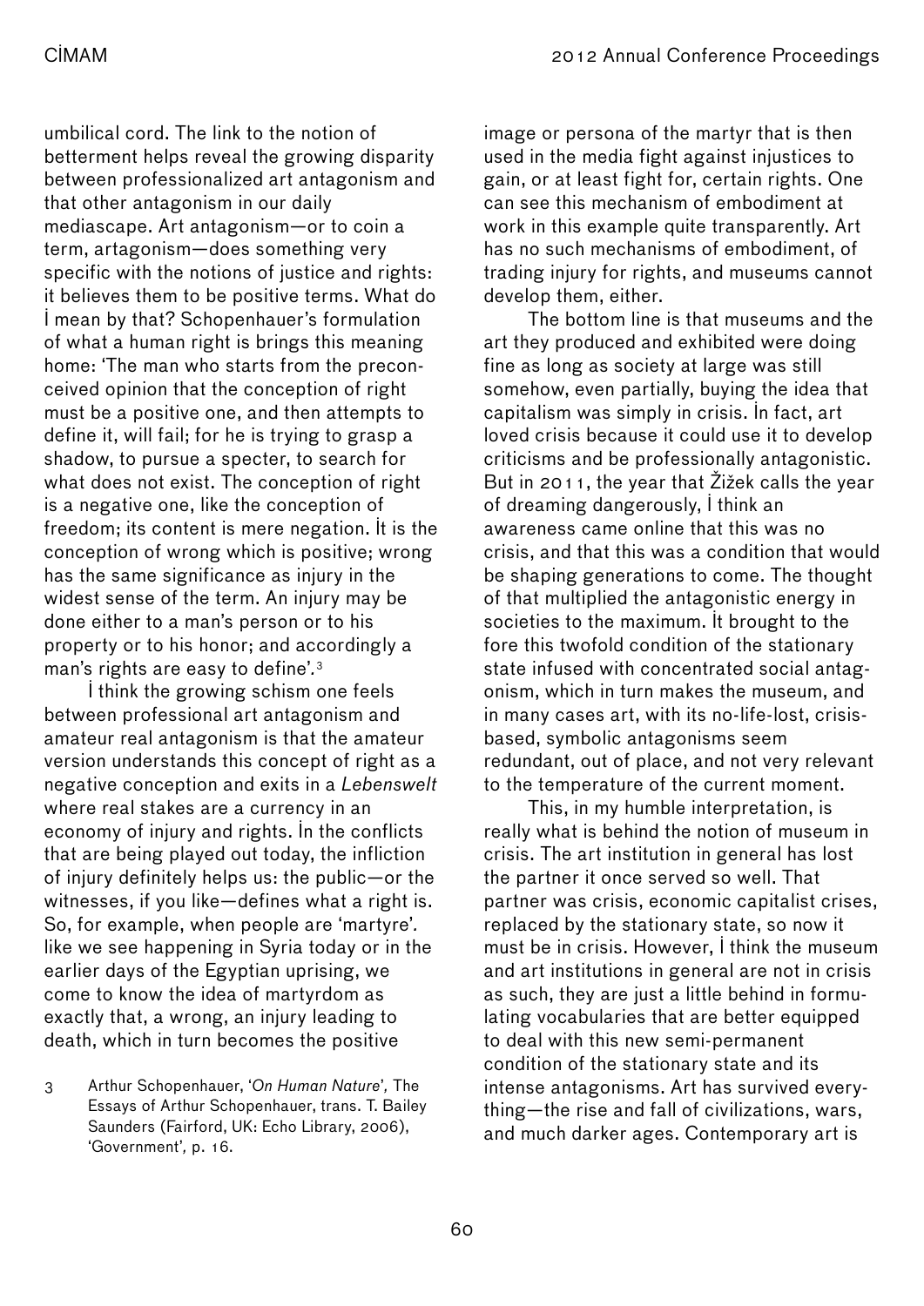umbilical cord. The link to the notion of betterment helps reveal the growing disparity between professionalized art antagonism and that other antagonism in our daily mediascape. Art antagonism—or to coin a term, artagonism—does something very specific with the notions of justice and rights: it believes them to be positive terms. What do I mean by that? Schopenhauer's formulation of what a human right is brings this meaning home: 'The man who starts from the preconceived opinion that the conception of right must be a positive one, and then attempts to define it, will fail; for he is trying to grasp a shadow, to pursue a specter, to search for what does not exist. The conception of right is a negative one, like the conception of freedom; its content is mere negation. It is the conception of wrong which is positive; wrong has the same significance as injury in the widest sense of the term. An injury may be done either to a man's person or to his property or to his honor; and accordingly a man's rights are easy to define'.[3]

I think the growing schism one feels between professional art antagonism and amateur real antagonism is that the amateur version understands this concept of right as a negative conception and exits in a *Lebenswelt* where real stakes are a currency in an economy of injury and rights. In the conflicts that are being played out today, the infliction of injury definitely helps us: the public—or the witnesses, if you like—defines what a right is. So, for example, when people are 'martyre'. like we see happening in Syria today or in the earlier days of the Egyptian uprising, we come to know the idea of martyrdom as exactly that, a wrong, an injury leading to death, which in turn becomes the positive image or persona of the martyr that is then used in the media fight against injustices to gain, or at least fight for, certain rights. One can see this mechanism of embodiment at work in this example quite transparently. Art has no such mechanisms of embodiment, of trading injury for rights, and museums cannot develop them, either.

The bottom line is that museums and the art they produced and exhibited were doing fine as long as society at large was still somehow, even partially, buying the idea that capitalism was simply in crisis. In fact, art loved crisis because it could use it to develop criticisms and be professionally antagonistic. But in 2011, the year that Žižek calls the year of dreaming dangerously, I think an awareness came online that this was no crisis, and that this was a condition that would be shaping generations to come. The thought of that multiplied the antagonistic energy in societies to the maximum. It brought to the fore this twofold condition of the stationary state infused with concentrated social antagonism, which in turn makes the museum, and in many cases art, with its no-life-lost, crisis-based, symbolic antagonisms seem redundant, out of place, and not very relevant to the temperature of the current moment.

This, in my humble interpretation, is really what is behind the notion of museum in crisis. The art institution in general has lost the partner it once served so well. That partner was crisis, economic capitalist crises, replaced by the stationary state, so now it must be in crisis. However, I think the museum and art institutions in general are not in crisis as such, they are just a little behind in formulating vocabularies that are better equipped to deal with this new semi-permanent condition of the stationary state and its intense antagonisms. Art has survived everything—the rise and fall of civilizations, wars, and much darker ages. Contemporary art is

3 Arthur Schopenhauer, '*On Human Nature*', The Essays of Arthur Schopenhauer, trans. T. Bailey Saunders (Fairford, UK: Echo Library, 2006), 'Government', p. 16.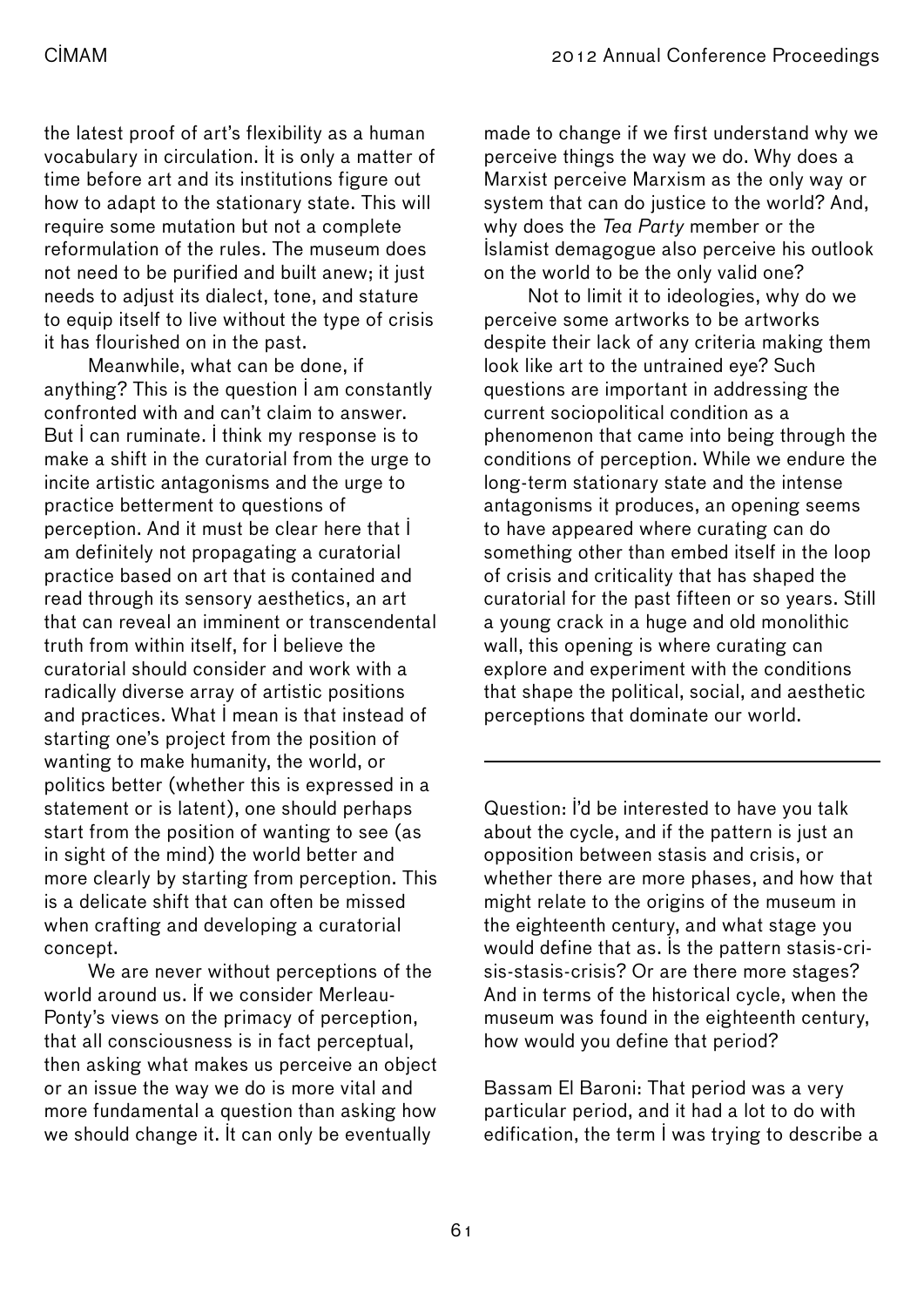the latest proof of art's flexibility as a human vocabulary in circulation. It is only a matter of time before art and its institutions figure out how to adapt to the stationary state. This will require some mutation but not a complete reformulation of the rules. The museum does not need to be purified and built anew; it just needs to adjust its dialect, tone, and stature to equip itself to live without the type of crisis it has flourished on in the past.

Meanwhile, what can be done, if anything? This is the question I am constantly confronted with and can't claim to answer. But I can ruminate. I think my response is to make a shift in the curatorial from the urge to incite artistic antagonisms and the urge to practice betterment to questions of perception. And it must be clear here that I am definitely not propagating a curatorial practice based on art that is contained and read through its sensory aesthetics, an art that can reveal an imminent or transcendental truth from within itself, for I believe the curatorial should consider and work with a radically diverse array of artistic positions and practices. What I mean is that instead of starting one's project from the position of wanting to make humanity, the world, or politics better (whether this is expressed in a statement or is latent), one should perhaps start from the position of wanting to see (as in sight of the mind) the world better and more clearly by starting from perception. This is a delicate shift that can often be missed when crafting and developing a curatorial concept.

We are never without perceptions of the world around us. If we consider Merleau-Ponty's views on the primacy of perception, that all consciousness is in fact perceptual, then asking what makes us perceive an object or an issue the way we do is more vital and more fundamental a question than asking how we should change it. It can only be eventually made to change if we first understand why we perceive things the way we do. Why does a Marxist perceive Marxism as the only way or system that can do justice to the world? And, why does the *Tea Party* member or the Islamist demagogue also perceive his outlook on the world to be the only valid one?

Not to limit it to ideologies, why do we perceive some artworks to be artworks despite their lack of any criteria making them look like art to the untrained eye? Such questions are important in addressing the current sociopolitical condition as a phenomenon that came into being through the conditions of perception. While we endure the long-term stationary state and the intense antagonisms it produces, an opening seems to have appeared where curating can do something other than embed itself in the loop of crisis and criticality that has shaped the curatorial for the past fifteen or so years. Still a young crack in a huge and old monolithic wall, this opening is where curating can explore and experiment with the conditions that shape the political, social, and aesthetic perceptions that dominate our world.

---

Question: I'd be interested to have you talk about the cycle, and if the pattern is just an opposition between stasis and crisis, or whether there are more phases, and how that might relate to the origins of the museum in the eighteenth century, and what stage you would define that as. Is the pattern stasis-crisis-stasis-crisis? Or are there more stages? And in terms of the historical cycle, when the museum was found in the eighteenth century, how would you define that period?

Bassam El Baroni: That period was a very particular period, and it had a lot to do with edification, the term I was trying to describe a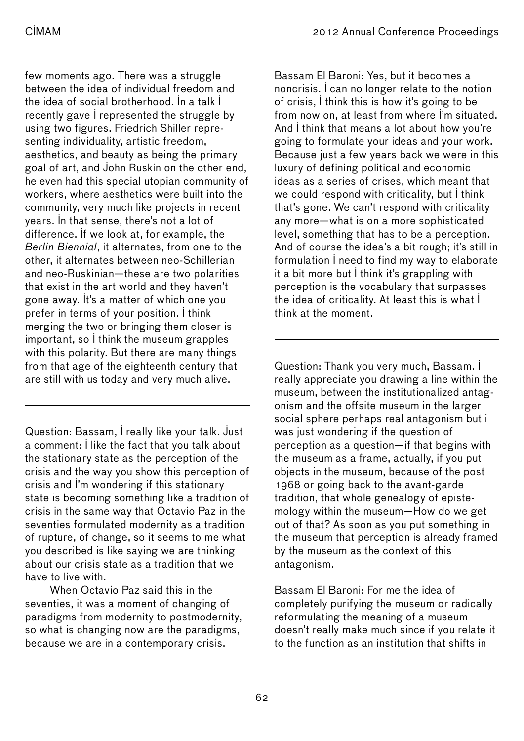few moments ago. There was a struggle between the idea of individual freedom and the idea of social brotherhood. In a talk I recently gave I represented the struggle by using two figures. Friedrich Shiller representing individuality, artistic freedom, aesthetics, and beauty as being the primary goal of art, and John Ruskin on the other end, he even had this special utopian community of workers, where aesthetics were built into the community, very much like projects in recent years. In that sense, there's not a lot of difference. If we look at, for example, the *Berlin Biennial*, it alternates, from one to the other, it alternates between neo-Schillerian and neo-Ruskinian—these are two polarities that exist in the art world and they haven't gone away. It's a matter of which one you prefer in terms of your position. I think merging the two or bringing them closer is important, so I think the museum grapples with this polarity. But there are many things from that age of the eighteenth century that are still with us today and very much alive.

---

Question: Bassam, I really like your talk. Just a comment: I like the fact that you talk about the stationary state as the perception of the crisis and the way you show this perception of crisis and I'm wondering if this stationary state is becoming something like a tradition of crisis in the same way that Octavio Paz in the seventies formulated modernity as a tradition of rupture, of change, so it seems to me what you described is like saying we are thinking about our crisis state as a tradition that we have to live with.

When Octavio Paz said this in the seventies, it was a moment of changing of paradigms from modernity to postmodernity, so what is changing now are the paradigms, because we are in a contemporary crisis.

Bassam El Baroni: Yes, but it becomes a noncrisis. I can no longer relate to the notion of crisis, I think this is how it's going to be from now on, at least from where I'm situated. And I think that means a lot about how you're going to formulate your ideas and your work. Because just a few years back we were in this luxury of defining political and economic ideas as a series of crises, which meant that we could respond with criticality, but I think that's gone. We can't respond with criticality any more—what is on a more sophisticated level, something that has to be a perception. And of course the idea's a bit rough; it's still in formulation I need to find my way to elaborate it a bit more but I think it's grappling with perception is the vocabulary that surpasses the idea of criticality. At least this is what I think at the moment.

---

Question: Thank you very much, Bassam. I really appreciate you drawing a line within the museum, between the institutionalized antagonism and the offsite museum in the larger social sphere perhaps real antagonism but i was just wondering if the question of perception as a question—if that begins with the museum as a frame, actually, if you put objects in the museum, because of the post 1968 or going back to the avant-garde tradition, that whole genealogy of epistemology within the museum—How do we get out of that? As soon as you put something in the museum that perception is already framed by the museum as the context of this antagonism.

Bassam El Baroni: For me the idea of completely purifying the museum or radically reformulating the meaning of a museum doesn't really make much since if you relate it to the function as an institution that shifts in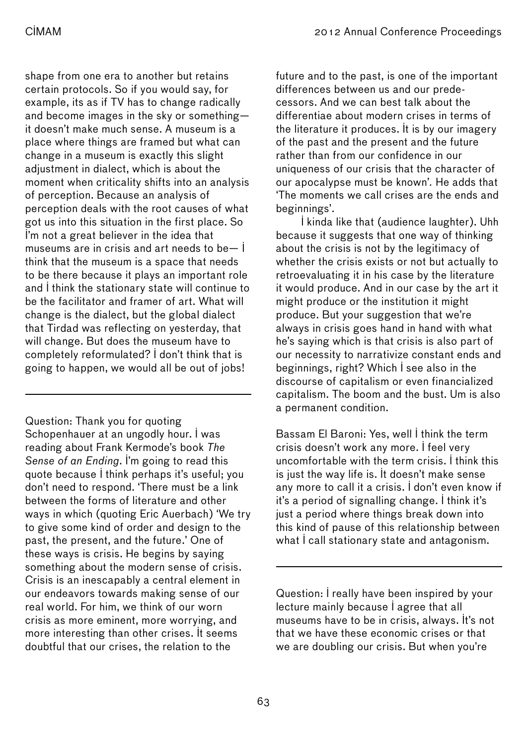shape from one era to another but retains certain protocols. So if you would say, for example, its as if TV has to change radically and become images in the sky or something— it doesn't make much sense. A museum is a place where things are framed but what can change in a museum is exactly this slight adjustment in dialect, which is about the moment when criticality shifts into an analysis of perception. Because an analysis of perception deals with the root causes of what got us into this situation in the first place. So I'm not a great believer in the idea that museums are in crisis and art needs to be— I think that the museum is a space that needs to be there because it plays an important role and I think the stationary state will continue to be the facilitator and framer of art. What will change is the dialect, but the global dialect that Tirdad was reflecting on yesterday, that will change. But does the museum have to completely reformulated? I don't think that is going to happen, we would all be out of jobs!

---

Question: Thank you for quoting Schopenhauer at an ungodly hour. I was reading about Frank Kermode's book *The Sense of an Ending*. I'm going to read this quote because I think perhaps it's useful; you don't need to respond. 'There must be a link between the forms of literature and other ways in which (quoting Eric Auerbach) 'We try to give some kind of order and design to the past, the present, and the future.' One of these ways is crisis. He begins by saying something about the modern sense of crisis. Crisis is an inescapably a central element in our endeavors towards making sense of our real world. For him, we think of our worn crisis as more eminent, more worrying, and more interesting than other crises. It seems doubtful that our crises, the relation to the future and to the past, is one of the important differences between us and our predecessors. And we can best talk about the differentiae about modern crises in terms of the literature it produces. It is by our imagery of the past and the present and the future rather than from our confidence in our uniqueness of our crisis that the character of our apocalypse must be known'. He adds that 'The moments we call crises are the ends and beginnings'.

I kinda like that (audience laughter). Uhh because it suggests that one way of thinking about the crisis is not by the legitimacy of whether the crisis exists or not but actually to retroevaluating it in his case by the literature it would produce. And in our case by the art it might produce or the institution it might produce. But your suggestion that we're always in crisis goes hand in hand with what he's saying which is that crisis is also part of our necessity to narrativize constant ends and beginnings, right? Which I see also in the discourse of capitalism or even financialized capitalism. The boom and the bust. Um is also a permanent condition.

Bassam El Baroni: Yes, well I think the term crisis doesn't work any more. I feel very uncomfortable with the term crisis. I think this is just the way life is. It doesn't make sense any more to call it a crisis. I don't even know if it's a period of signalling change. I think it's just a period where things break down into this kind of pause of this relationship between what I call stationary state and antagonism.

---

Question: I really have been inspired by your lecture mainly because I agree that all museums have to be in crisis, always. It's not that we have these economic crises or that we are doubling our crisis. But when you're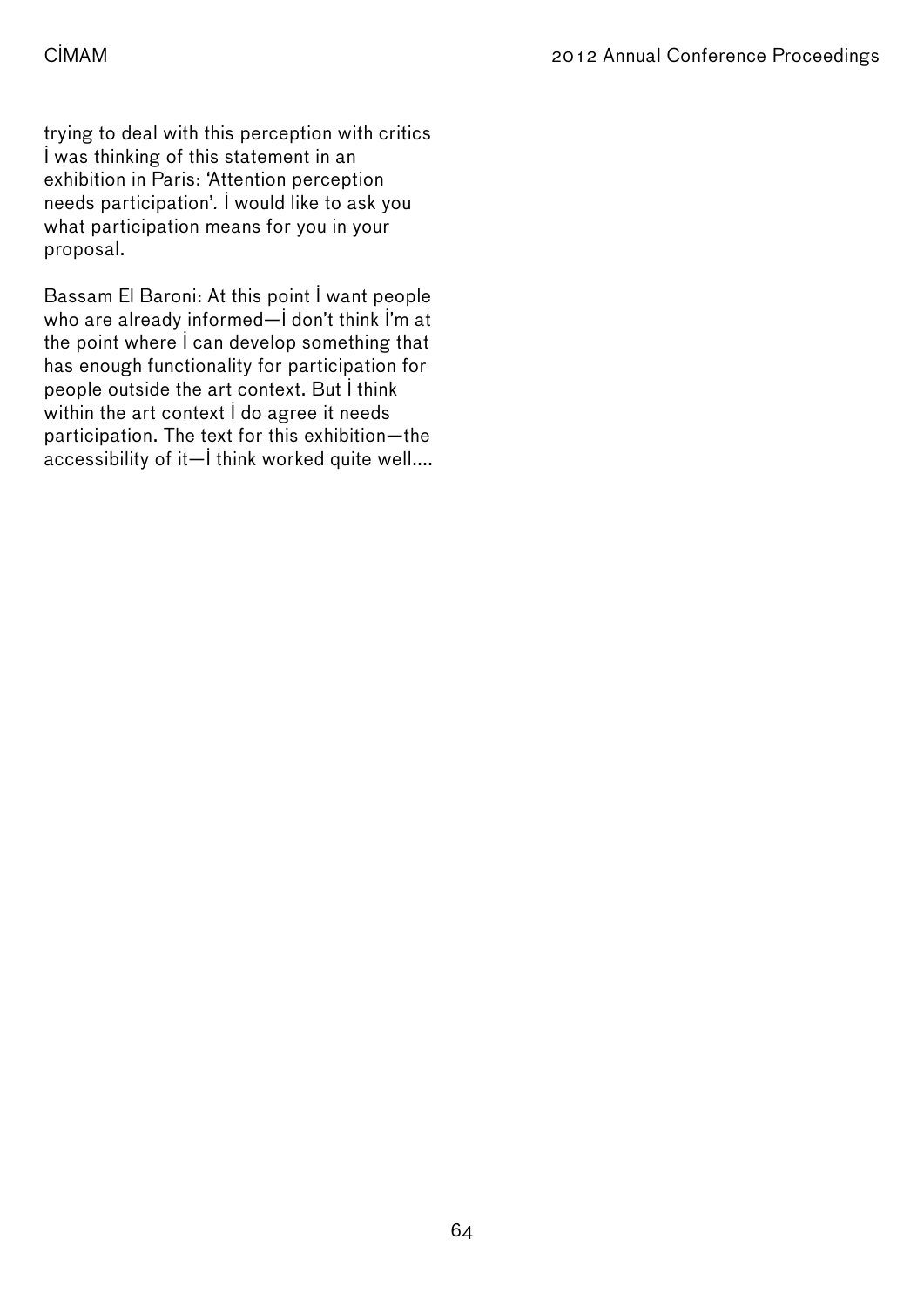trying to deal with this perception with critics I was thinking of this statement in an exhibition in Paris: 'Attention perception needs participation'. I would like to ask you what participation means for you in your proposal.

Bassam El Baroni: At this point I want people who are already informed—I don't think I'm at the point where I can develop something that has enough functionality for participation for people outside the art context. But I think within the art context I do agree it needs participation. The text for this exhibition—the accessibility of it—I think worked quite well....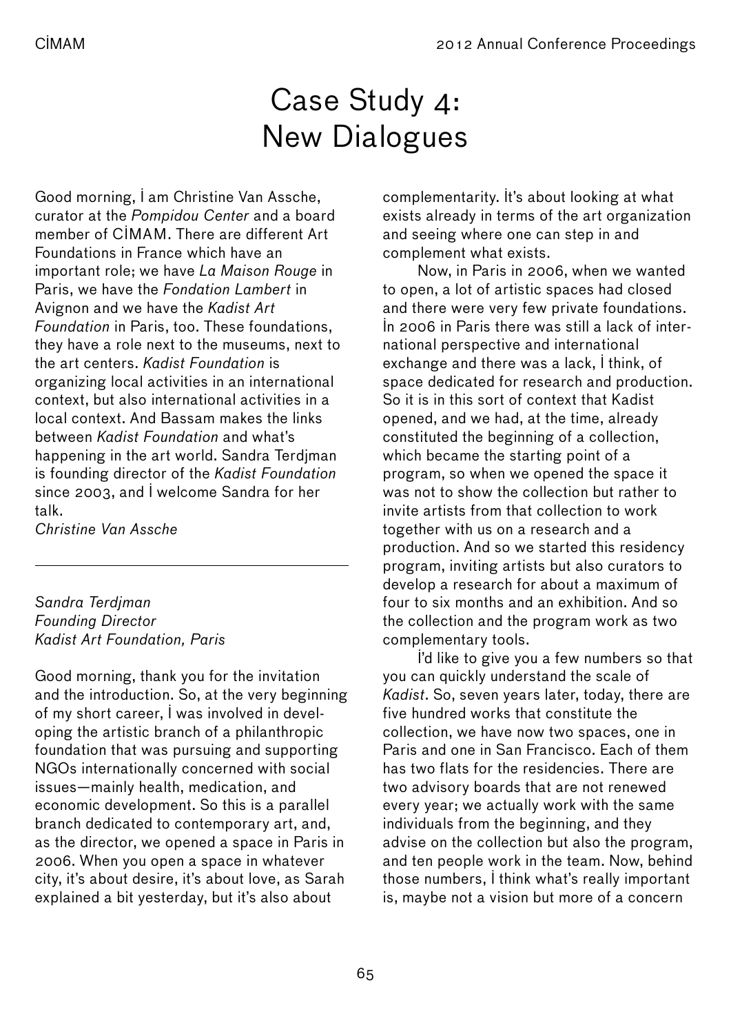# Case Study 4: New Dialogues

Good morning, I am Christine Van Assche, curator at the *Pompidou Center* and a board member of CIMAM. There are different Art Foundations in France which have an important role; we have *La Maison Rouge* in Paris, we have the *Fondation Lambert* in Avignon and we have the *Kadist Art Foundation* in Paris, too. These foundations, they have a role next to the museums, next to the art centers. *Kadist Foundation* is organizing local activities in an international context, but also international activities in a local context. And Bassam makes the links between *Kadist Foundation* and what's happening in the art world. Sandra Terdjman is founding director of the *Kadist Foundation* since 2003, and I welcome Sandra for her talk.

*Christine Van Assche*

---

*Sandra Terdjman*
*Founding Director*
*Kadist Art Foundation, Paris*

Good morning, thank you for the invitation and the introduction. So, at the very beginning of my short career, I was involved in developing the artistic branch of a philanthropic foundation that was pursuing and supporting NGOs internationally concerned with social issues—mainly health, medication, and economic development. So this is a parallel branch dedicated to contemporary art, and, as the director, we opened a space in Paris in 2006. When you open a space in whatever city, it's about desire, it's about love, as Sarah explained a bit yesterday, but it's also about complementarity. It's about looking at what exists already in terms of the art organization and seeing where one can step in and complement what exists.

Now, in Paris in 2006, when we wanted to open, a lot of artistic spaces had closed and there were very few private foundations. In 2006 in Paris there was still a lack of international perspective and international exchange and there was a lack, I think, of space dedicated for research and production. So it is in this sort of context that Kadist opened, and we had, at the time, already constituted the beginning of a collection, which became the starting point of a program, so when we opened the space it was not to show the collection but rather to invite artists from that collection to work together with us on a research and a production. And so we started this residency program, inviting artists but also curators to develop a research for about a maximum of four to six months and an exhibition. And so the collection and the program work as two complementary tools.

I'd like to give you a few numbers so that you can quickly understand the scale of *Kadist*. So, seven years later, today, there are five hundred works that constitute the collection, we have now two spaces, one in Paris and one in San Francisco. Each of them has two flats for the residencies. There are two advisory boards that are not renewed every year; we actually work with the same individuals from the beginning, and they advise on the collection but also the program, and ten people work in the team. Now, behind those numbers, I think what's really important is, maybe not a vision but more of a concern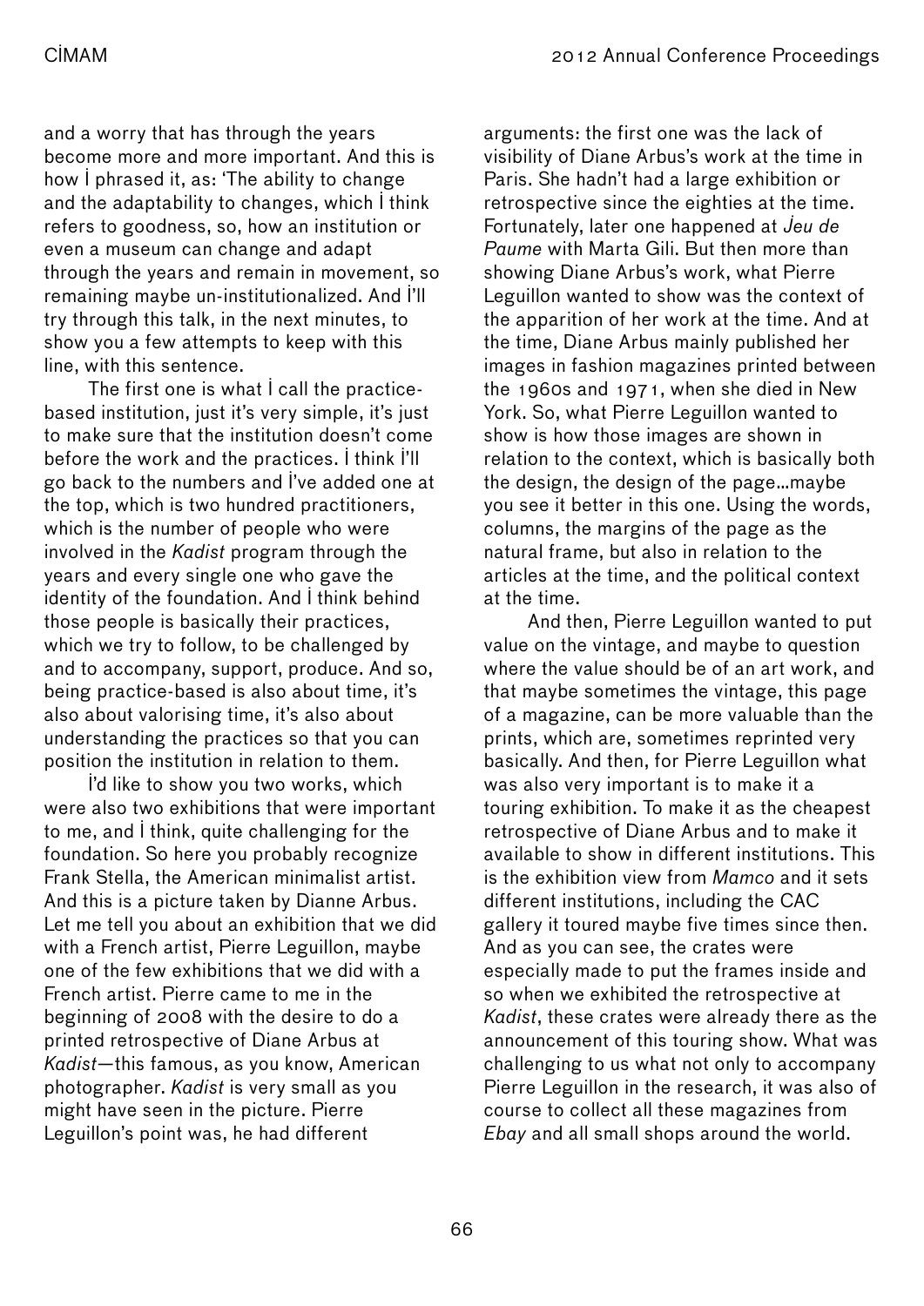and a worry that has through the years become more and more important. And this is how I phrased it, as: 'The ability to change and the adaptability to changes, which I think refers to goodness, so, how an institution or even a museum can change and adapt through the years and remain in movement, so remaining maybe un-institutionalized. And I'll try through this talk, in the next minutes, to show you a few attempts to keep with this line, with this sentence.

The first one is what I call the practice-based institution, just it's very simple, it's just to make sure that the institution doesn't come before the work and the practices. I think I'll go back to the numbers and I've added one at the top, which is two hundred practitioners, which is the number of people who were involved in the *Kadist* program through the years and every single one who gave the identity of the foundation. And I think behind those people is basically their practices, which we try to follow, to be challenged by and to accompany, support, produce. And so, being practice-based is also about time, it's also about valorising time, it's also about understanding the practices so that you can position the institution in relation to them.

I'd like to show you two works, which were also two exhibitions that were important to me, and I think, quite challenging for the foundation. So here you probably recognize Frank Stella, the American minimalist artist. And this is a picture taken by Dianne Arbus. Let me tell you about an exhibition that we did with a French artist, Pierre Leguillon, maybe one of the few exhibitions that we did with a French artist. Pierre came to me in the beginning of 2008 with the desire to do a printed retrospective of Diane Arbus at *Kadist*—this famous, as you know, American photographer. *Kadist* is very small as you might have seen in the picture. Pierre Leguillon's point was, he had different arguments: the first one was the lack of visibility of Diane Arbus's work at the time in Paris. She hadn't had a large exhibition or retrospective since the eighties at the time. Fortunately, later one happened at *Jeu de Paume* with Marta Gili. But then more than showing Diane Arbus's work, what Pierre Leguillon wanted to show was the context of the apparition of her work at the time. And at the time, Diane Arbus mainly published her images in fashion magazines printed between the 1960s and 1971, when she died in New York. So, what Pierre Leguillon wanted to show is how those images are shown in relation to the context, which is basically both the design, the design of the page…maybe you see it better in this one. Using the words, columns, the margins of the page as the natural frame, but also in relation to the articles at the time, and the political context at the time.

And then, Pierre Leguillon wanted to put value on the vintage, and maybe to question where the value should be of an art work, and that maybe sometimes the vintage, this page of a magazine, can be more valuable than the prints, which are, sometimes reprinted very basically. And then, for Pierre Leguillon what was also very important is to make it a touring exhibition. To make it as the cheapest retrospective of Diane Arbus and to make it available to show in different institutions. This is the exhibition view from *Mamco* and it sets different institutions, including the CAC gallery it toured maybe five times since then. And as you can see, the crates were especially made to put the frames inside and so when we exhibited the retrospective at *Kadist*, these crates were already there as the announcement of this touring show. What was challenging to us what not only to accompany Pierre Leguillon in the research, it was also of course to collect all these magazines from *Ebay* and all small shops around the world.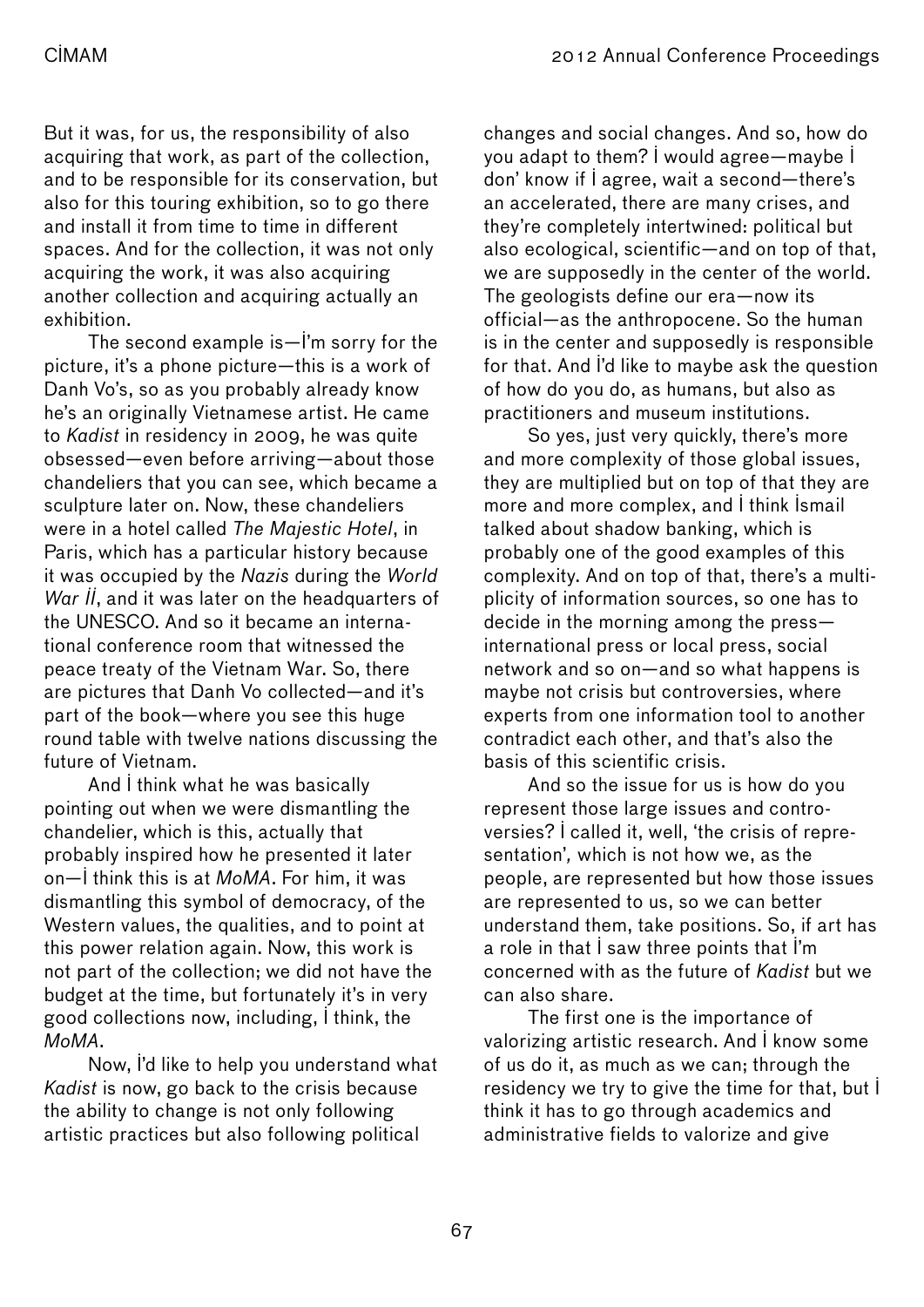But it was, for us, the responsibility of also acquiring that work, as part of the collection, and to be responsible for its conservation, but also for this touring exhibition, so to go there and install it from time to time in different spaces. And for the collection, it was not only acquiring the work, it was also acquiring another collection and acquiring actually an exhibition.

The second example is—I'm sorry for the picture, it's a phone picture—this is a work of Danh Vo's, so as you probably already know he's an originally Vietnamese artist. He came to *Kadist* in residency in 2009, he was quite obsessed—even before arriving—about those chandeliers that you can see, which became a sculpture later on. Now, these chandeliers were in a hotel called *The Majestic Hotel*, in Paris, which has a particular history because it was occupied by the *Nazis* during the *World War II*, and it was later on the headquarters of the UNESCO. And so it became an international conference room that witnessed the peace treaty of the Vietnam War. So, there are pictures that Danh Vo collected—and it's part of the book—where you see this huge round table with twelve nations discussing the future of Vietnam.

And I think what he was basically pointing out when we were dismantling the chandelier, which is this, actually that probably inspired how he presented it later on—I think this is at *MoMA*. For him, it was dismantling this symbol of democracy, of the Western values, the qualities, and to point at this power relation again. Now, this work is not part of the collection; we did not have the budget at the time, but fortunately it's in very good collections now, including, I think, the *MoMA*.

Now, I'd like to help you understand what *Kadist* is now, go back to the crisis because the ability to change is not only following artistic practices but also following political changes and social changes. And so, how do you adapt to them? I would agree—maybe I don' know if I agree, wait a second—there's an accelerated, there are many crises, and they're completely intertwined: political but also ecological, scientific—and on top of that, we are supposedly in the center of the world. The geologists define our era—now its official—as the anthropocene. So the human is in the center and supposedly is responsible for that. And I'd like to maybe ask the question of how do you do, as humans, but also as practitioners and museum institutions.

So yes, just very quickly, there's more and more complexity of those global issues, they are multiplied but on top of that they are more and more complex, and I think Ismail talked about shadow banking, which is probably one of the good examples of this complexity. And on top of that, there's a multiplicity of information sources, so one has to decide in the morning among the press—international press or local press, social network and so on—and so what happens is maybe not crisis but controversies, where experts from one information tool to another contradict each other, and that's also the basis of this scientific crisis.

And so the issue for us is how do you represent those large issues and controversies? I called it, well, 'the crisis of representation', which is not how we, as the people, are represented but how those issues are represented to us, so we can better understand them, take positions. So, if art has a role in that I saw three points that I'm concerned with as the future of *Kadist* but we can also share.

The first one is the importance of valorizing artistic research. And I know some of us do it, as much as we can; through the residency we try to give the time for that, but I think it has to go through academics and administrative fields to valorize and give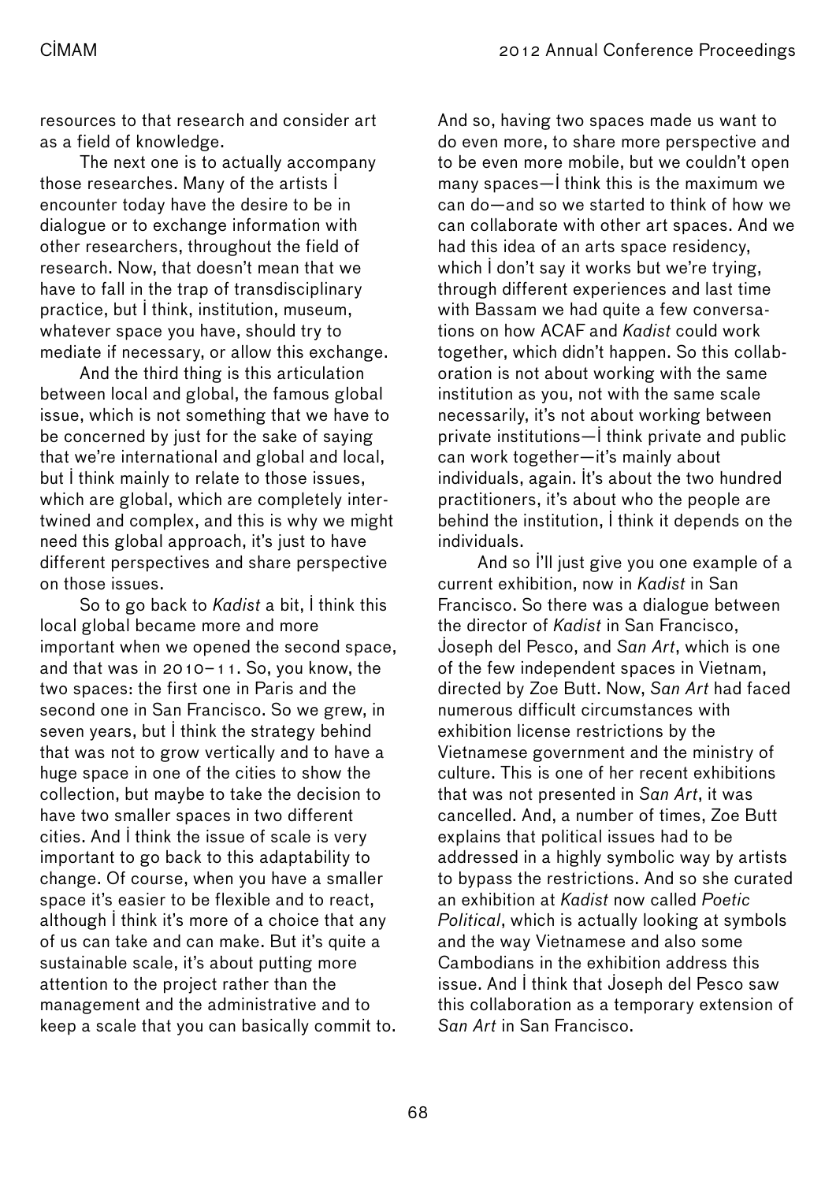resources to that research and consider art as a field of knowledge.

The next one is to actually accompany those researches. Many of the artists I encounter today have the desire to be in dialogue or to exchange information with other researchers, throughout the field of research. Now, that doesn't mean that we have to fall in the trap of transdisciplinary practice, but I think, institution, museum, whatever space you have, should try to mediate if necessary, or allow this exchange.

And the third thing is this articulation between local and global, the famous global issue, which is not something that we have to be concerned by just for the sake of saying that we're international and global and local, but I think mainly to relate to those issues, which are global, which are completely intertwined and complex, and this is why we might need this global approach, it's just to have different perspectives and share perspective on those issues.

So to go back to *Kadist* a bit, I think this local global became more and more important when we opened the second space, and that was in 2010–11. So, you know, the two spaces: the first one in Paris and the second one in San Francisco. So we grew, in seven years, but I think the strategy behind that was not to grow vertically and to have a huge space in one of the cities to show the collection, but maybe to take the decision to have two smaller spaces in two different cities. And I think the issue of scale is very important to go back to this adaptability to change. Of course, when you have a smaller space it's easier to be flexible and to react, although I think it's more of a choice that any of us can take and can make. But it's quite a sustainable scale, it's about putting more attention to the project rather than the management and the administrative and to keep a scale that you can basically commit to. And so, having two spaces made us want to do even more, to share more perspective and to be even more mobile, but we couldn't open many spaces—I think this is the maximum we can do—and so we started to think of how we can collaborate with other art spaces. And we had this idea of an arts space residency, which I don't say it works but we're trying, through different experiences and last time with Bassam we had quite a few conversations on how ACAF and *Kadist* could work together, which didn't happen. So this collaboration is not about working with the same institution as you, not with the same scale necessarily, it's not about working between private institutions—I think private and public can work together—it's mainly about individuals, again. It's about the two hundred practitioners, it's about who the people are behind the institution, I think it depends on the individuals.

And so I'll just give you one example of a current exhibition, now in *Kadist* in San Francisco. So there was a dialogue between the director of *Kadist* in San Francisco, Joseph del Pesco, and *San Art*, which is one of the few independent spaces in Vietnam, directed by Zoe Butt. Now, *San Art* had faced numerous difficult circumstances with exhibition license restrictions by the Vietnamese government and the ministry of culture. This is one of her recent exhibitions that was not presented in *San Art*, it was cancelled. And, a number of times, Zoe Butt explains that political issues had to be addressed in a highly symbolic way by artists to bypass the restrictions. And so she curated an exhibition at *Kadist* now called *Poetic Political*, which is actually looking at symbols and the way Vietnamese and also some Cambodians in the exhibition address this issue. And I think that Joseph del Pesco saw this collaboration as a temporary extension of *San Art* in San Francisco.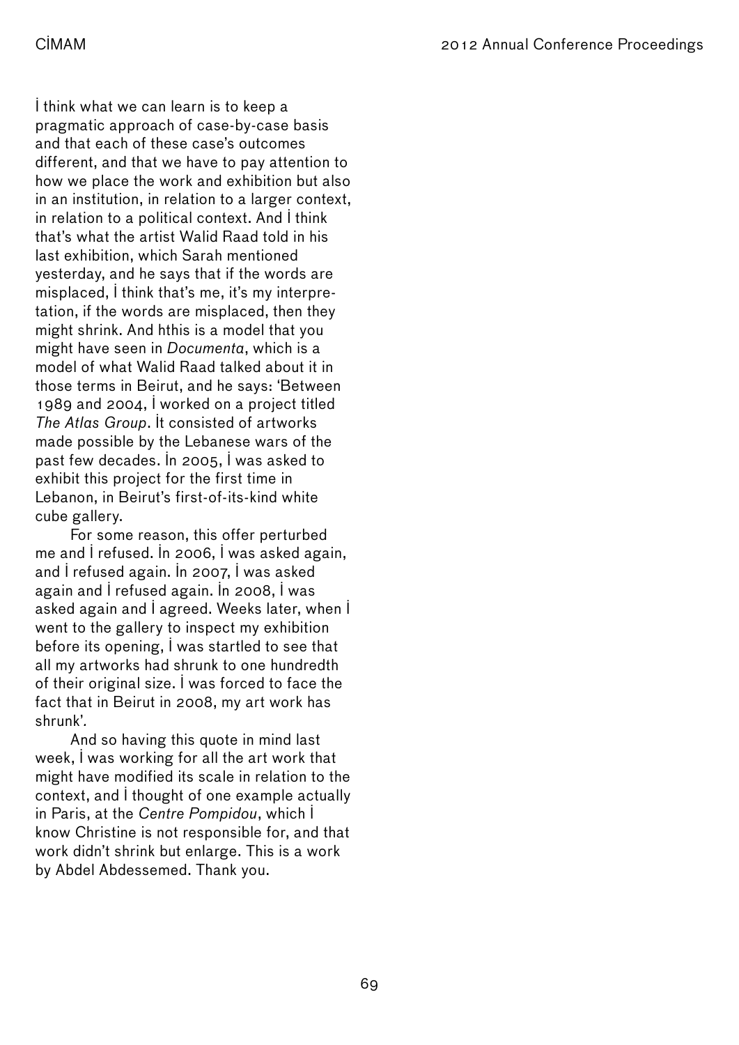I think what we can learn is to keep a pragmatic approach of case-by-case basis and that each of these case's outcomes different, and that we have to pay attention to how we place the work and exhibition but also in an institution, in relation to a larger context, in relation to a political context. And I think that's what the artist Walid Raad told in his last exhibition, which Sarah mentioned yesterday, and he says that if the words are misplaced, I think that's me, it's my interpretation, if the words are misplaced, then they might shrink. And hthis is a model that you might have seen in *Documenta*, which is a model of what Walid Raad talked about it in those terms in Beirut, and he says: 'Between 1989 and 2004, I worked on a project titled *The Atlas Group*. It consisted of artworks made possible by the Lebanese wars of the past few decades. In 2005, I was asked to exhibit this project for the first time in Lebanon, in Beirut's first-of-its-kind white cube gallery.

For some reason, this offer perturbed me and I refused. In 2006, I was asked again, and I refused again. In 2007, I was asked again and I refused again. In 2008, I was asked again and I agreed. Weeks later, when I went to the gallery to inspect my exhibition before its opening, I was startled to see that all my artworks had shrunk to one hundredth of their original size. I was forced to face the fact that in Beirut in 2008, my art work has shrunk'.

And so having this quote in mind last week, I was working for all the art work that might have modified its scale in relation to the context, and I thought of one example actually in Paris, at the *Centre Pompidou*, which I know Christine is not responsible for, and that work didn't shrink but enlarge. This is a work by Abdel Abdessemed. Thank you.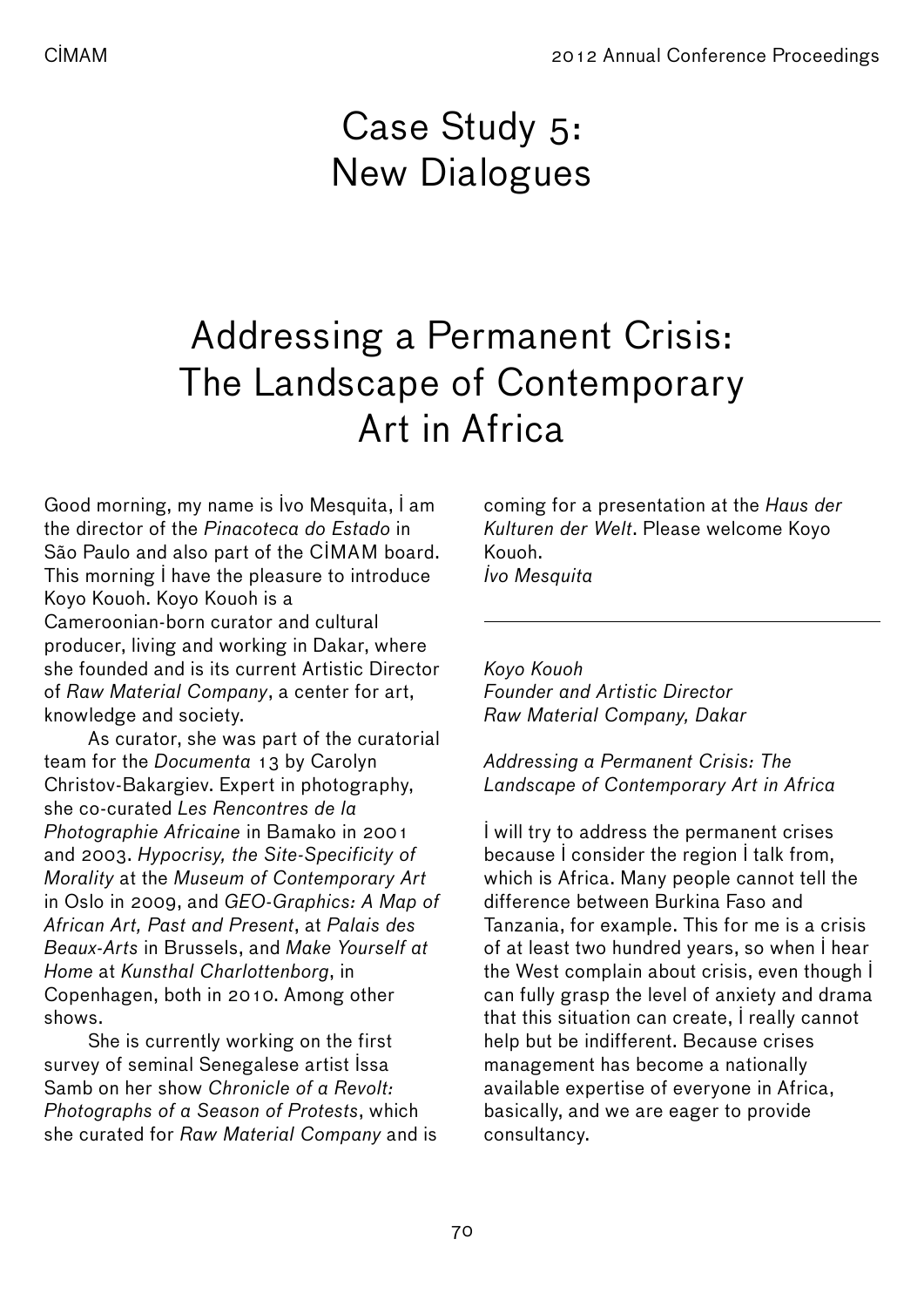# Case Study 5: New Dialogues

## Addressing a Permanent Crisis: The Landscape of Contemporary Art in Africa

Good morning, my name is Ivo Mesquita, I am the director of the *Pinacoteca do Estado* in São Paulo and also part of the CIMAM board. This morning I have the pleasure to introduce Koyo Kouoh. Koyo Kouoh is a Cameroonian-born curator and cultural producer, living and working in Dakar, where she founded and is its current Artistic Director of *Raw Material Company*, a center for art, knowledge and society.

As curator, she was part of the curatorial team for the *Documenta* 13 by Carolyn Christov-Bakargiev. Expert in photography, she co-curated *Les Rencontres de la Photographie Africaine* in Bamako in 2001 and 2003. *Hypocrisy, the Site-Specificity of Morality* at the *Museum of Contemporary Art* in Oslo in 2009, and *GEO-Graphics: A Map of African Art, Past and Present*, at *Palais des Beaux-Arts* in Brussels, and *Make Yourself at Home* at *Kunsthal Charlottenborg*, in Copenhagen, both in 2010. Among other shows.

She is currently working on the first survey of seminal Senegalese artist Issa Samb on her show *Chronicle of a Revolt: Photographs of a Season of Protests*, which she curated for *Raw Material Company* and is coming for a presentation at the *Haus der Kulturen der Welt*. Please welcome Koyo Kouoh.

*Ivo Mesquita*

---

*Koyo Kouoh*
*Founder and Artistic Director*
*Raw Material Company, Dakar*

*Addressing a Permanent Crisis: The Landscape of Contemporary Art in Africa*

I will try to address the permanent crises because I consider the region I talk from, which is Africa. Many people cannot tell the difference between Burkina Faso and Tanzania, for example. This for me is a crisis of at least two hundred years, so when I hear the West complain about crisis, even though I can fully grasp the level of anxiety and drama that this situation can create, I really cannot help but be indifferent. Because crises management has become a nationally available expertise of everyone in Africa, basically, and we are eager to provide consultancy.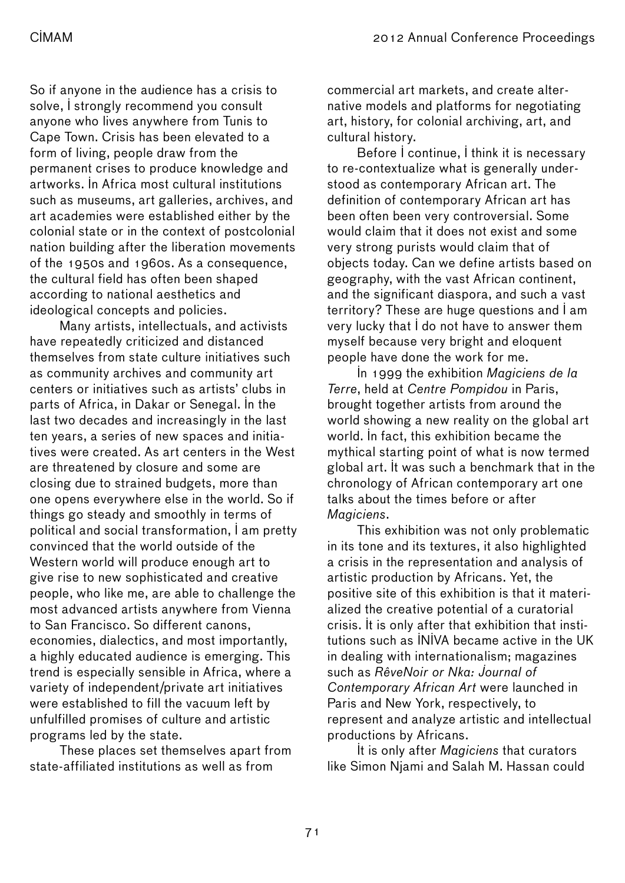So if anyone in the audience has a crisis to solve, I strongly recommend you consult anyone who lives anywhere from Tunis to Cape Town. Crisis has been elevated to a form of living, people draw from the permanent crises to produce knowledge and artworks. In Africa most cultural institutions such as museums, art galleries, archives, and art academies were established either by the colonial state or in the context of postcolonial nation building after the liberation movements of the 1950s and 1960s. As a consequence, the cultural field has often been shaped according to national aesthetics and ideological concepts and policies.

Many artists, intellectuals, and activists have repeatedly criticized and distanced themselves from state culture initiatives such as community archives and community art centers or initiatives such as artists' clubs in parts of Africa, in Dakar or Senegal. In the last two decades and increasingly in the last ten years, a series of new spaces and initiatives were created. As art centers in the West are threatened by closure and some are closing due to strained budgets, more than one opens everywhere else in the world. So if things go steady and smoothly in terms of political and social transformation, I am pretty convinced that the world outside of the Western world will produce enough art to give rise to new sophisticated and creative people, who like me, are able to challenge the most advanced artists anywhere from Vienna to San Francisco. So different canons, economies, dialectics, and most importantly, a highly educated audience is emerging. This trend is especially sensible in Africa, where a variety of independent/private art initiatives were established to fill the vacuum left by unfulfilled promises of culture and artistic programs led by the state.

These places set themselves apart from state-affiliated institutions as well as from commercial art markets, and create alternative models and platforms for negotiating art, history, for colonial archiving, art, and cultural history.

Before I continue, I think it is necessary to re-contextualize what is generally understood as contemporary African art. The definition of contemporary African art has been often been very controversial. Some would claim that it does not exist and some very strong purists would claim that of objects today. Can we define artists based on geography, with the vast African continent, and the significant diaspora, and such a vast territory? These are huge questions and I am very lucky that I do not have to answer them myself because very bright and eloquent people have done the work for me.

In 1999 the exhibition *Magiciens de la Terre*, held at *Centre Pompidou* in Paris, brought together artists from around the world showing a new reality on the global art world. In fact, this exhibition became the mythical starting point of what is now termed global art. It was such a benchmark that in the chronology of African contemporary art one talks about the times before or after *Magiciens*.

This exhibition was not only problematic in its tone and its textures, it also highlighted a crisis in the representation and analysis of artistic production by Africans. Yet, the positive site of this exhibition is that it materialized the creative potential of a curatorial crisis. It is only after that exhibition that institutions such as INIVA became active in the UK in dealing with internationalism; magazines such as *RêveNoir or Nka: Journal of Contemporary African Art* were launched in Paris and New York, respectively, to represent and analyze artistic and intellectual productions by Africans.

It is only after *Magiciens* that curators like Simon Njami and Salah M. Hassan could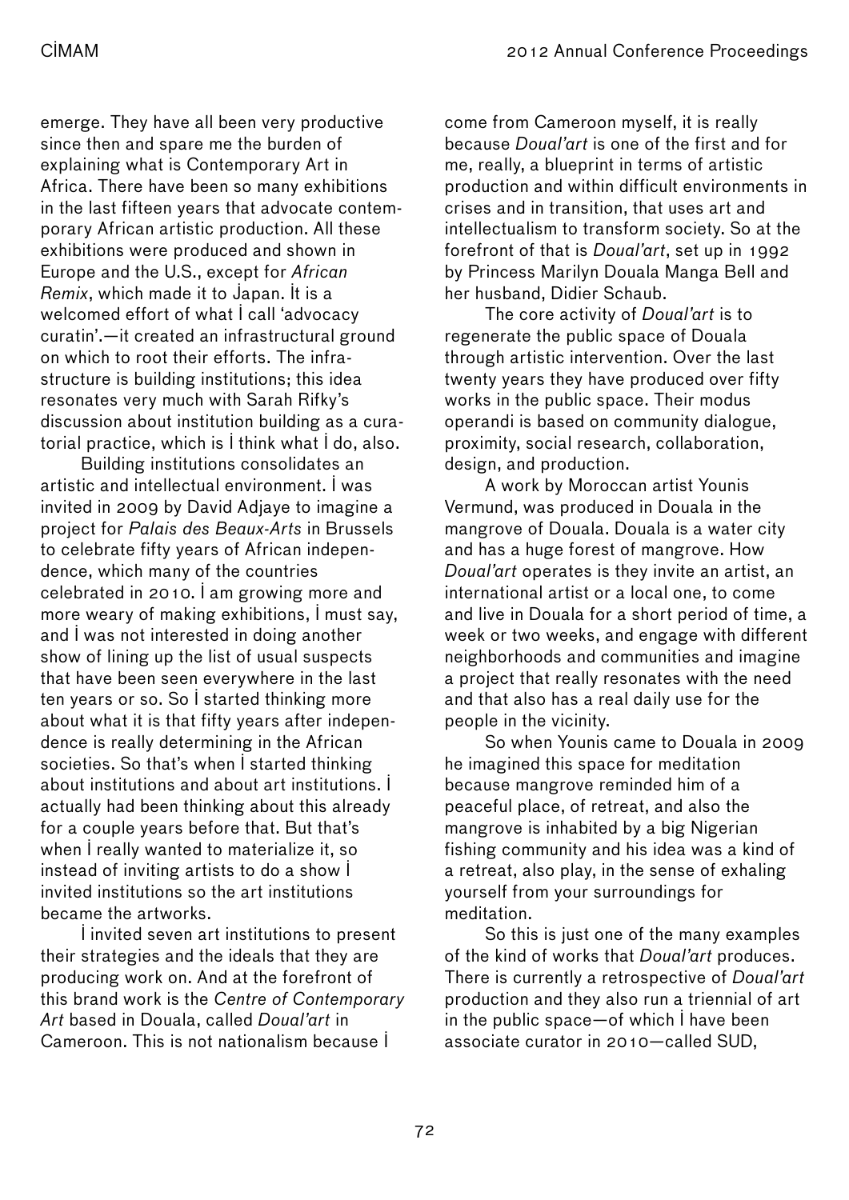emerge. They have all been very productive since then and spare me the burden of explaining what is Contemporary Art in Africa. There have been so many exhibitions in the last fifteen years that advocate contemporary African artistic production. All these exhibitions were produced and shown in Europe and the U.S., except for *African Remix*, which made it to Japan. It is a welcomed effort of what I call 'advocacy curatin'.—it created an infrastructural ground on which to root their efforts. The infrastructure is building institutions; this idea resonates very much with Sarah Rifky's discussion about institution building as a curatorial practice, which is I think what I do, also.

Building institutions consolidates an artistic and intellectual environment. I was invited in 2009 by David Adjaye to imagine a project for *Palais des Beaux-Arts* in Brussels to celebrate fifty years of African independence, which many of the countries celebrated in 2010. I am growing more and more weary of making exhibitions, I must say, and I was not interested in doing another show of lining up the list of usual suspects that have been seen everywhere in the last ten years or so. So I started thinking more about what it is that fifty years after independence is really determining in the African societies. So that's when I started thinking about institutions and about art institutions. I actually had been thinking about this already for a couple years before that. But that's when I really wanted to materialize it, so instead of inviting artists to do a show I invited institutions so the art institutions became the artworks.

I invited seven art institutions to present their strategies and the ideals that they are producing work on. And at the forefront of this brand work is the *Centre of Contemporary Art* based in Douala, called *Doual'art* in Cameroon. This is not nationalism because I come from Cameroon myself, it is really because *Doual'art* is one of the first and for me, really, a blueprint in terms of artistic production and within difficult environments in crises and in transition, that uses art and intellectualism to transform society. So at the forefront of that is *Doual'art*, set up in 1992 by Princess Marilyn Douala Manga Bell and her husband, Didier Schaub.

The core activity of *Doual'art* is to regenerate the public space of Douala through artistic intervention. Over the last twenty years they have produced over fifty works in the public space. Their modus operandi is based on community dialogue, proximity, social research, collaboration, design, and production.

A work by Moroccan artist Younis Vermund, was produced in Douala in the mangrove of Douala. Douala is a water city and has a huge forest of mangrove. How *Doual'art* operates is they invite an artist, an international artist or a local one, to come and live in Douala for a short period of time, a week or two weeks, and engage with different neighborhoods and communities and imagine a project that really resonates with the need and that also has a real daily use for the people in the vicinity.

So when Younis came to Douala in 2009 he imagined this space for meditation because mangrove reminded him of a peaceful place, of retreat, and also the mangrove is inhabited by a big Nigerian fishing community and his idea was a kind of a retreat, also play, in the sense of exhaling yourself from your surroundings for meditation.

So this is just one of the many examples of the kind of works that *Doual'art* produces. There is currently a retrospective of *Doual'art* production and they also run a triennial of art in the public space—of which I have been associate curator in 2010—called SUD,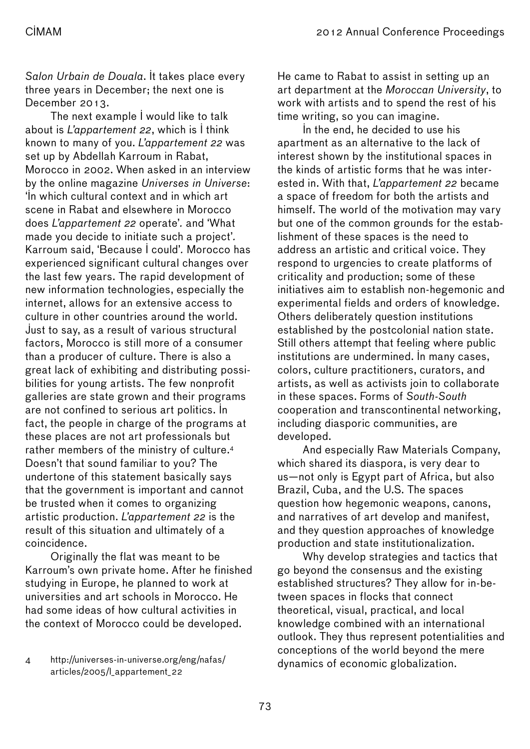*Salon Urbain de Douala*. It takes place every three years in December; the next one is December 2013.

The next example I would like to talk about is *L'appartement 22*, which is I think known to many of you. *L'appartement 22* was set up by Abdellah Karroum in Rabat, Morocco in 2002. When asked in an interview by the online magazine *Universes in Universe*: 'In which cultural context and in which art scene in Rabat and elsewhere in Morocco does *L'appartement 22* operate'. and 'What made you decide to initiate such a project'. Karroum said, 'Because I could'. Morocco has experienced significant cultural changes over the last few years. The rapid development of new information technologies, especially the internet, allows for an extensive access to culture in other countries around the world. Just to say, as a result of various structural factors, Morocco is still more of a consumer than a producer of culture. There is also a great lack of exhibiting and distributing possibilities for young artists. The few nonprofit galleries are state grown and their programs are not confined to serious art politics. In fact, the people in charge of the programs at these places are not art professionals but rather members of the ministry of culture.[4] Doesn't that sound familiar to you? The undertone of this statement basically says that the government is important and cannot be trusted when it comes to organizing artistic production. *L'appartement 22* is the result of this situation and ultimately of a coincidence.

Originally the flat was meant to be Karroum's own private home. After he finished studying in Europe, he planned to work at universities and art schools in Morocco. He had some ideas of how cultural activities in the context of Morocco could be developed. He came to Rabat to assist in setting up an art department at the *Moroccan University*, to work with artists and to spend the rest of his time writing, so you can imagine.

In the end, he decided to use his apartment as an alternative to the lack of interest shown by the institutional spaces in the kinds of artistic forms that he was interested in. With that, *L'appartement 22* became a space of freedom for both the artists and himself. The world of the motivation may vary but one of the common grounds for the establishment of these spaces is the need to address an artistic and critical voice. They respond to urgencies to create platforms of criticality and production; some of these initiatives aim to establish non-hegemonic and experimental fields and orders of knowledge. Others deliberately question institutions established by the postcolonial nation state. Still others attempt that feeling where public institutions are undermined. In many cases, colors, culture practitioners, curators, and artists, as well as activists join to collaborate in these spaces. Forms of *South-South* cooperation and transcontinental networking, including diasporic communities, are developed.

And especially Raw Materials Company, which shared its diaspora, is very dear to us—not only is Egypt part of Africa, but also Brazil, Cuba, and the U.S. The spaces question how hegemonic weapons, canons, and narratives of art develop and manifest, and they question approaches of knowledge production and state institutionalization.

Why develop strategies and tactics that go beyond the consensus and the existing established structures? They allow for in-between spaces in flocks that connect theoretical, visual, practical, and local knowledge combined with an international outlook. They thus represent potentialities and conceptions of the world beyond the mere dynamics of economic globalization.

4 http://universes-in-universe.org/eng/nafas/articles/2005/l_appartement_22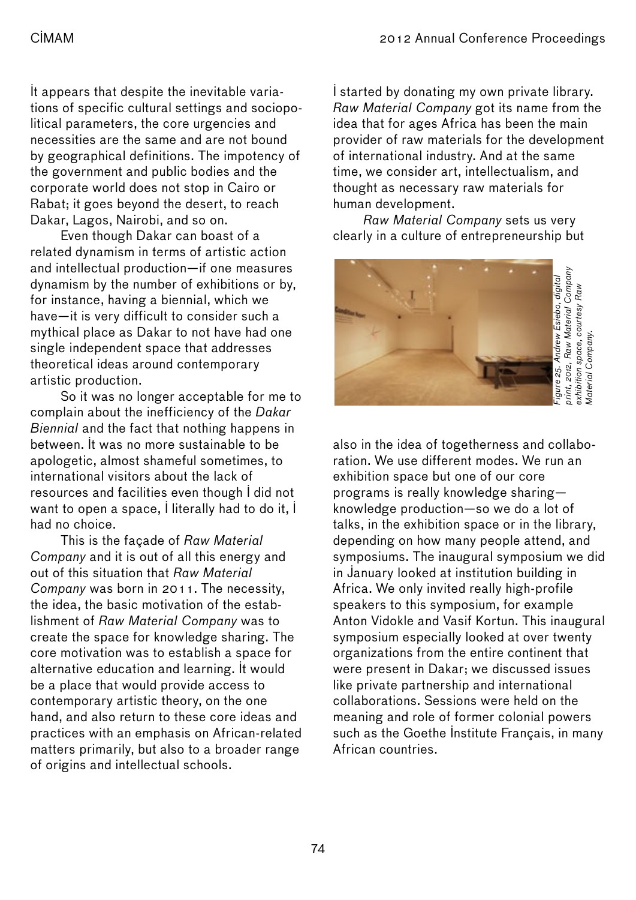It appears that despite the inevitable variations of specific cultural settings and sociopolitical parameters, the core urgencies and necessities are the same and are not bound by geographical definitions. The impotency of the government and public bodies and the corporate world does not stop in Cairo or Rabat; it goes beyond the desert, to reach Dakar, Lagos, Nairobi, and so on.

Even though Dakar can boast of a related dynamism in terms of artistic action and intellectual production—if one measures dynamism by the number of exhibitions or by, for instance, having a biennial, which we have—it is very difficult to consider such a mythical place as Dakar to not have had one single independent space that addresses theoretical ideas around contemporary artistic production.

So it was no longer acceptable for me to complain about the inefficiency of the *Dakar Biennial* and the fact that nothing happens in between. It was no more sustainable to be apologetic, almost shameful sometimes, to international visitors about the lack of resources and facilities even though I did not want to open a space, I literally had to do it, I had no choice.

This is the façade of *Raw Material Company* and it is out of all this energy and out of this situation that *Raw Material Company* was born in 2011. The necessity, the idea, the basic motivation of the establishment of *Raw Material Company* was to create the space for knowledge sharing. The core motivation was to establish a space for alternative education and learning. It would be a place that would provide access to contemporary artistic theory, on the one hand, and also return to these core ideas and practices with an emphasis on African-related matters primarily, but also to a broader range of origins and intellectual schools.

I started by donating my own private library. *Raw Material Company* got its name from the idea that for ages Africa has been the main provider of raw materials for the development of international industry. And at the same time, we consider art, intellectualism, and thought as necessary raw materials for human development.

*Raw Material Company* sets us very clearly in a culture of entrepreneurship but also in the idea of togetherness and collaboration. We use different modes. We run an exhibition space but one of our core programs is really knowledge sharing—knowledge production—so we do a lot of talks, in the exhibition space or in the library, depending on how many people attend, and symposiums. The inaugural symposium we did in January looked at institution building in Africa. We only invited really high-profile speakers to this symposium, for example Anton Vidokle and Vasif Kortun. This inaugural symposium especially looked at over twenty organizations from the entire continent that were present in Dakar; we discussed issues like private partnership and international collaborations. Sessions were held on the meaning and role of former colonial powers such as the Goethe Institute Français, in many African countries.

*Figure 25. Andrew Esiebo, digital print, 2012, Raw Material Company exhibition space, courtesy Raw Material Company.*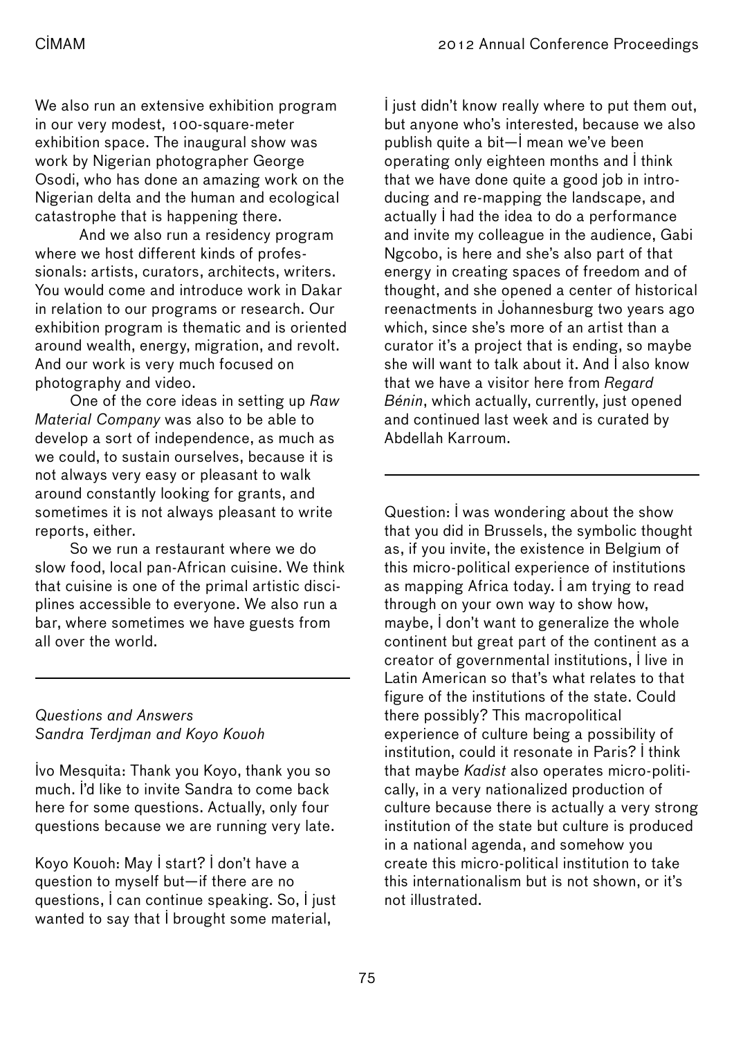We also run an extensive exhibition program in our very modest, 100-square-meter exhibition space. The inaugural show was work by Nigerian photographer George Osodi, who has done an amazing work on the Nigerian delta and the human and ecological catastrophe that is happening there.

And we also run a residency program where we host different kinds of professionals: artists, curators, architects, writers. You would come and introduce work in Dakar in relation to our programs or research. Our exhibition program is thematic and is oriented around wealth, energy, migration, and revolt. And our work is very much focused on photography and video.

One of the core ideas in setting up *Raw Material Company* was also to be able to develop a sort of independence, as much as we could, to sustain ourselves, because it is not always very easy or pleasant to walk around constantly looking for grants, and sometimes it is not always pleasant to write reports, either.

So we run a restaurant where we do slow food, local pan-African cuisine. We think that cuisine is one of the primal artistic disciplines accessible to everyone. We also run a bar, where sometimes we have guests from all over the world.

---

*Questions and Answers*
*Sandra Terdjman and Koyo Kouoh*

Ivo Mesquita: Thank you Koyo, thank you so much. I'd like to invite Sandra to come back here for some questions. Actually, only four questions because we are running very late.

Koyo Kouoh: May I start? I don't have a question to myself but—if there are no questions, I can continue speaking. So, I just wanted to say that I brought some material, I just didn't know really where to put them out, but anyone who's interested, because we also publish quite a bit—I mean we've been operating only eighteen months and I think that we have done quite a good job in introducing and re-mapping the landscape, and actually I had the idea to do a performance and invite my colleague in the audience, Gabi Ngcobo, is here and she's also part of that energy in creating spaces of freedom and of thought, and she opened a center of historical reenactments in Johannesburg two years ago which, since she's more of an artist than a curator it's a project that is ending, so maybe she will want to talk about it. And I also know that we have a visitor here from *Regard Bénin*, which actually, currently, just opened and continued last week and is curated by Abdellah Karroum.

---

Question: I was wondering about the show that you did in Brussels, the symbolic thought as, if you invite, the existence in Belgium of this micro-political experience of institutions as mapping Africa today. I am trying to read through on your own way to show how, maybe, I don't want to generalize the whole continent but great part of the continent as a creator of governmental institutions, I live in Latin American so that's what relates to that figure of the institutions of the state. Could there possibly? This macropolitical experience of culture being a possibility of institution, could it resonate in Paris? I think that maybe *Kadist* also operates micro-politically, in a very nationalized production of culture because there is actually a very strong institution of the state but culture is produced in a national agenda, and somehow you create this micro-political institution to take this internationalism but is not shown, or it's not illustrated.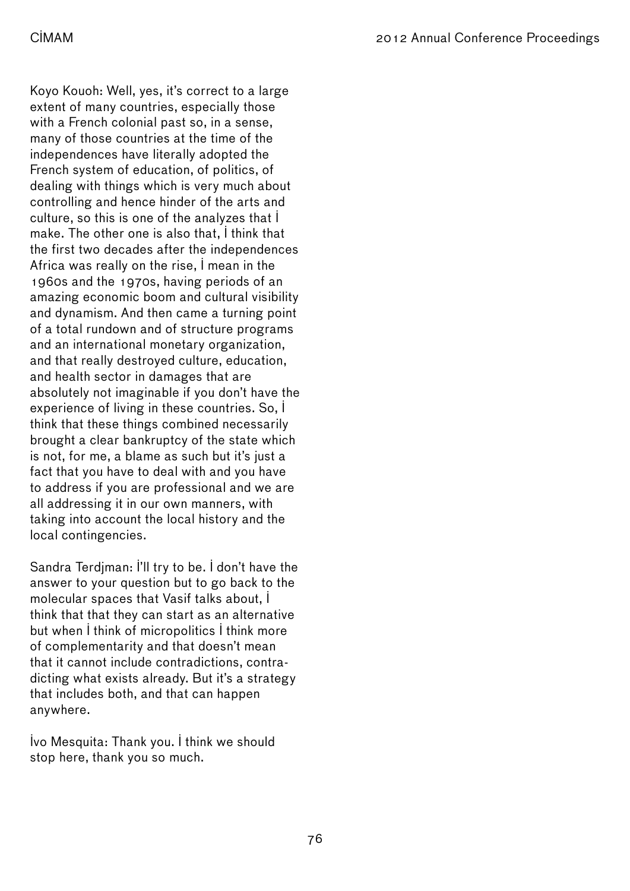Koyo Kouoh: Well, yes, it's correct to a large extent of many countries, especially those with a French colonial past so, in a sense, many of those countries at the time of the independences have literally adopted the French system of education, of politics, of dealing with things which is very much about controlling and hence hinder of the arts and culture, so this is one of the analyzes that I make. The other one is also that, I think that the first two decades after the independences Africa was really on the rise, I mean in the 1960s and the 1970s, having periods of an amazing economic boom and cultural visibility and dynamism. And then came a turning point of a total rundown and of structure programs and an international monetary organization, and that really destroyed culture, education, and health sector in damages that are absolutely not imaginable if you don't have the experience of living in these countries. So, I think that these things combined necessarily brought a clear bankruptcy of the state which is not, for me, a blame as such but it's just a fact that you have to deal with and you have to address if you are professional and we are all addressing it in our own manners, with taking into account the local history and the local contingencies.

Sandra Terdjman: I'll try to be. I don't have the answer to your question but to go back to the molecular spaces that Vasif talks about, I think that that they can start as an alternative but when I think of micropolitics I think more of complementarity and that doesn't mean that it cannot include contradictions, contradicting what exists already. But it's a strategy that includes both, and that can happen anywhere.

Ivo Mesquita: Thank you. I think we should stop here, thank you so much.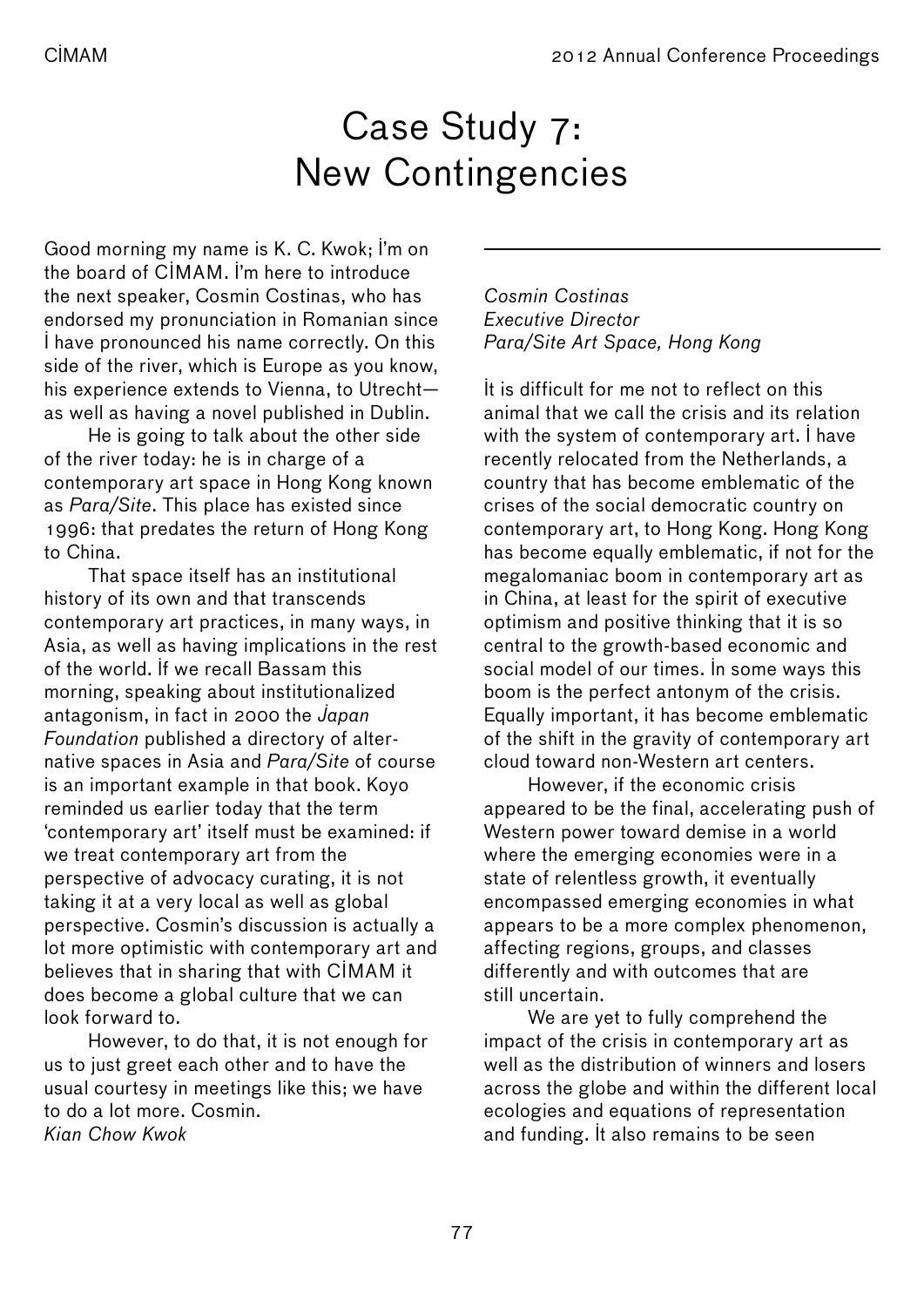# Case Study 7: New Contingencies

Good morning my name is K. C. Kwok; I'm on the board of CIMAM. I'm here to introduce the next speaker, Cosmin Costinas, who has endorsed my pronunciation in Romanian since I have pronounced his name correctly. On this side of the river, which is Europe as you know, his experience extends to Vienna, to Utrecht—as well as having a novel published in Dublin.

He is going to talk about the other side of the river today: he is in charge of a contemporary art space in Hong Kong known as *Para/Site*. This place has existed since 1996: that predates the return of Hong Kong to China.

That space itself has an institutional history of its own and that transcends contemporary art practices, in many ways, in Asia, as well as having implications in the rest of the world. If we recall Bassam this morning, speaking about institutionalized antagonism, in fact in 2000 the *Japan Foundation* published a directory of alternative spaces in Asia and *Para/Site* of course is an important example in that book. Koyo reminded us earlier today that the term 'contemporary art' itself must be examined: if we treat contemporary art from the perspective of advocacy curating, it is not taking it at a very local as well as global perspective. Cosmin's discussion is actually a lot more optimistic with contemporary art and believes that in sharing that with CIMAM it does become a global culture that we can look forward to.

However, to do that, it is not enough for us to just greet each other and to have the usual courtesy in meetings like this; we have to do a lot more. Cosmin.
*Kian Chow Kwok*

---

*Cosmin Costinas*
*Executive Director*
*Para/Site Art Space, Hong Kong*

It is difficult for me not to reflect on this animal that we call the crisis and its relation with the system of contemporary art. I have recently relocated from the Netherlands, a country that has become emblematic of the crises of the social democratic country on contemporary art, to Hong Kong. Hong Kong has become equally emblematic, if not for the megalomaniac boom in contemporary art as in China, at least for the spirit of executive optimism and positive thinking that it is so central to the growth-based economic and social model of our times. In some ways this boom is the perfect antonym of the crisis. Equally important, it has become emblematic of the shift in the gravity of contemporary art cloud toward non-Western art centers.

However, if the economic crisis appeared to be the final, accelerating push of Western power toward demise in a world where the emerging economies were in a state of relentless growth, it eventually encompassed emerging economies in what appears to be a more complex phenomenon, affecting regions, groups, and classes differently and with outcomes that are still uncertain.

We are yet to fully comprehend the impact of the crisis in contemporary art as well as the distribution of winners and losers across the globe and within the different local ecologies and equations of representation and funding. It also remains to be seen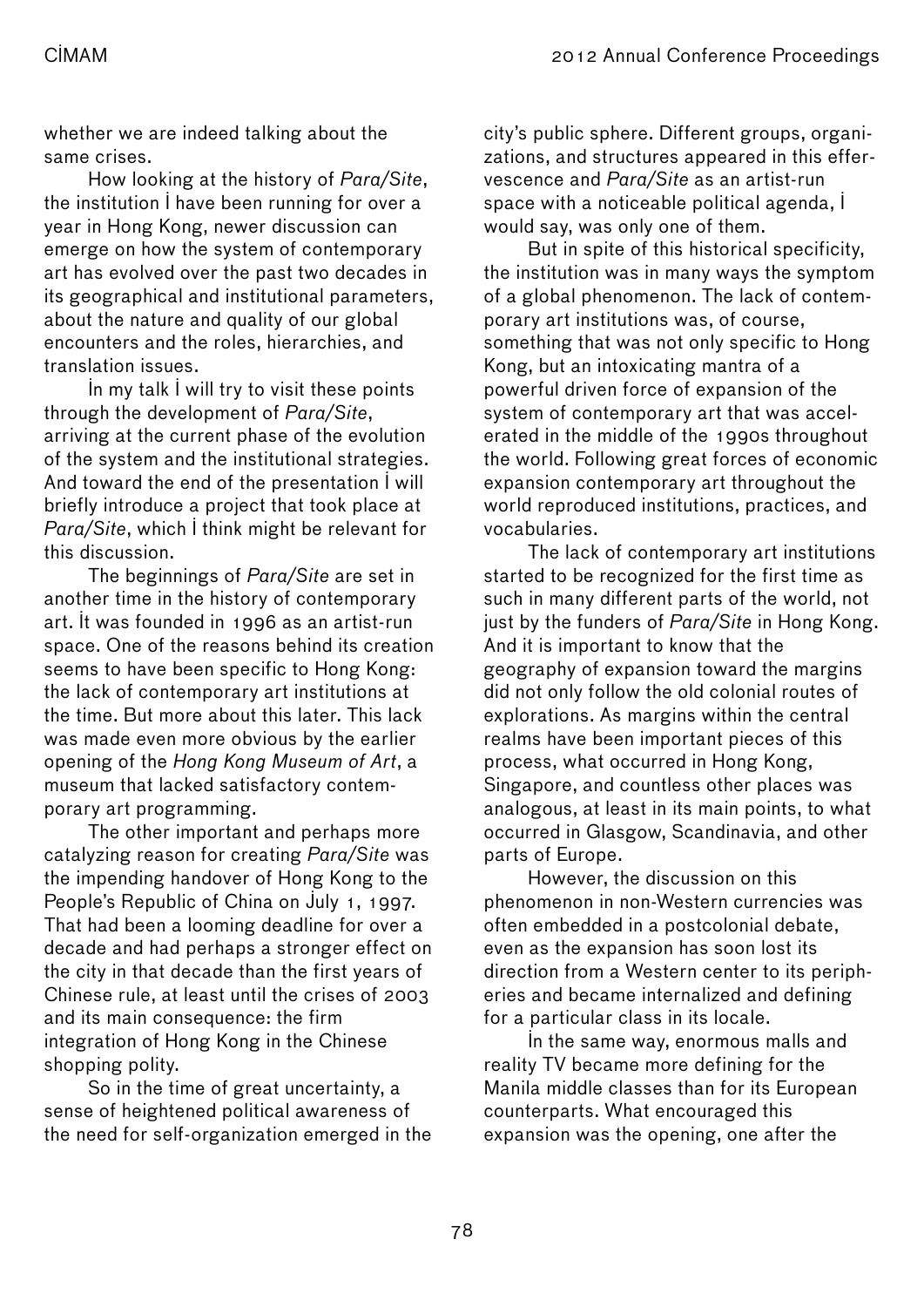whether we are indeed talking about the same crises.

How looking at the history of *Para/Site*, the institution I have been running for over a year in Hong Kong, newer discussion can emerge on how the system of contemporary art has evolved over the past two decades in its geographical and institutional parameters, about the nature and quality of our global encounters and the roles, hierarchies, and translation issues.

In my talk I will try to visit these points through the development of *Para/Site*, arriving at the current phase of the evolution of the system and the institutional strategies. And toward the end of the presentation I will briefly introduce a project that took place at *Para/Site*, which I think might be relevant for this discussion.

The beginnings of *Para/Site* are set in another time in the history of contemporary art. It was founded in 1996 as an artist-run space. One of the reasons behind its creation seems to have been specific to Hong Kong: the lack of contemporary art institutions at the time. But more about this later. This lack was made even more obvious by the earlier opening of the *Hong Kong Museum of Art*, a museum that lacked satisfactory contemporary art programming.

The other important and perhaps more catalyzing reason for creating *Para/Site* was the impending handover of Hong Kong to the People's Republic of China on July 1, 1997. That had been a looming deadline for over a decade and had perhaps a stronger effect on the city in that decade than the first years of Chinese rule, at least until the crises of 2003 and its main consequence: the firm integration of Hong Kong in the Chinese shopping polity.

So in the time of great uncertainty, a sense of heightened political awareness of the need for self-organization emerged in the city's public sphere. Different groups, organizations, and structures appeared in this effervescence and *Para/Site* as an artist-run space with a noticeable political agenda, I would say, was only one of them.

But in spite of this historical specificity, the institution was in many ways the symptom of a global phenomenon. The lack of contemporary art institutions was, of course, something that was not only specific to Hong Kong, but an intoxicating mantra of a powerful driven force of expansion of the system of contemporary art that was accelerated in the middle of the 1990s throughout the world. Following great forces of economic expansion contemporary art throughout the world reproduced institutions, practices, and vocabularies.

The lack of contemporary art institutions started to be recognized for the first time as such in many different parts of the world, not just by the funders of *Para/Site* in Hong Kong. And it is important to know that the geography of expansion toward the margins did not only follow the old colonial routes of explorations. As margins within the central realms have been important pieces of this process, what occurred in Hong Kong, Singapore, and countless other places was analogous, at least in its main points, to what occurred in Glasgow, Scandinavia, and other parts of Europe.

However, the discussion on this phenomenon in non-Western currencies was often embedded in a postcolonial debate, even as the expansion has soon lost its direction from a Western center to its peripheries and became internalized and defining for a particular class in its locale.

In the same way, enormous malls and reality TV became more defining for the Manila middle classes than for its European counterparts. What encouraged this expansion was the opening, one after the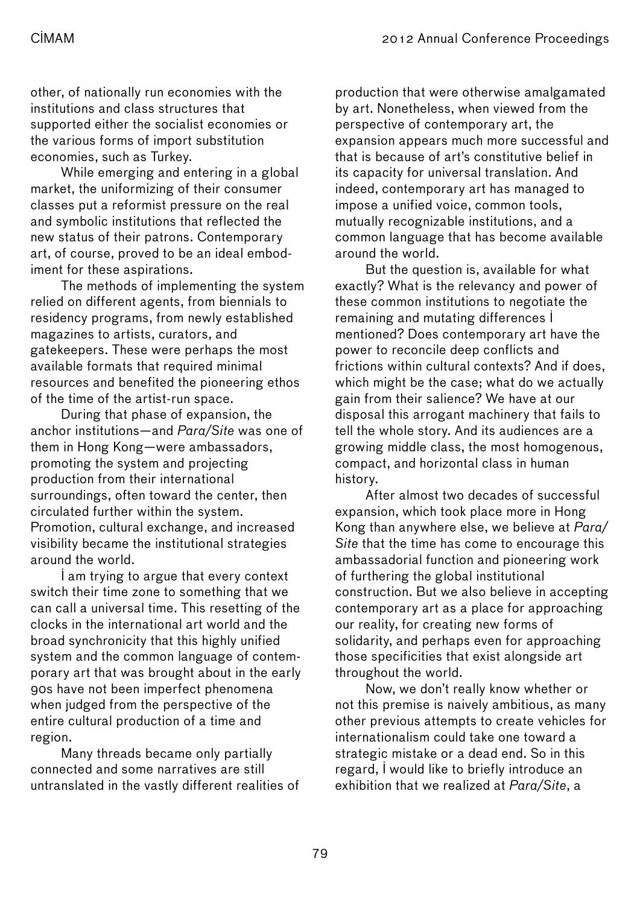other, of nationally run economies with the institutions and class structures that supported either the socialist economies or the various forms of import substitution economies, such as Turkey.

While emerging and entering in a global market, the uniformizing of their consumer classes put a reformist pressure on the real and symbolic institutions that reflected the new status of their patrons. Contemporary art, of course, proved to be an ideal embodiment for these aspirations.

The methods of implementing the system relied on different agents, from biennials to residency programs, from newly established magazines to artists, curators, and gatekeepers. These were perhaps the most available formats that required minimal resources and benefited the pioneering ethos of the time of the artist-run space.

During that phase of expansion, the anchor institutions—and *Para/Site* was one of them in Hong Kong—were ambassadors, promoting the system and projecting production from their international surroundings, often toward the center, then circulated further within the system. Promotion, cultural exchange, and increased visibility became the institutional strategies around the world.

İ am trying to argue that every context switch their time zone to something that we can call a universal time. This resetting of the clocks in the international art world and the broad synchronicity that this highly unified system and the common language of contemporary art that was brought about in the early 90s have not been imperfect phenomena when judged from the perspective of the entire cultural production of a time and region.

Many threads became only partially connected and some narratives are still untranslated in the vastly different realities of production that were otherwise amalgamated by art. Nonetheless, when viewed from the perspective of contemporary art, the expansion appears much more successful and that is because of art's constitutive belief in its capacity for universal translation. And indeed, contemporary art has managed to impose a unified voice, common tools, mutually recognizable institutions, and a common language that has become available around the world.

But the question is, available for what exactly? What is the relevancy and power of these common institutions to negotiate the remaining and mutating differences İ mentioned? Does contemporary art have the power to reconcile deep conflicts and frictions within cultural contexts? And if does, which might be the case; what do we actually gain from their salience? We have at our disposal this arrogant machinery that fails to tell the whole story. And its audiences are a growing middle class, the most homogenous, compact, and horizontal class in human history.

After almost two decades of successful expansion, which took place more in Hong Kong than anywhere else, we believe at *Para/Site* that the time has come to encourage this ambassadorial function and pioneering work of furthering the global institutional construction. But we also believe in accepting contemporary art as a place for approaching our reality, for creating new forms of solidarity, and perhaps even for approaching those specificities that exist alongside art throughout the world.

Now, we don't really know whether or not this premise is naively ambitious, as many other previous attempts to create vehicles for internationalism could take one toward a strategic mistake or a dead end. So in this regard, İ would like to briefly introduce an exhibition that we realized at *Para/Site*, a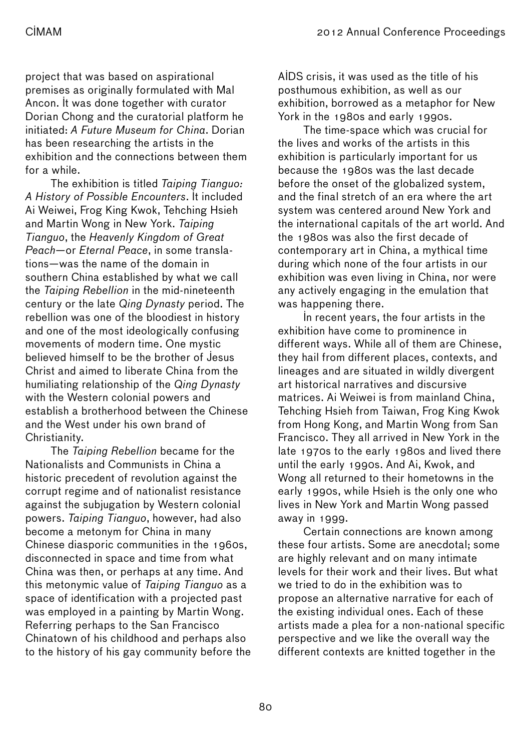project that was based on aspirational premises as originally formulated with Mal Ancon. It was done together with curator Dorian Chong and the curatorial platform he initiated: *A Future Museum for China*. Dorian has been researching the artists in the exhibition and the connections between them for a while.

The exhibition is titled *Taiping Tianguo: A History of Possible Encounters*. It included Ai Weiwei, Frog King Kwok, Tehching Hsieh and Martin Wong in New York. *Taiping Tianguo*, the *Heavenly Kingdom of Great Peach*—or *Eternal Peace*, in some translations—was the name of the domain in southern China established by what we call the *Taiping Rebellion* in the mid-nineteenth century or the late *Qing Dynasty* period. The rebellion was one of the bloodiest in history and one of the most ideologically confusing movements of modern time. One mystic believed himself to be the brother of Jesus Christ and aimed to liberate China from the humiliating relationship of the *Qing Dynasty* with the Western colonial powers and establish a brotherhood between the Chinese and the West under his own brand of Christianity.

The *Taiping Rebellion* became for the Nationalists and Communists in China a historic precedent of revolution against the corrupt regime and of nationalist resistance against the subjugation by Western colonial powers. *Taiping Tianguo*, however, had also become a metonym for China in many Chinese diasporic communities in the 1960s, disconnected in space and time from what China was then, or perhaps at any time. And this metonymic value of *Taiping Tianguo* as a space of identification with a projected past was employed in a painting by Martin Wong. Referring perhaps to the San Francisco Chinatown of his childhood and perhaps also to the history of his gay community before the AIDS crisis, it was used as the title of his posthumous exhibition, as well as our exhibition, borrowed as a metaphor for New York in the 1980s and early 1990s.

The time-space which was crucial for the lives and works of the artists in this exhibition is particularly important for us because the 1980s was the last decade before the onset of the globalized system, and the final stretch of an era where the art system was centered around New York and the international capitals of the art world. And the 1980s was also the first decade of contemporary art in China, a mythical time during which none of the four artists in our exhibition was even living in China, nor were any actively engaging in the emulation that was happening there.

In recent years, the four artists in the exhibition have come to prominence in different ways. While all of them are Chinese, they hail from different places, contexts, and lineages and are situated in wildly divergent art historical narratives and discursive matrices. Ai Weiwei is from mainland China, Tehching Hsieh from Taiwan, Frog King Kwok from Hong Kong, and Martin Wong from San Francisco. They all arrived in New York in the late 1970s to the early 1980s and lived there until the early 1990s. And Ai, Kwok, and Wong all returned to their hometowns in the early 1990s, while Hsieh is the only one who lives in New York and Martin Wong passed away in 1999.

Certain connections are known among these four artists. Some are anecdotal; some are highly relevant and on many intimate levels for their work and their lives. But what we tried to do in the exhibition was to propose an alternative narrative for each of the existing individual ones. Each of these artists made a plea for a non-national specific perspective and we like the overall way the different contexts are knitted together in the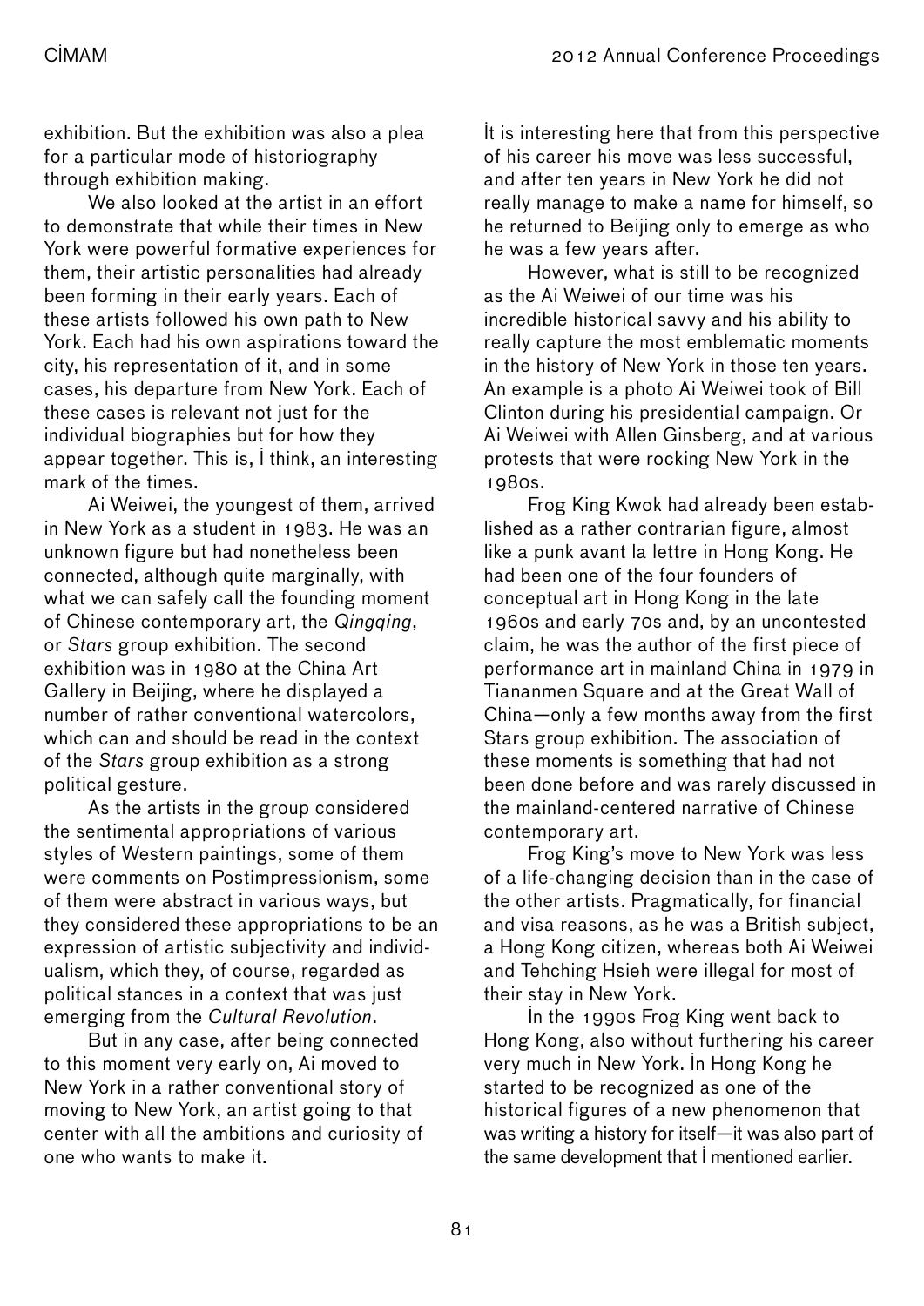exhibition. But the exhibition was also a plea for a particular mode of historiography through exhibition making.

We also looked at the artist in an effort to demonstrate that while their times in New York were powerful formative experiences for them, their artistic personalities had already been forming in their early years. Each of these artists followed his own path to New York. Each had his own aspirations toward the city, his representation of it, and in some cases, his departure from New York. Each of these cases is relevant not just for the individual biographies but for how they appear together. This is, I think, an interesting mark of the times.

Ai Weiwei, the youngest of them, arrived in New York as a student in 1983. He was an unknown figure but had nonetheless been connected, although quite marginally, with what we can safely call the founding moment of Chinese contemporary art, the *Qingqing*, or *Stars* group exhibition. The second exhibition was in 1980 at the China Art Gallery in Beijing, where he displayed a number of rather conventional watercolors, which can and should be read in the context of the *Stars* group exhibition as a strong political gesture.

As the artists in the group considered the sentimental appropriations of various styles of Western paintings, some of them were comments on Postimpressionism, some of them were abstract in various ways, but they considered these appropriations to be an expression of artistic subjectivity and individualism, which they, of course, regarded as political stances in a context that was just emerging from the *Cultural Revolution*.

But in any case, after being connected to this moment very early on, Ai moved to New York in a rather conventional story of moving to New York, an artist going to that center with all the ambitions and curiosity of one who wants to make it.

It is interesting here that from this perspective of his career his move was less successful, and after ten years in New York he did not really manage to make a name for himself, so he returned to Beijing only to emerge as who he was a few years after.

However, what is still to be recognized as the Ai Weiwei of our time was his incredible historical savvy and his ability to really capture the most emblematic moments in the history of New York in those ten years. An example is a photo Ai Weiwei took of Bill Clinton during his presidential campaign. Or Ai Weiwei with Allen Ginsberg, and at various protests that were rocking New York in the 1980s.

Frog King Kwok had already been established as a rather contrarian figure, almost like a punk avant la lettre in Hong Kong. He had been one of the four founders of conceptual art in Hong Kong in the late 1960s and early 70s and, by an uncontested claim, he was the author of the first piece of performance art in mainland China in 1979 in Tiananmen Square and at the Great Wall of China—only a few months away from the first Stars group exhibition. The association of these moments is something that had not been done before and was rarely discussed in the mainland-centered narrative of Chinese contemporary art.

Frog King's move to New York was less of a life-changing decision than in the case of the other artists. Pragmatically, for financial and visa reasons, as he was a British subject, a Hong Kong citizen, whereas both Ai Weiwei and Tehching Hsieh were illegal for most of their stay in New York.

In the 1990s Frog King went back to Hong Kong, also without furthering his career very much in New York. In Hong Kong he started to be recognized as one of the historical figures of a new phenomenon that was writing a history for itself—it was also part of the same development that I mentioned earlier.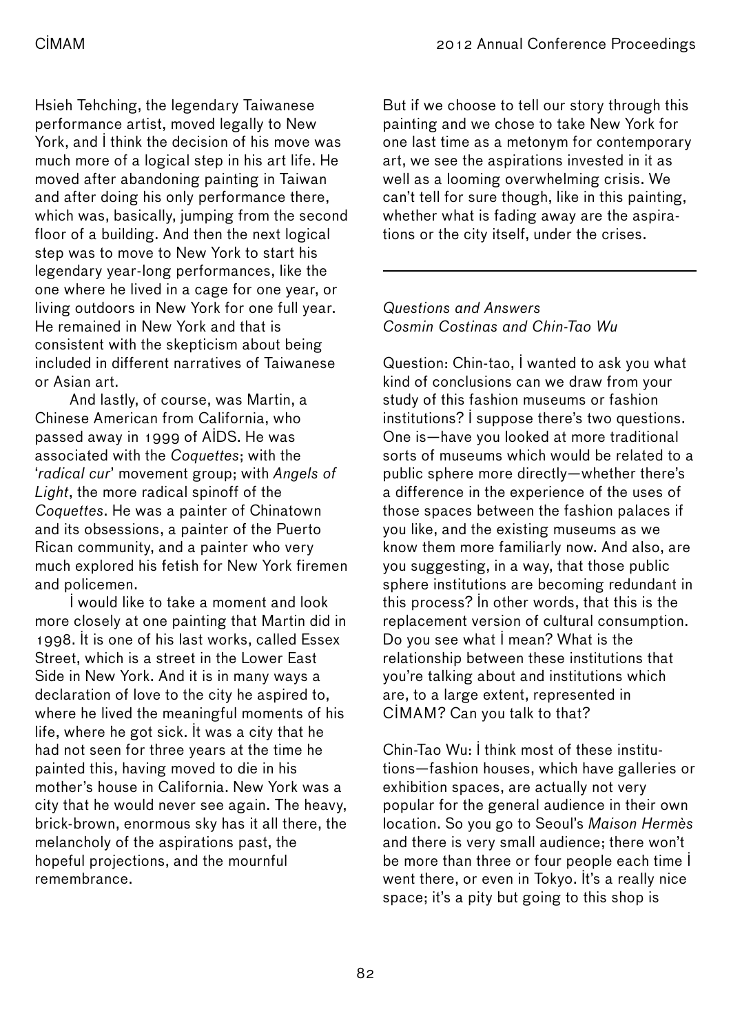Hsieh Tehching, the legendary Taiwanese performance artist, moved legally to New York, and I think the decision of his move was much more of a logical step in his art life. He moved after abandoning painting in Taiwan and after doing his only performance there, which was, basically, jumping from the second floor of a building. And then the next logical step was to move to New York to start his legendary year-long performances, like the one where he lived in a cage for one year, or living outdoors in New York for one full year. He remained in New York and that is consistent with the skepticism about being included in different narratives of Taiwanese or Asian art.

And lastly, of course, was Martin, a Chinese American from California, who passed away in 1999 of AIDS. He was associated with the *Coquettes*; with the '*radical cur*' movement group; with *Angels of Light*, the more radical spinoff of the *Coquettes*. He was a painter of Chinatown and its obsessions, a painter of the Puerto Rican community, and a painter who very much explored his fetish for New York firemen and policemen.

I would like to take a moment and look more closely at one painting that Martin did in 1998. It is one of his last works, called Essex Street, which is a street in the Lower East Side in New York. And it is in many ways a declaration of love to the city he aspired to, where he lived the meaningful moments of his life, where he got sick. It was a city that he had not seen for three years at the time he painted this, having moved to die in his mother's house in California. New York was a city that he would never see again. The heavy, brick-brown, enormous sky has it all there, the melancholy of the aspirations past, the hopeful projections, and the mournful remembrance.

But if we choose to tell our story through this painting and we chose to take New York for one last time as a metonym for contemporary art, we see the aspirations invested in it as well as a looming overwhelming crisis. We can't tell for sure though, like in this painting, whether what is fading away are the aspirations or the city itself, under the crises.

---

*Questions and Answers*
*Cosmin Costinas and Chin-Tao Wu*

Question: Chin-tao, I wanted to ask you what kind of conclusions can we draw from your study of this fashion museums or fashion institutions? I suppose there's two questions. One is—have you looked at more traditional sorts of museums which would be related to a public sphere more directly—whether there's a difference in the experience of the uses of those spaces between the fashion palaces if you like, and the existing museums as we know them more familiarly now. And also, are you suggesting, in a way, that those public sphere institutions are becoming redundant in this process? In other words, that this is the replacement version of cultural consumption. Do you see what I mean? What is the relationship between these institutions that you're talking about and institutions which are, to a large extent, represented in CIMAM? Can you talk to that?

Chin-Tao Wu: I think most of these institutions—fashion houses, which have galleries or exhibition spaces, are actually not very popular for the general audience in their own location. So you go to Seoul's *Maison Hermès* and there is very small audience; there won't be more than three or four people each time I went there, or even in Tokyo. It's a really nice space; it's a pity but going to this shop is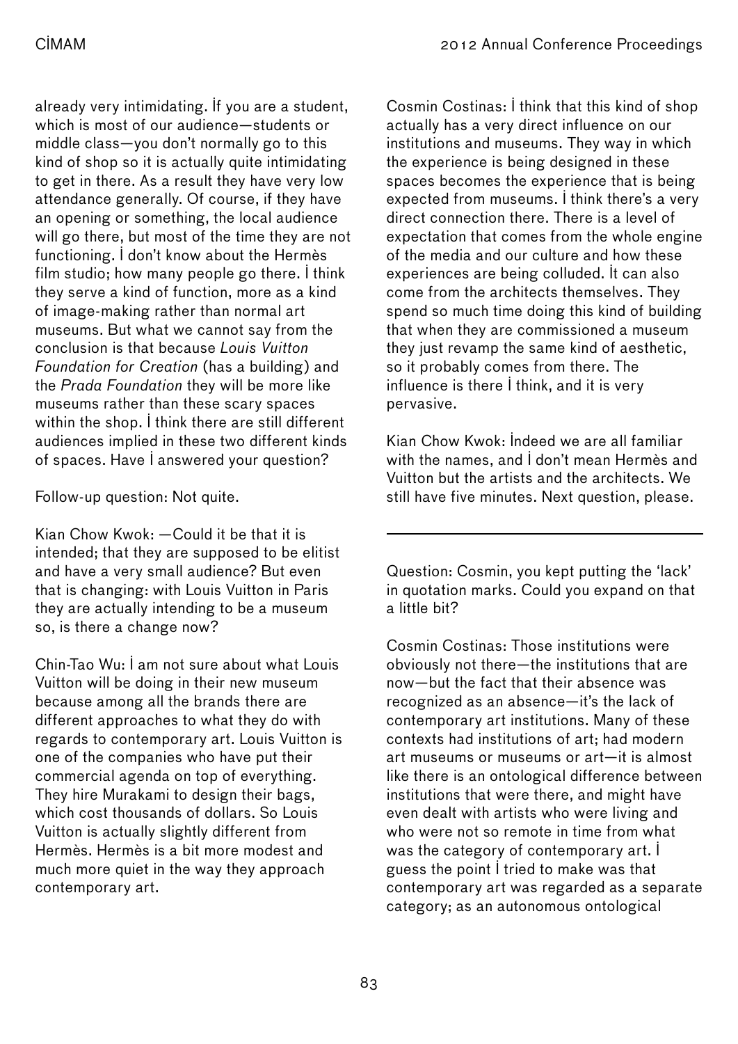already very intimidating. If you are a student, which is most of our audience—students or middle class—you don't normally go to this kind of shop so it is actually quite intimidating to get in there. As a result they have very low attendance generally. Of course, if they have an opening or something, the local audience will go there, but most of the time they are not functioning. I don't know about the Hermès film studio; how many people go there. I think they serve a kind of function, more as a kind of image-making rather than normal art museums. But what we cannot say from the conclusion is that because *Louis Vuitton Foundation for Creation* (has a building) and the *Prada Foundation* they will be more like museums rather than these scary spaces within the shop. I think there are still different audiences implied in these two different kinds of spaces. Have I answered your question?

Follow-up question: Not quite.

Kian Chow Kwok: —Could it be that it is intended; that they are supposed to be elitist and have a very small audience? But even that is changing: with Louis Vuitton in Paris they are actually intending to be a museum so, is there a change now?

Chin-Tao Wu: I am not sure about what Louis Vuitton will be doing in their new museum because among all the brands there are different approaches to what they do with regards to contemporary art. Louis Vuitton is one of the companies who have put their commercial agenda on top of everything. They hire Murakami to design their bags, which cost thousands of dollars. So Louis Vuitton is actually slightly different from Hermès. Hermès is a bit more modest and much more quiet in the way they approach contemporary art.

Cosmin Costinas: I think that this kind of shop actually has a very direct influence on our institutions and museums. They way in which the experience is being designed in these spaces becomes the experience that is being expected from museums. I think there's a very direct connection there. There is a level of expectation that comes from the whole engine of the media and our culture and how these experiences are being colluded. It can also come from the architects themselves. They spend so much time doing this kind of building that when they are commissioned a museum they just revamp the same kind of aesthetic, so it probably comes from there. The influence is there I think, and it is very pervasive.

Kian Chow Kwok: Indeed we are all familiar with the names, and I don't mean Hermès and Vuitton but the artists and the architects. We still have five minutes. Next question, please.

---

Question: Cosmin, you kept putting the 'lack' in quotation marks. Could you expand on that a little bit?

Cosmin Costinas: Those institutions were obviously not there—the institutions that are now—but the fact that their absence was recognized as an absence—it's the lack of contemporary art institutions. Many of these contexts had institutions of art; had modern art museums or museums or art—it is almost like there is an ontological difference between institutions that were there, and might have even dealt with artists who were living and who were not so remote in time from what was the category of contemporary art. I guess the point I tried to make was that contemporary art was regarded as a separate category; as an autonomous ontological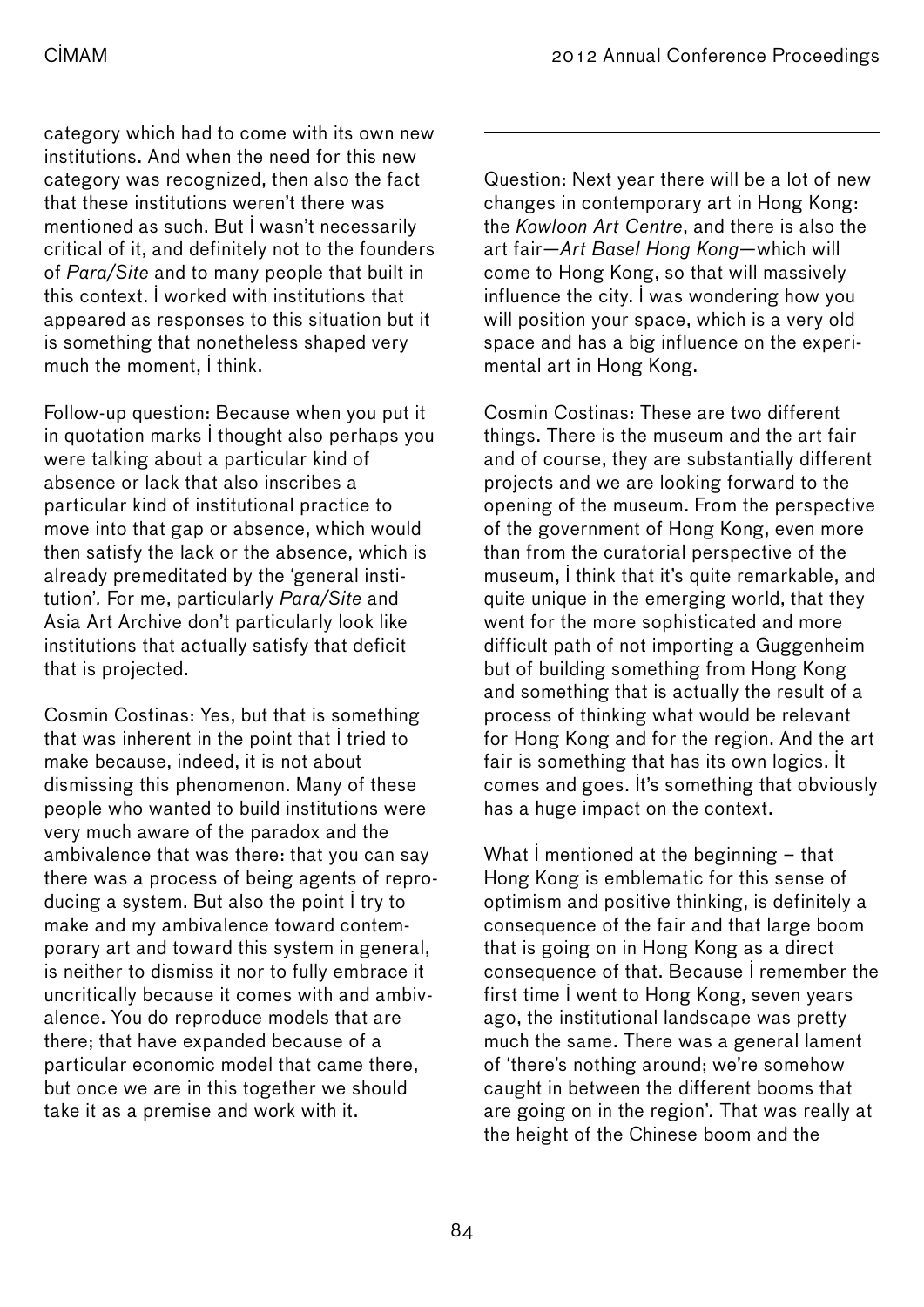category which had to come with its own new institutions. And when the need for this new category was recognized, then also the fact that these institutions weren't there was mentioned as such. But I wasn't necessarily critical of it, and definitely not to the founders of *Para/Site* and to many people that built in this context. I worked with institutions that appeared as responses to this situation but it is something that nonetheless shaped very much the moment, I think.

Follow-up question: Because when you put it in quotation marks I thought also perhaps you were talking about a particular kind of absence or lack that also inscribes a particular kind of institutional practice to move into that gap or absence, which would then satisfy the lack or the absence, which is already premeditated by the 'general institution'. For me, particularly *Para/Site* and Asia Art Archive don't particularly look like institutions that actually satisfy that deficit that is projected.

Cosmin Costinas: Yes, but that is something that was inherent in the point that I tried to make because, indeed, it is not about dismissing this phenomenon. Many of these people who wanted to build institutions were very much aware of the paradox and the ambivalence that was there: that you can say there was a process of being agents of reproducing a system. But also the point I try to make and my ambivalence toward contemporary art and toward this system in general, is neither to dismiss it nor to fully embrace it uncritically because it comes with and ambivalence. You do reproduce models that are there; that have expanded because of a particular economic model that came there, but once we are in this together we should take it as a premise and work with it.

---

Question: Next year there will be a lot of new changes in contemporary art in Hong Kong: the *Kowloon Art Centre*, and there is also the art fair—*Art Basel Hong Kong*—which will come to Hong Kong, so that will massively influence the city. I was wondering how you will position your space, which is a very old space and has a big influence on the experimental art in Hong Kong.

Cosmin Costinas: These are two different things. There is the museum and the art fair and of course, they are substantially different projects and we are looking forward to the opening of the museum. From the perspective of the government of Hong Kong, even more than from the curatorial perspective of the museum, I think that it's quite remarkable, and quite unique in the emerging world, that they went for the more sophisticated and more difficult path of not importing a Guggenheim but of building something from Hong Kong and something that is actually the result of a process of thinking what would be relevant for Hong Kong and for the region. And the art fair is something that has its own logics. It comes and goes. It's something that obviously has a huge impact on the context.

What I mentioned at the beginning – that Hong Kong is emblematic for this sense of optimism and positive thinking, is definitely a consequence of the fair and that large boom that is going on in Hong Kong as a direct consequence of that. Because I remember the first time I went to Hong Kong, seven years ago, the institutional landscape was pretty much the same. There was a general lament of 'there's nothing around; we're somehow caught in between the different booms that are going on in the region'. That was really at the height of the Chinese boom and the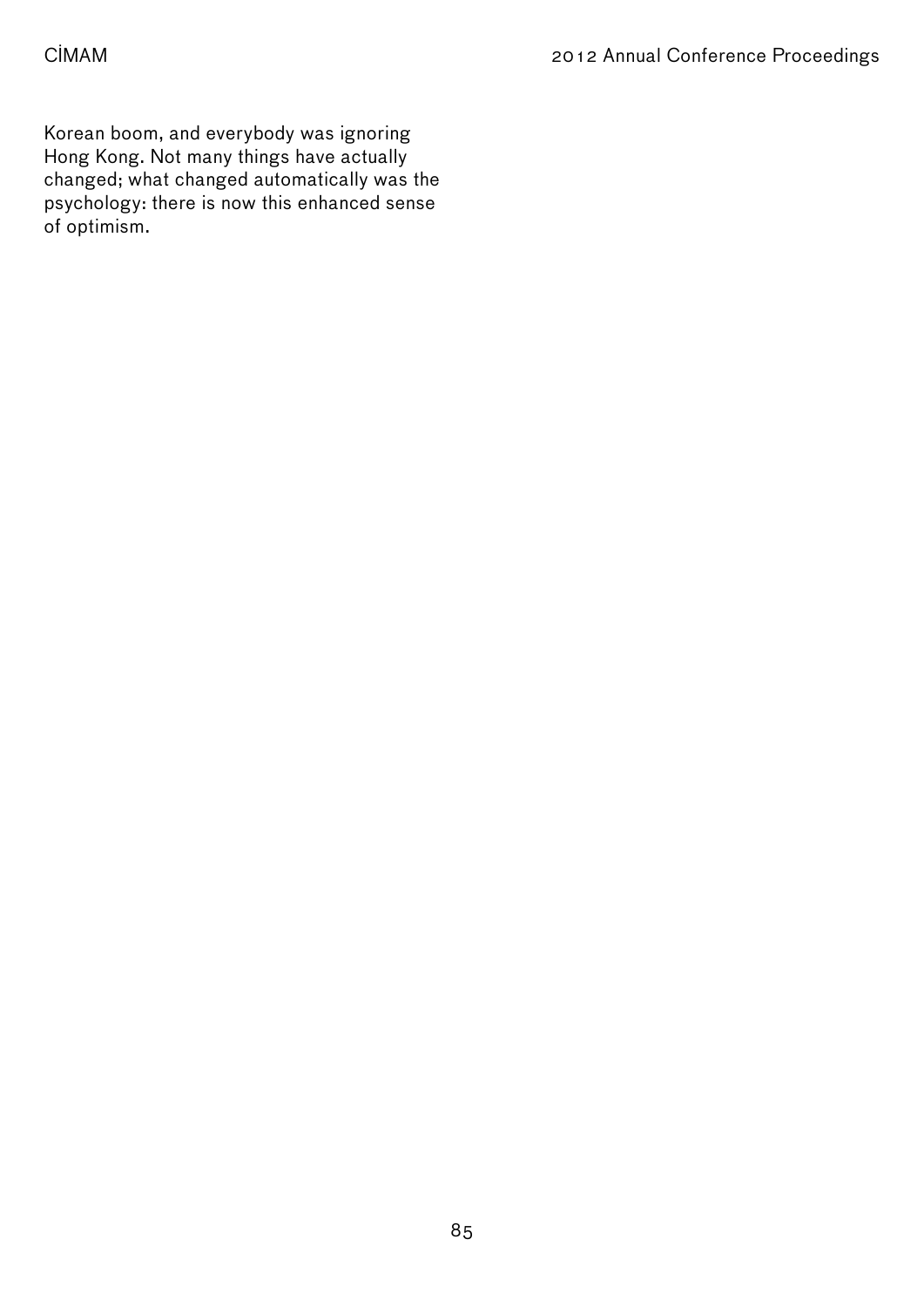Korean boom, and everybody was ignoring Hong Kong. Not many things have actually changed; what changed automatically was the psychology: there is now this enhanced sense of optimism.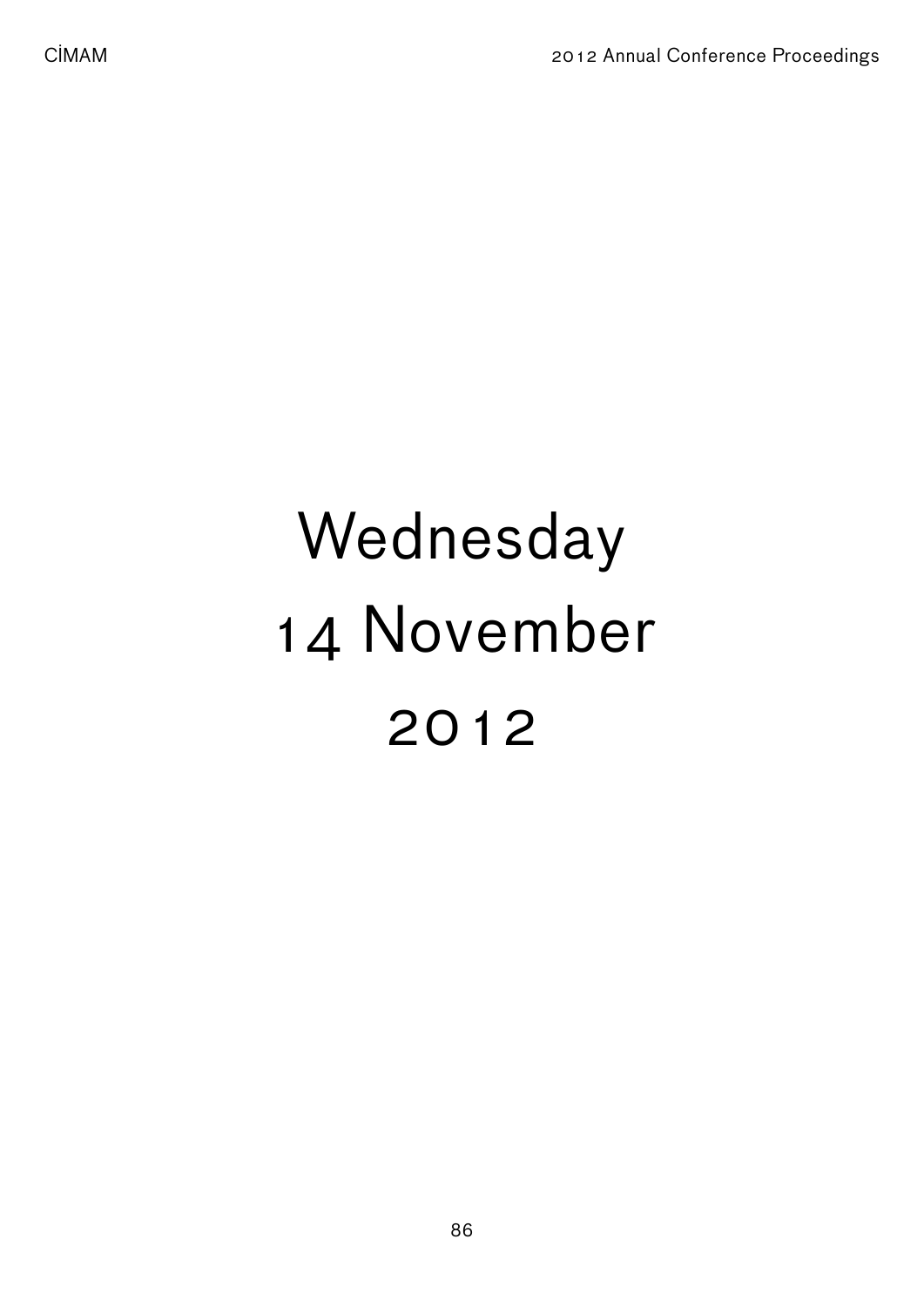# Wednesday 14 November 2012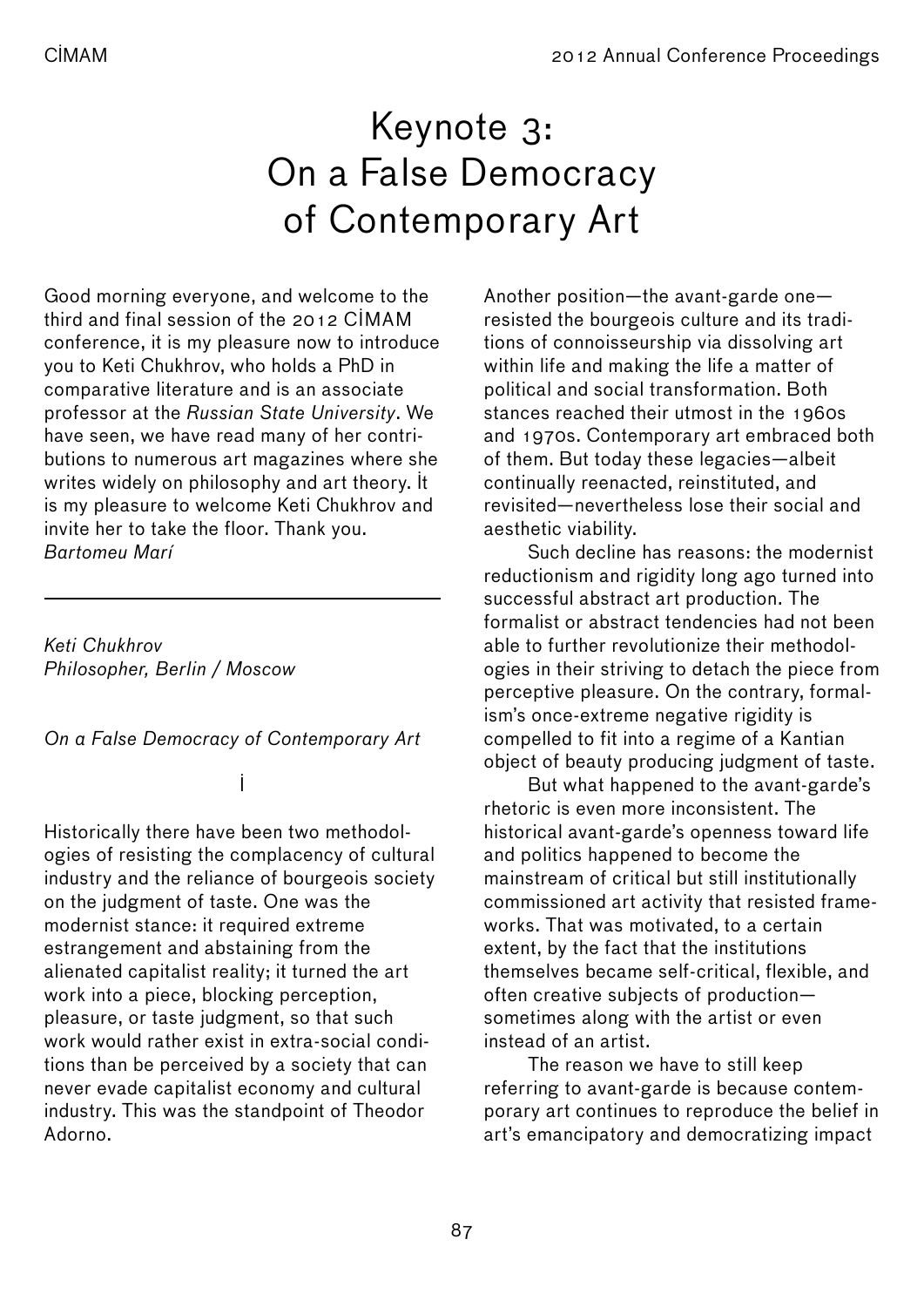# Keynote 3: On a False Democracy of Contemporary Art

Good morning everyone, and welcome to the third and final session of the 2012 CIMAM conference, it is my pleasure now to introduce you to Keti Chukhrov, who holds a PhD in comparative literature and is an associate professor at the *Russian State University*. We have seen, we have read many of her contributions to numerous art magazines where she writes widely on philosophy and art theory. It is my pleasure to welcome Keti Chukhrov and invite her to take the floor. Thank you.
*Bartomeu Marí*

---

*Keti Chukhrov*
*Philosopher, Berlin / Moscow*

*On a False Democracy of Contemporary Art*

I

Historically there have been two methodologies of resisting the complacency of cultural industry and the reliance of bourgeois society on the judgment of taste. One was the modernist stance: it required extreme estrangement and abstaining from the alienated capitalist reality; it turned the art work into a piece, blocking perception, pleasure, or taste judgment, so that such work would rather exist in extra-social conditions than be perceived by a society that can never evade capitalist economy and cultural industry. This was the standpoint of Theodor Adorno.

Another position—the avant-garde one—resisted the bourgeois culture and its traditions of connoisseurship via dissolving art within life and making the life a matter of political and social transformation. Both stances reached their utmost in the 1960s and 1970s. Contemporary art embraced both of them. But today these legacies—albeit continually reenacted, reinstituted, and revisited—nevertheless lose their social and aesthetic viability.

Such decline has reasons: the modernist reductionism and rigidity long ago turned into successful abstract art production. The formalist or abstract tendencies had not been able to further revolutionize their methodologies in their striving to detach the piece from perceptive pleasure. On the contrary, formalism's once-extreme negative rigidity is compelled to fit into a regime of a Kantian object of beauty producing judgment of taste.

But what happened to the avant-garde's rhetoric is even more inconsistent. The historical avant-garde's openness toward life and politics happened to become the mainstream of critical but still institutionally commissioned art activity that resisted frameworks. That was motivated, to a certain extent, by the fact that the institutions themselves became self-critical, flexible, and often creative subjects of production—sometimes along with the artist or even instead of an artist.

The reason we have to still keep referring to avant-garde is because contemporary art continues to reproduce the belief in art's emancipatory and democratizing impact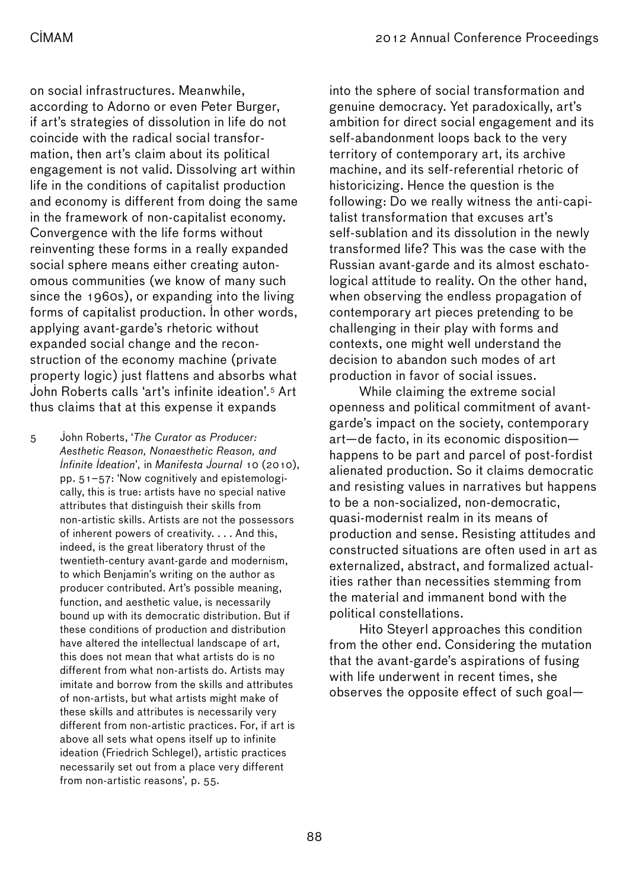on social infrastructures. Meanwhile, according to Adorno or even Peter Burger, if art's strategies of dissolution in life do not coincide with the radical social transformation, then art's claim about its political engagement is not valid. Dissolving art within life in the conditions of capitalist production and economy is different from doing the same in the framework of non-capitalist economy. Convergence with the life forms without reinventing these forms in a really expanded social sphere means either creating autonomous communities (we know of many such since the 1960s), or expanding into the living forms of capitalist production. In other words, applying avant-garde's rhetoric without expanded social change and the reconstruction of the economy machine (private property logic) just flattens and absorbs what John Roberts calls 'art's infinite ideation'.[5] Art thus claims that at this expense it expands into the sphere of social transformation and genuine democracy. Yet paradoxically, art's ambition for direct social engagement and its self-abandonment loops back to the very territory of contemporary art, its archive machine, and its self-referential rhetoric of historicizing. Hence the question is the following: Do we really witness the anti-capitalist transformation that excuses art's self-sublation and its dissolution in the newly transformed life? This was the case with the Russian avant-garde and its almost eschatological attitude to reality. On the other hand, when observing the endless propagation of contemporary art pieces pretending to be challenging in their play with forms and contexts, one might well understand the decision to abandon such modes of art production in favor of social issues.

While claiming the extreme social openness and political commitment of avant-garde's impact on the society, contemporary art—de facto, in its economic disposition—happens to be part and parcel of post-fordist alienated production. So it claims democratic and resisting values in narratives but happens to be a non-socialized, non-democratic, quasi-modernist realm in its means of production and sense. Resisting attitudes and constructed situations are often used in art as externalized, abstract, and formalized actualities rather than necessities stemming from the material and immanent bond with the political constellations.

Hito Steyerl approaches this condition from the other end. Considering the mutation that the avant-garde's aspirations of fusing with life underwent in recent times, she observes the opposite effect of such goal—

5 John Roberts, '*The Curator as Producer: Aesthetic Reason, Nonaesthetic Reason, and Infinite Ideation*', in *Manifesta Journal* 10 (2010), pp. 51–57: 'Now cognitively and epistemologically, this is true: artists have no special native attributes that distinguish their skills from non-artistic skills. Artists are not the possessors of inherent powers of creativity. . . . And this, indeed, is the great liberatory thrust of the twentieth-century avant-garde and modernism, to which Benjamin's writing on the author as producer contributed. Art's possible meaning, function, and aesthetic value, is necessarily bound up with its democratic distribution. But if these conditions of production and distribution have altered the intellectual landscape of art, this does not mean that what artists do is no different from what non-artists do. Artists may imitate and borrow from the skills and attributes of non-artists, but what artists might make of these skills and attributes is necessarily very different from non-artistic practices. For, if art is above all sets what opens itself up to infinite ideation (Friedrich Schlegel), artistic practices necessarily set out from a place very different from non-artistic reasons', p. 55.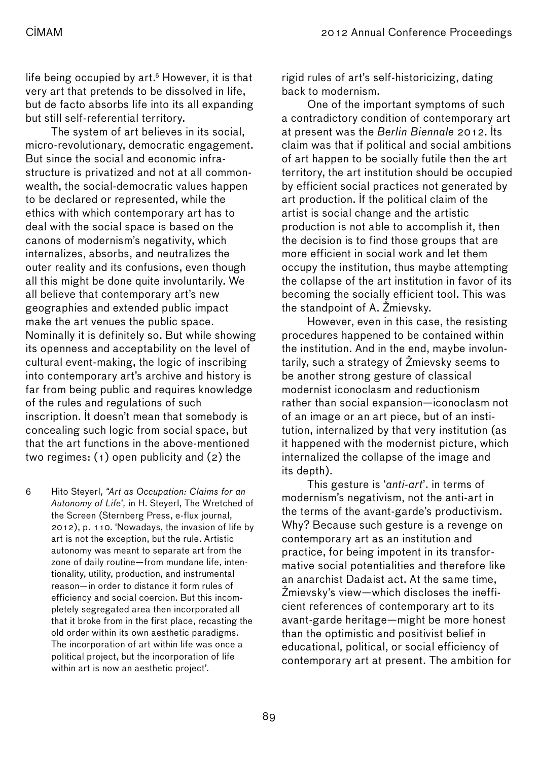life being occupied by art.[6] However, it is that very art that pretends to be dissolved in life, but de facto absorbs life into its all expanding but still self-referential territory.

The system of art believes in its social, micro-revolutionary, democratic engagement. But since the social and economic infrastructure is privatized and not at all commonwealth, the social-democratic values happen to be declared or represented, while the ethics with which contemporary art has to deal with the social space is based on the canons of modernism's negativity, which internalizes, absorbs, and neutralizes the outer reality and its confusions, even though all this might be done quite involuntarily. We all believe that contemporary art's new geographies and extended public impact make the art venues the public space. Nominally it is definitely so. But while showing its openness and acceptability on the level of cultural event-making, the logic of inscribing into contemporary art's archive and history is far from being public and requires knowledge of the rules and regulations of such inscription. It doesn't mean that somebody is concealing such logic from social space, but that the art functions in the above-mentioned two regimes: (1) open publicity and (2) the rigid rules of art's self-historicizing, dating back to modernism.

One of the important symptoms of such a contradictory condition of contemporary art at present was the *Berlin Biennale* 2012. Its claim was that if political and social ambitions of art happen to be socially futile then the art territory, the art institution should be occupied by efficient social practices not generated by art production. If the political claim of the artist is social change and the artistic production is not able to accomplish it, then the decision is to find those groups that are more efficient in social work and let them occupy the institution, thus maybe attempting the collapse of the art institution in favor of its becoming the socially efficient tool. This was the standpoint of A. Žmievsky.

However, even in this case, the resisting procedures happened to be contained within the institution. And in the end, maybe involuntarily, such a strategy of Žmievsky seems to be another strong gesture of classical modernist iconoclasm and reductionism rather than social expansion—iconoclasm not of an image or an art piece, but of an institution, internalized by that very institution (as it happened with the modernist picture, which internalized the collapse of the image and its depth).

This gesture is '*anti-art*'. in terms of modernism's negativism, not the anti-art in the terms of the avant-garde's productivism. Why? Because such gesture is a revenge on contemporary art as an institution and practice, for being impotent in its transformative social potentialities and therefore like an anarchist Dadaist act. At the same time, Žmievsky's view—which discloses the inefficient references of contemporary art to its avant-garde heritage—might be more honest than the optimistic and positivist belief in educational, political, or social efficiency of contemporary art at present. The ambition for

6 Hito Steyerl, *"Art as Occupation: Claims for an Autonomy of Life',* in H. Steyerl, The Wretched of the Screen (Sternberg Press, e-flux journal, 2012), p. 110. 'Nowadays, the invasion of life by art is not the exception, but the rule. Artistic autonomy was meant to separate art from the zone of daily routine—from mundane life, intentionality, utility, production, and instrumental reason—in order to distance it form rules of efficiency and social coercion. But this incompletely segregated area then incorporated all that it broke from in the first place, recasting the old order within its own aesthetic paradigms. The incorporation of art within life was once a political project, but the incorporation of life within art is now an aesthetic project'.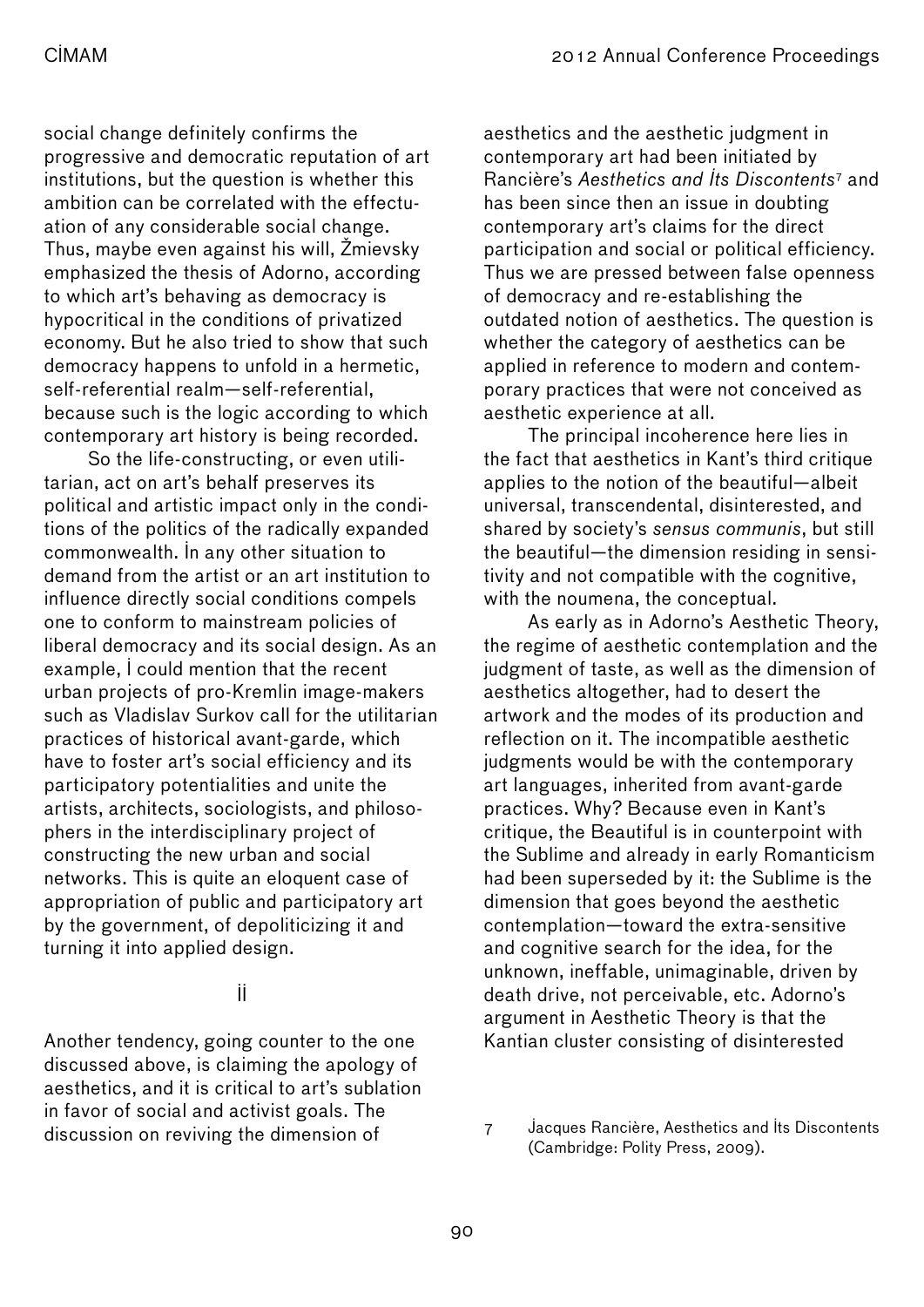social change definitely confirms the progressive and democratic reputation of art institutions, but the question is whether this ambition can be correlated with the effectuation of any considerable social change. Thus, maybe even against his will, Žmievsky emphasized the thesis of Adorno, according to which art's behaving as democracy is hypocritical in the conditions of privatized economy. But he also tried to show that such democracy happens to unfold in a hermetic, self-referential realm—self-referential, because such is the logic according to which contemporary art history is being recorded.

So the life-constructing, or even utilitarian, act on art's behalf preserves its political and artistic impact only in the conditions of the politics of the radically expanded commonwealth. In any other situation to demand from the artist or an art institution to influence directly social conditions compels one to conform to mainstream policies of liberal democracy and its social design. As an example, I could mention that the recent urban projects of pro-Kremlin image-makers such as Vladislav Surkov call for the utilitarian practices of historical avant-garde, which have to foster art's social efficiency and its participatory potentialities and unite the artists, architects, sociologists, and philosophers in the interdisciplinary project of constructing the new urban and social networks. This is quite an eloquent case of appropriation of public and participatory art by the government, of depoliticizing it and turning it into applied design.

## II

Another tendency, going counter to the one discussed above, is claiming the apology of aesthetics, and it is critical to art's sublation in favor of social and activist goals. The discussion on reviving the dimension of aesthetics and the aesthetic judgment in contemporary art had been initiated by Rancière's *Aesthetics and Its Discontents*[7] and has been since then an issue in doubting contemporary art's claims for the direct participation and social or political efficiency. Thus we are pressed between false openness of democracy and re-establishing the outdated notion of aesthetics. The question is whether the category of aesthetics can be applied in reference to modern and contemporary practices that were not conceived as aesthetic experience at all.

The principal incoherence here lies in the fact that aesthetics in Kant's third critique applies to the notion of the beautiful—albeit universal, transcendental, disinterested, and shared by society's *sensus communis*, but still the beautiful—the dimension residing in sensitivity and not compatible with the cognitive, with the noumena, the conceptual.

As early as in Adorno's Aesthetic Theory, the regime of aesthetic contemplation and the judgment of taste, as well as the dimension of aesthetics altogether, had to desert the artwork and the modes of its production and reflection on it. The incompatible aesthetic judgments would be with the contemporary art languages, inherited from avant-garde practices. Why? Because even in Kant's critique, the Beautiful is in counterpoint with the Sublime and already in early Romanticism had been superseded by it: the Sublime is the dimension that goes beyond the aesthetic contemplation—toward the extra-sensitive and cognitive search for the idea, for the unknown, ineffable, unimaginable, driven by death drive, not perceivable, etc. Adorno's argument in Aesthetic Theory is that the Kantian cluster consisting of disinterested

7 Jacques Rancière, Aesthetics and Its Discontents (Cambridge: Polity Press, 2009).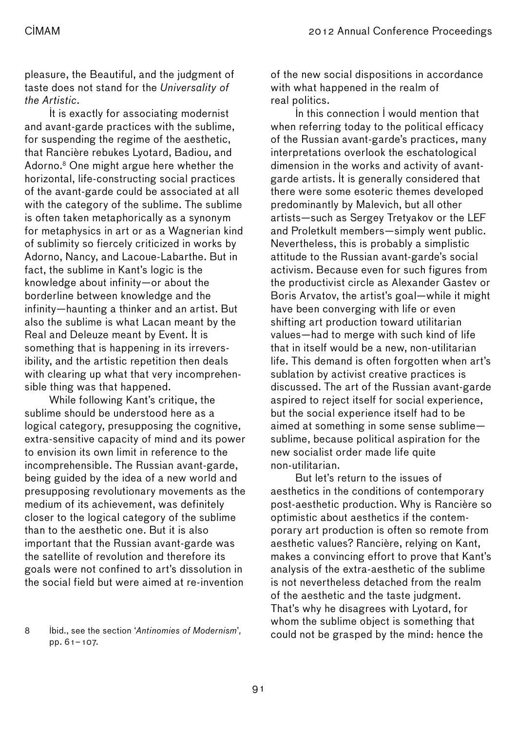pleasure, the Beautiful, and the judgment of taste does not stand for the *Universality of the Artistic*.

It is exactly for associating modernist and avant-garde practices with the sublime, for suspending the regime of the aesthetic, that Rancière rebukes Lyotard, Badiou, and Adorno.[8] One might argue here whether the horizontal, life-constructing social practices of the avant-garde could be associated at all with the category of the sublime. The sublime is often taken metaphorically as a synonym for metaphysics in art or as a Wagnerian kind of sublimity so fiercely criticized in works by Adorno, Nancy, and Lacoue-Labarthe. But in fact, the sublime in Kant's logic is the knowledge about infinity—or about the borderline between knowledge and the infinity—haunting a thinker and an artist. But also the sublime is what Lacan meant by the Real and Deleuze meant by Event. It is something that is happening in its irreversibility, and the artistic repetition then deals with clearing up what that very incomprehensible thing was that happened.

While following Kant's critique, the sublime should be understood here as a logical category, presupposing the cognitive, extra-sensitive capacity of mind and its power to envision its own limit in reference to the incomprehensible. The Russian avant-garde, being guided by the idea of a new world and presupposing revolutionary movements as the medium of its achievement, was definitely closer to the logical category of the sublime than to the aesthetic one. But it is also important that the Russian avant-garde was the satellite of revolution and therefore its goals were not confined to art's dissolution in the social field but were aimed at re-invention of the new social dispositions in accordance with what happened in the realm of real politics.

In this connection I would mention that when referring today to the political efficacy of the Russian avant-garde's practices, many interpretations overlook the eschatological dimension in the works and activity of avant-garde artists. It is generally considered that there were some esoteric themes developed predominantly by Malevich, but all other artists—such as Sergey Tretyakov or the LEF and Proletkult members—simply went public. Nevertheless, this is probably a simplistic attitude to the Russian avant-garde's social activism. Because even for such figures from the productivist circle as Alexander Gastev or Boris Arvatov, the artist's goal—while it might have been converging with life or even shifting art production toward utilitarian values—had to merge with such kind of life that in itself would be a new, non-utilitarian life. This demand is often forgotten when art's sublation by activist creative practices is discussed. The art of the Russian avant-garde aspired to reject itself for social experience, but the social experience itself had to be aimed at something in some sense sublime—sublime, because political aspiration for the new socialist order made life quite non-utilitarian.

But let's return to the issues of aesthetics in the conditions of contemporary post-aesthetic production. Why is Rancière so optimistic about aesthetics if the contemporary art production is often so remote from aesthetic values? Rancière, relying on Kant, makes a convincing effort to prove that Kant's analysis of the extra-aesthetic of the sublime is not nevertheless detached from the realm of the aesthetic and the taste judgment. That's why he disagrees with Lyotard, for whom the sublime object is something that could not be grasped by the mind: hence the

8 Ibid., see the section '*Antinomies of Modernism*', pp. 61–107.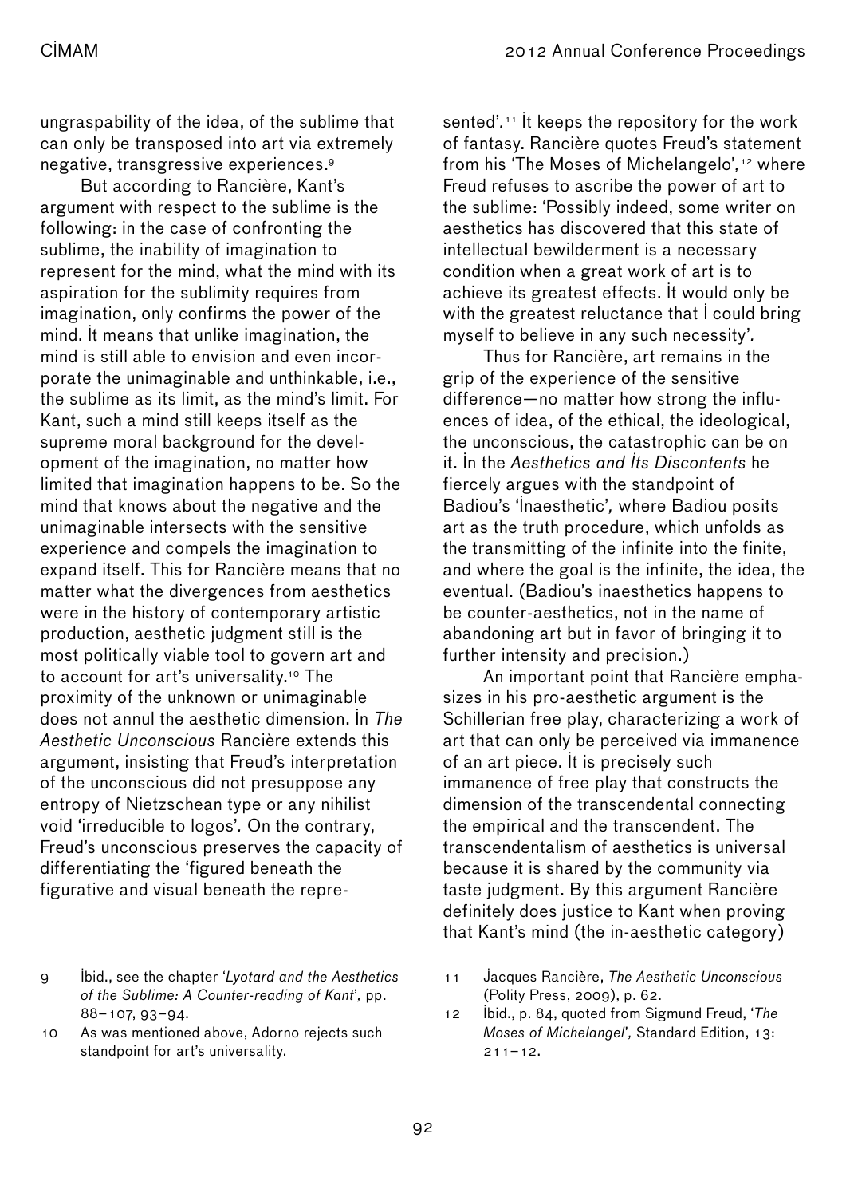ungraspability of the idea, of the sublime that can only be transposed into art via extremely negative, transgressive experiences.[9]

But according to Rancière, Kant's argument with respect to the sublime is the following: in the case of confronting the sublime, the inability of imagination to represent for the mind, what the mind with its aspiration for the sublimity requires from imagination, only confirms the power of the mind. It means that unlike imagination, the mind is still able to envision and even incorporate the unimaginable and unthinkable, i.e., the sublime as its limit, as the mind's limit. For Kant, such a mind still keeps itself as the supreme moral background for the development of the imagination, no matter how limited that imagination happens to be. So the mind that knows about the negative and the unimaginable intersects with the sensitive experience and compels the imagination to expand itself. This for Rancière means that no matter what the divergences from aesthetics were in the history of contemporary artistic production, aesthetic judgment still is the most politically viable tool to govern art and to account for art's universality.[10] The proximity of the unknown or unimaginable does not annul the aesthetic dimension. In *The Aesthetic Unconscious* Rancière extends this argument, insisting that Freud's interpretation of the unconscious did not presuppose any entropy of Nietzschean type or any nihilist void 'irreducible to logos'. On the contrary, Freud's unconscious preserves the capacity of differentiating the 'figured beneath the figurative and visual beneath the represented'.[11] It keeps the repository for the work of fantasy. Rancière quotes Freud's statement from his 'The Moses of Michelangelo',[12] where Freud refuses to ascribe the power of art to the sublime: 'Possibly indeed, some writer on aesthetics has discovered that this state of intellectual bewilderment is a necessary condition when a great work of art is to achieve its greatest effects. It would only be with the greatest reluctance that I could bring myself to believe in any such necessity'.

Thus for Rancière, art remains in the grip of the experience of the sensitive difference—no matter how strong the influences of idea, of the ethical, the ideological, the unconscious, the catastrophic can be on it. In the *Aesthetics and Its Discontents* he fiercely argues with the standpoint of Badiou's 'Inaesthetic', where Badiou posits art as the truth procedure, which unfolds as the transmitting of the infinite into the finite, and where the goal is the infinite, the idea, the eventual. (Badiou's inaesthetics happens to be counter-aesthetics, not in the name of abandoning art but in favor of bringing it to further intensity and precision.)

An important point that Rancière emphasizes in his pro-aesthetic argument is the Schillerian free play, characterizing a work of art that can only be perceived via immanence of an art piece. It is precisely such immanence of free play that constructs the dimension of the transcendental connecting the empirical and the transcendent. The transcendentalism of aesthetics is universal because it is shared by the community via taste judgment. By this argument Rancière definitely does justice to Kant when proving that Kant's mind (the in-aesthetic category)

9 Ibid., see the chapter '*Lyotard and the Aesthetics of the Sublime: A Counter-reading of Kant*', pp. 88–107, 93–94.

10 As was mentioned above, Adorno rejects such standpoint for art's universality.

11 Jacques Rancière, *The Aesthetic Unconscious* (Polity Press, 2009), p. 62.

12 Ibid., p. 84, quoted from Sigmund Freud, '*The Moses of Michelangel*', Standard Edition, 13: 211–12.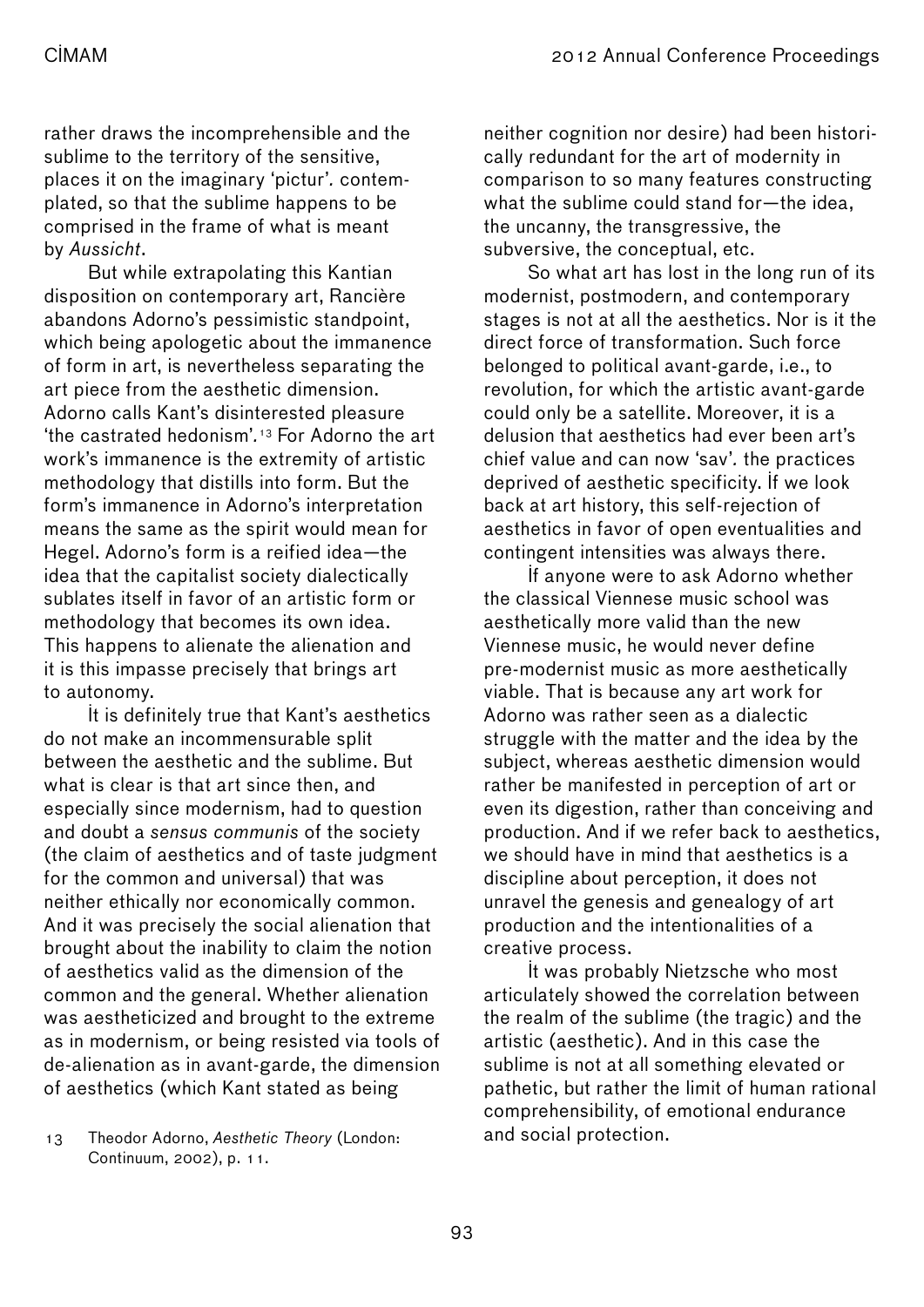rather draws the incomprehensible and the sublime to the territory of the sensitive, places it on the imaginary 'pictur'. contemplated, so that the sublime happens to be comprised in the frame of what is meant by *Aussicht*.

But while extrapolating this Kantian disposition on contemporary art, Rancière abandons Adorno's pessimistic standpoint, which being apologetic about the immanence of form in art, is nevertheless separating the art piece from the aesthetic dimension. Adorno calls Kant's disinterested pleasure 'the castrated hedonism'.[13] For Adorno the art work's immanence is the extremity of artistic methodology that distills into form. But the form's immanence in Adorno's interpretation means the same as the spirit would mean for Hegel. Adorno's form is a reified idea—the idea that the capitalist society dialectically sublates itself in favor of an artistic form or methodology that becomes its own idea. This happens to alienate the alienation and it is this impasse precisely that brings art to autonomy.

İt is definitely true that Kant's aesthetics do not make an incommensurable split between the aesthetic and the sublime. But what is clear is that art since then, and especially since modernism, had to question and doubt a *sensus communis* of the society (the claim of aesthetics and of taste judgment for the common and universal) that was neither ethically nor economically common. And it was precisely the social alienation that brought about the inability to claim the notion of aesthetics valid as the dimension of the common and the general. Whether alienation was aestheticized and brought to the extreme as in modernism, or being resisted via tools of de-alienation as in avant-garde, the dimension of aesthetics (which Kant stated as being neither cognition nor desire) had been historically redundant for the art of modernity in comparison to so many features constructing what the sublime could stand for—the idea, the uncanny, the transgressive, the subversive, the conceptual, etc.

So what art has lost in the long run of its modernist, postmodern, and contemporary stages is not at all the aesthetics. Nor is it the direct force of transformation. Such force belonged to political avant-garde, i.e., to revolution, for which the artistic avant-garde could only be a satellite. Moreover, it is a delusion that aesthetics had ever been art's chief value and can now 'sav'. the practices deprived of aesthetic specificity. İf we look back at art history, this self-rejection of aesthetics in favor of open eventualities and contingent intensities was always there.

İf anyone were to ask Adorno whether the classical Viennese music school was aesthetically more valid than the new Viennese music, he would never define pre-modernist music as more aesthetically viable. That is because any art work for Adorno was rather seen as a dialectic struggle with the matter and the idea by the subject, whereas aesthetic dimension would rather be manifested in perception of art or even its digestion, rather than conceiving and production. And if we refer back to aesthetics, we should have in mind that aesthetics is a discipline about perception, it does not unravel the genesis and genealogy of art production and the intentionalities of a creative process.

İt was probably Nietzsche who most articulately showed the correlation between the realm of the sublime (the tragic) and the artistic (aesthetic). And in this case the sublime is not at all something elevated or pathetic, but rather the limit of human rational comprehensibility, of emotional endurance and social protection.

13 Theodor Adorno, *Aesthetic Theory* (London: Continuum, 2002), p. 11.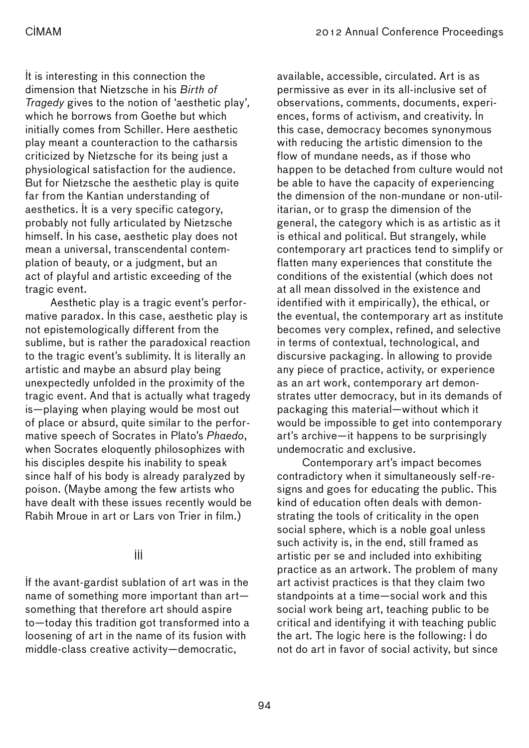It is interesting in this connection the dimension that Nietzsche in his *Birth of Tragedy* gives to the notion of 'aesthetic play', which he borrows from Goethe but which initially comes from Schiller. Here aesthetic play meant a counteraction to the catharsis criticized by Nietzsche for its being just a physiological satisfaction for the audience. But for Nietzsche the aesthetic play is quite far from the Kantian understanding of aesthetics. It is a very specific category, probably not fully articulated by Nietzsche himself. In his case, aesthetic play does not mean a universal, transcendental contemplation of beauty, or a judgment, but an act of playful and artistic exceeding of the tragic event.

Aesthetic play is a tragic event's performative paradox. In this case, aesthetic play is not epistemologically different from the sublime, but is rather the paradoxical reaction to the tragic event's sublimity. It is literally an artistic and maybe an absurd play being unexpectedly unfolded in the proximity of the tragic event. And that is actually what tragedy is—playing when playing would be most out of place or absurd, quite similar to the performative speech of Socrates in Plato's *Phaedo*, when Socrates eloquently philosophizes with his disciples despite his inability to speak since half of his body is already paralyzed by poison. (Maybe among the few artists who have dealt with these issues recently would be Rabih Mroue in art or Lars von Trier in film.)

## III

If the avant-gardist sublation of art was in the name of something more important than art—something that therefore art should aspire to—today this tradition got transformed into a loosening of art in the name of its fusion with middle-class creative activity—democratic, available, accessible, circulated. Art is as permissive as ever in its all-inclusive set of observations, comments, documents, experiences, forms of activism, and creativity. In this case, democracy becomes synonymous with reducing the artistic dimension to the flow of mundane needs, as if those who happen to be detached from culture would not be able to have the capacity of experiencing the dimension of the non-mundane or non-utilitarian, or to grasp the dimension of the general, the category which is as artistic as it is ethical and political. But strangely, while contemporary art practices tend to simplify or flatten many experiences that constitute the conditions of the existential (which does not at all mean dissolved in the existence and identified with it empirically), the ethical, or the eventual, the contemporary art as institute becomes very complex, refined, and selective in terms of contextual, technological, and discursive packaging. In allowing to provide any piece of practice, activity, or experience as an art work, contemporary art demonstrates utter democracy, but in its demands of packaging this material—without which it would be impossible to get into contemporary art's archive—it happens to be surprisingly undemocratic and exclusive.

Contemporary art's impact becomes contradictory when it simultaneously self-resigns and goes for educating the public. This kind of education often deals with demonstrating the tools of criticality in the open social sphere, which is a noble goal unless such activity is, in the end, still framed as artistic per se and included into exhibiting practice as an artwork. The problem of many art activist practices is that they claim two standpoints at a time—social work and this social work being art, teaching public to be critical and identifying it with teaching public the art. The logic here is the following: I do not do art in favor of social activity, but since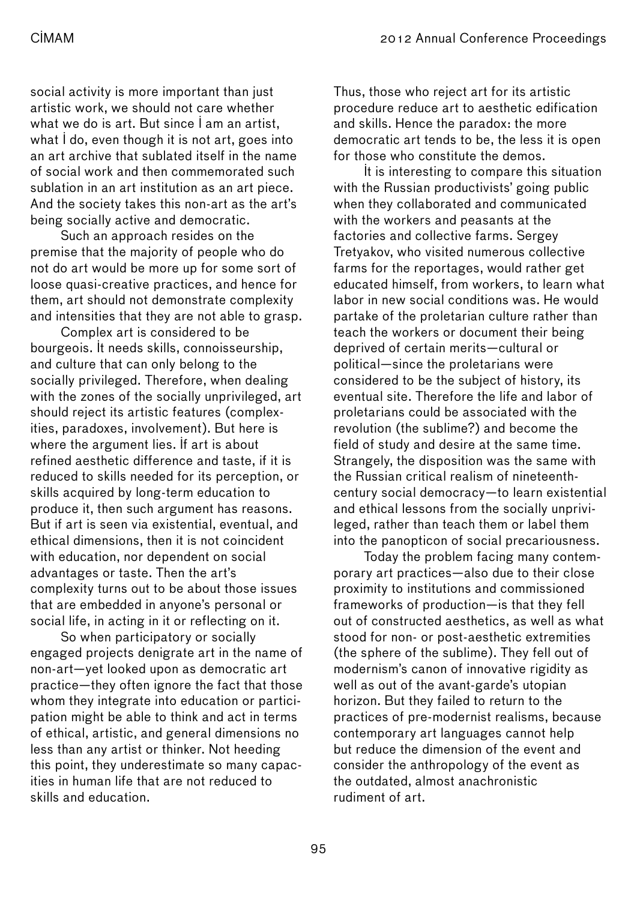social activity is more important than just artistic work, we should not care whether what we do is art. But since I am an artist, what I do, even though it is not art, goes into an art archive that sublated itself in the name of social work and then commemorated such sublation in an art institution as an art piece. And the society takes this non-art as the art's being socially active and democratic.

Such an approach resides on the premise that the majority of people who do not do art would be more up for some sort of loose quasi-creative practices, and hence for them, art should not demonstrate complexity and intensities that they are not able to grasp.

Complex art is considered to be bourgeois. It needs skills, connoisseurship, and culture that can only belong to the socially privileged. Therefore, when dealing with the zones of the socially unprivileged, art should reject its artistic features (complexities, paradoxes, involvement). But here is where the argument lies. If art is about refined aesthetic difference and taste, if it is reduced to skills needed for its perception, or skills acquired by long-term education to produce it, then such argument has reasons. But if art is seen via existential, eventual, and ethical dimensions, then it is not coincident with education, nor dependent on social advantages or taste. Then the art's complexity turns out to be about those issues that are embedded in anyone's personal or social life, in acting in it or reflecting on it.

So when participatory or socially engaged projects denigrate art in the name of non-art—yet looked upon as democratic art practice—they often ignore the fact that those whom they integrate into education or participation might be able to think and act in terms of ethical, artistic, and general dimensions no less than any artist or thinker. Not heeding this point, they underestimate so many capacities in human life that are not reduced to skills and education.

Thus, those who reject art for its artistic procedure reduce art to aesthetic edification and skills. Hence the paradox: the more democratic art tends to be, the less it is open for those who constitute the demos.

It is interesting to compare this situation with the Russian productivists' going public when they collaborated and communicated with the workers and peasants at the factories and collective farms. Sergey Tretyakov, who visited numerous collective farms for the reportages, would rather get educated himself, from workers, to learn what labor in new social conditions was. He would partake of the proletarian culture rather than teach the workers or document their being deprived of certain merits—cultural or political—since the proletarians were considered to be the subject of history, its eventual site. Therefore the life and labor of proletarians could be associated with the revolution (the sublime?) and become the field of study and desire at the same time. Strangely, the disposition was the same with the Russian critical realism of nineteenth-century social democracy—to learn existential and ethical lessons from the socially unprivileged, rather than teach them or label them into the panopticon of social precariousness.

Today the problem facing many contemporary art practices—also due to their close proximity to institutions and commissioned frameworks of production—is that they fell out of constructed aesthetics, as well as what stood for non- or post-aesthetic extremities (the sphere of the sublime). They fell out of modernism's canon of innovative rigidity as well as out of the avant-garde's utopian horizon. But they failed to return to the practices of pre-modernist realisms, because contemporary art languages cannot help but reduce the dimension of the event and consider the anthropology of the event as the outdated, almost anachronistic rudiment of art.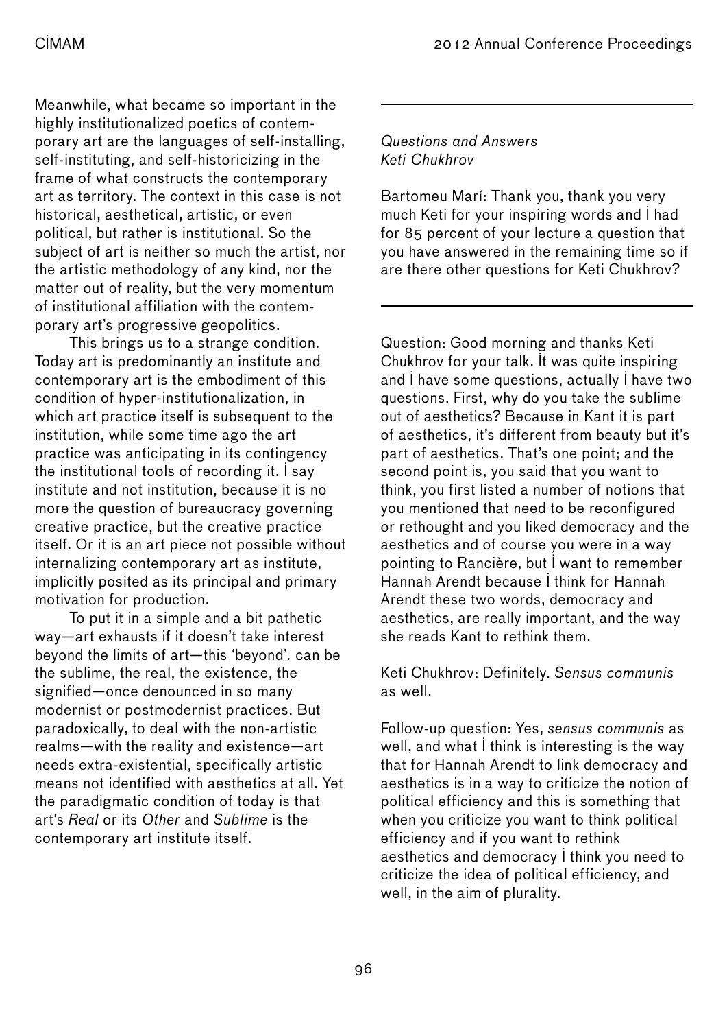Meanwhile, what became so important in the highly institutionalized poetics of contemporary art are the languages of self-installing, self-instituting, and self-historicizing in the frame of what constructs the contemporary art as territory. The context in this case is not historical, aesthetical, artistic, or even political, but rather is institutional. So the subject of art is neither so much the artist, nor the artistic methodology of any kind, nor the matter out of reality, but the very momentum of institutional affiliation with the contemporary art's progressive geopolitics.

This brings us to a strange condition. Today art is predominantly an institute and contemporary art is the embodiment of this condition of hyper-institutionalization, in which art practice itself is subsequent to the institution, while some time ago the art practice was anticipating in its contingency the institutional tools of recording it. I say institute and not institution, because it is no more the question of bureaucracy governing creative practice, but the creative practice itself. Or it is an art piece not possible without internalizing contemporary art as institute, implicitly posited as its principal and primary motivation for production.

To put it in a simple and a bit pathetic way—art exhausts if it doesn't take interest beyond the limits of art—this 'beyond'. can be the sublime, the real, the existence, the signified—once denounced in so many modernist or postmodernist practices. But paradoxically, to deal with the non-artistic realms—with the reality and existence—art needs extra-existential, specifically artistic means not identified with aesthetics at all. Yet the paradigmatic condition of today is that art's *Real* or its *Other* and *Sublime* is the contemporary art institute itself.

---

*Questions and Answers*
*Keti Chukhrov*

Bartomeu Marí: Thank you, thank you very much Keti for your inspiring words and I had for 85 percent of your lecture a question that you have answered in the remaining time so if are there other questions for Keti Chukhrov?

---

Question: Good morning and thanks Keti Chukhrov for your talk. It was quite inspiring and I have some questions, actually I have two questions. First, why do you take the sublime out of aesthetics? Because in Kant it is part of aesthetics, it's different from beauty but it's part of aesthetics. That's one point; and the second point is, you said that you want to think, you first listed a number of notions that you mentioned that need to be reconfigured or rethought and you liked democracy and the aesthetics and of course you were in a way pointing to Rancière, but I want to remember Hannah Arendt because I think for Hannah Arendt these two words, democracy and aesthetics, are really important, and the way she reads Kant to rethink them.

Keti Chukhrov: Definitely. *Sensus communis* as well.

Follow-up question: Yes, *sensus communis* as well, and what I think is interesting is the way that for Hannah Arendt to link democracy and aesthetics is in a way to criticize the notion of political efficiency and this is something that when you criticize you want to think political efficiency and if you want to rethink aesthetics and democracy I think you need to criticize the idea of political efficiency, and well, in the aim of plurality.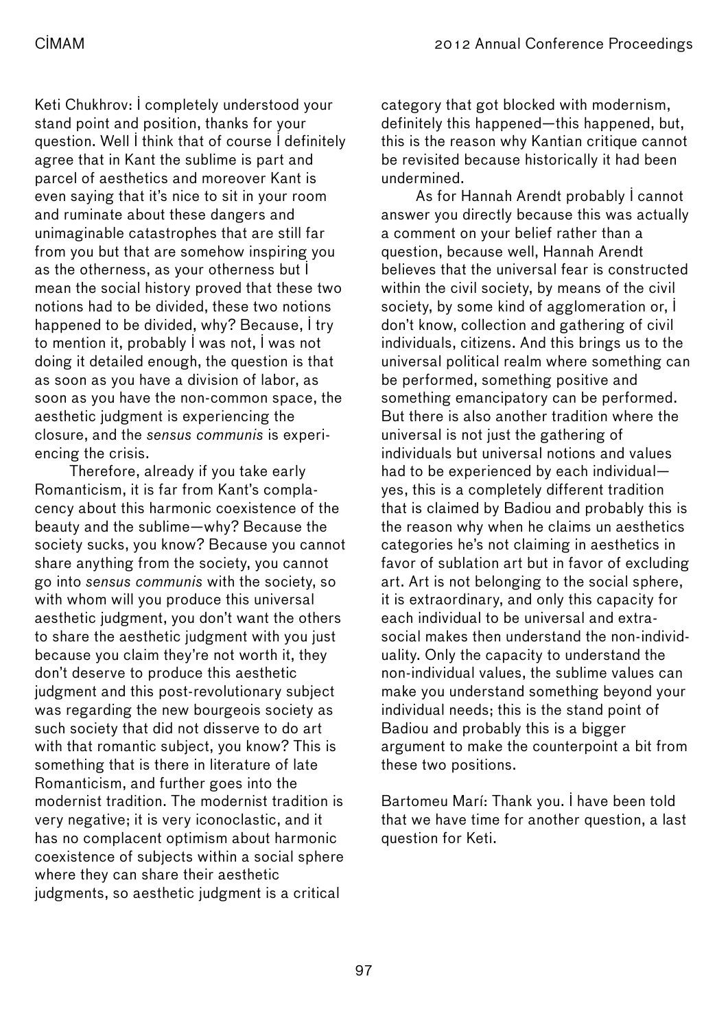Keti Chukhrov: I completely understood your stand point and position, thanks for your question. Well I think that of course I definitely agree that in Kant the sublime is part and parcel of aesthetics and moreover Kant is even saying that it's nice to sit in your room and ruminate about these dangers and unimaginable catastrophes that are still far from you but that are somehow inspiring you as the otherness, as your otherness but I mean the social history proved that these two notions had to be divided, these two notions happened to be divided, why? Because, I try to mention it, probably I was not, I was not doing it detailed enough, the question is that as soon as you have a division of labor, as soon as you have the non-common space, the aesthetic judgment is experiencing the closure, and the *sensus communis* is experiencing the crisis.

Therefore, already if you take early Romanticism, it is far from Kant's complacency about this harmonic coexistence of the beauty and the sublime—why? Because the society sucks, you know? Because you cannot share anything from the society, you cannot go into *sensus communis* with the society, so with whom will you produce this universal aesthetic judgment, you don't want the others to share the aesthetic judgment with you just because you claim they're not worth it, they don't deserve to produce this aesthetic judgment and this post-revolutionary subject was regarding the new bourgeois society as such society that did not disserve to do art with that romantic subject, you know? This is something that is there in literature of late Romanticism, and further goes into the modernist tradition. The modernist tradition is very negative; it is very iconoclastic, and it has no complacent optimism about harmonic coexistence of subjects within a social sphere where they can share their aesthetic judgments, so aesthetic judgment is a critical category that got blocked with modernism, definitely this happened—this happened, but, this is the reason why Kantian critique cannot be revisited because historically it had been undermined.

As for Hannah Arendt probably I cannot answer you directly because this was actually a comment on your belief rather than a question, because well, Hannah Arendt believes that the universal fear is constructed within the civil society, by means of the civil society, by some kind of agglomeration or, I don't know, collection and gathering of civil individuals, citizens. And this brings us to the universal political realm where something can be performed, something positive and something emancipatory can be performed. But there is also another tradition where the universal is not just the gathering of individuals but universal notions and values had to be experienced by each individual—yes, this is a completely different tradition that is claimed by Badiou and probably this is the reason why when he claims un aesthetics categories he's not claiming in aesthetics in favor of sublation art but in favor of excluding art. Art is not belonging to the social sphere, it is extraordinary, and only this capacity for each individual to be universal and extra-social makes then understand the non-individuality. Only the capacity to understand the non-individual values, the sublime values can make you understand something beyond your individual needs; this is the stand point of Badiou and probably this is a bigger argument to make the counterpoint a bit from these two positions.

Bartomeu Marí: Thank you. I have been told that we have time for another question, a last question for Keti.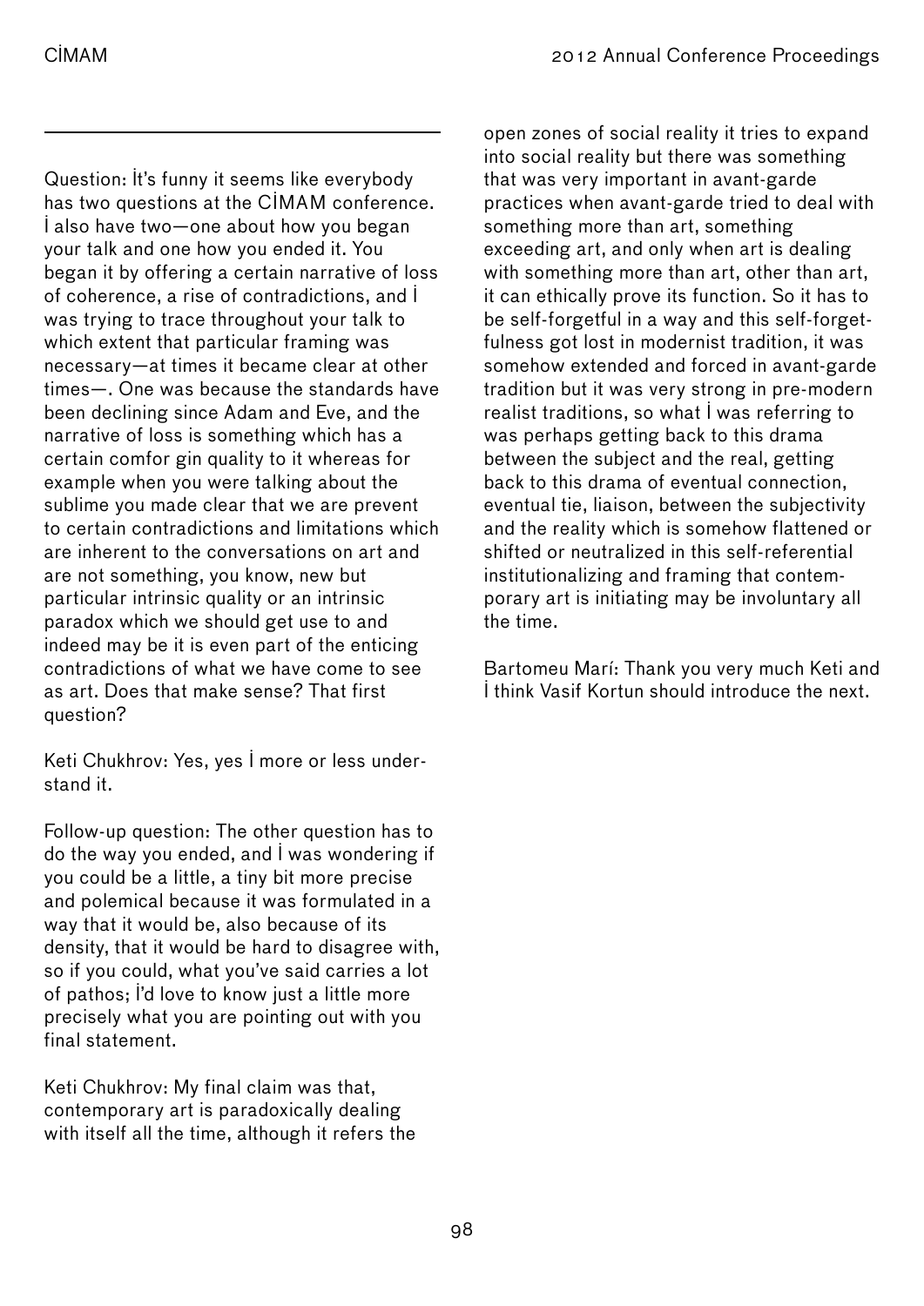Question: It's funny it seems like everybody has two questions at the CIMAM conference. I also have two—one about how you began your talk and one how you ended it. You began it by offering a certain narrative of loss of coherence, a rise of contradictions, and I was trying to trace throughout your talk to which extent that particular framing was necessary—at times it became clear at other times—. One was because the standards have been declining since Adam and Eve, and the narrative of loss is something which has a certain comfor gin quality to it whereas for example when you were talking about the sublime you made clear that we are prevent to certain contradictions and limitations which are inherent to the conversations on art and are not something, you know, new but particular intrinsic quality or an intrinsic paradox which we should get use to and indeed may be it is even part of the enticing contradictions of what we have come to see as art. Does that make sense? That first question?

Keti Chukhrov: Yes, yes I more or less understand it.

Follow-up question: The other question has to do the way you ended, and I was wondering if you could be a little, a tiny bit more precise and polemical because it was formulated in a way that it would be, also because of its density, that it would be hard to disagree with, so if you could, what you've said carries a lot of pathos; I'd love to know just a little more precisely what you are pointing out with you final statement.

Keti Chukhrov: My final claim was that, contemporary art is paradoxically dealing with itself all the time, although it refers the open zones of social reality it tries to expand into social reality but there was something that was very important in avant-garde practices when avant-garde tried to deal with something more than art, something exceeding art, and only when art is dealing with something more than art, other than art, it can ethically prove its function. So it has to be self-forgetful in a way and this self-forgetfulness got lost in modernist tradition, it was somehow extended and forced in avant-garde tradition but it was very strong in pre-modern realist traditions, so what I was referring to was perhaps getting back to this drama between the subject and the real, getting back to this drama of eventual connection, eventual tie, liaison, between the subjectivity and the reality which is somehow flattened or shifted or neutralized in this self-referential institutionalizing and framing that contemporary art is initiating may be involuntary all the time.

Bartomeu Marí: Thank you very much Keti and I think Vasif Kortun should introduce the next.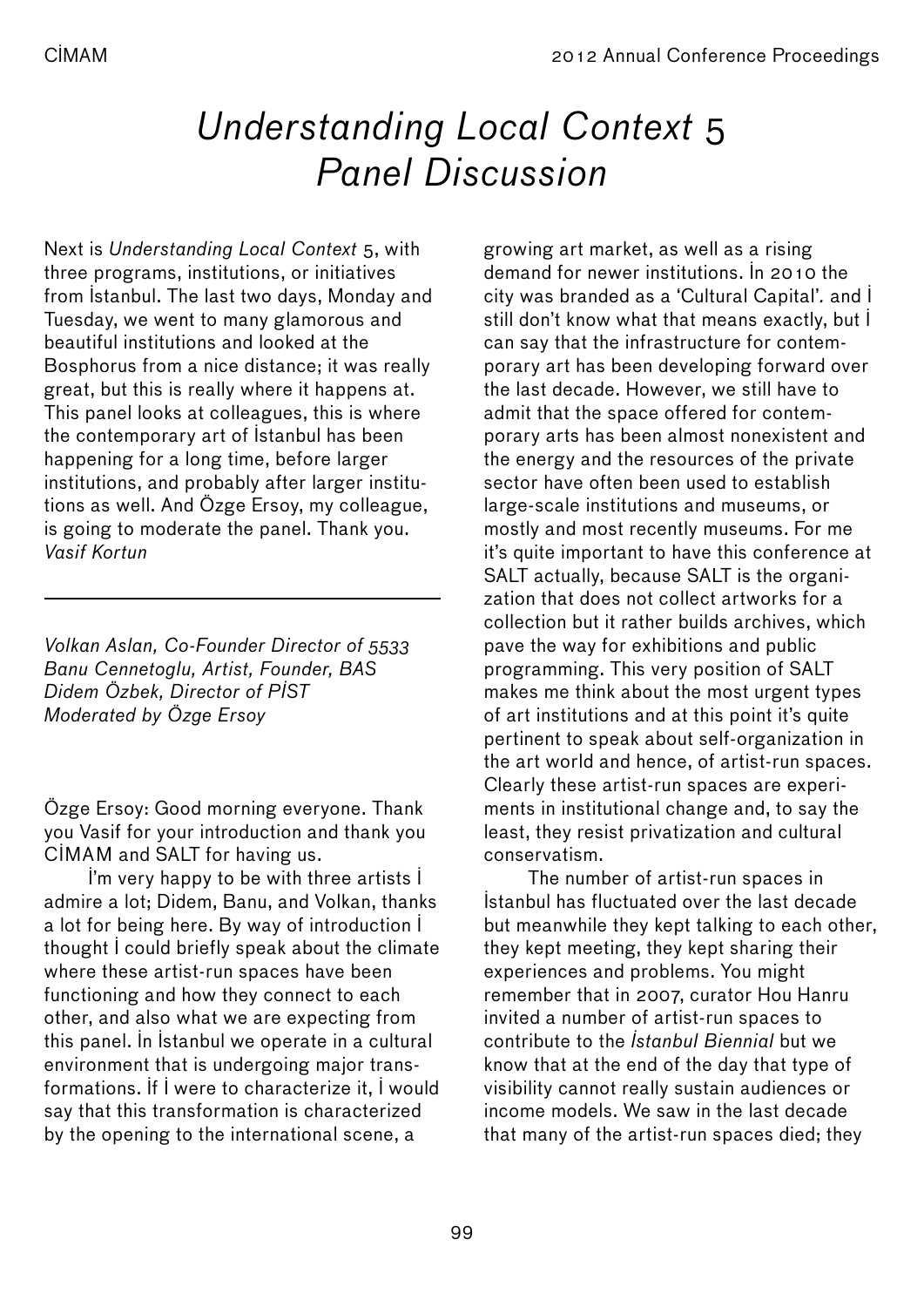# *Understanding Local Context* 5 *Panel Discussion*

Next is *Understanding Local Context* 5, with three programs, institutions, or initiatives from İstanbul. The last two days, Monday and Tuesday, we went to many glamorous and beautiful institutions and looked at the Bosphorus from a nice distance; it was really great, but this is really where it happens at. This panel looks at colleagues, this is where the contemporary art of İstanbul has been happening for a long time, before larger institutions, and probably after larger institutions as well. And Özge Ersoy, my colleague, is going to moderate the panel. Thank you.
*Vasif Kortun*

---

*Volkan Aslan, Co-Founder Director of 5533*
*Banu Cennetoglu, Artist, Founder, BAS*
*Didem Özbek, Director of PİST*
*Moderated by Özge Ersoy*

Özge Ersoy: Good morning everyone. Thank you Vasif for your introduction and thank you CİMAM and SALT for having us.

I'm very happy to be with three artists İ admire a lot; Didem, Banu, and Volkan, thanks a lot for being here. By way of introduction İ thought İ could briefly speak about the climate where these artist-run spaces have been functioning and how they connect to each other, and also what we are expecting from this panel. İn İstanbul we operate in a cultural environment that is undergoing major transformations. İf İ were to characterize it, İ would say that this transformation is characterized by the opening to the international scene, a growing art market, as well as a rising demand for newer institutions. İn 2010 the city was branded as a 'Cultural Capital'. and İ still don't know what that means exactly, but İ can say that the infrastructure for contemporary art has been developing forward over the last decade. However, we still have to admit that the space offered for contemporary arts has been almost nonexistent and the energy and the resources of the private sector have often been used to establish large-scale institutions and museums, or mostly and most recently museums. For me it's quite important to have this conference at SALT actually, because SALT is the organization that does not collect artworks for a collection but it rather builds archives, which pave the way for exhibitions and public programming. This very position of SALT makes me think about the most urgent types of art institutions and at this point it's quite pertinent to speak about self-organization in the art world and hence, of artist-run spaces. Clearly these artist-run spaces are experiments in institutional change and, to say the least, they resist privatization and cultural conservatism.

The number of artist-run spaces in İstanbul has fluctuated over the last decade but meanwhile they kept talking to each other, they kept meeting, they kept sharing their experiences and problems. You might remember that in 2007, curator Hou Hanru invited a number of artist-run spaces to contribute to the *İstanbul Biennial* but we know that at the end of the day that type of visibility cannot really sustain audiences or income models. We saw in the last decade that many of the artist-run spaces died; they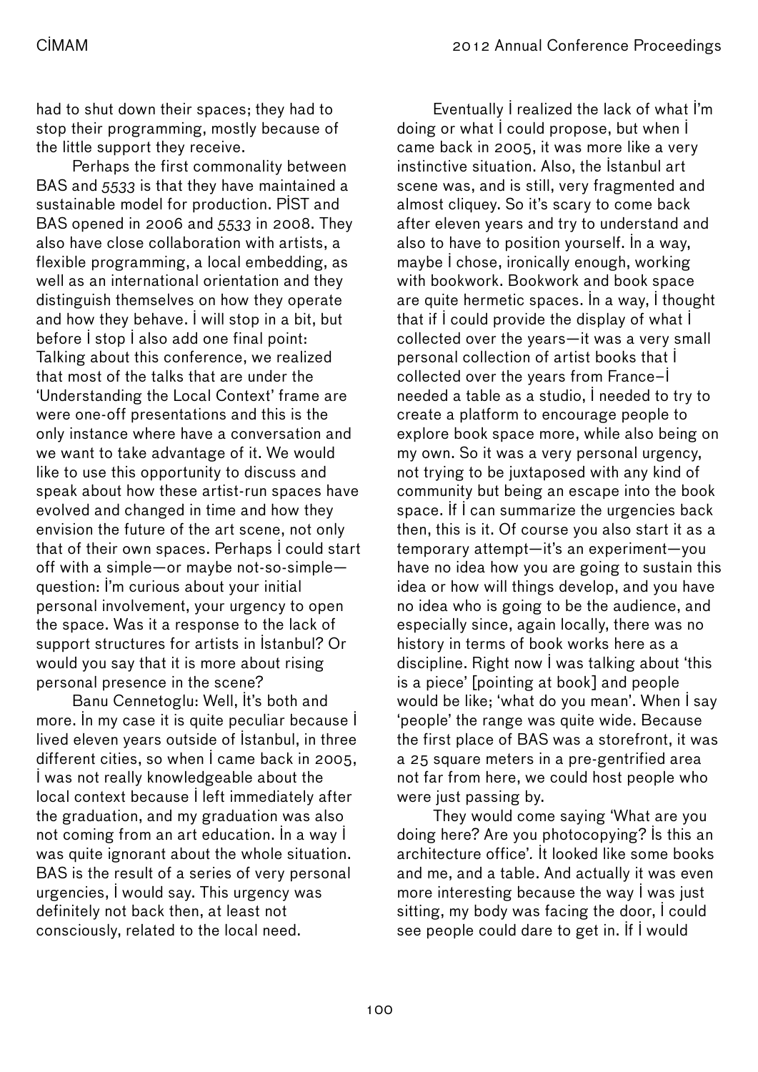had to shut down their spaces; they had to stop their programming, mostly because of the little support they receive.

Perhaps the first commonality between BAS and *5533* is that they have maintained a sustainable model for production. PİST and BAS opened in 2006 and *5533* in 2008. They also have close collaboration with artists, a flexible programming, a local embedding, as well as an international orientation and they distinguish themselves on how they operate and how they behave. İ will stop in a bit, but before İ stop İ also add one final point: Talking about this conference, we realized that most of the talks that are under the 'Understanding the Local Context' frame are were one-off presentations and this is the only instance where have a conversation and we want to take advantage of it. We would like to use this opportunity to discuss and speak about how these artist-run spaces have evolved and changed in time and how they envision the future of the art scene, not only that of their own spaces. Perhaps İ could start off with a simple—or maybe not-so-simple—question: İ'm curious about your initial personal involvement, your urgency to open the space. Was it a response to the lack of support structures for artists in İstanbul? Or would you say that it is more about rising personal presence in the scene?

Banu Cennetoglu: Well, İt's both and more. İn my case it is quite peculiar because İ lived eleven years outside of İstanbul, in three different cities, so when İ came back in 2005, İ was not really knowledgeable about the local context because İ left immediately after the graduation, and my graduation was also not coming from an art education. İn a way İ was quite ignorant about the whole situation. BAS is the result of a series of very personal urgencies, İ would say. This urgency was definitely not back then, at least not consciously, related to the local need.

Eventually İ realized the lack of what İ'm doing or what İ could propose, but when İ came back in 2005, it was more like a very instinctive situation. Also, the İstanbul art scene was, and is still, very fragmented and almost cliquey. So it's scary to come back after eleven years and try to understand and also to have to position yourself. İn a way, maybe İ chose, ironically enough, working with bookwork. Bookwork and book space are quite hermetic spaces. İn a way, İ thought that if İ could provide the display of what İ collected over the years—it was a very small personal collection of artist books that İ collected over the years from France–İ needed a table as a studio, İ needed to try to create a platform to encourage people to explore book space more, while also being on my own. So it was a very personal urgency, not trying to be juxtaposed with any kind of community but being an escape into the book space. İf İ can summarize the urgencies back then, this is it. Of course you also start it as a temporary attempt—it's an experiment—you have no idea how you are going to sustain this idea or how will things develop, and you have no idea who is going to be the audience, and especially since, again locally, there was no history in terms of book works here as a discipline. Right now İ was talking about 'this is a piece' [pointing at book] and people would be like; 'what do you mean'. When İ say 'people' the range was quite wide. Because the first place of BAS was a storefront, it was a 25 square meters in a pre-gentrified area not far from here, we could host people who were just passing by.

They would come saying 'What are you doing here? Are you photocopying? İs this an architecture office'. İt looked like some books and me, and a table. And actually it was even more interesting because the way İ was just sitting, my body was facing the door, İ could see people could dare to get in. İf İ would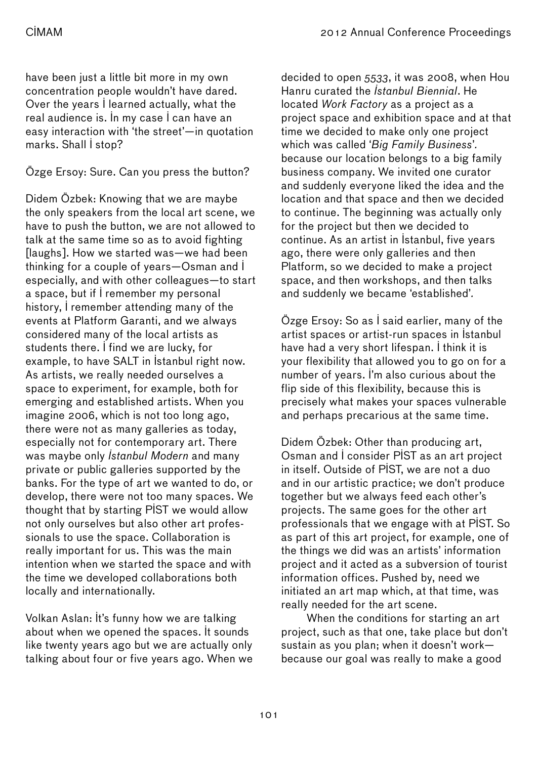have been just a little bit more in my own concentration people wouldn't have dared. Over the years I learned actually, what the real audience is. In my case I can have an easy interaction with 'the street'—in quotation marks. Shall I stop?

Özge Ersoy: Sure. Can you press the button?

Didem Özbek: Knowing that we are maybe the only speakers from the local art scene, we have to push the button, we are not allowed to talk at the same time so as to avoid fighting [laughs]. How we started was—we had been thinking for a couple of years—Osman and I especially, and with other colleagues—to start a space, but if I remember my personal history, I remember attending many of the events at Platform Garanti, and we always considered many of the local artists as students there. I find we are lucky, for example, to have SALT in İstanbul right now. As artists, we really needed ourselves a space to experiment, for example, both for emerging and established artists. When you imagine 2006, which is not too long ago, there were not as many galleries as today, especially not for contemporary art. There was maybe only *İstanbul Modern* and many private or public galleries supported by the banks. For the type of art we wanted to do, or develop, there were not too many spaces. We thought that by starting PİST we would allow not only ourselves but also other art professionals to use the space. Collaboration is really important for us. This was the main intention when we started the space and with the time we developed collaborations both locally and internationally.

Volkan Aslan: It's funny how we are talking about when we opened the spaces. It sounds like twenty years ago but we are actually only talking about four or five years ago. When we decided to open *5533*, it was 2008, when Hou Hanru curated the *İstanbul Biennial*. He located *Work Factory* as a project as a project space and exhibition space and at that time we decided to make only one project which was called '*Big Family Business*'. because our location belongs to a big family business company. We invited one curator and suddenly everyone liked the idea and the location and that space and then we decided to continue. The beginning was actually only for the project but then we decided to continue. As an artist in İstanbul, five years ago, there were only galleries and then Platform, so we decided to make a project space, and then workshops, and then talks and suddenly we became 'established'.

Özge Ersoy: So as I said earlier, many of the artist spaces or artist-run spaces in İstanbul have had a very short lifespan. I think it is your flexibility that allowed you to go on for a number of years. I'm also curious about the flip side of this flexibility, because this is precisely what makes your spaces vulnerable and perhaps precarious at the same time.

Didem Özbek: Other than producing art, Osman and I consider PİST as an art project in itself. Outside of PİST, we are not a duo and in our artistic practice; we don't produce together but we always feed each other's projects. The same goes for the other art professionals that we engage with at PİST. So as part of this art project, for example, one of the things we did was an artists' information project and it acted as a subversion of tourist information offices. Pushed by, need we initiated an art map which, at that time, was really needed for the art scene.

When the conditions for starting an art project, such as that one, take place but don't sustain as you plan; when it doesn't work—because our goal was really to make a good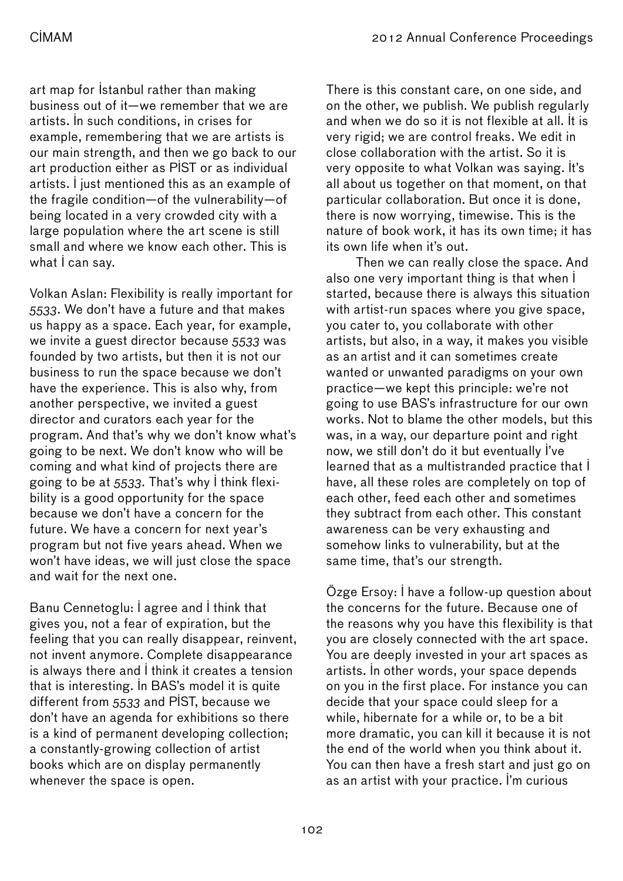art map for İstanbul rather than making business out of it—we remember that we are artists. İn such conditions, in crises for example, remembering that we are artists is our main strength, and then we go back to our art production either as PİST or as individual artists. İ just mentioned this as an example of the fragile condition—of the vulnerability—of being located in a very crowded city with a large population where the art scene is still small and where we know each other. This is what İ can say.

Volkan Aslan: Flexibility is really important for *5533*. We don't have a future and that makes us happy as a space. Each year, for example, we invite a guest director because *5533* was founded by two artists, but then it is not our business to run the space because we don't have the experience. This is also why, from another perspective, we invited a guest director and curators each year for the program. And that's why we don't know what's going to be next. We don't know who will be coming and what kind of projects there are going to be at *5533*. That's why İ think flexibility is a good opportunity for the space because we don't have a concern for the future. We have a concern for next year's program but not five years ahead. When we won't have ideas, we will just close the space and wait for the next one.

Banu Cennetoglu: İ agree and İ think that gives you, not a fear of expiration, but the feeling that you can really disappear, reinvent, not invent anymore. Complete disappearance is always there and İ think it creates a tension that is interesting. İn BAS's model it is quite different from *5533* and PİST, because we don't have an agenda for exhibitions so there is a kind of permanent developing collection; a constantly-growing collection of artist books which are on display permanently whenever the space is open.

There is this constant care, on one side, and on the other, we publish. We publish regularly and when we do so it is not flexible at all. İt is very rigid; we are control freaks. We edit in close collaboration with the artist. So it is very opposite to what Volkan was saying. İt's all about us together on that moment, on that particular collaboration. But once it is done, there is now worrying, timewise. This is the nature of book work, it has its own time; it has its own life when it's out.

Then we can really close the space. And also one very important thing is that when İ started, because there is always this situation with artist-run spaces where you give space, you cater to, you collaborate with other artists, but also, in a way, it makes you visible as an artist and it can sometimes create wanted or unwanted paradigms on your own practice—we kept this principle: we're not going to use BAS's infrastructure for our own works. Not to blame the other models, but this was, in a way, our departure point and right now, we still don't do it but eventually İ've learned that as a multistranded practice that İ have, all these roles are completely on top of each other, feed each other and sometimes they subtract from each other. This constant awareness can be very exhausting and somehow links to vulnerability, but at the same time, that's our strength.

Özge Ersoy: İ have a follow-up question about the concerns for the future. Because one of the reasons why you have this flexibility is that you are closely connected with the art space. You are deeply invested in your art spaces as artists. İn other words, your space depends on you in the first place. For instance you can decide that your space could sleep for a while, hibernate for a while or, to be a bit more dramatic, you can kill it because it is not the end of the world when you think about it. You can then have a fresh start and just go on as an artist with your practice. İ'm curious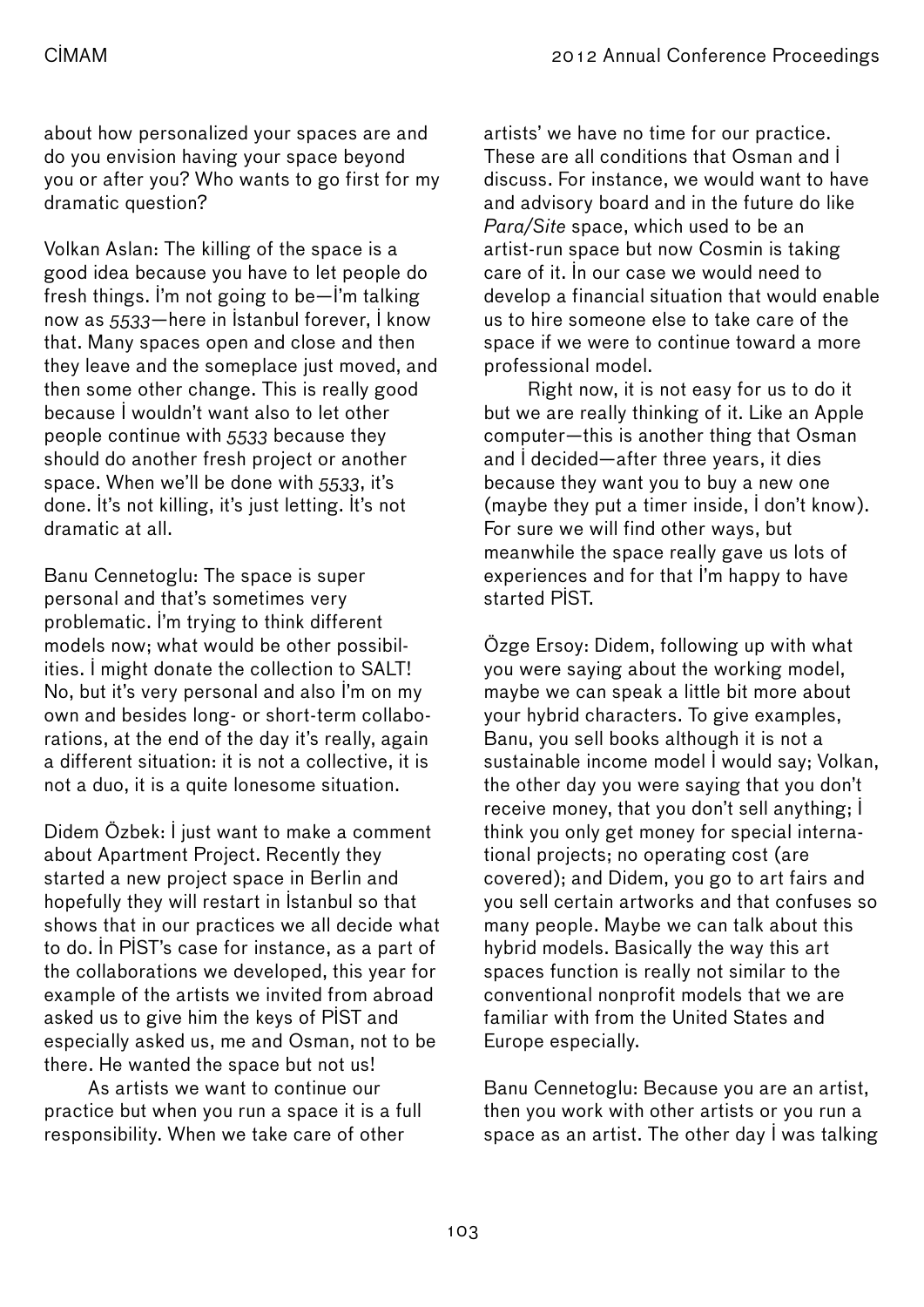about how personalized your spaces are and do you envision having your space beyond you or after you? Who wants to go first for my dramatic question?

Volkan Aslan: The killing of the space is a good idea because you have to let people do fresh things. İ'm not going to be—İ'm talking now as *5533*—here in İstanbul forever, İ know that. Many spaces open and close and then they leave and the someplace just moved, and then some other change. This is really good because İ wouldn't want also to let other people continue with *5533* because they should do another fresh project or another space. When we'll be done with *5533*, it's done. İt's not killing, it's just letting. İt's not dramatic at all.

Banu Cennetoglu: The space is super personal and that's sometimes very problematic. İ'm trying to think different models now; what would be other possibilities. İ might donate the collection to SALT! No, but it's very personal and also İ'm on my own and besides long- or short-term collaborations, at the end of the day it's really, again a different situation: it is not a collective, it is not a duo, it is a quite lonesome situation.

Didem Özbek: İ just want to make a comment about Apartment Project. Recently they started a new project space in Berlin and hopefully they will restart in İstanbul so that shows that in our practices we all decide what to do. İn PİST's case for instance, as a part of the collaborations we developed, this year for example of the artists we invited from abroad asked us to give him the keys of PİST and especially asked us, me and Osman, not to be there. He wanted the space but not us!

As artists we want to continue our practice but when you run a space it is a full responsibility. When we take care of other artists' we have no time for our practice. These are all conditions that Osman and İ discuss. For instance, we would want to have and advisory board and in the future do like *Para/Site* space, which used to be an artist-run space but now Cosmin is taking care of it. İn our case we would need to develop a financial situation that would enable us to hire someone else to take care of the space if we were to continue toward a more professional model.

Right now, it is not easy for us to do it but we are really thinking of it. Like an Apple computer—this is another thing that Osman and İ decided—after three years, it dies because they want you to buy a new one (maybe they put a timer inside, İ don't know). For sure we will find other ways, but meanwhile the space really gave us lots of experiences and for that İ'm happy to have started PİST.

Özge Ersoy: Didem, following up with what you were saying about the working model, maybe we can speak a little bit more about your hybrid characters. To give examples, Banu, you sell books although it is not a sustainable income model İ would say; Volkan, the other day you were saying that you don't receive money, that you don't sell anything; İ think you only get money for special international projects; no operating cost (are covered); and Didem, you go to art fairs and you sell certain artworks and that confuses so many people. Maybe we can talk about this hybrid models. Basically the way this art spaces function is really not similar to the conventional nonprofit models that we are familiar with from the United States and Europe especially.

Banu Cennetoglu: Because you are an artist, then you work with other artists or you run a space as an artist. The other day İ was talking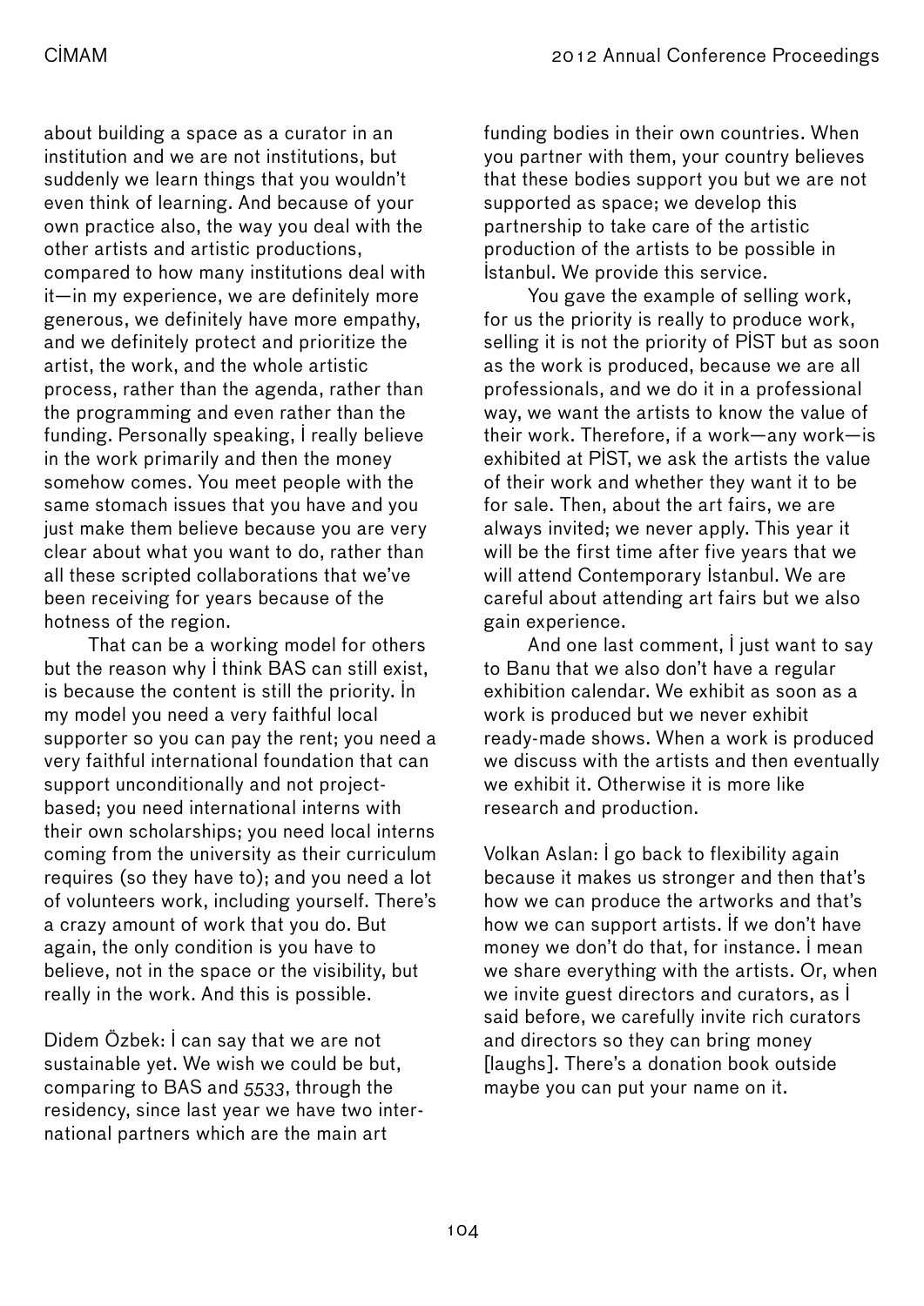about building a space as a curator in an institution and we are not institutions, but suddenly we learn things that you wouldn't even think of learning. And because of your own practice also, the way you deal with the other artists and artistic productions, compared to how many institutions deal with it—in my experience, we are definitely more generous, we definitely have more empathy, and we definitely protect and prioritize the artist, the work, and the whole artistic process, rather than the agenda, rather than the programming and even rather than the funding. Personally speaking, I really believe in the work primarily and then the money somehow comes. You meet people with the same stomach issues that you have and you just make them believe because you are very clear about what you want to do, rather than all these scripted collaborations that we've been receiving for years because of the hotness of the region.

That can be a working model for others but the reason why I think BAS can still exist, is because the content is still the priority. In my model you need a very faithful local supporter so you can pay the rent; you need a very faithful international foundation that can support unconditionally and not project-based; you need international interns with their own scholarships; you need local interns coming from the university as their curriculum requires (so they have to); and you need a lot of volunteers work, including yourself. There's a crazy amount of work that you do. But again, the only condition is you have to believe, not in the space or the visibility, but really in the work. And this is possible.

Didem Özbek: I can say that we are not sustainable yet. We wish we could be but, comparing to BAS and *5533*, through the residency, since last year we have two international partners which are the main art funding bodies in their own countries. When you partner with them, your country believes that these bodies support you but we are not supported as space; we develop this partnership to take care of the artistic production of the artists to be possible in İstanbul. We provide this service.

You gave the example of selling work, for us the priority is really to produce work, selling it is not the priority of PİST but as soon as the work is produced, because we are all professionals, and we do it in a professional way, we want the artists to know the value of their work. Therefore, if a work—any work—is exhibited at PİST, we ask the artists the value of their work and whether they want it to be for sale. Then, about the art fairs, we are always invited; we never apply. This year it will be the first time after five years that we will attend Contemporary İstanbul. We are careful about attending art fairs but we also gain experience.

And one last comment, I just want to say to Banu that we also don't have a regular exhibition calendar. We exhibit as soon as a work is produced but we never exhibit ready-made shows. When a work is produced we discuss with the artists and then eventually we exhibit it. Otherwise it is more like research and production.

Volkan Aslan: I go back to flexibility again because it makes us stronger and then that's how we can produce the artworks and that's how we can support artists. If we don't have money we don't do that, for instance. I mean we share everything with the artists. Or, when we invite guest directors and curators, as I said before, we carefully invite rich curators and directors so they can bring money [laughs]. There's a donation book outside maybe you can put your name on it.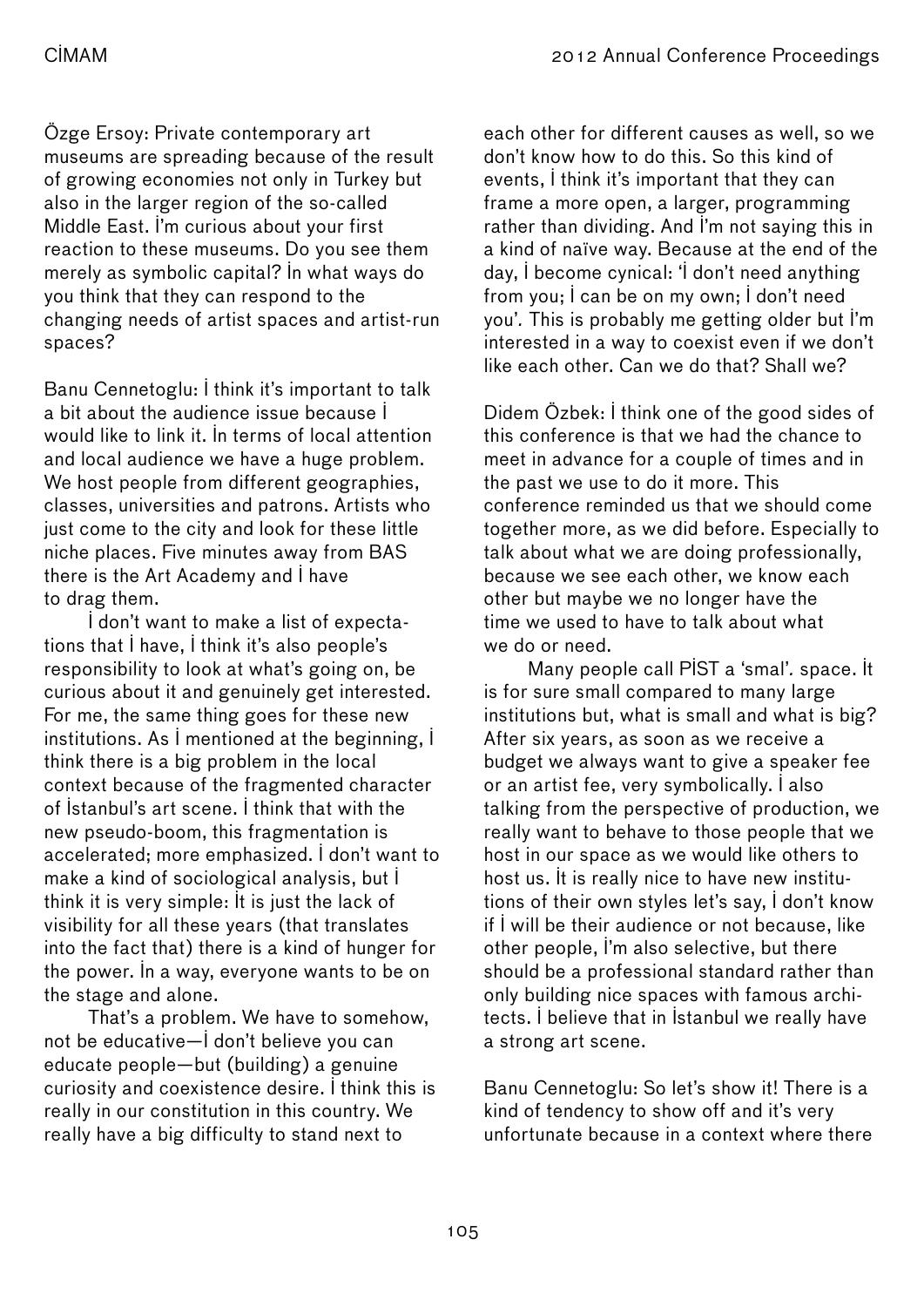Özge Ersoy: Private contemporary art museums are spreading because of the result of growing economies not only in Turkey but also in the larger region of the so-called Middle East. I'm curious about your first reaction to these museums. Do you see them merely as symbolic capital? In what ways do you think that they can respond to the changing needs of artist spaces and artist-run spaces?

Banu Cennetoglu: I think it's important to talk a bit about the audience issue because I would like to link it. In terms of local attention and local audience we have a huge problem. We host people from different geographies, classes, universities and patrons. Artists who just come to the city and look for these little niche places. Five minutes away from BAS there is the Art Academy and I have to drag them.

I don't want to make a list of expectations that I have, I think it's also people's responsibility to look at what's going on, be curious about it and genuinely get interested. For me, the same thing goes for these new institutions. As I mentioned at the beginning, I think there is a big problem in the local context because of the fragmented character of İstanbul's art scene. I think that with the new pseudo-boom, this fragmentation is accelerated; more emphasized. I don't want to make a kind of sociological analysis, but I think it is very simple: It is just the lack of visibility for all these years (that translates into the fact that) there is a kind of hunger for the power. In a way, everyone wants to be on the stage and alone.

That's a problem. We have to somehow, not be educative—I don't believe you can educate people—but (building) a genuine curiosity and coexistence desire. I think this is really in our constitution in this country. We really have a big difficulty to stand next to each other for different causes as well, so we don't know how to do this. So this kind of events, I think it's important that they can frame a more open, a larger, programming rather than dividing. And I'm not saying this in a kind of naïve way. Because at the end of the day, I become cynical: 'I don't need anything from you; I can be on my own; I don't need you'. This is probably me getting older but I'm interested in a way to coexist even if we don't like each other. Can we do that? Shall we?

Didem Özbek: I think one of the good sides of this conference is that we had the chance to meet in advance for a couple of times and in the past we use to do it more. This conference reminded us that we should come together more, as we did before. Especially to talk about what we are doing professionally, because we see each other, we know each other but maybe we no longer have the time we used to have to talk about what we do or need.

Many people call PİST a 'smal'. space. It is for sure small compared to many large institutions but, what is small and what is big? After six years, as soon as we receive a budget we always want to give a speaker fee or an artist fee, very symbolically. I also talking from the perspective of production, we really want to behave to those people that we host in our space as we would like others to host us. It is really nice to have new institutions of their own styles let's say, I don't know if I will be their audience or not because, like other people, I'm also selective, but there should be a professional standard rather than only building nice spaces with famous architects. I believe that in İstanbul we really have a strong art scene.

Banu Cennetoglu: So let's show it! There is a kind of tendency to show off and it's very unfortunate because in a context where there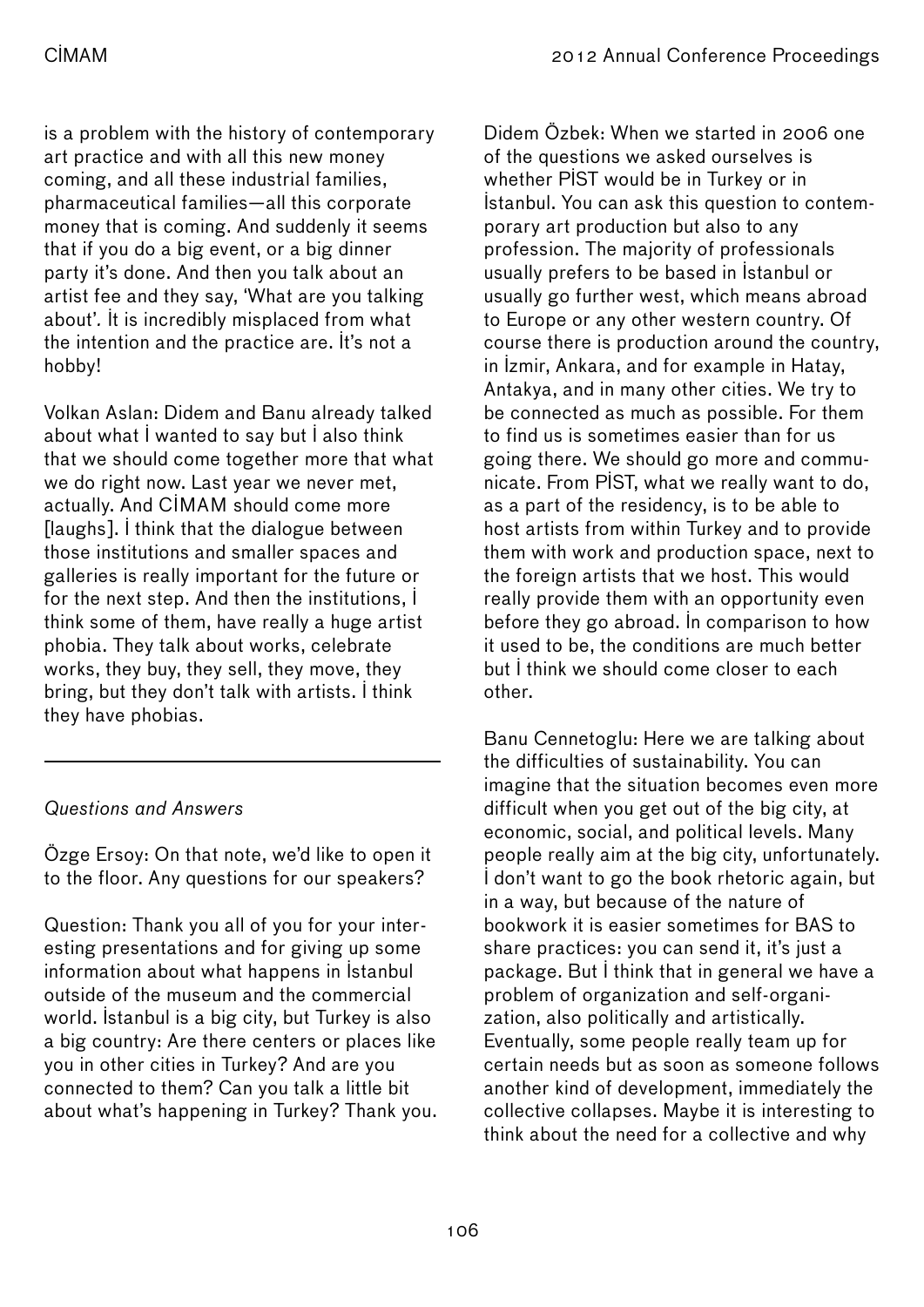is a problem with the history of contemporary art practice and with all this new money coming, and all these industrial families, pharmaceutical families—all this corporate money that is coming. And suddenly it seems that if you do a big event, or a big dinner party it's done. And then you talk about an artist fee and they say, 'What are you talking about'. It is incredibly misplaced from what the intention and the practice are. It's not a hobby!

Volkan Aslan: Didem and Banu already talked about what I wanted to say but I also think that we should come together more that what we do right now. Last year we never met, actually. And CIMAM should come more [laughs]. I think that the dialogue between those institutions and smaller spaces and galleries is really important for the future or for the next step. And then the institutions, I think some of them, have really a huge artist phobia. They talk about works, celebrate works, they buy, they sell, they move, they bring, but they don't talk with artists. I think they have phobias.

---

*Questions and Answers*

Özge Ersoy: On that note, we'd like to open it to the floor. Any questions for our speakers?

Question: Thank you all of you for your interesting presentations and for giving up some information about what happens in İstanbul outside of the museum and the commercial world. İstanbul is a big city, but Turkey is also a big country: Are there centers or places like you in other cities in Turkey? And are you connected to them? Can you talk a little bit about what's happening in Turkey? Thank you.

Didem Özbek: When we started in 2006 one of the questions we asked ourselves is whether PİST would be in Turkey or in İstanbul. You can ask this question to contemporary art production but also to any profession. The majority of professionals usually prefers to be based in İstanbul or usually go further west, which means abroad to Europe or any other western country. Of course there is production around the country, in İzmir, Ankara, and for example in Hatay, Antakya, and in many other cities. We try to be connected as much as possible. For them to find us is sometimes easier than for us going there. We should go more and communicate. From PİST, what we really want to do, as a part of the residency, is to be able to host artists from within Turkey and to provide them with work and production space, next to the foreign artists that we host. This would really provide them with an opportunity even before they go abroad. In comparison to how it used to be, the conditions are much better but I think we should come closer to each other.

Banu Cennetoglu: Here we are talking about the difficulties of sustainability. You can imagine that the situation becomes even more difficult when you get out of the big city, at economic, social, and political levels. Many people really aim at the big city, unfortunately. I don't want to go the book rhetoric again, but in a way, but because of the nature of bookwork it is easier sometimes for BAS to share practices: you can send it, it's just a package. But I think that in general we have a problem of organization and self-organization, also politically and artistically. Eventually, some people really team up for certain needs but as soon as someone follows another kind of development, immediately the collective collapses. Maybe it is interesting to think about the need for a collective and why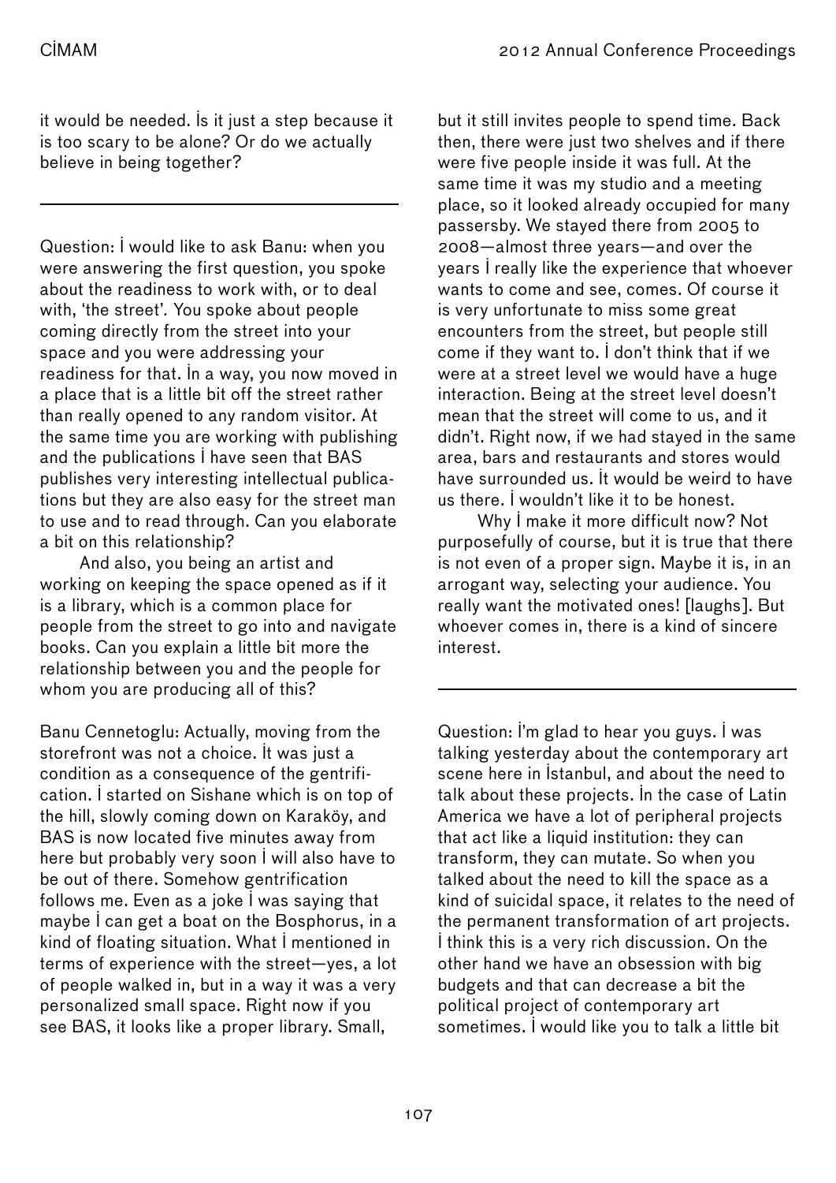it would be needed. Is it just a step because it is too scary to be alone? Or do we actually believe in being together?

---

Question: I would like to ask Banu: when you were answering the first question, you spoke about the readiness to work with, or to deal with, 'the street'. You spoke about people coming directly from the street into your space and you were addressing your readiness for that. In a way, you now moved in a place that is a little bit off the street rather than really opened to any random visitor. At the same time you are working with publishing and the publications I have seen that BAS publishes very interesting intellectual publications but they are also easy for the street man to use and to read through. Can you elaborate a bit on this relationship?

And also, you being an artist and working on keeping the space opened as if it is a library, which is a common place for people from the street to go into and navigate books. Can you explain a little bit more the relationship between you and the people for whom you are producing all of this?

Banu Cennetoglu: Actually, moving from the storefront was not a choice. It was just a condition as a consequence of the gentrification. I started on Sishane which is on top of the hill, slowly coming down on Karaköy, and BAS is now located five minutes away from here but probably very soon I will also have to be out of there. Somehow gentrification follows me. Even as a joke I was saying that maybe I can get a boat on the Bosphorus, in a kind of floating situation. What I mentioned in terms of experience with the street—yes, a lot of people walked in, but in a way it was a very personalized small space. Right now if you see BAS, it looks like a proper library. Small, but it still invites people to spend time. Back then, there were just two shelves and if there were five people inside it was full. At the same time it was my studio and a meeting place, so it looked already occupied for many passersby. We stayed there from 2005 to 2008—almost three years—and over the years I really like the experience that whoever wants to come and see, comes. Of course it is very unfortunate to miss some great encounters from the street, but people still come if they want to. I don't think that if we were at a street level we would have a huge interaction. Being at the street level doesn't mean that the street will come to us, and it didn't. Right now, if we had stayed in the same area, bars and restaurants and stores would have surrounded us. It would be weird to have us there. I wouldn't like it to be honest.

Why I make it more difficult now? Not purposefully of course, but it is true that there is not even of a proper sign. Maybe it is, in an arrogant way, selecting your audience. You really want the motivated ones! [laughs]. But whoever comes in, there is a kind of sincere interest.

---

Question: I'm glad to hear you guys. I was talking yesterday about the contemporary art scene here in Istanbul, and about the need to talk about these projects. In the case of Latin America we have a lot of peripheral projects that act like a liquid institution: they can transform, they can mutate. So when you talked about the need to kill the space as a kind of suicidal space, it relates to the need of the permanent transformation of art projects. I think this is a very rich discussion. On the other hand we have an obsession with big budgets and that can decrease a bit the political project of contemporary art sometimes. I would like you to talk a little bit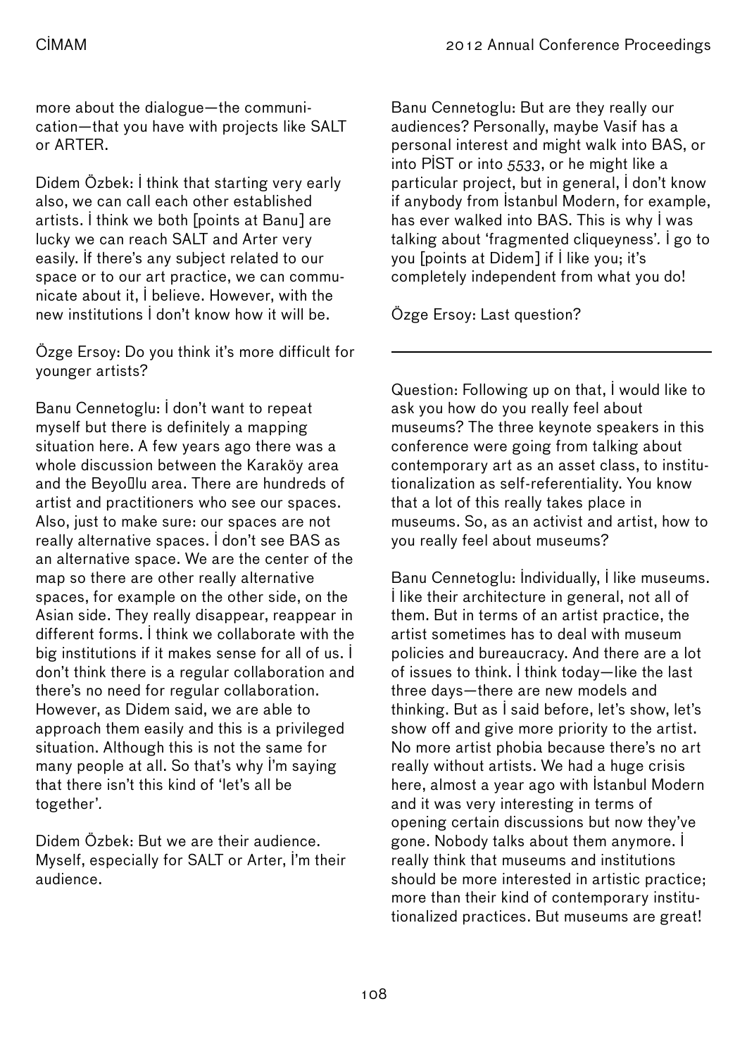more about the dialogue—the communication—that you have with projects like SALT or ARTER.

Didem Özbek: İ think that starting very early also, we can call each other established artists. İ think we both [points at Banu] are lucky we can reach SALT and Arter very easily. İf there's any subject related to our space or to our art practice, we can communicate about it, İ believe. However, with the new institutions İ don't know how it will be.

Özge Ersoy: Do you think it's more difficult for younger artists?

Banu Cennetoglu: İ don't want to repeat myself but there is definitely a mapping situation here. A few years ago there was a whole discussion between the Karaköy area and the Beyoğlu area. There are hundreds of artist and practitioners who see our spaces. Also, just to make sure: our spaces are not really alternative spaces. İ don't see BAS as an alternative space. We are the center of the map so there are other really alternative spaces, for example on the other side, on the Asian side. They really disappear, reappear in different forms. İ think we collaborate with the big institutions if it makes sense for all of us. İ don't think there is a regular collaboration and there's no need for regular collaboration. However, as Didem said, we are able to approach them easily and this is a privileged situation. Although this is not the same for many people at all. So that's why İ'm saying that there isn't this kind of 'let's all be together'.

Didem Özbek: But we are their audience. Myself, especially for SALT or Arter, İ'm their audience.

Banu Cennetoglu: But are they really our audiences? Personally, maybe Vasif has a personal interest and might walk into BAS, or into PİST or into *5533*, or he might like a particular project, but in general, İ don't know if anybody from İstanbul Modern, for example, has ever walked into BAS. This is why İ was talking about 'fragmented cliqueyness'. İ go to you [points at Didem] if İ like you; it's completely independent from what you do!

Özge Ersoy: Last question?

---

Question: Following up on that, İ would like to ask you how do you really feel about museums? The three keynote speakers in this conference were going from talking about contemporary art as an asset class, to institutionalization as self-referentiality. You know that a lot of this really takes place in museums. So, as an activist and artist, how to you really feel about museums?

Banu Cennetoglu: İndividually, İ like museums. İ like their architecture in general, not all of them. But in terms of an artist practice, the artist sometimes has to deal with museum policies and bureaucracy. And there are a lot of issues to think. İ think today—like the last three days—there are new models and thinking. But as İ said before, let's show, let's show off and give more priority to the artist. No more artist phobia because there's no art really without artists. We had a huge crisis here, almost a year ago with İstanbul Modern and it was very interesting in terms of opening certain discussions but now they've gone. Nobody talks about them anymore. İ really think that museums and institutions should be more interested in artistic practice; more than their kind of contemporary institutionalized practices. But museums are great!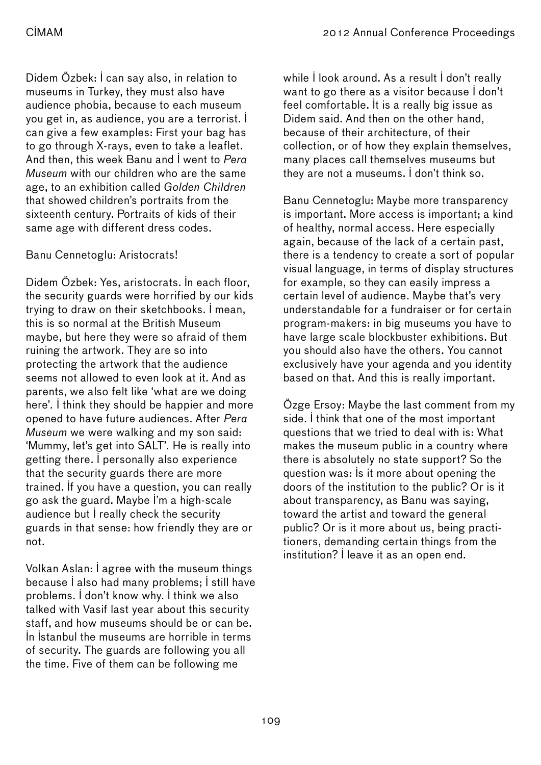Didem Özbek: İ can say also, in relation to museums in Turkey, they must also have audience phobia, because to each museum you get in, as audience, you are a terrorist. İ can give a few examples: First your bag has to go through X-rays, even to take a leaflet. And then, this week Banu and İ went to *Pera Museum* with our children who are the same age, to an exhibition called *Golden Children* that showed children's portraits from the sixteenth century. Portraits of kids of their same age with different dress codes.

Banu Cennetoglu: Aristocrats!

Didem Özbek: Yes, aristocrats. İn each floor, the security guards were horrified by our kids trying to draw on their sketchbooks. İ mean, this is so normal at the British Museum maybe, but here they were so afraid of them ruining the artwork. They are so into protecting the artwork that the audience seems not allowed to even look at it. And as parents, we also felt like 'what are we doing here'. İ think they should be happier and more opened to have future audiences. After *Pera Museum* we were walking and my son said: 'Mummy, let's get into SALT'. He is really into getting there. İ personally also experience that the security guards there are more trained. İf you have a question, you can really go ask the guard. Maybe İ'm a high-scale audience but İ really check the security guards in that sense: how friendly they are or not.

Volkan Aslan: İ agree with the museum things because İ also had many problems; İ still have problems. İ don't know why. İ think we also talked with Vasif last year about this security staff, and how museums should be or can be. İn İstanbul the museums are horrible in terms of security. The guards are following you all the time. Five of them can be following me while İ look around. As a result İ don't really want to go there as a visitor because İ don't feel comfortable. İt is a really big issue as Didem said. And then on the other hand, because of their architecture, of their collection, or of how they explain themselves, many places call themselves museums but they are not a museums. İ don't think so.

Banu Cennetoglu: Maybe more transparency is important. More access is important; a kind of healthy, normal access. Here especially again, because of the lack of a certain past, there is a tendency to create a sort of popular visual language, in terms of display structures for example, so they can easily impress a certain level of audience. Maybe that's very understandable for a fundraiser or for certain program-makers: in big museums you have to have large scale blockbuster exhibitions. But you should also have the others. You cannot exclusively have your agenda and you identity based on that. And this is really important.

Özge Ersoy: Maybe the last comment from my side. İ think that one of the most important questions that we tried to deal with is: What makes the museum public in a country where there is absolutely no state support? So the question was: İs it more about opening the doors of the institution to the public? Or is it about transparency, as Banu was saying, toward the artist and toward the general public? Or is it more about us, being practitioners, demanding certain things from the institution? İ leave it as an open end.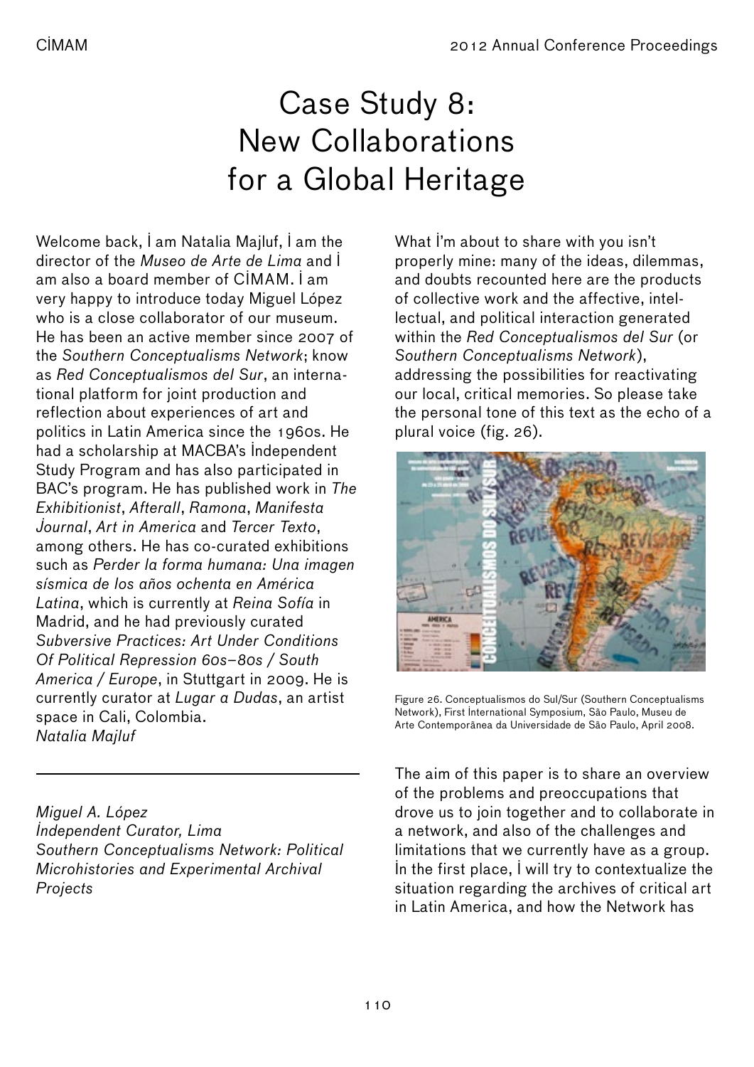# Case Study 8: New Collaborations for a Global Heritage

Welcome back, I am Natalia Majluf, I am the director of the *Museo de Arte de Lima* and I am also a board member of CIMAM. I am very happy to introduce today Miguel López who is a close collaborator of our museum. He has been an active member since 2007 of the *Southern Conceptualisms Network*; know as *Red Conceptualismos del Sur*, an international platform for joint production and reflection about experiences of art and politics in Latin America since the 1960s. He had a scholarship at MACBA's Independent Study Program and has also participated in BAC's program. He has published work in *The Exhibitionist*, *Afterall*, *Ramona*, *Manifesta Journal*, *Art in America* and *Tercer Texto*, among others. He has co-curated exhibitions such as *Perder la forma humana: Una imagen sísmica de los años ochenta en América Latina*, which is currently at *Reina Sofía* in Madrid, and he had previously curated *Subversive Practices: Art Under Conditions Of Political Repression 60s–80s / South America / Europe*, in Stuttgart in 2009. He is currently curator at *Lugar a Dudas*, an artist space in Cali, Colombia.
*Natalia Majluf*

---

*Miguel A. López*
*Independent Curator, Lima*
*Southern Conceptualisms Network: Political Microhistories and Experimental Archival Projects*

What I'm about to share with you isn't properly mine: many of the ideas, dilemmas, and doubts recounted here are the products of collective work and the affective, intellectual, and political interaction generated within the *Red Conceptualismos del Sur* (or *Southern Conceptualisms Network*), addressing the possibilities for reactivating our local, critical memories. So please take the personal tone of this text as the echo of a plural voice (fig. 26).

Figure 26. Conceptualismos do Sul/Sur (Southern Conceptualisms Network), First International Symposium, São Paulo, Museu de Arte Contemporânea da Universidade de São Paulo, April 2008.

The aim of this paper is to share an overview of the problems and preoccupations that drove us to join together and to collaborate in a network, and also of the challenges and limitations that we currently have as a group. In the first place, I will try to contextualize the situation regarding the archives of critical art in Latin America, and how the Network has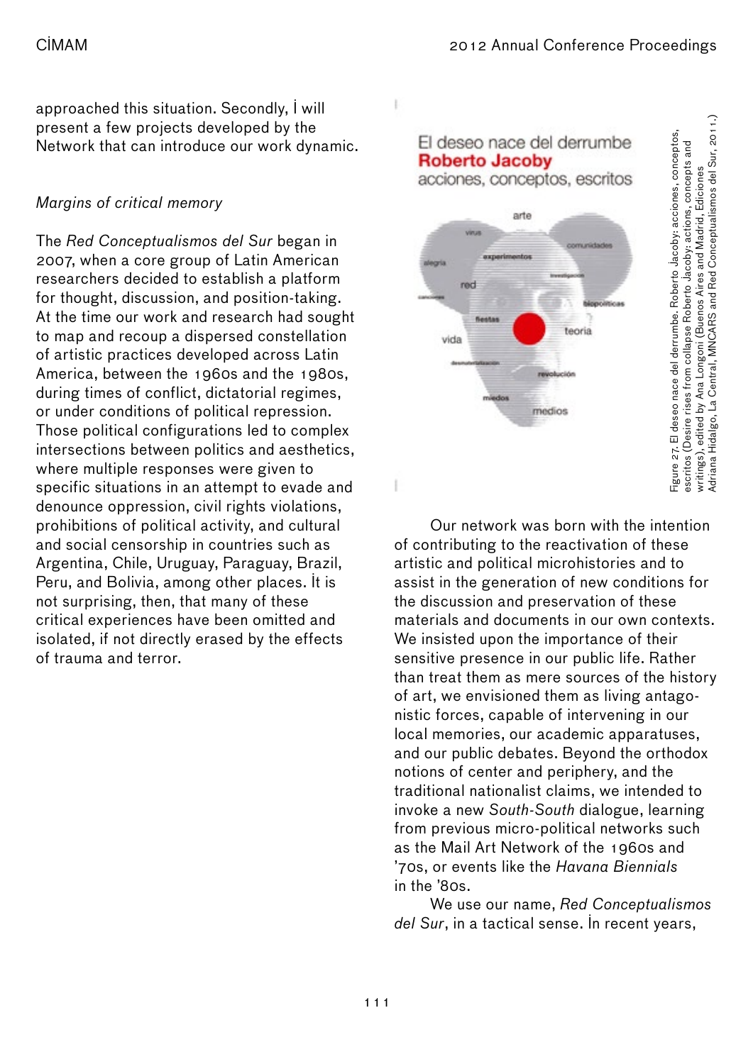approached this situation. Secondly, I will present a few projects developed by the Network that can introduce our work dynamic.

*Margins of critical memory*

The *Red Conceptualismos del Sur* began in 2007, when a core group of Latin American researchers decided to establish a platform for thought, discussion, and position-taking. At the time our work and research had sought to map and recoup a dispersed constellation of artistic practices developed across Latin America, between the 1960s and the 1980s, during times of conflict, dictatorial regimes, or under conditions of political repression. Those political configurations led to complex intersections between politics and aesthetics, where multiple responses were given to specific situations in an attempt to evade and denounce oppression, civil rights violations, prohibitions of political activity, and cultural and social censorship in countries such as Argentina, Chile, Uruguay, Paraguay, Brazil, Peru, and Bolivia, among other places. It is not surprising, then, that many of these critical experiences have been omitted and isolated, if not directly erased by the effects of trauma and terror.

Figure 27. El deseo nace del derrumbe. Roberto Jacoby: acciones, conceptos, escritos (Desire rises from collapse Roberto Jacoby: actions, concepts and writings), edited by Ana Longoni (Buenos Aires and Madrid, Ediciones Adriana Hidalgo, La Central, MNCARS and Red Conceptualismos del Sur, 2011.)

Our network was born with the intention of contributing to the reactivation of these artistic and political microhistories and to assist in the generation of new conditions for the discussion and preservation of these materials and documents in our own contexts. We insisted upon the importance of their sensitive presence in our public life. Rather than treat them as mere sources of the history of art, we envisioned them as living antagonistic forces, capable of intervening in our local memories, our academic apparatuses, and our public debates. Beyond the orthodox notions of center and periphery, and the traditional nationalist claims, we intended to invoke a new *South-South* dialogue, learning from previous micro-political networks such as the Mail Art Network of the 1960s and '70s, or events like the *Havana Biennials* in the '80s.

We use our name, *Red Conceptualismos del Sur*, in a tactical sense. In recent years,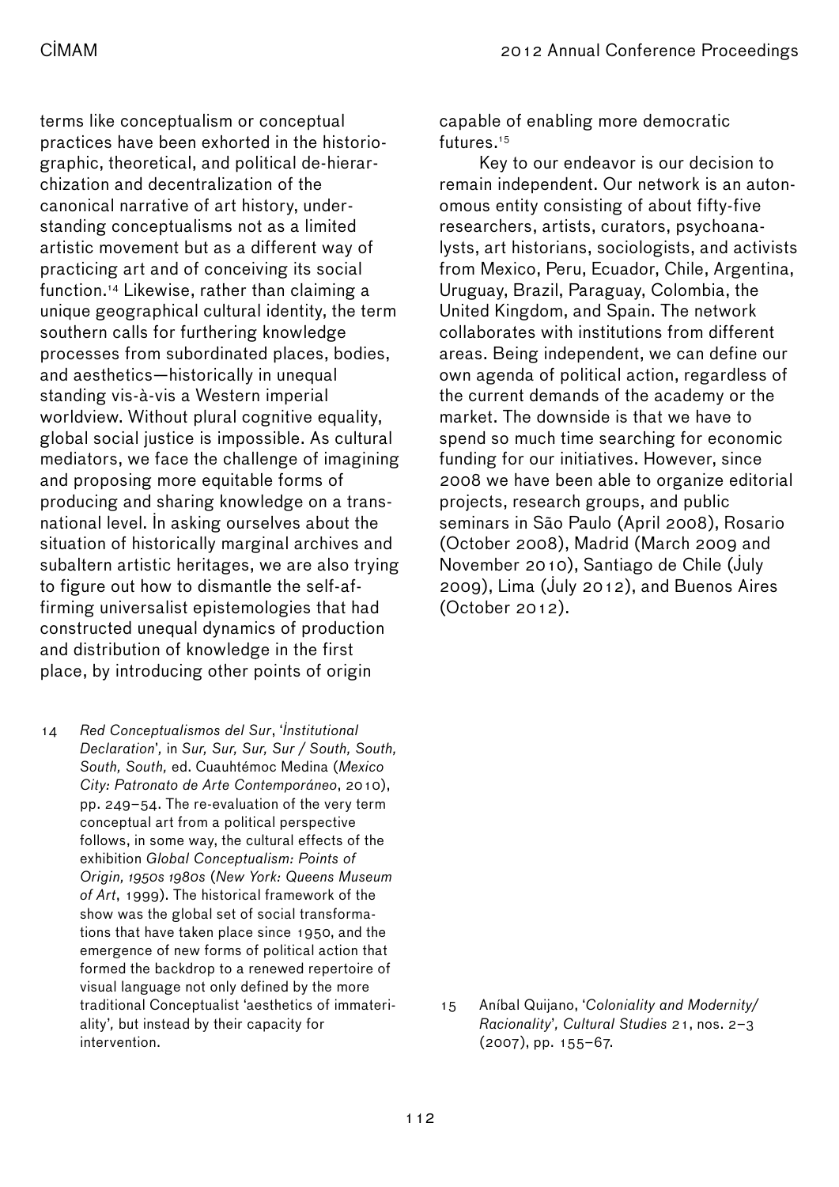terms like conceptualism or conceptual practices have been exhorted in the historiographic, theoretical, and political de-hierarchization and decentralization of the canonical narrative of art history, understanding conceptualisms not as a limited artistic movement but as a different way of practicing art and of conceiving its social function.[14] Likewise, rather than claiming a unique geographical cultural identity, the term southern calls for furthering knowledge processes from subordinated places, bodies, and aesthetics—historically in unequal standing vis-à-vis a Western imperial worldview. Without plural cognitive equality, global social justice is impossible. As cultural mediators, we face the challenge of imagining and proposing more equitable forms of producing and sharing knowledge on a transnational level. In asking ourselves about the situation of historically marginal archives and subaltern artistic heritages, we are also trying to figure out how to dismantle the self-affirming universalist epistemologies that had constructed unequal dynamics of production and distribution of knowledge in the first place, by introducing other points of origin capable of enabling more democratic futures.[15]

Key to our endeavor is our decision to remain independent. Our network is an autonomous entity consisting of about fifty-five researchers, artists, curators, psychoanalysts, art historians, sociologists, and activists from Mexico, Peru, Ecuador, Chile, Argentina, Uruguay, Brazil, Paraguay, Colombia, the United Kingdom, and Spain. The network collaborates with institutions from different areas. Being independent, we can define our own agenda of political action, regardless of the current demands of the academy or the market. The downside is that we have to spend so much time searching for economic funding for our initiatives. However, since 2008 we have been able to organize editorial projects, research groups, and public seminars in São Paulo (April 2008), Rosario (October 2008), Madrid (March 2009 and November 2010), Santiago de Chile (July 2009), Lima (July 2012), and Buenos Aires (October 2012).

14 *Red Conceptualismos del Sur*, '*Institutional Declaration*', in *Sur, Sur, Sur, Sur / South, South, South, South,* ed. Cuauhtémoc Medina (*Mexico City: Patronato de Arte Contemporáneo*, 2010), pp. 249–54. The re-evaluation of the very term conceptual art from a political perspective follows, in some way, the cultural effects of the exhibition *Global Conceptualism: Points of Origin, 1950s 1980s* (*New York: Queens Museum of Art*, 1999). The historical framework of the show was the global set of social transformations that have taken place since 1950, and the emergence of new forms of political action that formed the backdrop to a renewed repertoire of visual language not only defined by the more traditional Conceptualist 'aesthetics of immateriality', but instead by their capacity for intervention.

15 Aníbal Quijano, '*Coloniality and Modernity/ Racionality*', *Cultural Studies* 21, nos. 2–3 (2007), pp. 155–67.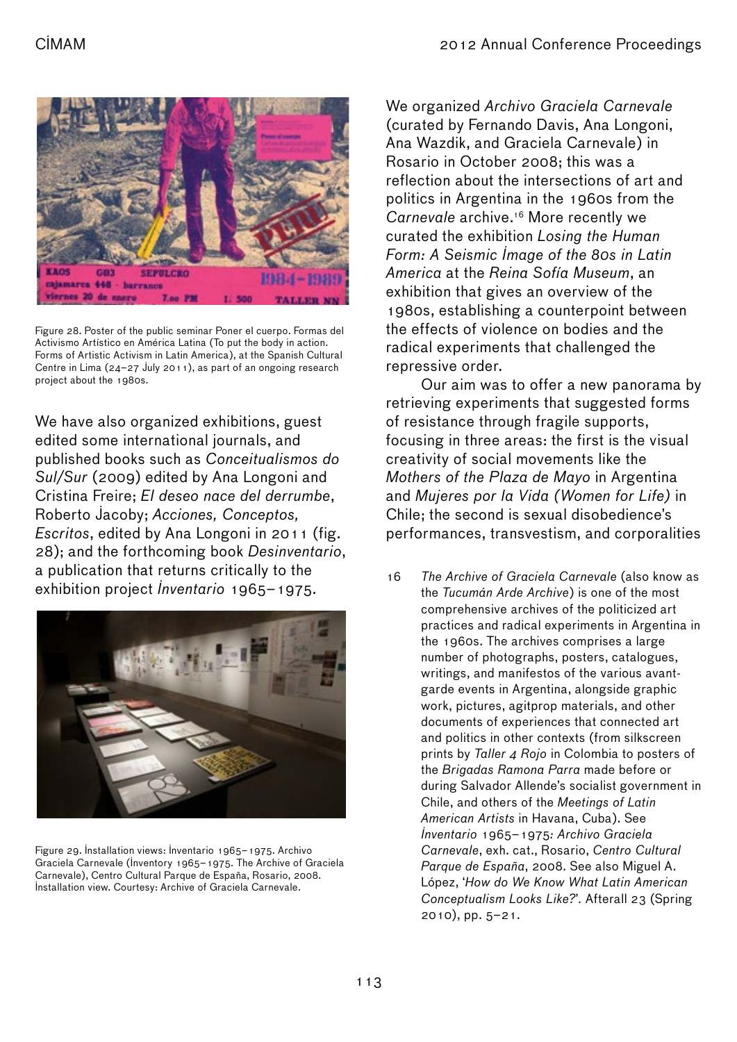Figure 28. Poster of the public seminar Poner el cuerpo. Formas del Activismo Artístico en América Latina (To put the body in action. Forms of Artistic Activism in Latin America), at the Spanish Cultural Centre in Lima (24–27 July 2011), as part of an ongoing research project about the 1980s.

We have also organized exhibitions, guest edited some international journals, and published books such as *Conceitualismos do Sul/Sur* (2009) edited by Ana Longoni and Cristina Freire; *El deseo nace del derrumbe*, Roberto Jacoby; *Acciones, Conceptos, Escritos*, edited by Ana Longoni in 2011 (fig. 28); and the forthcoming book *Desinventario*, a publication that returns critically to the exhibition project *Inventario* 1965–1975.

Figure 29. Installation views: Inventario 1965–1975. Archivo Graciela Carnevale (Inventory 1965–1975. The Archive of Graciela Carnevale), Centro Cultural Parque de España, Rosario, 2008. Installation view. Courtesy: Archive of Graciela Carnevale.

We organized *Archivo Graciela Carnevale* (curated by Fernando Davis, Ana Longoni, Ana Wazdik, and Graciela Carnevale) in Rosario in October 2008; this was a reflection about the intersections of art and politics in Argentina in the 1960s from the *Carnevale* archive.[16] More recently we curated the exhibition *Losing the Human Form: A Seismic Image of the 80s in Latin America* at the *Reina Sofía Museum*, an exhibition that gives an overview of the 1980s, establishing a counterpoint between the effects of violence on bodies and the radical experiments that challenged the repressive order.

Our aim was to offer a new panorama by retrieving experiments that suggested forms of resistance through fragile supports, focusing in three areas: the first is the visual creativity of social movements like the *Mothers of the Plaza de Mayo* in Argentina and *Mujeres por la Vida (Women for Life)* in Chile; the second is sexual disobedience's performances, transvestism, and corporalities

16 *The Archive of Graciela Carnevale* (also know as the *Tucumán Arde Archive*) is one of the most comprehensive archives of the politicized art practices and radical experiments in Argentina in the 1960s. The archives comprises a large number of photographs, posters, catalogues, writings, and manifestos of the various avant-garde events in Argentina, alongside graphic work, pictures, agitprop materials, and other documents of experiences that connected art and politics in other contexts (from silkscreen prints by *Taller 4 Rojo* in Colombia to posters of the *Brigadas Ramona Parra* made before or during Salvador Allende's socialist government in Chile, and others of the *Meetings of Latin American Artists* in Havana, Cuba). See *Inventario* 1965–1975*: Archivo Graciela Carnevale*, exh. cat., Rosario, *Centro Cultural Parque de España*, 2008. See also Miguel A. López, '*How do We Know What Latin American Conceptualism Looks Like?*'. Afterall 23 (Spring 2010), pp. 5–21.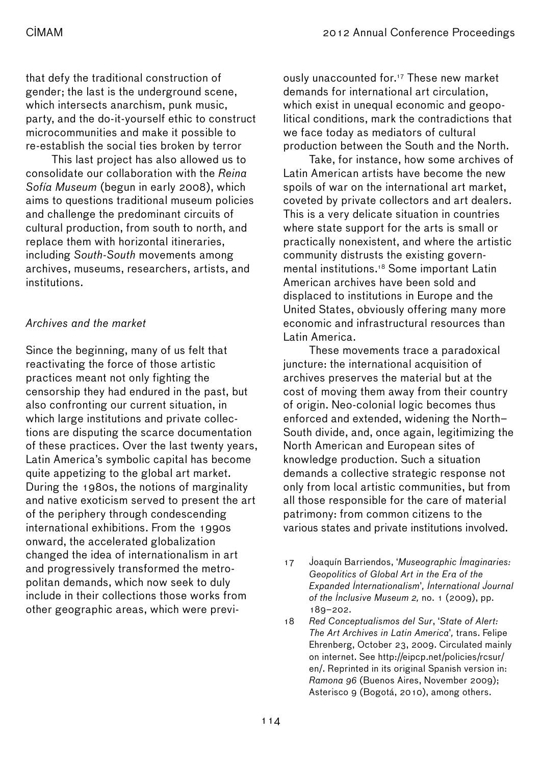that defy the traditional construction of gender; the last is the underground scene, which intersects anarchism, punk music, party, and the do-it-yourself ethic to construct microcommunities and make it possible to re-establish the social ties broken by terror

This last project has also allowed us to consolidate our collaboration with the *Reina Sofía Museum* (begun in early 2008), which aims to questions traditional museum policies and challenge the predominant circuits of cultural production, from south to north, and replace them with horizontal itineraries, including *South-South* movements among archives, museums, researchers, artists, and institutions.

*Archives and the market*

Since the beginning, many of us felt that reactivating the force of those artistic practices meant not only fighting the censorship they had endured in the past, but also confronting our current situation, in which large institutions and private collections are disputing the scarce documentation of these practices. Over the last twenty years, Latin America's symbolic capital has become quite appetizing to the global art market. During the 1980s, the notions of marginality and native exoticism served to present the art of the periphery through condescending international exhibitions. From the 1990s onward, the accelerated globalization changed the idea of internationalism in art and progressively transformed the metropolitan demands, which now seek to duly include in their collections those works from other geographic areas, which were previously unaccounted for.[17] These new market demands for international art circulation, which exist in unequal economic and geopolitical conditions, mark the contradictions that we face today as mediators of cultural production between the South and the North.

Take, for instance, how some archives of Latin American artists have become the new spoils of war on the international art market, coveted by private collectors and art dealers. This is a very delicate situation in countries where state support for the arts is small or practically nonexistent, and where the artistic community distrusts the existing governmental institutions.[18] Some important Latin American archives have been sold and displaced to institutions in Europe and the United States, obviously offering many more economic and infrastructural resources than Latin America.

These movements trace a paradoxical juncture: the international acquisition of archives preserves the material but at the cost of moving them away from their country of origin. Neo-colonial logic becomes thus enforced and extended, widening the North–South divide, and, once again, legitimizing the North American and European sites of knowledge production. Such a situation demands a collective strategic response not only from local artistic communities, but from all those responsible for the care of material patrimony: from common citizens to the various states and private institutions involved.

17 Joaquín Barriendos, '*Museographic Imaginaries: Geopolitics of Global Art in the Era of the Expanded Internationalism*', *International Journal of the Inclusive Museum 2,* no. 1 (2009), pp. 189–202.

18 *Red Conceptualismos del Sur*, '*State of Alert: The Art Archives in Latin America*', trans. Felipe Ehrenberg, October 23, 2009. Circulated mainly on internet. See http://eipcp.net/policies/rcsur/en/. Reprinted in its original Spanish version in: *Ramona 96* (Buenos Aires, November 2009); Asterisco 9 (Bogotá, 2010), among others.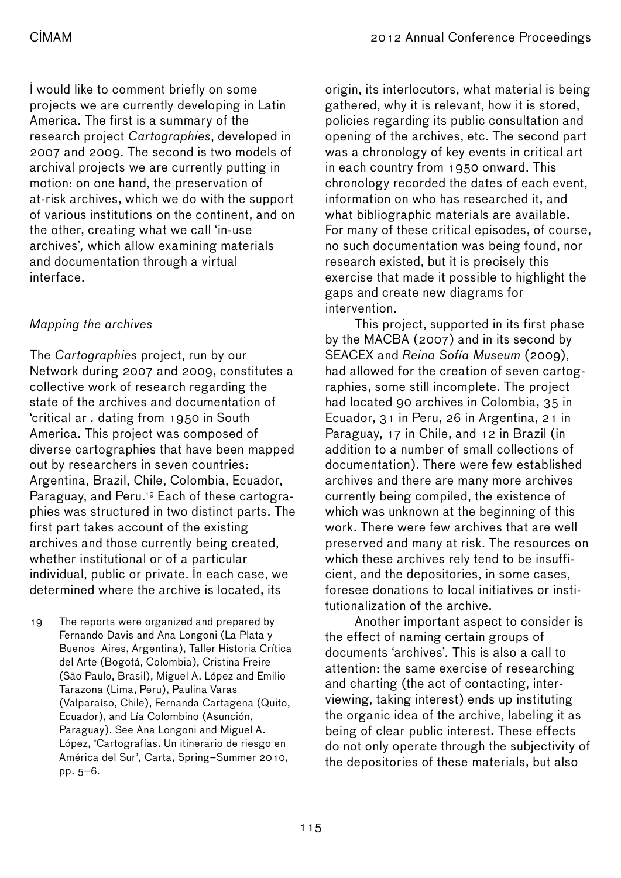I would like to comment briefly on some projects we are currently developing in Latin America. The first is a summary of the research project *Cartographies*, developed in 2007 and 2009. The second is two models of archival projects we are currently putting in motion: on one hand, the preservation of at-risk archives, which we do with the support of various institutions on the continent, and on the other, creating what we call 'in-use archives', which allow examining materials and documentation through a virtual interface.

*Mapping the archives*

The *Cartographies* project, run by our Network during 2007 and 2009, constitutes a collective work of research regarding the state of the archives and documentation of 'critical ar . dating from 1950 in South America. This project was composed of diverse cartographies that have been mapped out by researchers in seven countries: Argentina, Brazil, Chile, Colombia, Ecuador, Paraguay, and Peru.[19] Each of these cartographies was structured in two distinct parts. The first part takes account of the existing archives and those currently being created, whether institutional or of a particular individual, public or private. In each case, we determined where the archive is located, its origin, its interlocutors, what material is being gathered, why it is relevant, how it is stored, policies regarding its public consultation and opening of the archives, etc. The second part was a chronology of key events in critical art in each country from 1950 onward. This chronology recorded the dates of each event, information on who has researched it, and what bibliographic materials are available. For many of these critical episodes, of course, no such documentation was being found, nor research existed, but it is precisely this exercise that made it possible to highlight the gaps and create new diagrams for intervention.

This project, supported in its first phase by the MACBA (2007) and in its second by SEACEX and *Reina Sofía Museum* (2009), had allowed for the creation of seven cartographies, some still incomplete. The project had located 90 archives in Colombia, 35 in Ecuador, 31 in Peru, 26 in Argentina, 21 in Paraguay, 17 in Chile, and 12 in Brazil (in addition to a number of small collections of documentation). There were few established archives and there are many more archives currently being compiled, the existence of which was unknown at the beginning of this work. There were few archives that are well preserved and many at risk. The resources on which these archives rely tend to be insufficient, and the depositories, in some cases, foresee donations to local initiatives or institutionalization of the archive.

Another important aspect to consider is the effect of naming certain groups of documents 'archives'. This is also a call to attention: the same exercise of researching and charting (the act of contacting, interviewing, taking interest) ends up instituting the organic idea of the archive, labeling it as being of clear public interest. These effects do not only operate through the subjectivity of the depositories of these materials, but also

19 The reports were organized and prepared by Fernando Davis and Ana Longoni (La Plata y Buenos Aires, Argentina), Taller Historia Crítica del Arte (Bogotá, Colombia), Cristina Freire (São Paulo, Brasil), Miguel A. López and Emilio Tarazona (Lima, Peru), Paulina Varas (Valparaíso, Chile), Fernanda Cartagena (Quito, Ecuador), and Lía Colombino (Asunción, Paraguay). See Ana Longoni and Miguel A. López, 'Cartografías. Un itinerario de riesgo en América del Sur', Carta, Spring–Summer 2010, pp. 5–6.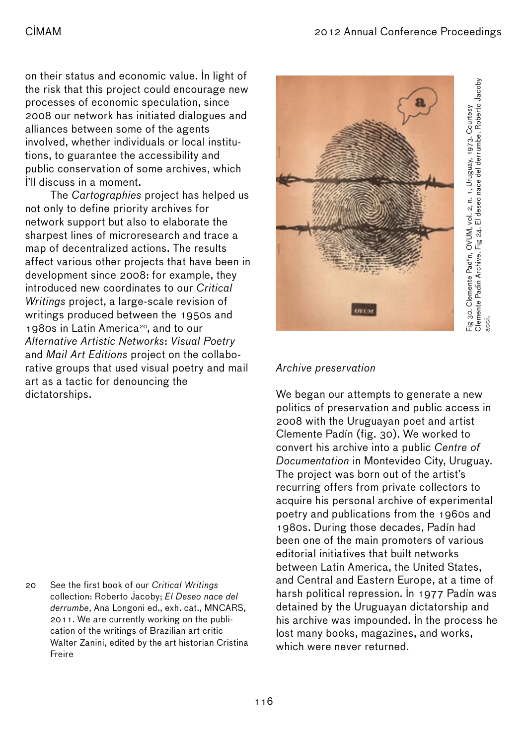on their status and economic value. In light of the risk that this project could encourage new processes of economic speculation, since 2008 our network has initiated dialogues and alliances between some of the agents involved, whether individuals or local institutions, to guarantee the accessibility and public conservation of some archives, which I'll discuss in a moment.

The *Cartographies* project has helped us not only to define priority archives for network support but also to elaborate the sharpest lines of microresearch and trace a map of decentralized actions. The results affect various other projects that have been in development since 2008: for example, they introduced new coordinates to our *Critical Writings* project, a large-scale revision of writings produced between the 1950s and 1980s in Latin America[20], and to our *Alternative Artistic Networks: Visual Poetry and Mail Art Editions* project on the collaborative groups that used visual poetry and mail art as a tactic for denouncing the dictatorships.

Fig 30. Clemente Pad°n, OVUM, vol. 2, n. 1, Uruguay, 1973. Courtesy Clemente Padín Archive. Fig 24. El deseo nace del derrumbe. Roberto Jacoby acci.

*Archive preservation*

We began our attempts to generate a new politics of preservation and public access in 2008 with the Uruguayan poet and artist Clemente Padín (fig. 30). We worked to convert his archive into a public *Centre of Documentation* in Montevideo City, Uruguay. The project was born out of the artist's recurring offers from private collectors to acquire his personal archive of experimental poetry and publications from the 1960s and 1980s. During those decades, Padín had been one of the main promoters of various editorial initiatives that built networks between Latin America, the United States, and Central and Eastern Europe, at a time of harsh political repression. In 1977 Padín was detained by the Uruguayan dictatorship and his archive was impounded. In the process he lost many books, magazines, and works, which were never returned.

20 See the first book of our *Critical Writings* collection: Roberto Jacoby; *El Deseo nace del derrumbe*, Ana Longoni ed., exh. cat., MNCARS, 2011. We are currently working on the publication of the writings of Brazilian art critic Walter Zanini, edited by the art historian Cristina Freire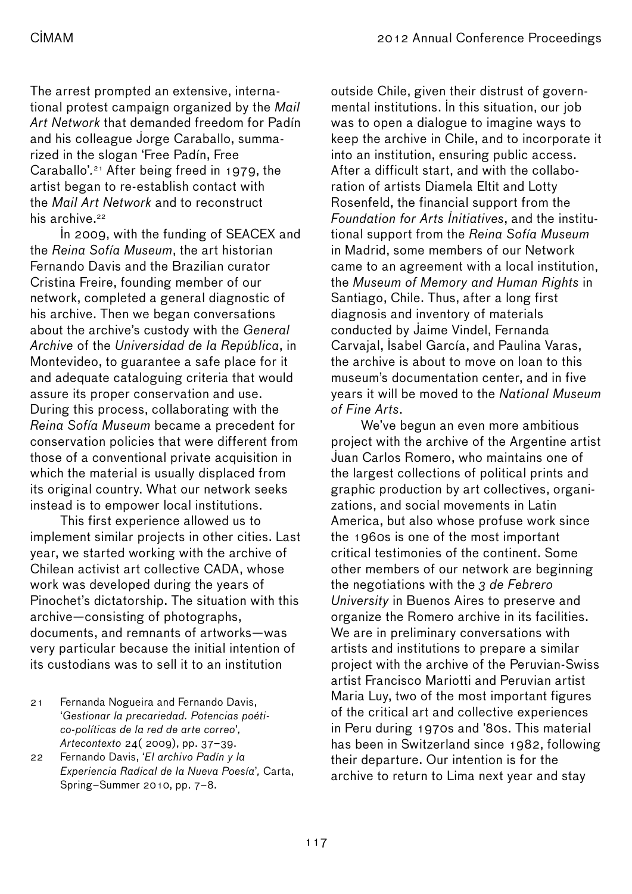The arrest prompted an extensive, international protest campaign organized by the *Mail Art Network* that demanded freedom for Padín and his colleague Jorge Caraballo, summarized in the slogan 'Free Padín, Free Caraballo'.[21] After being freed in 1979, the artist began to re-establish contact with the *Mail Art Network* and to reconstruct his archive.[22]

In 2009, with the funding of SEACEX and the *Reina Sofía Museum*, the art historian Fernando Davis and the Brazilian curator Cristina Freire, founding member of our network, completed a general diagnostic of his archive. Then we began conversations about the archive's custody with the *General Archive* of the *Universidad de la República*, in Montevideo, to guarantee a safe place for it and adequate cataloguing criteria that would assure its proper conservation and use. During this process, collaborating with the *Reina Sofía Museum* became a precedent for conservation policies that were different from those of a conventional private acquisition in which the material is usually displaced from its original country. What our network seeks instead is to empower local institutions.

This first experience allowed us to implement similar projects in other cities. Last year, we started working with the archive of Chilean activist art collective CADA, whose work was developed during the years of Pinochet's dictatorship. The situation with this archive—consisting of photographs, documents, and remnants of artworks—was very particular because the initial intention of its custodians was to sell it to an institution outside Chile, given their distrust of governmental institutions. In this situation, our job was to open a dialogue to imagine ways to keep the archive in Chile, and to incorporate it into an institution, ensuring public access. After a difficult start, and with the collaboration of artists Diamela Eltit and Lotty Rosenfeld, the financial support from the *Foundation for Arts Initiatives*, and the institutional support from the *Reina Sofía Museum* in Madrid, some members of our Network came to an agreement with a local institution, the *Museum of Memory and Human Rights* in Santiago, Chile. Thus, after a long first diagnosis and inventory of materials conducted by Jaime Vindel, Fernanda Carvajal, Isabel García, and Paulina Varas, the archive is about to move on loan to this museum's documentation center, and in five years it will be moved to the *National Museum of Fine Arts*.

We've begun an even more ambitious project with the archive of the Argentine artist Juan Carlos Romero, who maintains one of the largest collections of political prints and graphic production by art collectives, organizations, and social movements in Latin America, but also whose profuse work since the 1960s is one of the most important critical testimonies of the continent. Some other members of our network are beginning the negotiations with the *3 de Febrero University* in Buenos Aires to preserve and organize the Romero archive in its facilities. We are in preliminary conversations with artists and institutions to prepare a similar project with the archive of the Peruvian-Swiss artist Francisco Mariotti and Peruvian artist Maria Luy, two of the most important figures of the critical art and collective experiences in Peru during 1970s and '80s. This material has been in Switzerland since 1982, following their departure. Our intention is for the archive to return to Lima next year and stay

21 Fernanda Nogueira and Fernando Davis, '*Gestionar la precariedad. Potencias poético-políticas de la red de arte correo*', *Artecontexto* 24( 2009), pp. 37–39.

22 Fernando Davis, '*El archivo Padín y la Experiencia Radical de la Nueva Poesía*', Carta, Spring–Summer 2010, pp. 7–8.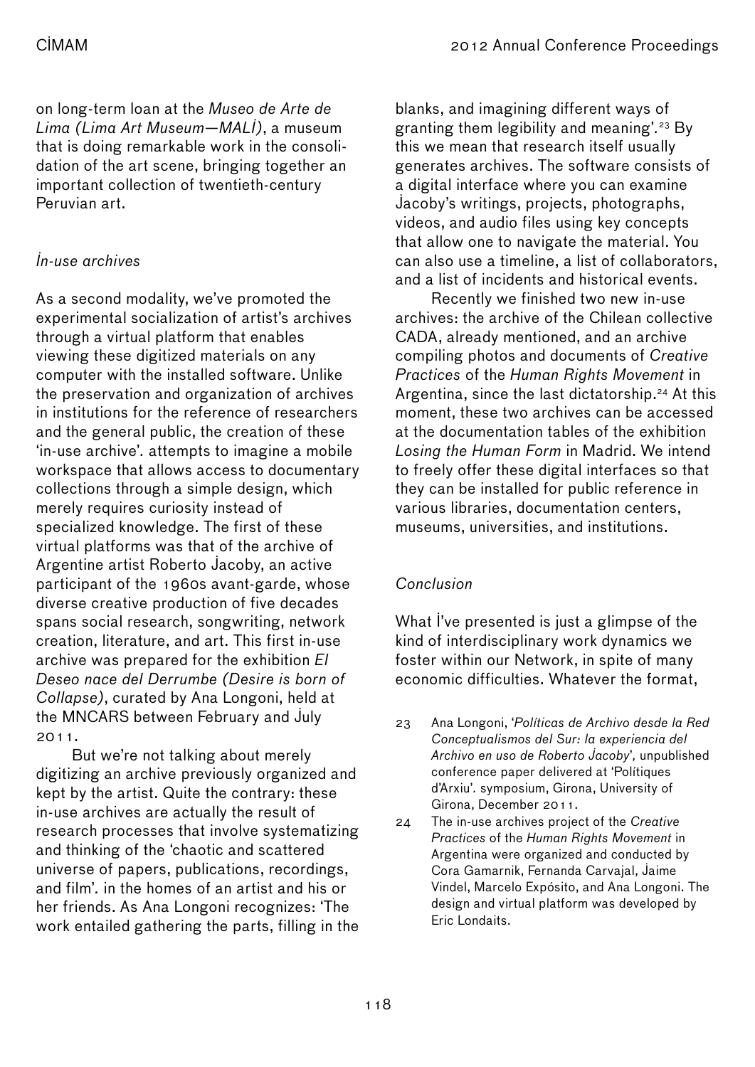on long-term loan at the *Museo de Arte de Lima (Lima Art Museum—MALI)*, a museum that is doing remarkable work in the consolidation of the art scene, bringing together an important collection of twentieth-century Peruvian art.

### *In-use archives*

As a second modality, we've promoted the experimental socialization of artist's archives through a virtual platform that enables viewing these digitized materials on any computer with the installed software. Unlike the preservation and organization of archives in institutions for the reference of researchers and the general public, the creation of these 'in-use archive'. attempts to imagine a mobile workspace that allows access to documentary collections through a simple design, which merely requires curiosity instead of specialized knowledge. The first of these virtual platforms was that of the archive of Argentine artist Roberto Jacoby, an active participant of the 1960s avant-garde, whose diverse creative production of five decades spans social research, songwriting, network creation, literature, and art. This first in-use archive was prepared for the exhibition *El Deseo nace del Derrumbe (Desire is born of Collapse)*, curated by Ana Longoni, held at the MNCARS between February and July 2011.

But we're not talking about merely digitizing an archive previously organized and kept by the artist. Quite the contrary: these in-use archives are actually the result of research processes that involve systematizing and thinking of the 'chaotic and scattered universe of papers, publications, recordings, and film'. in the homes of an artist and his or her friends. As Ana Longoni recognizes: 'The work entailed gathering the parts, filling in the blanks, and imagining different ways of granting them legibility and meaning'.[23] By this we mean that research itself usually generates archives. The software consists of a digital interface where you can examine Jacoby's writings, projects, photographs, videos, and audio files using key concepts that allow one to navigate the material. You can also use a timeline, a list of collaborators, and a list of incidents and historical events.

Recently we finished two new in-use archives: the archive of the Chilean collective CADA, already mentioned, and an archive compiling photos and documents of *Creative Practices* of the *Human Rights Movement* in Argentina, since the last dictatorship.[24] At this moment, these two archives can be accessed at the documentation tables of the exhibition *Losing the Human Form* in Madrid. We intend to freely offer these digital interfaces so that they can be installed for public reference in various libraries, documentation centers, museums, universities, and institutions.

### *Conclusion*

What I've presented is just a glimpse of the kind of interdisciplinary work dynamics we foster within our Network, in spite of many economic difficulties. Whatever the format,

23 Ana Longoni, '*Políticas de Archivo desde la Red Conceptualismos del Sur: la experiencia del Archivo en uso de Roberto Jacoby*', unpublished conference paper delivered at 'Polítiques d'Arxiu'. symposium, Girona, University of Girona, December 2011.

24 The in-use archives project of the *Creative Practices* of the *Human Rights Movement* in Argentina were organized and conducted by Cora Gamarnik, Fernanda Carvajal, Jaime Vindel, Marcelo Expósito, and Ana Longoni. The design and virtual platform was developed by Eric Londaits.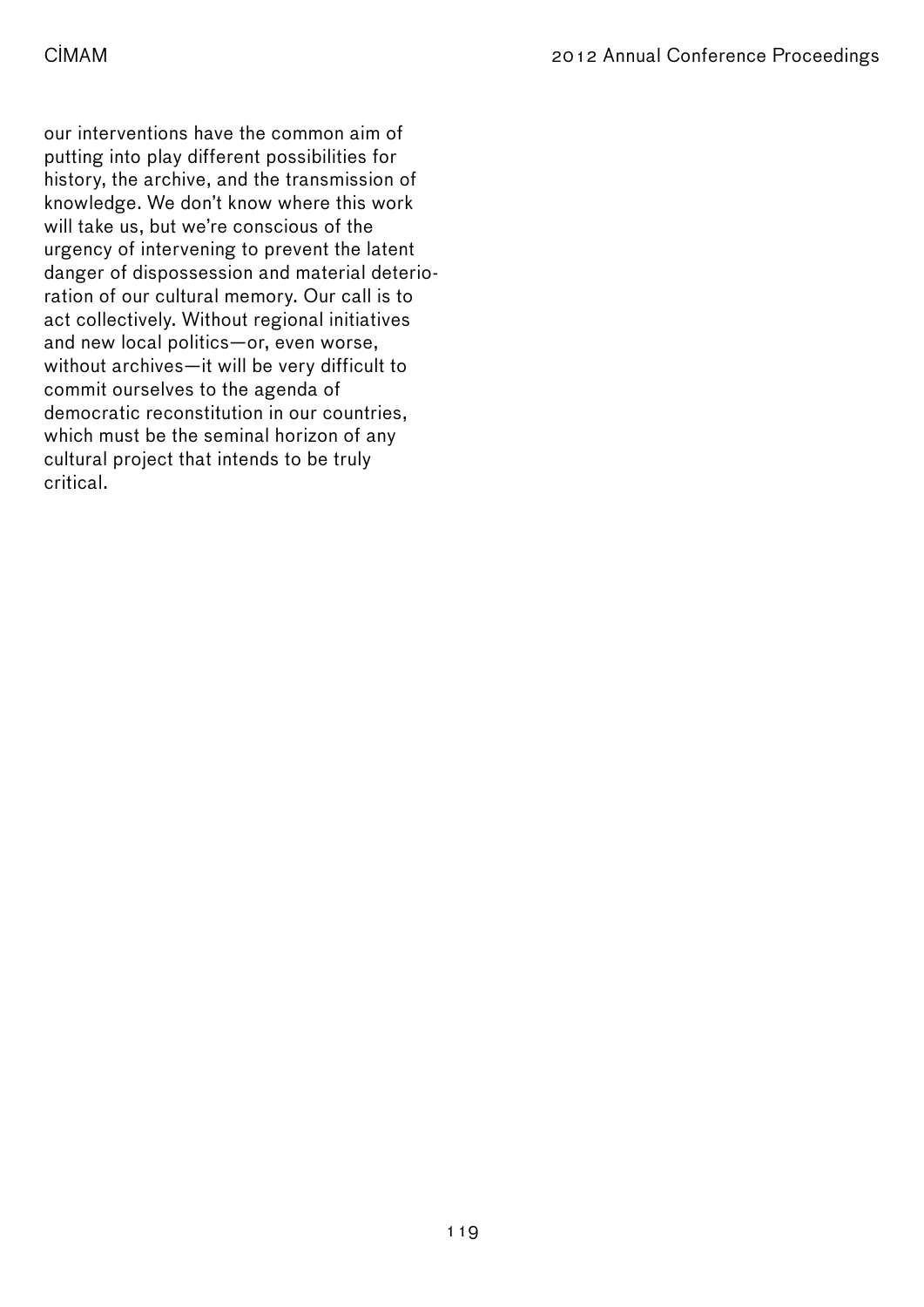our interventions have the common aim of putting into play different possibilities for history, the archive, and the transmission of knowledge. We don't know where this work will take us, but we're conscious of the urgency of intervening to prevent the latent danger of dispossession and material deterioration of our cultural memory. Our call is to act collectively. Without regional initiatives and new local politics—or, even worse, without archives—it will be very difficult to commit ourselves to the agenda of democratic reconstitution in our countries, which must be the seminal horizon of any cultural project that intends to be truly critical.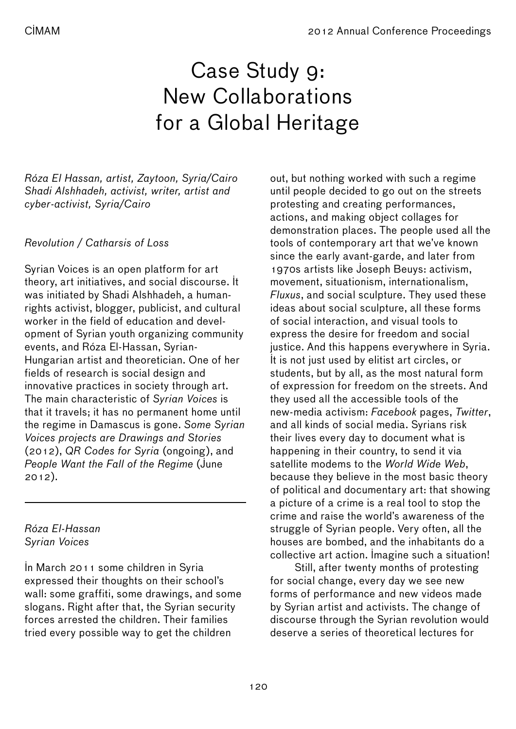# Case Study 9: New Collaborations for a Global Heritage

*Róza El Hassan, artist, Zaytoon, Syria/Cairo*
*Shadi Alshhadeh, activist, writer, artist and cyber-activist, Syria/Cairo*

*Revolution / Catharsis of Loss*

Syrian Voices is an open platform for art theory, art initiatives, and social discourse. It was initiated by Shadi Alshhadeh, a human-rights activist, blogger, publicist, and cultural worker in the field of education and development of Syrian youth organizing community events, and Róza El-Hassan, Syrian-Hungarian artist and theoretician. One of her fields of research is social design and innovative practices in society through art. The main characteristic of *Syrian Voices* is that it travels; it has no permanent home until the regime in Damascus is gone. *Some Syrian Voices projects are Drawings and Stories* (2012), *QR Codes for Syria* (ongoing), and *People Want the Fall of the Regime* (June 2012).

---

*Róza El-Hassan*
*Syrian Voices*

In March 2011 some children in Syria expressed their thoughts on their school's wall: some graffiti, some drawings, and some slogans. Right after that, the Syrian security forces arrested the children. Their families tried every possible way to get the children out, but nothing worked with such a regime until people decided to go out on the streets protesting and creating performances, actions, and making object collages for demonstration places. The people used all the tools of contemporary art that we've known since the early avant-garde, and later from 1970s artists like Joseph Beuys: activism, movement, situationism, internationalism, *Fluxus*, and social sculpture. They used these ideas about social sculpture, all these forms of social interaction, and visual tools to express the desire for freedom and social justice. And this happens everywhere in Syria. It is not just used by elitist art circles, or students, but by all, as the most natural form of expression for freedom on the streets. And they used all the accessible tools of the new-media activism: *Facebook* pages, *Twitter*, and all kinds of social media. Syrians risk their lives every day to document what is happening in their country, to send it via satellite modems to the *World Wide Web*, because they believe in the most basic theory of political and documentary art: that showing a picture of a crime is a real tool to stop the crime and raise the world's awareness of the struggle of Syrian people. Very often, all the houses are bombed, and the inhabitants do a collective art action. Imagine such a situation!

Still, after twenty months of protesting for social change, every day we see new forms of performance and new videos made by Syrian artist and activists. The change of discourse through the Syrian revolution would deserve a series of theoretical lectures for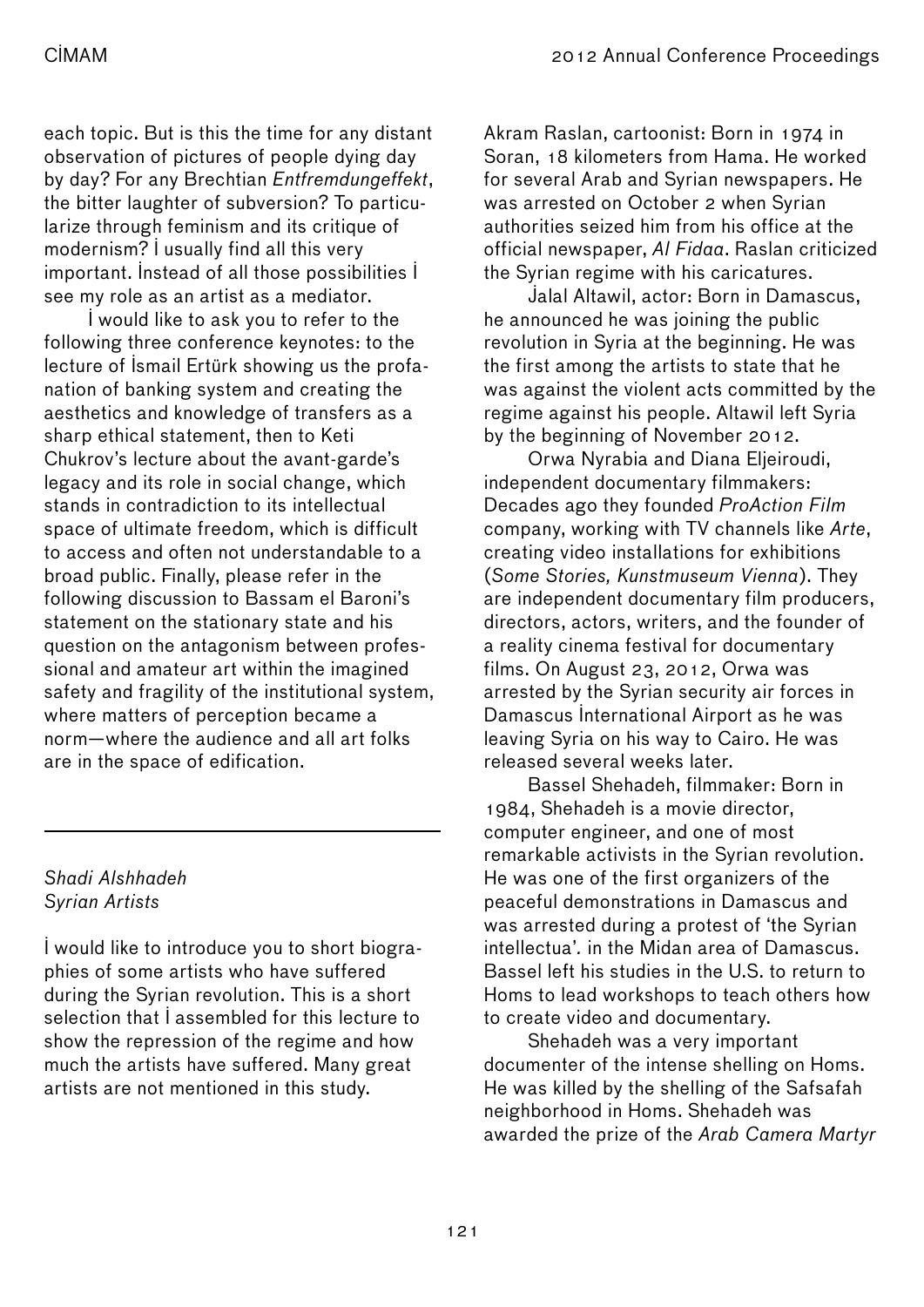each topic. But is this the time for any distant observation of pictures of people dying day by day? For any Brechtian *Entfremdungeffekt*, the bitter laughter of subversion? To particularize through feminism and its critique of modernism? İ usually find all this very important. İnstead of all those possibilities İ see my role as an artist as a mediator.

İ would like to ask you to refer to the following three conference keynotes: to the lecture of İsmail Ertürk showing us the profanation of banking system and creating the aesthetics and knowledge of transfers as a sharp ethical statement, then to Keti Chukrov's lecture about the avant-garde's legacy and its role in social change, which stands in contradiction to its intellectual space of ultimate freedom, which is difficult to access and often not understandable to a broad public. Finally, please refer in the following discussion to Bassam el Baroni's statement on the stationary state and his question on the antagonism between professional and amateur art within the imagined safety and fragility of the institutional system, where matters of perception became a norm—where the audience and all art folks are in the space of edification.

---

*Shadi Alshhadeh*
*Syrian Artists*

İ would like to introduce you to short biographies of some artists who have suffered during the Syrian revolution. This is a short selection that İ assembled for this lecture to show the repression of the regime and how much the artists have suffered. Many great artists are not mentioned in this study.

Akram Raslan, cartoonist: Born in 1974 in Soran, 18 kilometers from Hama. He worked for several Arab and Syrian newspapers. He was arrested on October 2 when Syrian authorities seized him from his office at the official newspaper, *Al Fidaa*. Raslan criticized the Syrian regime with his caricatures.

Jalal Altawil, actor: Born in Damascus, he announced he was joining the public revolution in Syria at the beginning. He was the first among the artists to state that he was against the violent acts committed by the regime against his people. Altawil left Syria by the beginning of November 2012.

Orwa Nyrabia and Diana Eljeiroudi, independent documentary filmmakers: Decades ago they founded *ProAction Film* company, working with TV channels like *Arte*, creating video installations for exhibitions (*Some Stories, Kunstmuseum Vienna*). They are independent documentary film producers, directors, actors, writers, and the founder of a reality cinema festival for documentary films. On August 23, 2012, Orwa was arrested by the Syrian security air forces in Damascus İnternational Airport as he was leaving Syria on his way to Cairo. He was released several weeks later.

Bassel Shehadeh, filmmaker: Born in 1984, Shehadeh is a movie director, computer engineer, and one of most remarkable activists in the Syrian revolution. He was one of the first organizers of the peaceful demonstrations in Damascus and was arrested during a protest of 'the Syrian intellectua'. in the Midan area of Damascus. Bassel left his studies in the U.S. to return to Homs to lead workshops to teach others how to create video and documentary.

Shehadeh was a very important documenter of the intense shelling on Homs. He was killed by the shelling of the Safsafah neighborhood in Homs. Shehadeh was awarded the prize of the *Arab Camera Martyr*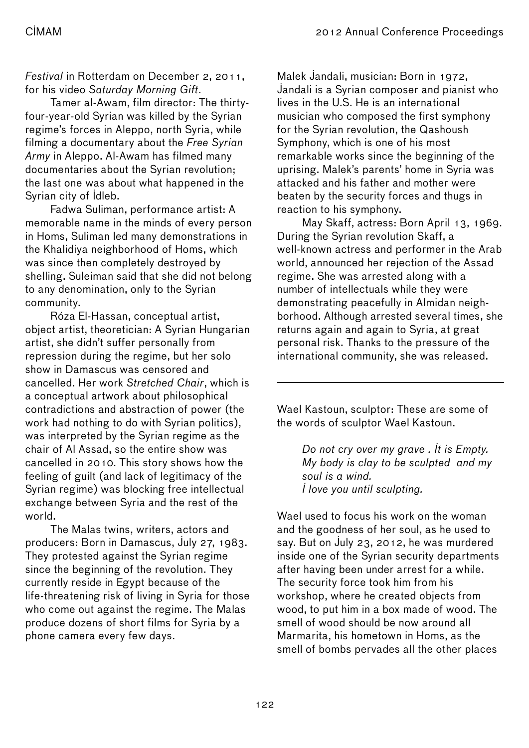*Festival* in Rotterdam on December 2, 2011, for his video *Saturday Morning Gift*.

Tamer al-Awam, film director: The thirty-four-year-old Syrian was killed by the Syrian regime's forces in Aleppo, north Syria, while filming a documentary about the *Free Syrian Army* in Aleppo. Al-Awam has filmed many documentaries about the Syrian revolution; the last one was about what happened in the Syrian city of Idleb.

Fadwa Suliman, performance artist: A memorable name in the minds of every person in Homs, Suliman led many demonstrations in the Khalidiya neighborhood of Homs, which was since then completely destroyed by shelling. Suleiman said that she did not belong to any denomination, only to the Syrian community.

Róza El-Hassan, conceptual artist, object artist, theoretician: A Syrian Hungarian artist, she didn't suffer personally from repression during the regime, but her solo show in Damascus was censored and cancelled. Her work *Stretched Chair*, which is a conceptual artwork about philosophical contradictions and abstraction of power (the work had nothing to do with Syrian politics), was interpreted by the Syrian regime as the chair of Al Assad, so the entire show was cancelled in 2010. This story shows how the feeling of guilt (and lack of legitimacy of the Syrian regime) was blocking free intellectual exchange between Syria and the rest of the world.

The Malas twins, writers, actors and producers: Born in Damascus, July 27, 1983. They protested against the Syrian regime since the beginning of the revolution. They currently reside in Egypt because of the life-threatening risk of living in Syria for those who come out against the regime. The Malas produce dozens of short films for Syria by a phone camera every few days.

Malek Jandali, musician: Born in 1972, Jandali is a Syrian composer and pianist who lives in the U.S. He is an international musician who composed the first symphony for the Syrian revolution, the Qashoush Symphony, which is one of his most remarkable works since the beginning of the uprising. Malek's parents' home in Syria was attacked and his father and mother were beaten by the security forces and thugs in reaction to his symphony.

May Skaff, actress: Born April 13, 1969. During the Syrian revolution Skaff, a well-known actress and performer in the Arab world, announced her rejection of the Assad regime. She was arrested along with a number of intellectuals while they were demonstrating peacefully in Almidan neighborhood. Although arrested several times, she returns again and again to Syria, at great personal risk. Thanks to the pressure of the international community, she was released.

---

Wael Kastoun, sculptor: These are some of the words of sculptor Wael Kastoun.

> *Do not cry over my grave . It is Empty.*
> *My body is clay to be sculpted and my soul is a wind.*
> *I love you until sculpting.*

Wael used to focus his work on the woman and the goodness of her soul, as he used to say. But on July 23, 2012, he was murdered inside one of the Syrian security departments after having been under arrest for a while. The security force took him from his workshop, where he created objects from wood, to put him in a box made of wood. The smell of wood should be now around all Marmarita, his hometown in Homs, as the smell of bombs pervades all the other places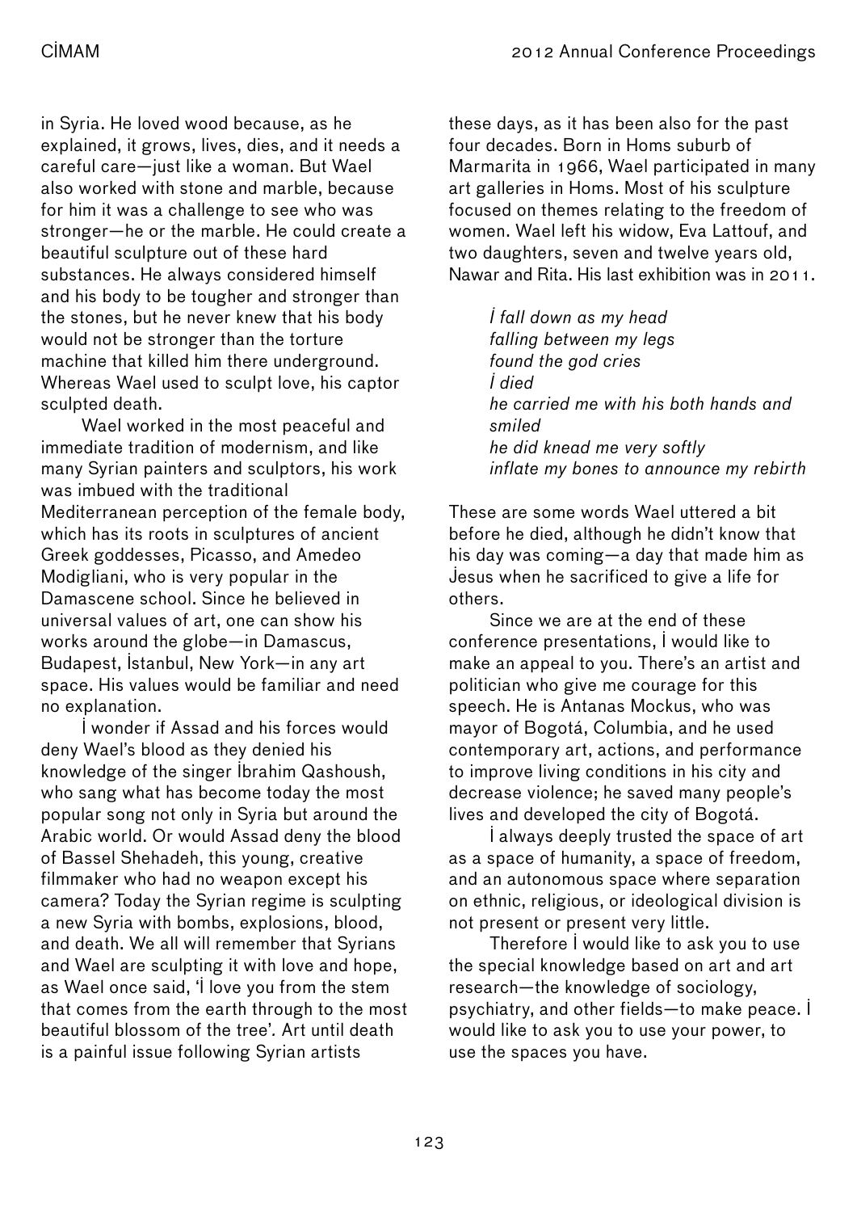in Syria. He loved wood because, as he explained, it grows, lives, dies, and it needs a careful care—just like a woman. But Wael also worked with stone and marble, because for him it was a challenge to see who was stronger—he or the marble. He could create a beautiful sculpture out of these hard substances. He always considered himself and his body to be tougher and stronger than the stones, but he never knew that his body would not be stronger than the torture machine that killed him there underground. Whereas Wael used to sculpt love, his captor sculpted death.

Wael worked in the most peaceful and immediate tradition of modernism, and like many Syrian painters and sculptors, his work was imbued with the traditional Mediterranean perception of the female body, which has its roots in sculptures of ancient Greek goddesses, Picasso, and Amedeo Modigliani, who is very popular in the Damascene school. Since he believed in universal values of art, one can show his works around the globe—in Damascus, Budapest, Istanbul, New York—in any art space. His values would be familiar and need no explanation.

I wonder if Assad and his forces would deny Wael's blood as they denied his knowledge of the singer Ibrahim Qashoush, who sang what has become today the most popular song not only in Syria but around the Arabic world. Or would Assad deny the blood of Bassel Shehadeh, this young, creative filmmaker who had no weapon except his camera? Today the Syrian regime is sculpting a new Syria with bombs, explosions, blood, and death. We all will remember that Syrians and Wael are sculpting it with love and hope, as Wael once said, 'I love you from the stem that comes from the earth through to the most beautiful blossom of the tree'. Art until death is a painful issue following Syrian artists these days, as it has been also for the past four decades. Born in Homs suburb of Marmarita in 1966, Wael participated in many art galleries in Homs. Most of his sculpture focused on themes relating to the freedom of women. Wael left his widow, Eva Lattouf, and two daughters, seven and twelve years old, Nawar and Rita. His last exhibition was in 2011.

> *I fall down as my head*
> *falling between my legs*
> *found the god cries*
> *I died*
> *he carried me with his both hands and smiled*
> *he did knead me very softly*
> *inflate my bones to announce my rebirth*

These are some words Wael uttered a bit before he died, although he didn't know that his day was coming—a day that made him as Jesus when he sacrificed to give a life for others.

Since we are at the end of these conference presentations, I would like to make an appeal to you. There's an artist and politician who give me courage for this speech. He is Antanas Mockus, who was mayor of Bogotá, Columbia, and he used contemporary art, actions, and performance to improve living conditions in his city and decrease violence; he saved many people's lives and developed the city of Bogotá.

I always deeply trusted the space of art as a space of humanity, a space of freedom, and an autonomous space where separation on ethnic, religious, or ideological division is not present or present very little.

Therefore I would like to ask you to use the special knowledge based on art and art research—the knowledge of sociology, psychiatry, and other fields—to make peace. I would like to ask you to use your power, to use the spaces you have.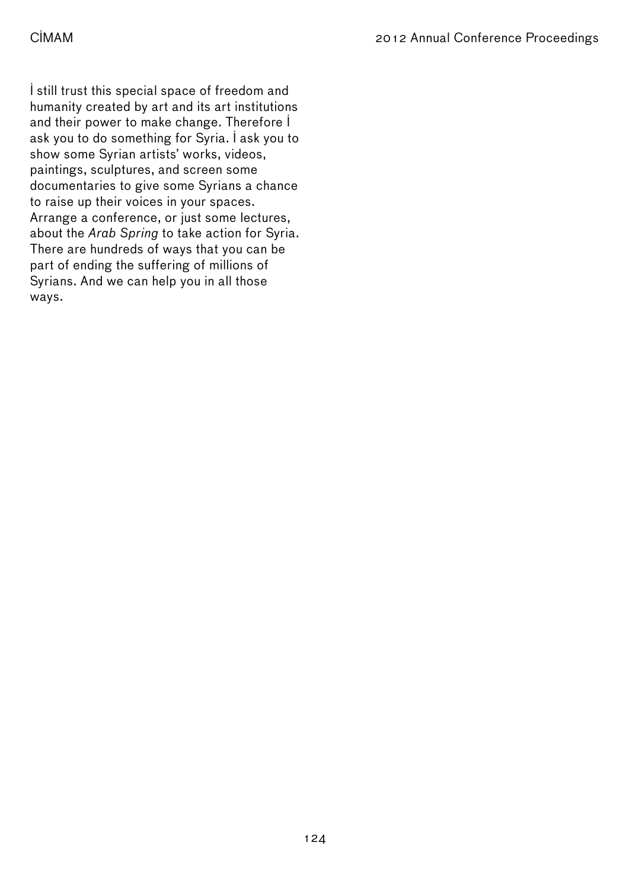İ still trust this special space of freedom and humanity created by art and its art institutions and their power to make change. Therefore İ ask you to do something for Syria. İ ask you to show some Syrian artists' works, videos, paintings, sculptures, and screen some documentaries to give some Syrians a chance to raise up their voices in your spaces. Arrange a conference, or just some lectures, about the *Arab Spring* to take action for Syria. There are hundreds of ways that you can be part of ending the suffering of millions of Syrians. And we can help you in all those ways.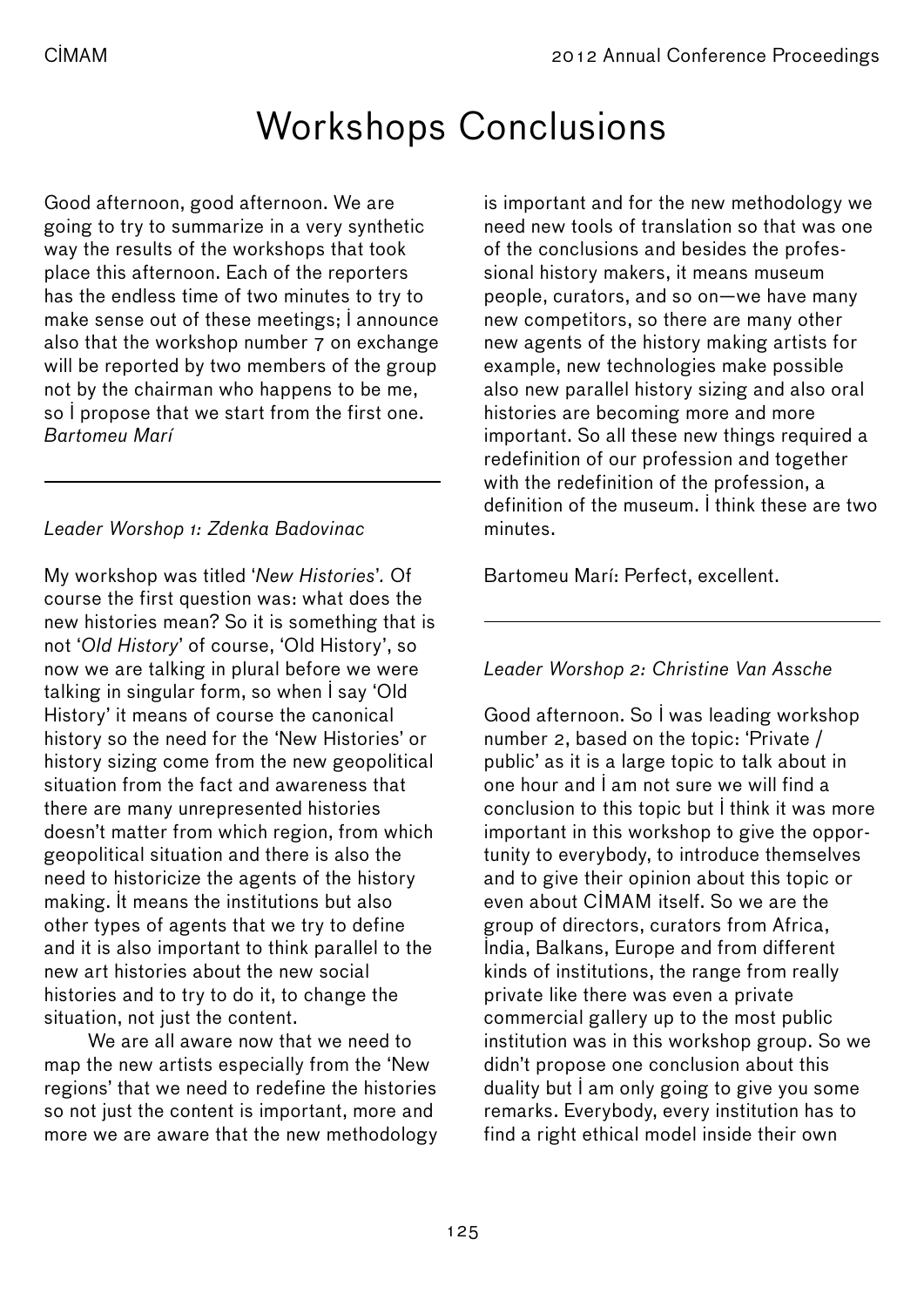# Workshops Conclusions

Good afternoon, good afternoon. We are going to try to summarize in a very synthetic way the results of the workshops that took place this afternoon. Each of the reporters has the endless time of two minutes to try to make sense out of these meetings; I announce also that the workshop number 7 on exchange will be reported by two members of the group not by the chairman who happens to be me, so I propose that we start from the first one.
*Bartomeu Marí*

---

*Leader Worshop 1: Zdenka Badovinac*

My workshop was titled '*New Histories*'. Of course the first question was: what does the new histories mean? So it is something that is not '*Old History*' of course, 'Old History', so now we are talking in plural before we were talking in singular form, so when I say 'Old History' it means of course the canonical history so the need for the 'New Histories' or history sizing come from the new geopolitical situation from the fact and awareness that there are many unrepresented histories doesn't matter from which region, from which geopolitical situation and there is also the need to historicize the agents of the history making. It means the institutions but also other types of agents that we try to define and it is also important to think parallel to the new art histories about the new social histories and to try to do it, to change the situation, not just the content.

We are all aware now that we need to map the new artists especially from the 'New regions' that we need to redefine the histories so not just the content is important, more and more we are aware that the new methodology is important and for the new methodology we need new tools of translation so that was one of the conclusions and besides the professional history makers, it means museum people, curators, and so on—we have many new competitors, so there are many other new agents of the history making artists for example, new technologies make possible also new parallel history sizing and also oral histories are becoming more and more important. So all these new things required a redefinition of our profession and together with the redefinition of the profession, a definition of the museum. I think these are two minutes.

Bartomeu Marí: Perfect, excellent.

---

*Leader Worshop 2: Christine Van Assche*

Good afternoon. So I was leading workshop number 2, based on the topic: 'Private / public' as it is a large topic to talk about in one hour and I am not sure we will find a conclusion to this topic but I think it was more important in this workshop to give the opportunity to everybody, to introduce themselves and to give their opinion about this topic or even about CIMAM itself. So we are the group of directors, curators from Africa, India, Balkans, Europe and from different kinds of institutions, the range from really private like there was even a private commercial gallery up to the most public institution was in this workshop group. So we didn't propose one conclusion about this duality but I am only going to give you some remarks. Everybody, every institution has to find a right ethical model inside their own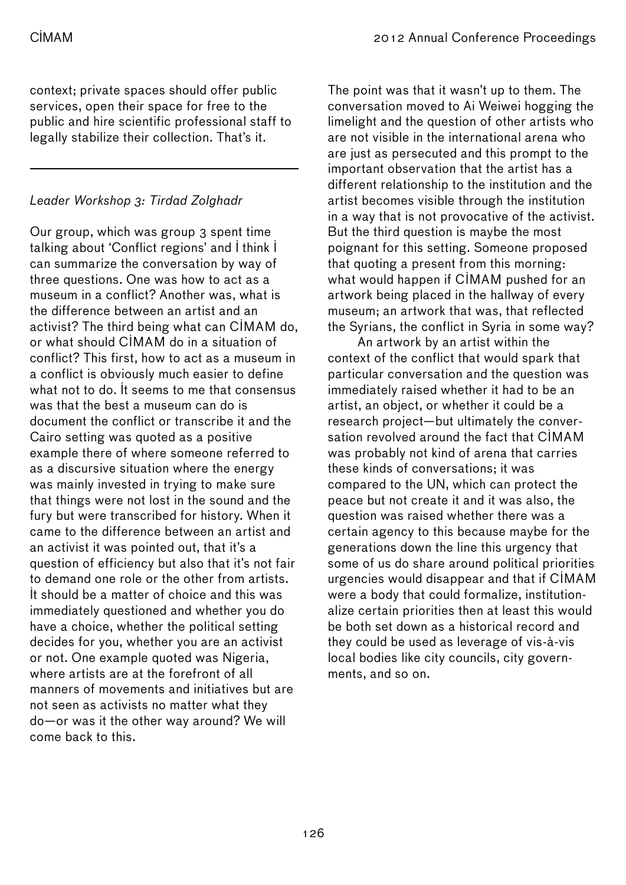context; private spaces should offer public services, open their space for free to the public and hire scientific professional staff to legally stabilize their collection. That's it.

---

*Leader Workshop 3: Tirdad Zolghadr*

Our group, which was group 3 spent time talking about 'Conflict regions' and İ think İ can summarize the conversation by way of three questions. One was how to act as a museum in a conflict? Another was, what is the difference between an artist and an activist? The third being what can CİMAM do, or what should CİMAM do in a situation of conflict? This first, how to act as a museum in a conflict is obviously much easier to define what not to do. İt seems to me that consensus was that the best a museum can do is document the conflict or transcribe it and the Cairo setting was quoted as a positive example there of where someone referred to as a discursive situation where the energy was mainly invested in trying to make sure that things were not lost in the sound and the fury but were transcribed for history. When it came to the difference between an artist and an activist it was pointed out, that it's a question of efficiency but also that it's not fair to demand one role or the other from artists. İt should be a matter of choice and this was immediately questioned and whether you do have a choice, whether the political setting decides for you, whether you are an activist or not. One example quoted was Nigeria, where artists are at the forefront of all manners of movements and initiatives but are not seen as activists no matter what they do—or was it the other way around? We will come back to this.

The point was that it wasn't up to them. The conversation moved to Ai Weiwei hogging the limelight and the question of other artists who are not visible in the international arena who are just as persecuted and this prompt to the important observation that the artist has a different relationship to the institution and the artist becomes visible through the institution in a way that is not provocative of the activist. But the third question is maybe the most poignant for this setting. Someone proposed that quoting a present from this morning: what would happen if CİMAM pushed for an artwork being placed in the hallway of every museum; an artwork that was, that reflected the Syrians, the conflict in Syria in some way?

An artwork by an artist within the context of the conflict that would spark that particular conversation and the question was immediately raised whether it had to be an artist, an object, or whether it could be a research project—but ultimately the conversation revolved around the fact that CİMAM was probably not kind of arena that carries these kinds of conversations; it was compared to the UN, which can protect the peace but not create it and it was also, the question was raised whether there was a certain agency to this because maybe for the generations down the line this urgency that some of us do share around political priorities urgencies would disappear and that if CİMAM were a body that could formalize, institutionalize certain priorities then at least this would be both set down as a historical record and they could be used as leverage of vis-à-vis local bodies like city councils, city governments, and so on.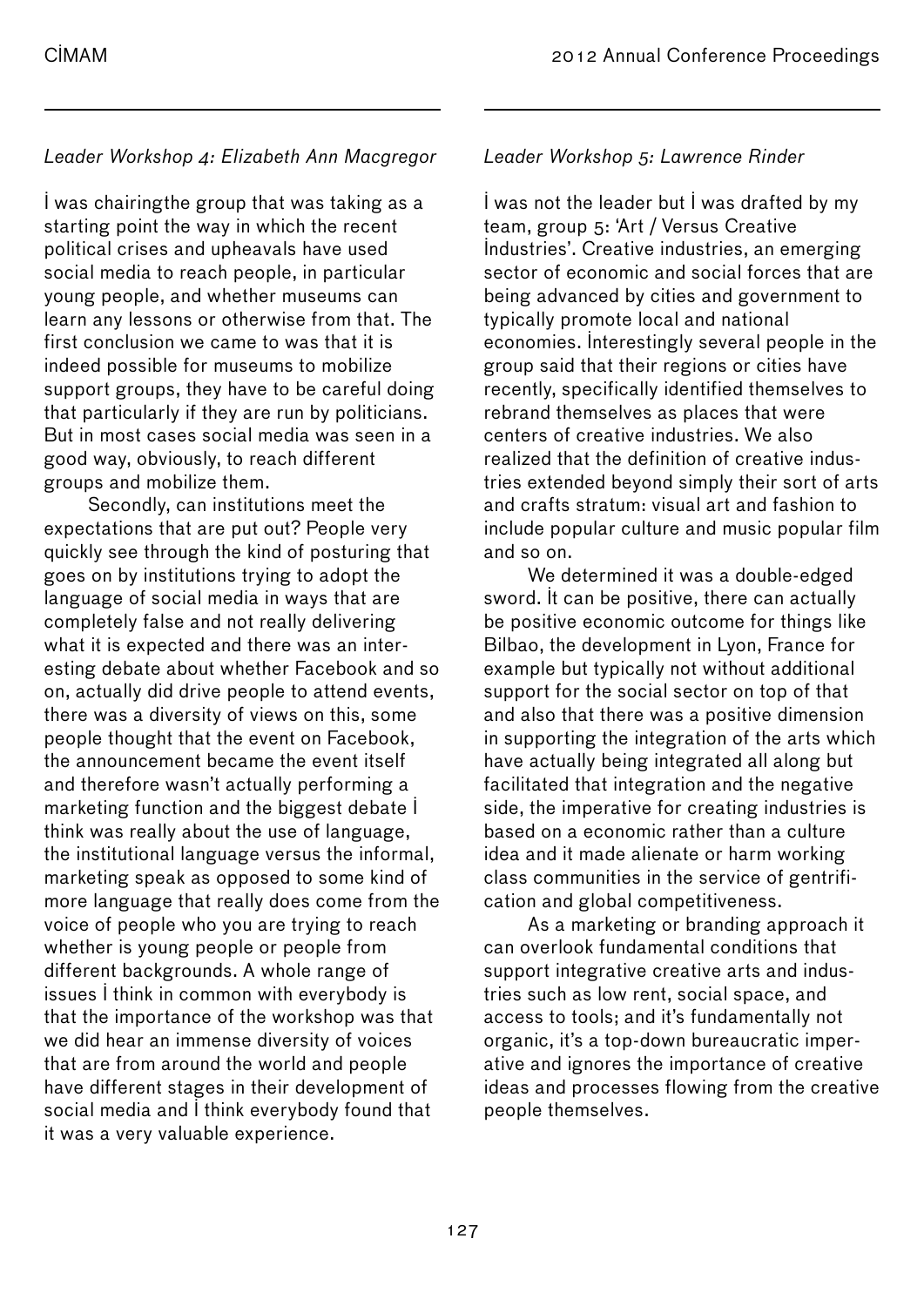*Leader Workshop 4: Elizabeth Ann Macgregor*

I was chairingthe group that was taking as a starting point the way in which the recent political crises and upheavals have used social media to reach people, in particular young people, and whether museums can learn any lessons or otherwise from that. The first conclusion we came to was that it is indeed possible for museums to mobilize support groups, they have to be careful doing that particularly if they are run by politicians. But in most cases social media was seen in a good way, obviously, to reach different groups and mobilize them.

Secondly, can institutions meet the expectations that are put out? People very quickly see through the kind of posturing that goes on by institutions trying to adopt the language of social media in ways that are completely false and not really delivering what it is expected and there was an interesting debate about whether Facebook and so on, actually did drive people to attend events, there was a diversity of views on this, some people thought that the event on Facebook, the announcement became the event itself and therefore wasn't actually performing a marketing function and the biggest debate I think was really about the use of language, the institutional language versus the informal, marketing speak as opposed to some kind of more language that really does come from the voice of people who you are trying to reach whether is young people or people from different backgrounds. A whole range of issues I think in common with everybody is that the importance of the workshop was that we did hear an immense diversity of voices that are from around the world and people have different stages in their development of social media and I think everybody found that it was a very valuable experience.

*Leader Workshop 5: Lawrence Rinder*

I was not the leader but I was drafted by my team, group 5: 'Art / Versus Creative Industries'. Creative industries, an emerging sector of economic and social forces that are being advanced by cities and government to typically promote local and national economies. Interestingly several people in the group said that their regions or cities have recently, specifically identified themselves to rebrand themselves as places that were centers of creative industries. We also realized that the definition of creative industries extended beyond simply their sort of arts and crafts stratum: visual art and fashion to include popular culture and music popular film and so on.

We determined it was a double-edged sword. It can be positive, there can actually be positive economic outcome for things like Bilbao, the development in Lyon, France for example but typically not without additional support for the social sector on top of that and also that there was a positive dimension in supporting the integration of the arts which have actually being integrated all along but facilitated that integration and the negative side, the imperative for creating industries is based on a economic rather than a culture idea and it made alienate or harm working class communities in the service of gentrification and global competitiveness.

As a marketing or branding approach it can overlook fundamental conditions that support integrative creative arts and industries such as low rent, social space, and access to tools; and it's fundamentally not organic, it's a top-down bureaucratic imperative and ignores the importance of creative ideas and processes flowing from the creative people themselves.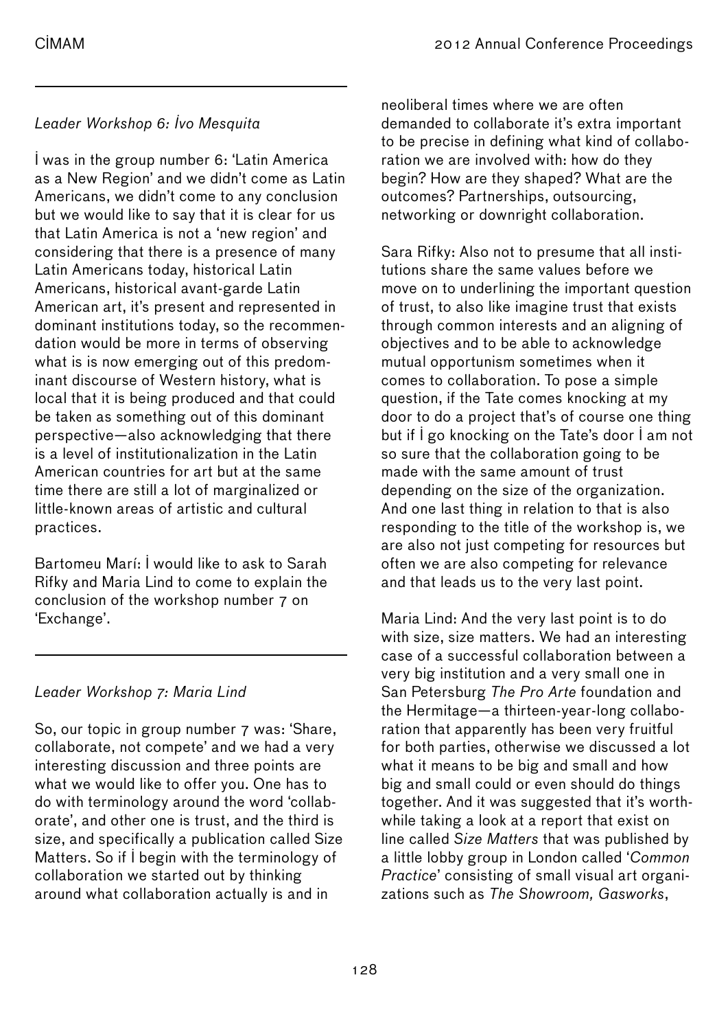*Leader Workshop 6: Ivo Mesquita*

I was in the group number 6: 'Latin America as a New Region' and we didn't come as Latin Americans, we didn't come to any conclusion but we would like to say that it is clear for us that Latin America is not a 'new region' and considering that there is a presence of many Latin Americans today, historical Latin Americans, historical avant-garde Latin American art, it's present and represented in dominant institutions today, so the recommendation would be more in terms of observing what is is now emerging out of this predominant discourse of Western history, what is local that it is being produced and that could be taken as something out of this dominant perspective—also acknowledging that there is a level of institutionalization in the Latin American countries for art but at the same time there are still a lot of marginalized or little-known areas of artistic and cultural practices.

Bartomeu Marí: I would like to ask to Sarah Rifky and Maria Lind to come to explain the conclusion of the workshop number 7 on 'Exchange'.

*Leader Workshop 7: Maria Lind*

So, our topic in group number 7 was: 'Share, collaborate, not compete' and we had a very interesting discussion and three points are what we would like to offer you. One has to do with terminology around the word 'collaborate', and other one is trust, and the third is size, and specifically a publication called Size Matters. So if I begin with the terminology of collaboration we started out by thinking around what collaboration actually is and in neoliberal times where we are often demanded to collaborate it's extra important to be precise in defining what kind of collaboration we are involved with: how do they begin? How are they shaped? What are the outcomes? Partnerships, outsourcing, networking or downright collaboration.

Sara Rifky: Also not to presume that all institutions share the same values before we move on to underlining the important question of trust, to also like imagine trust that exists through common interests and an aligning of objectives and to be able to acknowledge mutual opportunism sometimes when it comes to collaboration. To pose a simple question, if the Tate comes knocking at my door to do a project that's of course one thing but if I go knocking on the Tate's door I am not so sure that the collaboration going to be made with the same amount of trust depending on the size of the organization. And one last thing in relation to that is also responding to the title of the workshop is, we are also not just competing for resources but often we are also competing for relevance and that leads us to the very last point.

Maria Lind: And the very last point is to do with size, size matters. We had an interesting case of a successful collaboration between a very big institution and a very small one in San Petersburg *The Pro Arte* foundation and the Hermitage—a thirteen-year-long collaboration that apparently has been very fruitful for both parties, otherwise we discussed a lot what it means to be big and small and how big and small could or even should do things together. And it was suggested that it's worthwhile taking a look at a report that exist on line called *Size Matters* that was published by a little lobby group in London called '*Common Practice*' consisting of small visual art organizations such as *The Showroom, Gasworks*,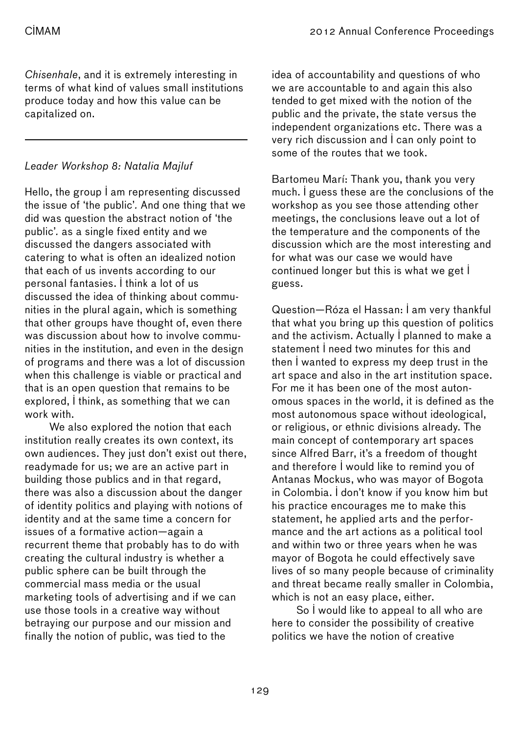*Chisenhale*, and it is extremely interesting in terms of what kind of values small institutions produce today and how this value can be capitalized on.

---

*Leader Workshop 8: Natalia Majluf*

Hello, the group I am representing discussed the issue of 'the public'. And one thing that we did was question the abstract notion of 'the public'. as a single fixed entity and we discussed the dangers associated with catering to what is often an idealized notion that each of us invents according to our personal fantasies. I think a lot of us discussed the idea of thinking about communities in the plural again, which is something that other groups have thought of, even there was discussion about how to involve communities in the institution, and even in the design of programs and there was a lot of discussion when this challenge is viable or practical and that is an open question that remains to be explored, I think, as something that we can work with.

We also explored the notion that each institution really creates its own context, its own audiences. They just don't exist out there, readymade for us; we are an active part in building those publics and in that regard, there was also a discussion about the danger of identity politics and playing with notions of identity and at the same time a concern for issues of a formative action—again a recurrent theme that probably has to do with creating the cultural industry is whether a public sphere can be built through the commercial mass media or the usual marketing tools of advertising and if we can use those tools in a creative way without betraying our purpose and our mission and finally the notion of public, was tied to the idea of accountability and questions of who we are accountable to and again this also tended to get mixed with the notion of the public and the private, the state versus the independent organizations etc. There was a very rich discussion and I can only point to some of the routes that we took.

Bartomeu Marí: Thank you, thank you very much. I guess these are the conclusions of the workshop as you see those attending other meetings, the conclusions leave out a lot of the temperature and the components of the discussion which are the most interesting and for what was our case we would have continued longer but this is what we get I guess.

Question—Róza el Hassan: I am very thankful that what you bring up this question of politics and the activism. Actually I planned to make a statement I need two minutes for this and then I wanted to express my deep trust in the art space and also in the art institution space. For me it has been one of the most autonomous spaces in the world, it is defined as the most autonomous space without ideological, or religious, or ethnic divisions already. The main concept of contemporary art spaces since Alfred Barr, it's a freedom of thought and therefore I would like to remind you of Antanas Mockus, who was mayor of Bogota in Colombia. I don't know if you know him but his practice encourages me to make this statement, he applied arts and the performance and the art actions as a political tool and within two or three years when he was mayor of Bogota he could effectively save lives of so many people because of criminality and threat became really smaller in Colombia, which is not an easy place, either.

So I would like to appeal to all who are here to consider the possibility of creative politics we have the notion of creative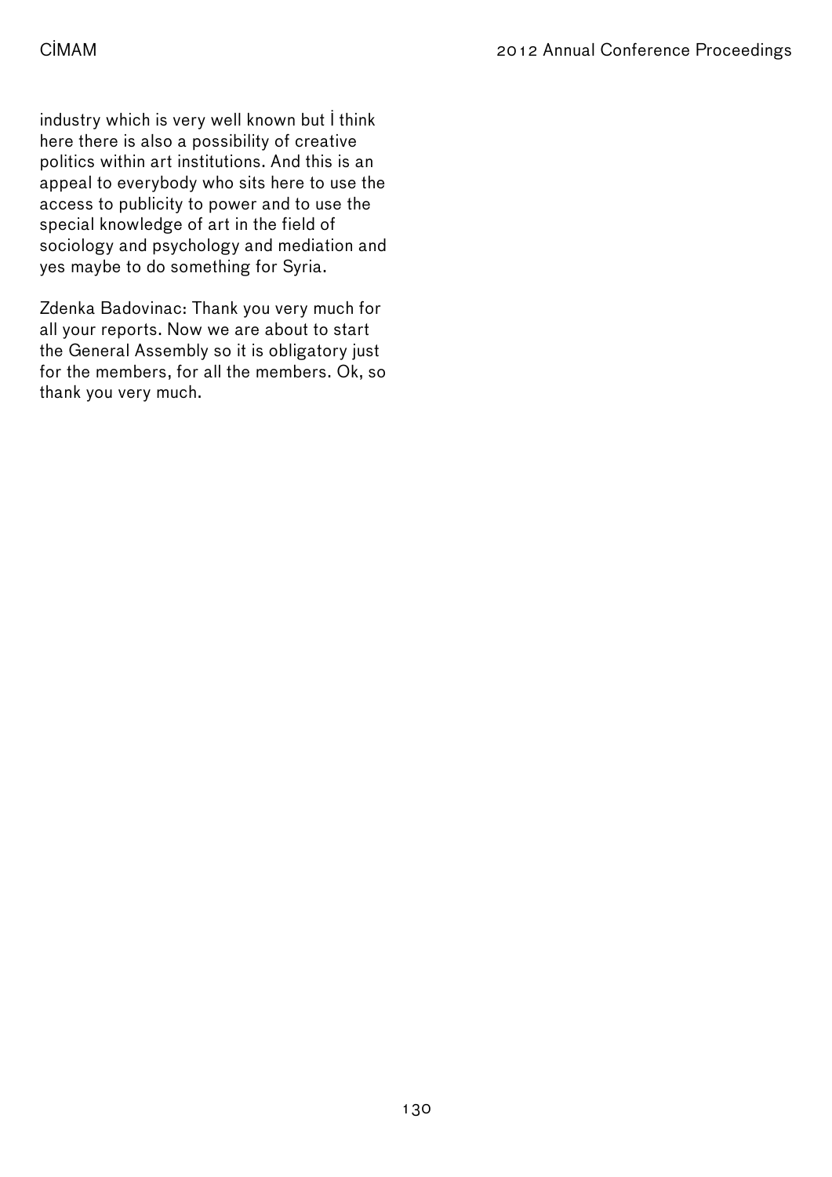industry which is very well known but I think here there is also a possibility of creative politics within art institutions. And this is an appeal to everybody who sits here to use the access to publicity to power and to use the special knowledge of art in the field of sociology and psychology and mediation and yes maybe to do something for Syria.

Zdenka Badovinac: Thank you very much for all your reports. Now we are about to start the General Assembly so it is obligatory just for the members, for all the members. Ok, so thank you very much.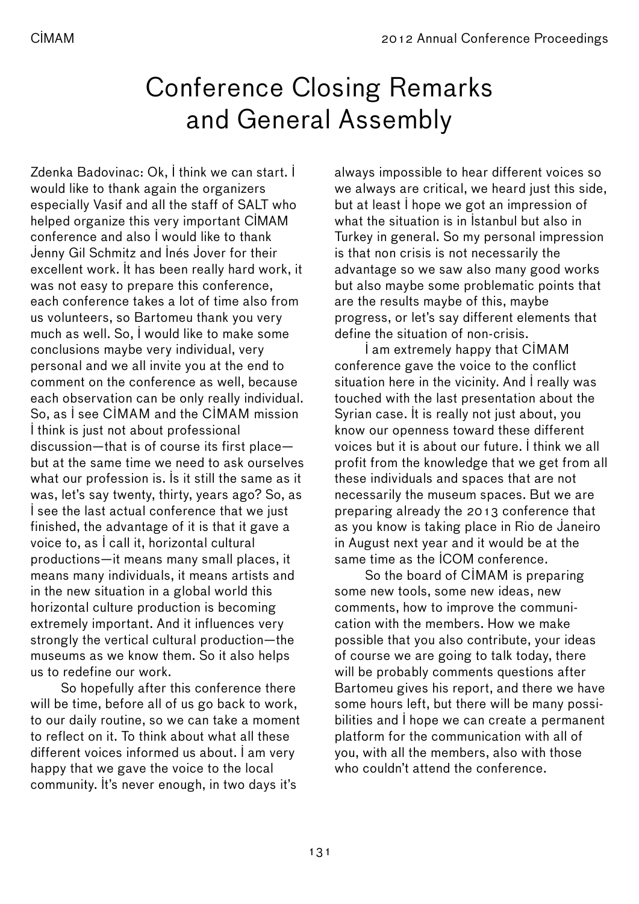# Conference Closing Remarks and General Assembly

Zdenka Badovinac: Ok, I think we can start. I would like to thank again the organizers especially Vasif and all the staff of SALT who helped organize this very important CIMAM conference and also I would like to thank Jenny Gil Schmitz and Inés Jover for their excellent work. It has been really hard work, it was not easy to prepare this conference, each conference takes a lot of time also from us volunteers, so Bartomeu thank you very much as well. So, I would like to make some conclusions maybe very individual, very personal and we all invite you at the end to comment on the conference as well, because each observation can be only really individual. So, as I see CIMAM and the CIMAM mission I think is just not about professional discussion—that is of course its first place—but at the same time we need to ask ourselves what our profession is. Is it still the same as it was, let's say twenty, thirty, years ago? So, as I see the last actual conference that we just finished, the advantage of it is that it gave a voice to, as I call it, horizontal cultural productions—it means many small places, it means many individuals, it means artists and in the new situation in a global world this horizontal culture production is becoming extremely important. And it influences very strongly the vertical cultural production—the museums as we know them. So it also helps us to redefine our work.

So hopefully after this conference there will be time, before all of us go back to work, to our daily routine, so we can take a moment to reflect on it. To think about what all these different voices informed us about. I am very happy that we gave the voice to the local community. It's never enough, in two days it's always impossible to hear different voices so we always are critical, we heard just this side, but at least I hope we got an impression of what the situation is in Istanbul but also in Turkey in general. So my personal impression is that non crisis is not necessarily the advantage so we saw also many good works but also maybe some problematic points that are the results maybe of this, maybe progress, or let's say different elements that define the situation of non-crisis.

I am extremely happy that CIMAM conference gave the voice to the conflict situation here in the vicinity. And I really was touched with the last presentation about the Syrian case. It is really not just about, you know our openness toward these different voices but it is about our future. I think we all profit from the knowledge that we get from all these individuals and spaces that are not necessarily the museum spaces. But we are preparing already the 2013 conference that as you know is taking place in Rio de Janeiro in August next year and it would be at the same time as the ICOM conference.

So the board of CIMAM is preparing some new tools, some new ideas, new comments, how to improve the communication with the members. How we make possible that you also contribute, your ideas of course we are going to talk today, there will be probably comments questions after Bartomeu gives his report, and there we have some hours left, but there will be many possibilities and I hope we can create a permanent platform for the communication with all of you, with all the members, also with those who couldn't attend the conference.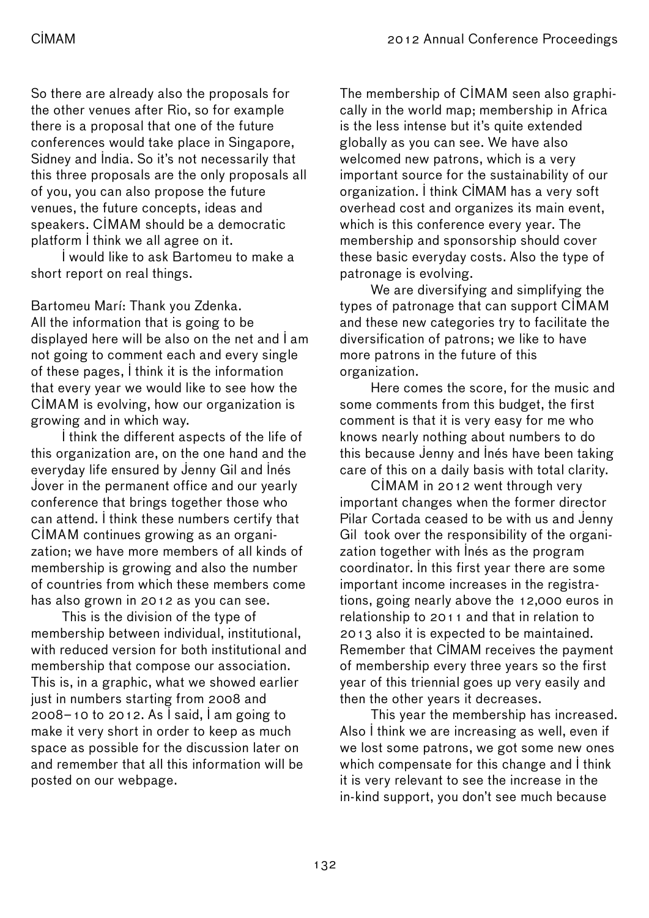So there are already also the proposals for the other venues after Rio, so for example there is a proposal that one of the future conferences would take place in Singapore, Sidney and India. So it's not necessarily that this three proposals are the only proposals all of you, you can also propose the future venues, the future concepts, ideas and speakers. CIMAM should be a democratic platform I think we all agree on it.

I would like to ask Bartomeu to make a short report on real things.

Bartomeu Marí: Thank you Zdenka.
All the information that is going to be displayed here will be also on the net and I am not going to comment each and every single of these pages, I think it is the information that every year we would like to see how the CIMAM is evolving, how our organization is growing and in which way.

I think the different aspects of the life of this organization are, on the one hand and the everyday life ensured by Jenny Gil and Inés Jover in the permanent office and our yearly conference that brings together those who can attend. I think these numbers certify that CIMAM continues growing as an organization; we have more members of all kinds of membership is growing and also the number of countries from which these members come has also grown in 2012 as you can see.

This is the division of the type of membership between individual, institutional, with reduced version for both institutional and membership that compose our association. This is, in a graphic, what we showed earlier just in numbers starting from 2008 and 2008–10 to 2012. As I said, I am going to make it very short in order to keep as much space as possible for the discussion later on and remember that all this information will be posted on our webpage.

The membership of CIMAM seen also graphically in the world map; membership in Africa is the less intense but it's quite extended globally as you can see. We have also welcomed new patrons, which is a very important source for the sustainability of our organization. I think CIMAM has a very soft overhead cost and organizes its main event, which is this conference every year. The membership and sponsorship should cover these basic everyday costs. Also the type of patronage is evolving.

We are diversifying and simplifying the types of patronage that can support CIMAM and these new categories try to facilitate the diversification of patrons; we like to have more patrons in the future of this organization.

Here comes the score, for the music and some comments from this budget, the first comment is that it is very easy for me who knows nearly nothing about numbers to do this because Jenny and Inés have been taking care of this on a daily basis with total clarity.

CIMAM in 2012 went through very important changes when the former director Pilar Cortada ceased to be with us and Jenny Gil took over the responsibility of the organization together with Inés as the program coordinator. In this first year there are some important income increases in the registrations, going nearly above the 12,000 euros in relationship to 2011 and that in relation to 2013 also it is expected to be maintained. Remember that CIMAM receives the payment of membership every three years so the first year of this triennial goes up very easily and then the other years it decreases.

This year the membership has increased. Also I think we are increasing as well, even if we lost some patrons, we got some new ones which compensate for this change and I think it is very relevant to see the increase in the in-kind support, you don't see much because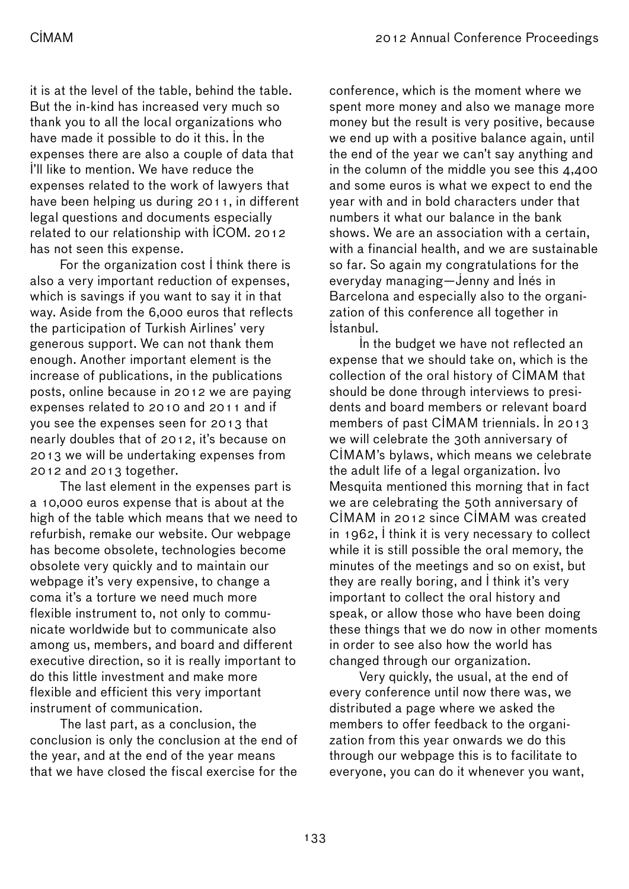it is at the level of the table, behind the table. But the in-kind has increased very much so thank you to all the local organizations who have made it possible to do it this. In the expenses there are also a couple of data that I'll like to mention. We have reduce the expenses related to the work of lawyers that have been helping us during 2011, in different legal questions and documents especially related to our relationship with ICOM. 2012 has not seen this expense.

For the organization cost I think there is also a very important reduction of expenses, which is savings if you want to say it in that way. Aside from the 6,000 euros that reflects the participation of Turkish Airlines' very generous support. We can not thank them enough. Another important element is the increase of publications, in the publications posts, online because in 2012 we are paying expenses related to 2010 and 2011 and if you see the expenses seen for 2013 that nearly doubles that of 2012, it's because on 2013 we will be undertaking expenses from 2012 and 2013 together.

The last element in the expenses part is a 10,000 euros expense that is about at the high of the table which means that we need to refurbish, remake our website. Our webpage has become obsolete, technologies become obsolete very quickly and to maintain our webpage it's very expensive, to change a coma it's a torture we need much more flexible instrument to, not only to communicate worldwide but to communicate also among us, members, and board and different executive direction, so it is really important to do this little investment and make more flexible and efficient this very important instrument of communication.

The last part, as a conclusion, the conclusion is only the conclusion at the end of the year, and at the end of the year means that we have closed the fiscal exercise for the conference, which is the moment where we spent more money and also we manage more money but the result is very positive, because we end up with a positive balance again, until the end of the year we can't say anything and in the column of the middle you see this 4,400 and some euros is what we expect to end the year with and in bold characters under that numbers it what our balance in the bank shows. We are an association with a certain, with a financial health, and we are sustainable so far. So again my congratulations for the everyday managing—Jenny and Inés in Barcelona and especially also to the organization of this conference all together in Istanbul.

In the budget we have not reflected an expense that we should take on, which is the collection of the oral history of CIMAM that should be done through interviews to presidents and board members or relevant board members of past CIMAM triennials. In 2013 we will celebrate the 30th anniversary of CIMAM's bylaws, which means we celebrate the adult life of a legal organization. Ivo Mesquita mentioned this morning that in fact we are celebrating the 50th anniversary of CIMAM in 2012 since CIMAM was created in 1962, I think it is very necessary to collect while it is still possible the oral memory, the minutes of the meetings and so on exist, but they are really boring, and I think it's very important to collect the oral history and speak, or allow those who have been doing these things that we do now in other moments in order to see also how the world has changed through our organization.

Very quickly, the usual, at the end of every conference until now there was, we distributed a page where we asked the members to offer feedback to the organization from this year onwards we do this through our webpage this is to facilitate to everyone, you can do it whenever you want,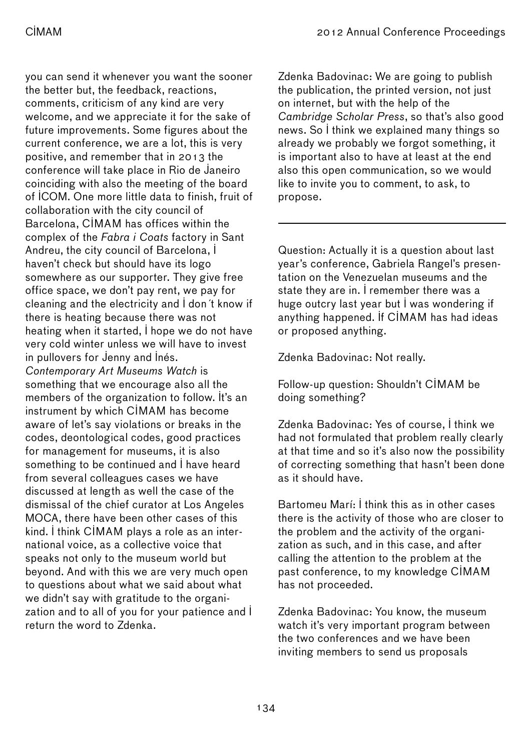you can send it whenever you want the sooner the better but, the feedback, reactions, comments, criticism of any kind are very welcome, and we appreciate it for the sake of future improvements. Some figures about the current conference, we are a lot, this is very positive, and remember that in 2013 the conference will take place in Rio de Janeiro coinciding with also the meeting of the board of ICOM. One more little data to finish, fruit of collaboration with the city council of Barcelona, CIMAM has offices within the complex of the *Fabra i Coats* factory in Sant Andreu, the city council of Barcelona, I haven't check but should have its logo somewhere as our supporter. They give free office space, we don't pay rent, we pay for cleaning and the electricity and I don´t know if there is heating because there was not heating when it started, I hope we do not have very cold winter unless we will have to invest in pullovers for Jenny and Inés. *Contemporary Art Museums Watch* is something that we encourage also all the members of the organization to follow. It's an instrument by which CIMAM has become aware of let's say violations or breaks in the codes, deontological codes, good practices for management for museums, it is also something to be continued and I have heard from several colleagues cases we have discussed at length as well the case of the dismissal of the chief curator at Los Angeles MOCA, there have been other cases of this kind. I think CIMAM plays a role as an international voice, as a collective voice that speaks not only to the museum world but beyond. And with this we are very much open to questions about what we said about what we didn't say with gratitude to the organization and to all of you for your patience and I return the word to Zdenka.

Zdenka Badovinac: We are going to publish the publication, the printed version, not just on internet, but with the help of the *Cambridge Scholar Press*, so that's also good news. So I think we explained many things so already we probably we forgot something, it is important also to have at least at the end also this open communication, so we would like to invite you to comment, to ask, to propose.

---

Question: Actually it is a question about last year's conference, Gabriela Rangel's presentation on the Venezuelan museums and the state they are in. I remember there was a huge outcry last year but I was wondering if anything happened. If CIMAM has had ideas or proposed anything.

Zdenka Badovinac: Not really.

Follow-up question: Shouldn't CIMAM be doing something?

Zdenka Badovinac: Yes of course, I think we had not formulated that problem really clearly at that time and so it's also now the possibility of correcting something that hasn't been done as it should have.

Bartomeu Marí: I think this as in other cases there is the activity of those who are closer to the problem and the activity of the organization as such, and in this case, and after calling the attention to the problem at the past conference, to my knowledge CIMAM has not proceeded.

Zdenka Badovinac: You know, the museum watch it's very important program between the two conferences and we have been inviting members to send us proposals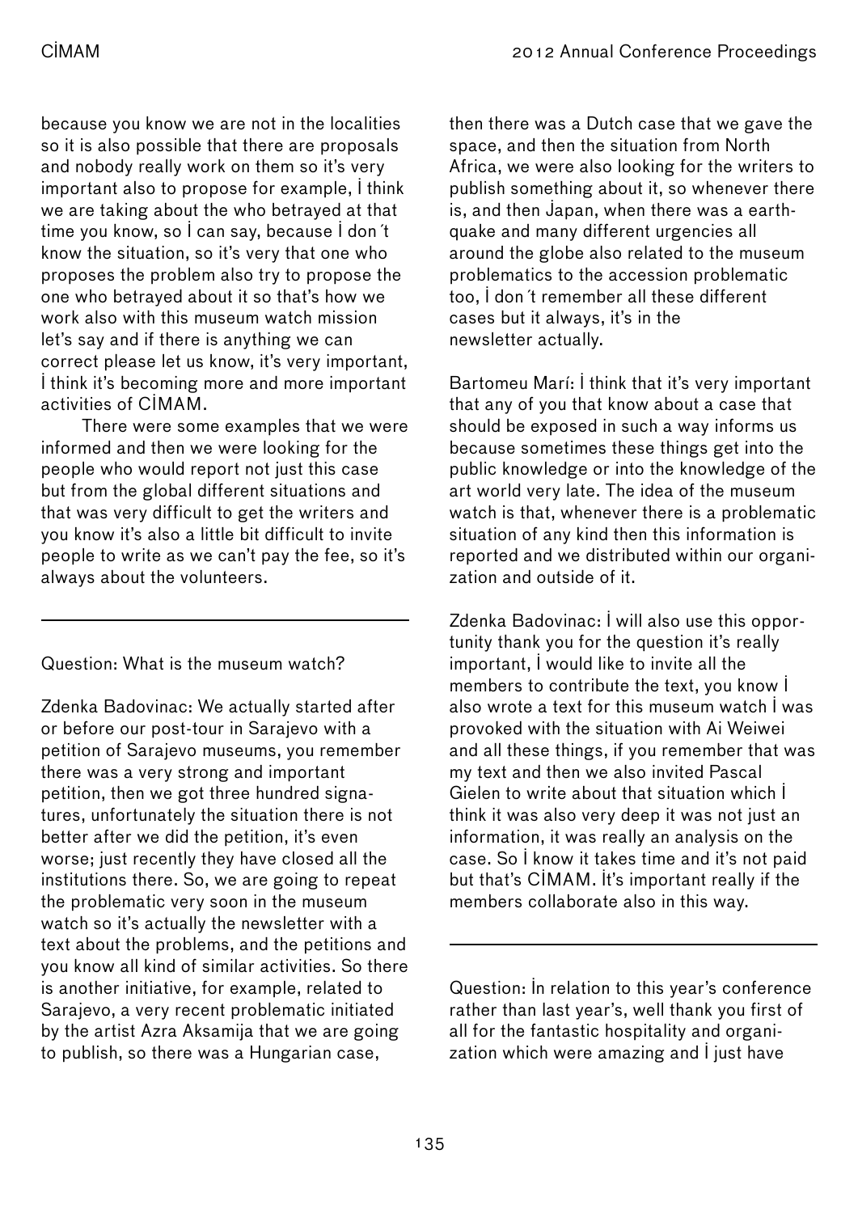because you know we are not in the localities so it is also possible that there are proposals and nobody really work on them so it's very important also to propose for example, I think we are taking about the who betrayed at that time you know, so I can say, because I don´t know the situation, so it's very that one who proposes the problem also try to propose the one who betrayed about it so that's how we work also with this museum watch mission let's say and if there is anything we can correct please let us know, it's very important, I think it's becoming more and more important activities of CIMAM.

There were some examples that we were informed and then we were looking for the people who would report not just this case but from the global different situations and that was very difficult to get the writers and you know it's also a little bit difficult to invite people to write as we can't pay the fee, so it's always about the volunteers.

---

Question: What is the museum watch?

Zdenka Badovinac: We actually started after or before our post-tour in Sarajevo with a petition of Sarajevo museums, you remember there was a very strong and important petition, then we got three hundred signatures, unfortunately the situation there is not better after we did the petition, it's even worse; just recently they have closed all the institutions there. So, we are going to repeat the problematic very soon in the museum watch so it's actually the newsletter with a text about the problems, and the petitions and you know all kind of similar activities. So there is another initiative, for example, related to Sarajevo, a very recent problematic initiated by the artist Azra Aksamija that we are going to publish, so there was a Hungarian case, then there was a Dutch case that we gave the space, and then the situation from North Africa, we were also looking for the writers to publish something about it, so whenever there is, and then Japan, when there was a earthquake and many different urgencies all around the globe also related to the museum problematics to the accession problematic too, I don´t remember all these different cases but it always, it's in the newsletter actually.

Bartomeu Marí: I think that it's very important that any of you that know about a case that should be exposed in such a way informs us because sometimes these things get into the public knowledge or into the knowledge of the art world very late. The idea of the museum watch is that, whenever there is a problematic situation of any kind then this information is reported and we distributed within our organization and outside of it.

Zdenka Badovinac: I will also use this opportunity thank you for the question it's really important, I would like to invite all the members to contribute the text, you know I also wrote a text for this museum watch I was provoked with the situation with Ai Weiwei and all these things, if you remember that was my text and then we also invited Pascal Gielen to write about that situation which I think it was also very deep it was not just an information, it was really an analysis on the case. So I know it takes time and it's not paid but that's CIMAM. It's important really if the members collaborate also in this way.

---

Question: In relation to this year's conference rather than last year's, well thank you first of all for the fantastic hospitality and organization which were amazing and I just have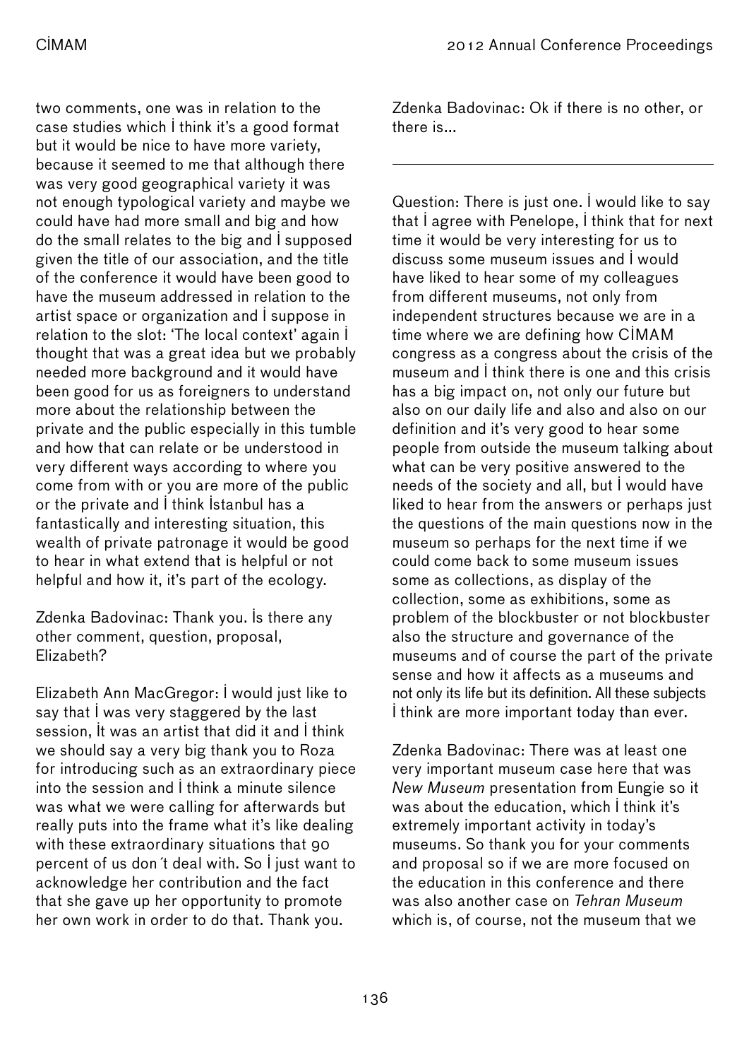two comments, one was in relation to the case studies which I think it's a good format but it would be nice to have more variety, because it seemed to me that although there was very good geographical variety it was not enough typological variety and maybe we could have had more small and big and how do the small relates to the big and I supposed given the title of our association, and the title of the conference it would have been good to have the museum addressed in relation to the artist space or organization and I suppose in relation to the slot: 'The local context' again I thought that was a great idea but we probably needed more background and it would have been good for us as foreigners to understand more about the relationship between the private and the public especially in this tumble and how that can relate or be understood in very different ways according to where you come from with or you are more of the public or the private and I think Istanbul has a fantastically and interesting situation, this wealth of private patronage it would be good to hear in what extend that is helpful or not helpful and how it, it's part of the ecology.

Zdenka Badovinac: Thank you. Is there any other comment, question, proposal, Elizabeth?

Elizabeth Ann MacGregor: I would just like to say that I was very staggered by the last session, It was an artist that did it and I think we should say a very big thank you to Roza for introducing such as an extraordinary piece into the session and I think a minute silence was what we were calling for afterwards but really puts into the frame what it's like dealing with these extraordinary situations that 90 percent of us don´t deal with. So I just want to acknowledge her contribution and the fact that she gave up her opportunity to promote her own work in order to do that. Thank you.

Zdenka Badovinac: Ok if there is no other, or there is...

---

Question: There is just one. I would like to say that I agree with Penelope, I think that for next time it would be very interesting for us to discuss some museum issues and I would have liked to hear some of my colleagues from different museums, not only from independent structures because we are in a time where we are defining how CIMAM congress as a congress about the crisis of the museum and I think there is one and this crisis has a big impact on, not only our future but also on our daily life and also and also on our definition and it's very good to hear some people from outside the museum talking about what can be very positive answered to the needs of the society and all, but I would have liked to hear from the answers or perhaps just the questions of the main questions now in the museum so perhaps for the next time if we could come back to some museum issues some as collections, as display of the collection, some as exhibitions, some as problem of the blockbuster or not blockbuster also the structure and governance of the museums and of course the part of the private sense and how it affects as a museums and not only its life but its definition. All these subjects I think are more important today than ever.

Zdenka Badovinac: There was at least one very important museum case here that was *New Museum* presentation from Eungie so it was about the education, which I think it's extremely important activity in today's museums. So thank you for your comments and proposal so if we are more focused on the education in this conference and there was also another case on *Tehran Museum* which is, of course, not the museum that we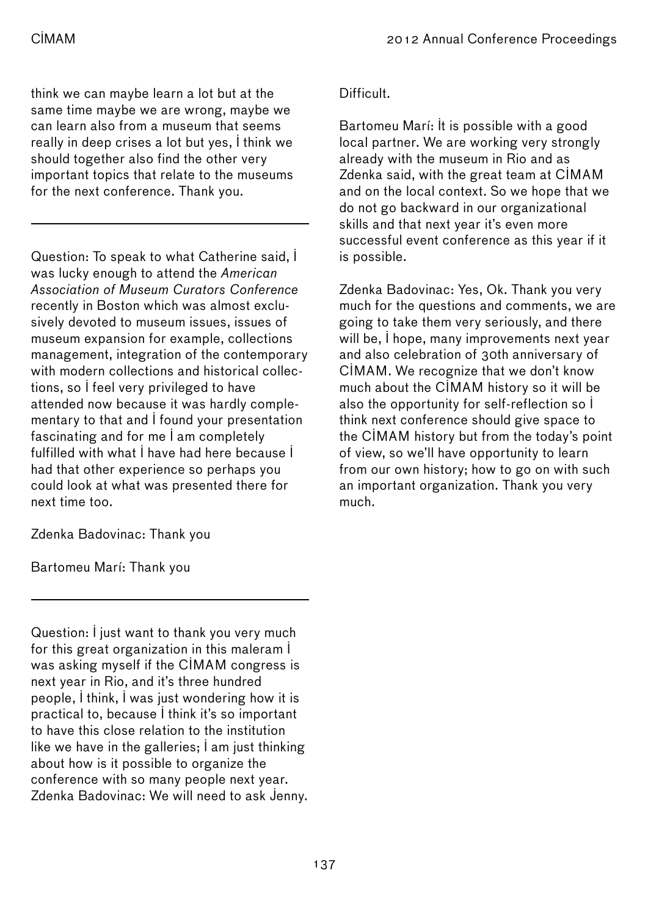think we can maybe learn a lot but at the same time maybe we are wrong, maybe we can learn also from a museum that seems really in deep crises a lot but yes, I think we should together also find the other very important topics that relate to the museums for the next conference. Thank you.

---

Question: To speak to what Catherine said, I was lucky enough to attend the *American Association of Museum Curators Conference* recently in Boston which was almost exclusively devoted to museum issues, issues of museum expansion for example, collections management, integration of the contemporary with modern collections and historical collections, so I feel very privileged to have attended now because it was hardly complementary to that and I found your presentation fascinating and for me I am completely fulfilled with what I have had here because I had that other experience so perhaps you could look at what was presented there for next time too.

Zdenka Badovinac: Thank you

Bartomeu Marí: Thank you

---

Question: I just want to thank you very much for this great organization in this maleram I was asking myself if the CIMAM congress is next year in Rio, and it's three hundred people, I think, I was just wondering how it is practical to, because I think it's so important to have this close relation to the institution like we have in the galleries; I am just thinking about how is it possible to organize the conference with so many people next year.
Zdenka Badovinac: We will need to ask Jenny. Difficult.

Bartomeu Marí: It is possible with a good local partner. We are working very strongly already with the museum in Rio and as Zdenka said, with the great team at CIMAM and on the local context. So we hope that we do not go backward in our organizational skills and that next year it's even more successful event conference as this year if it is possible.

Zdenka Badovinac: Yes, Ok. Thank you very much for the questions and comments, we are going to take them very seriously, and there will be, I hope, many improvements next year and also celebration of 30th anniversary of CIMAM. We recognize that we don't know much about the CIMAM history so it will be also the opportunity for self-reflection so I think next conference should give space to the CIMAM history but from the today's point of view, so we'll have opportunity to learn from our own history; how to go on with such an important organization. Thank you very much.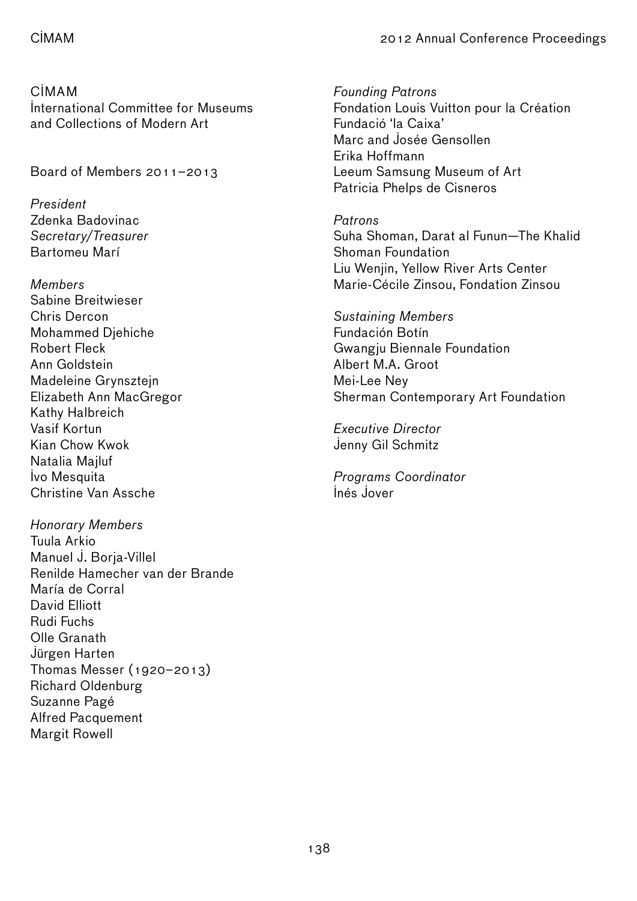CIMAM
International Committee for Museums and Collections of Modern Art

Board of Members 2011–2013

*President*
Zdenka Badovinac
*Secretary/Treasurer*
Bartomeu Marí

*Members*
Sabine Breitwieser
Chris Dercon
Mohammed Djehiche
Robert Fleck
Ann Goldstein
Madeleine Grynsztejn
Elizabeth Ann MacGregor
Kathy Halbreich
Vasif Kortun
Kian Chow Kwok
Natalia Majluf
Ivo Mesquita
Christine Van Assche

*Honorary Members*
Tuula Arkio
Manuel J. Borja-Villel
Renilde Hamecher van der Brande
María de Corral
David Elliott
Rudi Fuchs
Olle Granath
Jürgen Harten
Thomas Messer (1920–2013)
Richard Oldenburg
Suzanne Pagé
Alfred Pacquement
Margit Rowell

*Founding Patrons*
Fondation Louis Vuitton pour la Création
Fundació 'la Caixa'
Marc and Josée Gensollen
Erika Hoffmann
Leeum Samsung Museum of Art
Patricia Phelps de Cisneros

*Patrons*
Suha Shoman, Darat al Funun—The Khalid Shoman Foundation
Liu Wenjin, Yellow River Arts Center
Marie-Cécile Zinsou, Fondation Zinsou

*Sustaining Members*
Fundación Botín
Gwangju Biennale Foundation
Albert M.A. Groot
Mei-Lee Ney
Sherman Contemporary Art Foundation

*Executive Director*
Jenny Gil Schmitz

*Programs Coordinator*
Inés Jover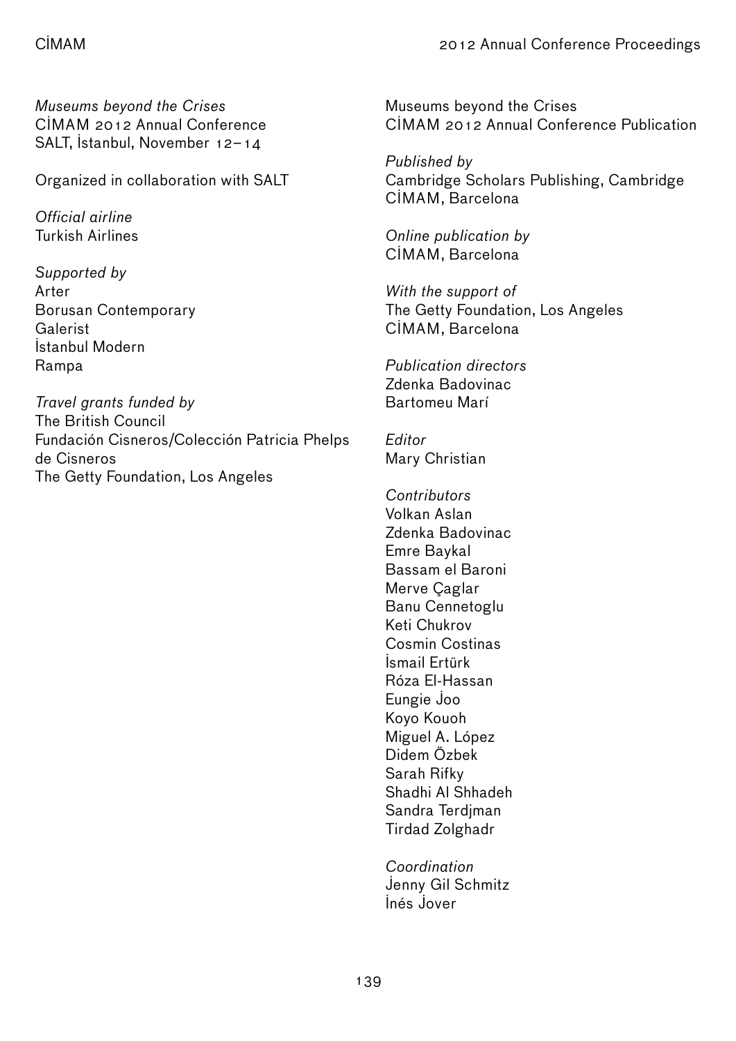*Museums beyond the Crises*
CIMAM 2012 Annual Conference
SALT, İstanbul, November 12–14

Organized in collaboration with SALT

*Official airline*
Turkish Airlines

*Supported by*
Arter
Borusan Contemporary
Galerist
İstanbul Modern
Rampa

*Travel grants funded by*
The British Council
Fundación Cisneros/Colección Patricia Phelps de Cisneros
The Getty Foundation, Los Angeles

Museums beyond the Crises
CIMAM 2012 Annual Conference Publication

*Published by*
Cambridge Scholars Publishing, Cambridge
CIMAM, Barcelona

*Online publication by*
CIMAM, Barcelona

*With the support of*
The Getty Foundation, Los Angeles
CIMAM, Barcelona

*Publication directors*
Zdenka Badovinac
Bartomeu Marí

*Editor*
Mary Christian

*Contributors*
Volkan Aslan
Zdenka Badovinac
Emre Baykal
Bassam el Baroni
Merve Çaglar
Banu Cennetoglu
Keti Chukrov
Cosmin Costinas
İsmail Ertürk
Róza El-Hassan
Eungie Joo
Koyo Kouoh
Miguel A. López
Didem Özbek
Sarah Rifky
Shadhi Al Shhadeh
Sandra Terdjman
Tirdad Zolghadr

*Coordination*
Jenny Gil Schmitz
Inés Jover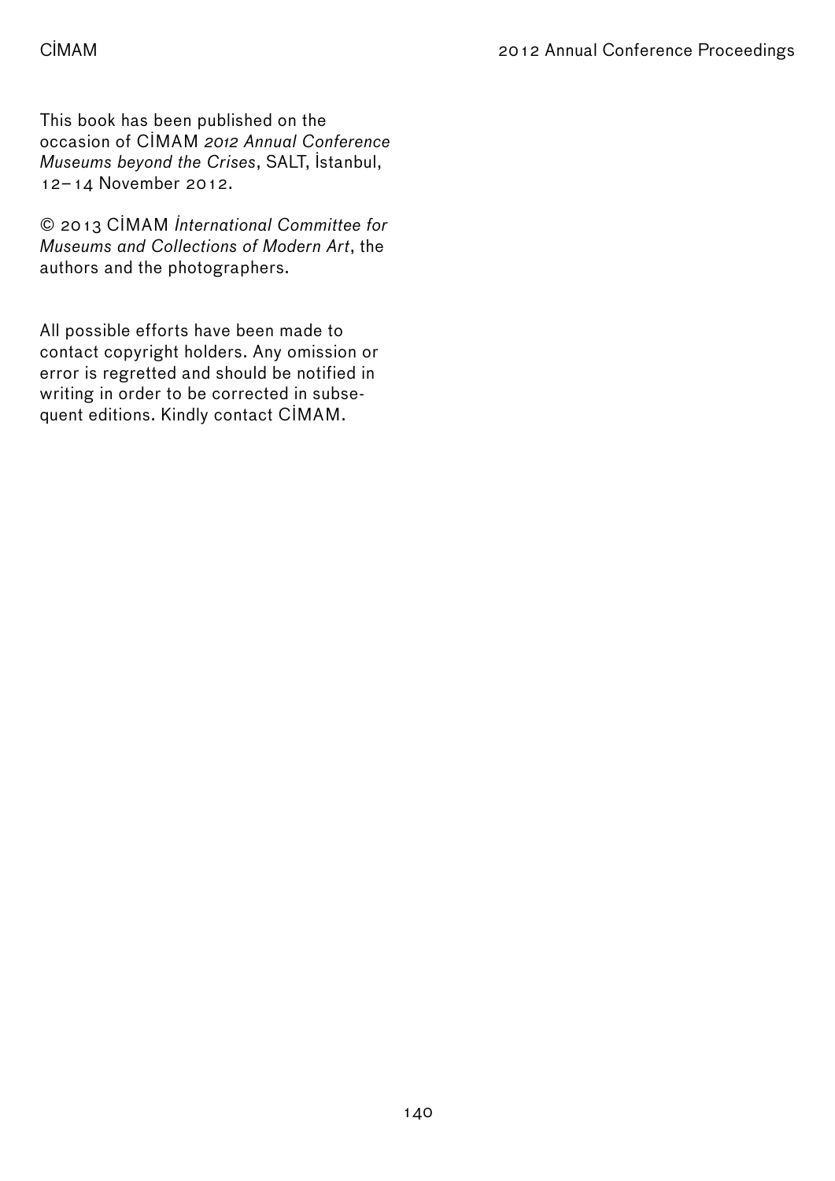This book has been published on the occasion of CİMAM *2012 Annual Conference Museums beyond the Crises*, SALT, İstanbul, 12–14 November 2012.

© 2013 CİMAM *İnternational Committee for Museums and Collections of Modern Art*, the authors and the photographers.

All possible efforts have been made to contact copyright holders. Any omission or error is regretted and should be notified in writing in order to be corrected in subsequent editions. Kindly contact CİMAM.